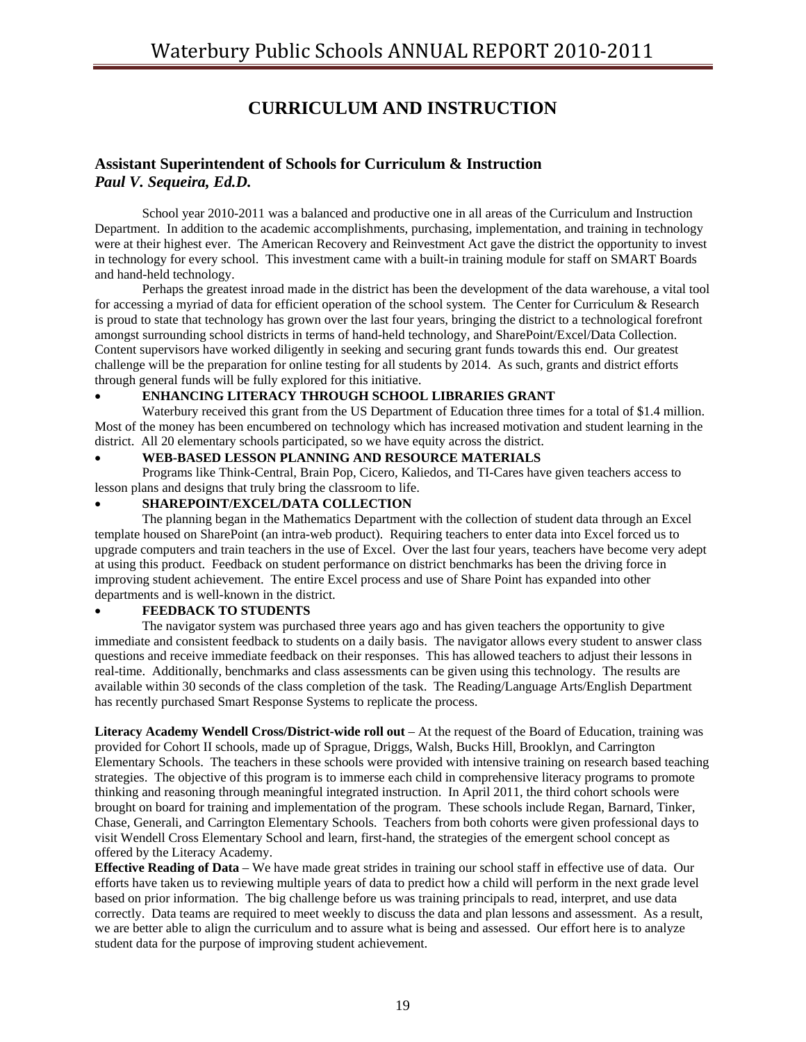# CURRICULUM AND INSTRUCTION

## Assistant Superintendent of Schools for Curriculum & Instruction
***Paul V. Sequeira, Ed.D.***

School year 2010-2011 was a balanced and productive one in all areas of the Curriculum and Instruction Department. In addition to the academic accomplishments, purchasing, implementation, and training in technology were at their highest ever. The American Recovery and Reinvestment Act gave the district the opportunity to invest in technology for every school. This investment came with a built-in training module for staff on SMART Boards and hand-held technology.

Perhaps the greatest inroad made in the district has been the development of the data warehouse, a vital tool for accessing a myriad of data for efficient operation of the school system. The Center for Curriculum & Research is proud to state that technology has grown over the last four years, bringing the district to a technological forefront amongst surrounding school districts in terms of hand-held technology, and SharePoint/Excel/Data Collection. Content supervisors have worked diligently in seeking and securing grant funds towards this end. Our greatest challenge will be the preparation for online testing for all students by 2014. As such, grants and district efforts through general funds will be fully explored for this initiative.

- **ENHANCING LITERACY THROUGH SCHOOL LIBRARIES GRANT**

Waterbury received this grant from the US Department of Education three times for a total of $1.4 million. Most of the money has been encumbered on technology which has increased motivation and student learning in the district. All 20 elementary schools participated, so we have equity across the district.

- **WEB-BASED LESSON PLANNING AND RESOURCE MATERIALS**

Programs like Think-Central, Brain Pop, Cicero, Kaliedos, and TI-Cares have given teachers access to lesson plans and designs that truly bring the classroom to life.

- **SHAREPOINT/EXCEL/DATA COLLECTION**

The planning began in the Mathematics Department with the collection of student data through an Excel template housed on SharePoint (an intra-web product). Requiring teachers to enter data into Excel forced us to upgrade computers and train teachers in the use of Excel. Over the last four years, teachers have become very adept at using this product. Feedback on student performance on district benchmarks has been the driving force in improving student achievement. The entire Excel process and use of Share Point has expanded into other departments and is well-known in the district.

- **FEEDBACK TO STUDENTS**

The navigator system was purchased three years ago and has given teachers the opportunity to give immediate and consistent feedback to students on a daily basis. The navigator allows every student to answer class questions and receive immediate feedback on their responses. This has allowed teachers to adjust their lessons in real-time. Additionally, benchmarks and class assessments can be given using this technology. The results are available within 30 seconds of the class completion of the task. The Reading/Language Arts/English Department has recently purchased Smart Response Systems to replicate the process.

**Literacy Academy Wendell Cross/District-wide roll out** – At the request of the Board of Education, training was provided for Cohort II schools, made up of Sprague, Driggs, Walsh, Bucks Hill, Brooklyn, and Carrington Elementary Schools. The teachers in these schools were provided with intensive training on research based teaching strategies. The objective of this program is to immerse each child in comprehensive literacy programs to promote thinking and reasoning through meaningful integrated instruction. In April 2011, the third cohort schools were brought on board for training and implementation of the program. These schools include Regan, Barnard, Tinker, Chase, Generali, and Carrington Elementary Schools. Teachers from both cohorts were given professional days to visit Wendell Cross Elementary School and learn, first-hand, the strategies of the emergent school concept as offered by the Literacy Academy.

**Effective Reading of Data** – We have made great strides in training our school staff in effective use of data. Our efforts have taken us to reviewing multiple years of data to predict how a child will perform in the next grade level based on prior information. The big challenge before us was training principals to read, interpret, and use data correctly. Data teams are required to meet weekly to discuss the data and plan lessons and assessment. As a result, we are better able to align the curriculum and to assure what is being and assessed. Our effort here is to analyze student data for the purpose of improving student achievement.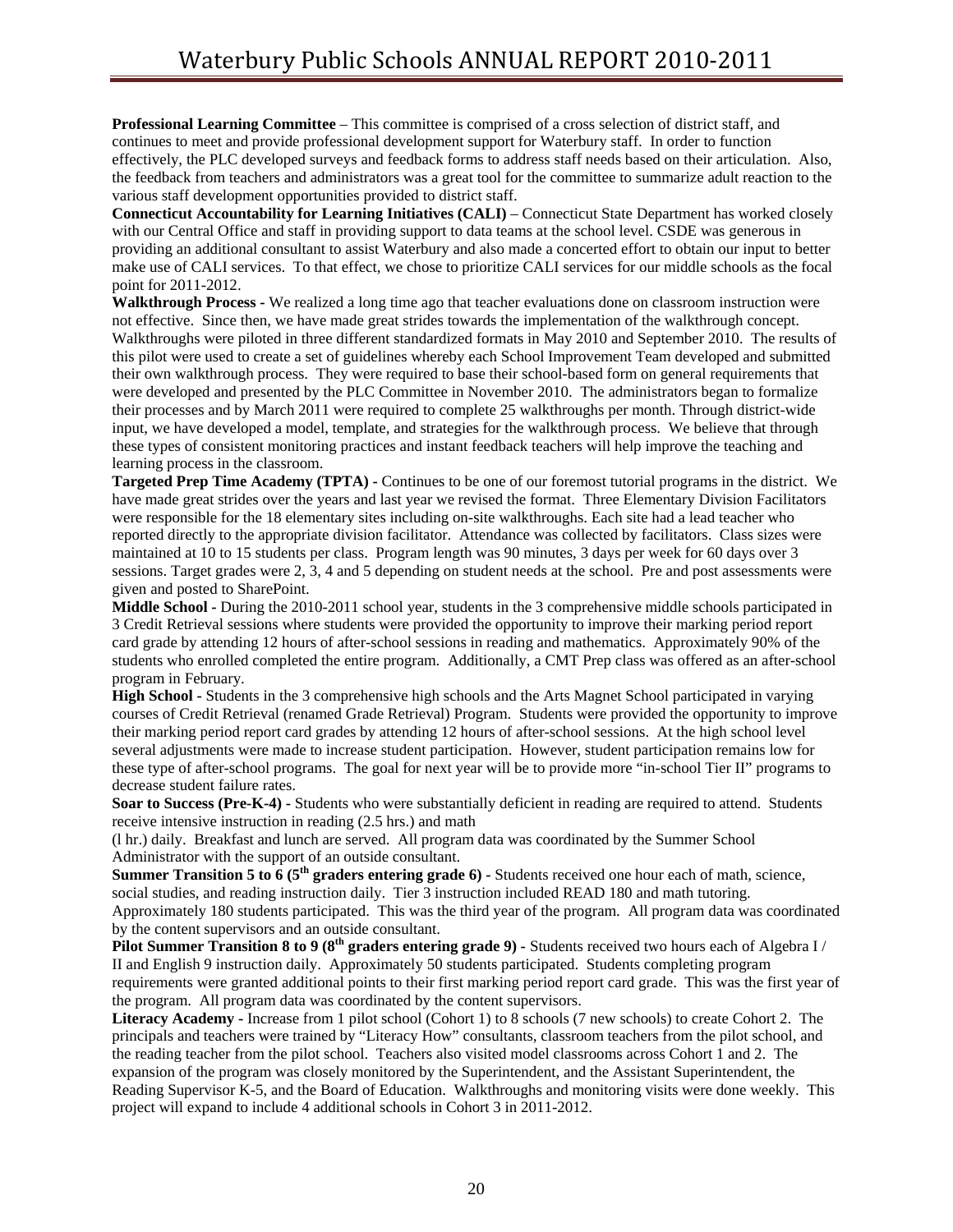**Professional Learning Committee** – This committee is comprised of a cross selection of district staff, and continues to meet and provide professional development support for Waterbury staff. In order to function effectively, the PLC developed surveys and feedback forms to address staff needs based on their articulation. Also, the feedback from teachers and administrators was a great tool for the committee to summarize adult reaction to the various staff development opportunities provided to district staff.

**Connecticut Accountability for Learning Initiatives (CALI)** – Connecticut State Department has worked closely with our Central Office and staff in providing support to data teams at the school level. CSDE was generous in providing an additional consultant to assist Waterbury and also made a concerted effort to obtain our input to better make use of CALI services. To that effect, we chose to prioritize CALI services for our middle schools as the focal point for 2011-2012.

**Walkthrough Process -** We realized a long time ago that teacher evaluations done on classroom instruction were not effective. Since then, we have made great strides towards the implementation of the walkthrough concept. Walkthroughs were piloted in three different standardized formats in May 2010 and September 2010. The results of this pilot were used to create a set of guidelines whereby each School Improvement Team developed and submitted their own walkthrough process. They were required to base their school-based form on general requirements that were developed and presented by the PLC Committee in November 2010. The administrators began to formalize their processes and by March 2011 were required to complete 25 walkthroughs per month. Through district-wide input, we have developed a model, template, and strategies for the walkthrough process. We believe that through these types of consistent monitoring practices and instant feedback teachers will help improve the teaching and learning process in the classroom.

**Targeted Prep Time Academy (TPTA) -** Continues to be one of our foremost tutorial programs in the district. We have made great strides over the years and last year we revised the format. Three Elementary Division Facilitators were responsible for the 18 elementary sites including on-site walkthroughs. Each site had a lead teacher who reported directly to the appropriate division facilitator. Attendance was collected by facilitators. Class sizes were maintained at 10 to 15 students per class. Program length was 90 minutes, 3 days per week for 60 days over 3 sessions. Target grades were 2, 3, 4 and 5 depending on student needs at the school. Pre and post assessments were given and posted to SharePoint.

**Middle School -** During the 2010-2011 school year, students in the 3 comprehensive middle schools participated in 3 Credit Retrieval sessions where students were provided the opportunity to improve their marking period report card grade by attending 12 hours of after-school sessions in reading and mathematics. Approximately 90% of the students who enrolled completed the entire program. Additionally, a CMT Prep class was offered as an after-school program in February.

**High School -** Students in the 3 comprehensive high schools and the Arts Magnet School participated in varying courses of Credit Retrieval (renamed Grade Retrieval) Program. Students were provided the opportunity to improve their marking period report card grades by attending 12 hours of after-school sessions. At the high school level several adjustments were made to increase student participation. However, student participation remains low for these type of after-school programs. The goal for next year will be to provide more "in-school Tier II" programs to decrease student failure rates.

**Soar to Success (Pre-K-4) -** Students who were substantially deficient in reading are required to attend. Students receive intensive instruction in reading (2.5 hrs.) and math
(l hr.) daily. Breakfast and lunch are served. All program data was coordinated by the Summer School Administrator with the support of an outside consultant.

**Summer Transition 5 to 6 (5th graders entering grade 6) -** Students received one hour each of math, science, social studies, and reading instruction daily. Tier 3 instruction included READ 180 and math tutoring. Approximately 180 students participated. This was the third year of the program. All program data was coordinated by the content supervisors and an outside consultant.

**Pilot Summer Transition 8 to 9 (8th graders entering grade 9) -** Students received two hours each of Algebra I / II and English 9 instruction daily. Approximately 50 students participated. Students completing program requirements were granted additional points to their first marking period report card grade. This was the first year of the program. All program data was coordinated by the content supervisors.

**Literacy Academy -** Increase from 1 pilot school (Cohort 1) to 8 schools (7 new schools) to create Cohort 2. The principals and teachers were trained by "Literacy How" consultants, classroom teachers from the pilot school, and the reading teacher from the pilot school. Teachers also visited model classrooms across Cohort 1 and 2. The expansion of the program was closely monitored by the Superintendent, and the Assistant Superintendent, the Reading Supervisor K-5, and the Board of Education. Walkthroughs and monitoring visits were done weekly. This project will expand to include 4 additional schools in Cohort 3 in 2011-2012.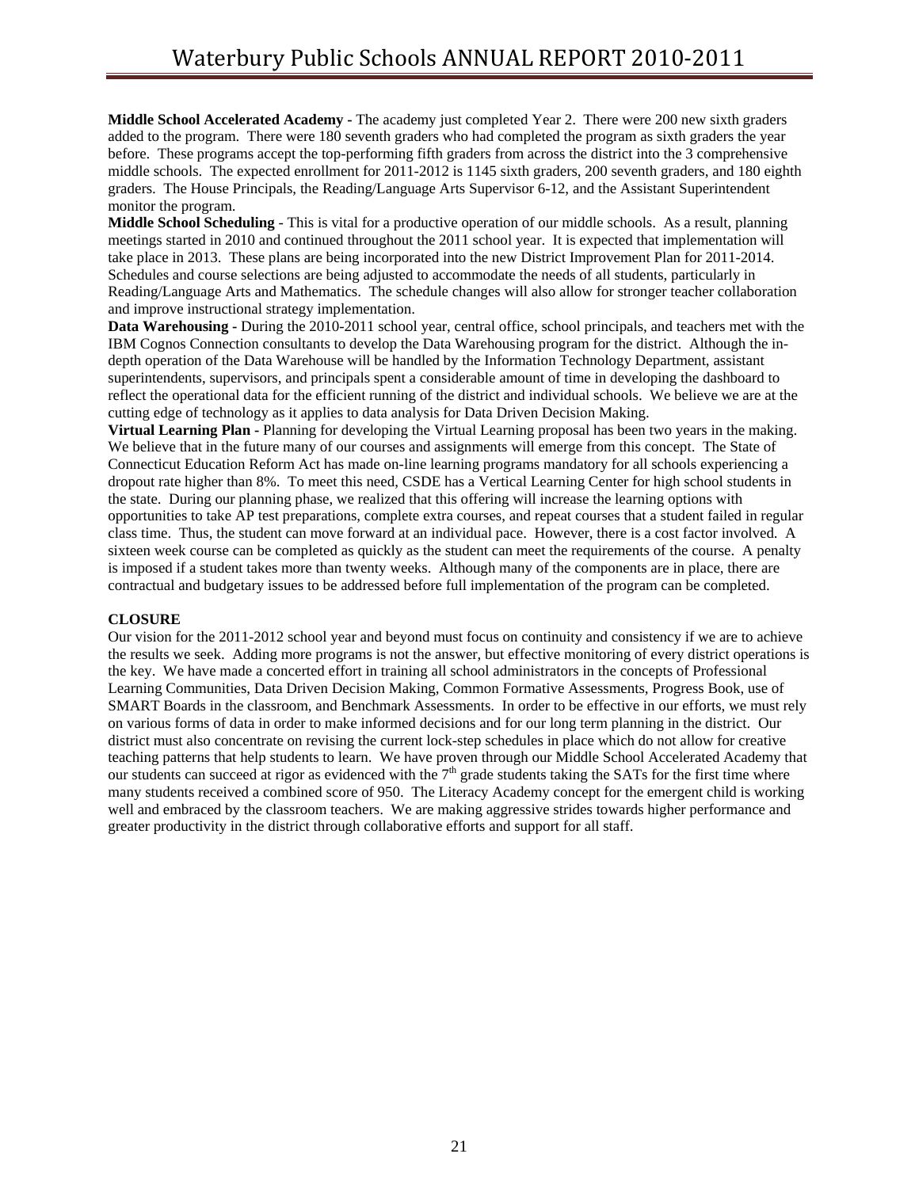**Middle School Accelerated Academy -** The academy just completed Year 2. There were 200 new sixth graders added to the program. There were 180 seventh graders who had completed the program as sixth graders the year before. These programs accept the top-performing fifth graders from across the district into the 3 comprehensive middle schools. The expected enrollment for 2011-2012 is 1145 sixth graders, 200 seventh graders, and 180 eighth graders. The House Principals, the Reading/Language Arts Supervisor 6-12, and the Assistant Superintendent monitor the program.

**Middle School Scheduling** - This is vital for a productive operation of our middle schools. As a result, planning meetings started in 2010 and continued throughout the 2011 school year. It is expected that implementation will take place in 2013. These plans are being incorporated into the new District Improvement Plan for 2011-2014. Schedules and course selections are being adjusted to accommodate the needs of all students, particularly in Reading/Language Arts and Mathematics. The schedule changes will also allow for stronger teacher collaboration and improve instructional strategy implementation.

**Data Warehousing** - During the 2010-2011 school year, central office, school principals, and teachers met with the IBM Cognos Connection consultants to develop the Data Warehousing program for the district. Although the in-depth operation of the Data Warehouse will be handled by the Information Technology Department, assistant superintendents, supervisors, and principals spent a considerable amount of time in developing the dashboard to reflect the operational data for the efficient running of the district and individual schools. We believe we are at the cutting edge of technology as it applies to data analysis for Data Driven Decision Making.

**Virtual Learning Plan -** Planning for developing the Virtual Learning proposal has been two years in the making. We believe that in the future many of our courses and assignments will emerge from this concept. The State of Connecticut Education Reform Act has made on-line learning programs mandatory for all schools experiencing a dropout rate higher than 8%. To meet this need, CSDE has a Vertical Learning Center for high school students in the state. During our planning phase, we realized that this offering will increase the learning options with opportunities to take AP test preparations, complete extra courses, and repeat courses that a student failed in regular class time. Thus, the student can move forward at an individual pace. However, there is a cost factor involved. A sixteen week course can be completed as quickly as the student can meet the requirements of the course. A penalty is imposed if a student takes more than twenty weeks. Although many of the components are in place, there are contractual and budgetary issues to be addressed before full implementation of the program can be completed.

**CLOSURE**

Our vision for the 2011-2012 school year and beyond must focus on continuity and consistency if we are to achieve the results we seek. Adding more programs is not the answer, but effective monitoring of every district operations is the key. We have made a concerted effort in training all school administrators in the concepts of Professional Learning Communities, Data Driven Decision Making, Common Formative Assessments, Progress Book, use of SMART Boards in the classroom, and Benchmark Assessments. In order to be effective in our efforts, we must rely on various forms of data in order to make informed decisions and for our long term planning in the district. Our district must also concentrate on revising the current lock-step schedules in place which do not allow for creative teaching patterns that help students to learn. We have proven through our Middle School Accelerated Academy that our students can succeed at rigor as evidenced with the 7th grade students taking the SATs for the first time where many students received a combined score of 950. The Literacy Academy concept for the emergent child is working well and embraced by the classroom teachers. We are making aggressive strides towards higher performance and greater productivity in the district through collaborative efforts and support for all staff.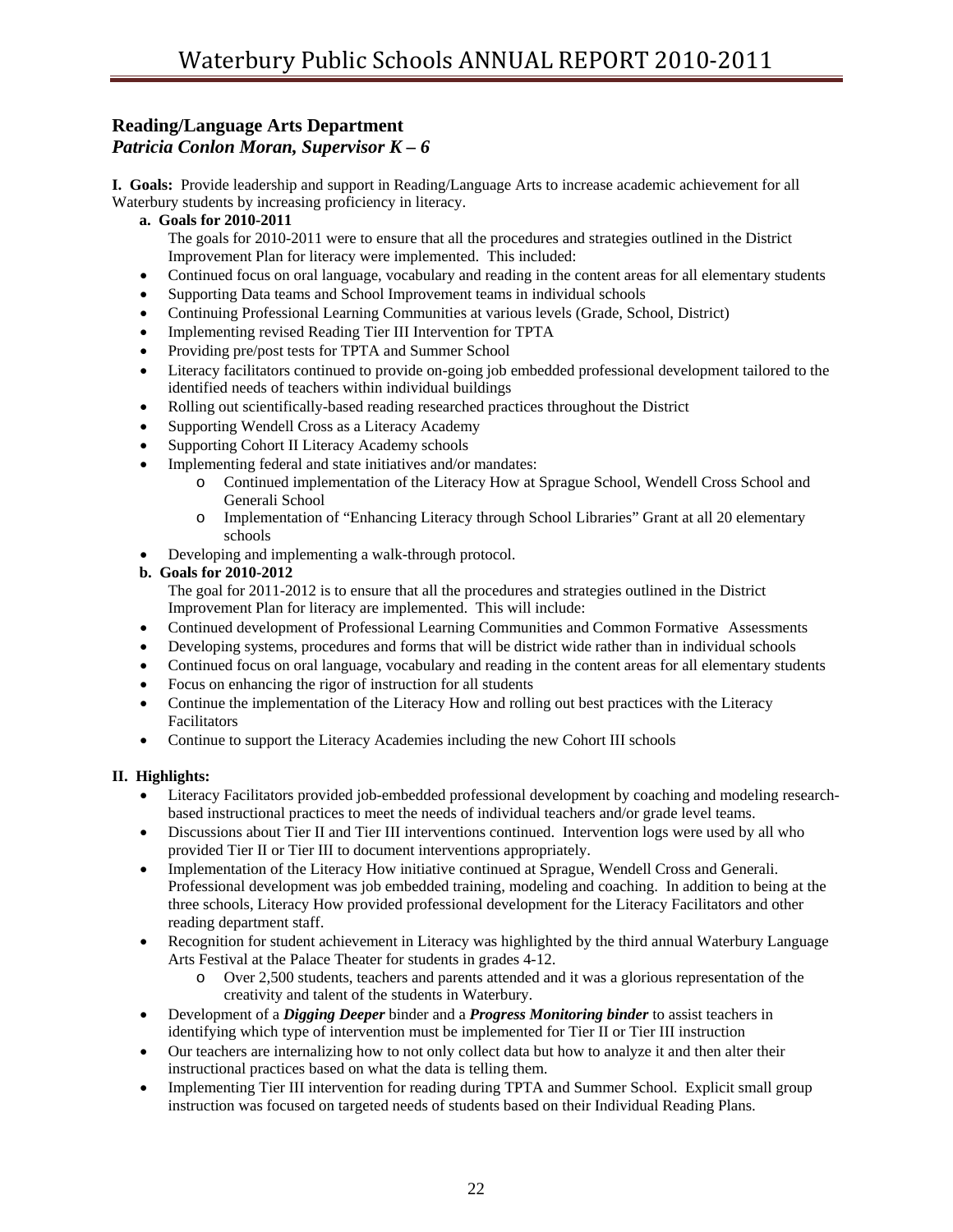## Reading/Language Arts Department

### *Patricia Conlon Moran, Supervisor K – 6*

**I. Goals:** Provide leadership and support in Reading/Language Arts to increase academic achievement for all Waterbury students by increasing proficiency in literacy.

**a. Goals for 2010-2011**

The goals for 2010-2011 were to ensure that all the procedures and strategies outlined in the District Improvement Plan for literacy were implemented. This included:

- Continued focus on oral language, vocabulary and reading in the content areas for all elementary students
- Supporting Data teams and School Improvement teams in individual schools
- Continuing Professional Learning Communities at various levels (Grade, School, District)
- Implementing revised Reading Tier III Intervention for TPTA
- Providing pre/post tests for TPTA and Summer School
- Literacy facilitators continued to provide on-going job embedded professional development tailored to the identified needs of teachers within individual buildings
- Rolling out scientifically-based reading researched practices throughout the District
- Supporting Wendell Cross as a Literacy Academy
- Supporting Cohort II Literacy Academy schools
- Implementing federal and state initiatives and/or mandates:
    - Continued implementation of the Literacy How at Sprague School, Wendell Cross School and Generali School
    - Implementation of "Enhancing Literacy through School Libraries" Grant at all 20 elementary schools
- Developing and implementing a walk-through protocol.

**b. Goals for 2010-2012**

The goal for 2011-2012 is to ensure that all the procedures and strategies outlined in the District Improvement Plan for literacy are implemented. This will include:

- Continued development of Professional Learning Communities and Common Formative Assessments
- Developing systems, procedures and forms that will be district wide rather than in individual schools
- Continued focus on oral language, vocabulary and reading in the content areas for all elementary students
- Focus on enhancing the rigor of instruction for all students
- Continue the implementation of the Literacy How and rolling out best practices with the Literacy Facilitators
- Continue to support the Literacy Academies including the new Cohort III schools

**II. Highlights:**

- Literacy Facilitators provided job-embedded professional development by coaching and modeling research-based instructional practices to meet the needs of individual teachers and/or grade level teams.
- Discussions about Tier II and Tier III interventions continued. Intervention logs were used by all who provided Tier II or Tier III to document interventions appropriately.
- Implementation of the Literacy How initiative continued at Sprague, Wendell Cross and Generali. Professional development was job embedded training, modeling and coaching. In addition to being at the three schools, Literacy How provided professional development for the Literacy Facilitators and other reading department staff.
- Recognition for student achievement in Literacy was highlighted by the third annual Waterbury Language Arts Festival at the Palace Theater for students in grades 4-12.
    - Over 2,500 students, teachers and parents attended and it was a glorious representation of the creativity and talent of the students in Waterbury.
- Development of a ***Digging Deeper*** binder and a ***Progress Monitoring binder*** to assist teachers in identifying which type of intervention must be implemented for Tier II or Tier III instruction
- Our teachers are internalizing how to not only collect data but how to analyze it and then alter their instructional practices based on what the data is telling them.
- Implementing Tier III intervention for reading during TPTA and Summer School. Explicit small group instruction was focused on targeted needs of students based on their Individual Reading Plans.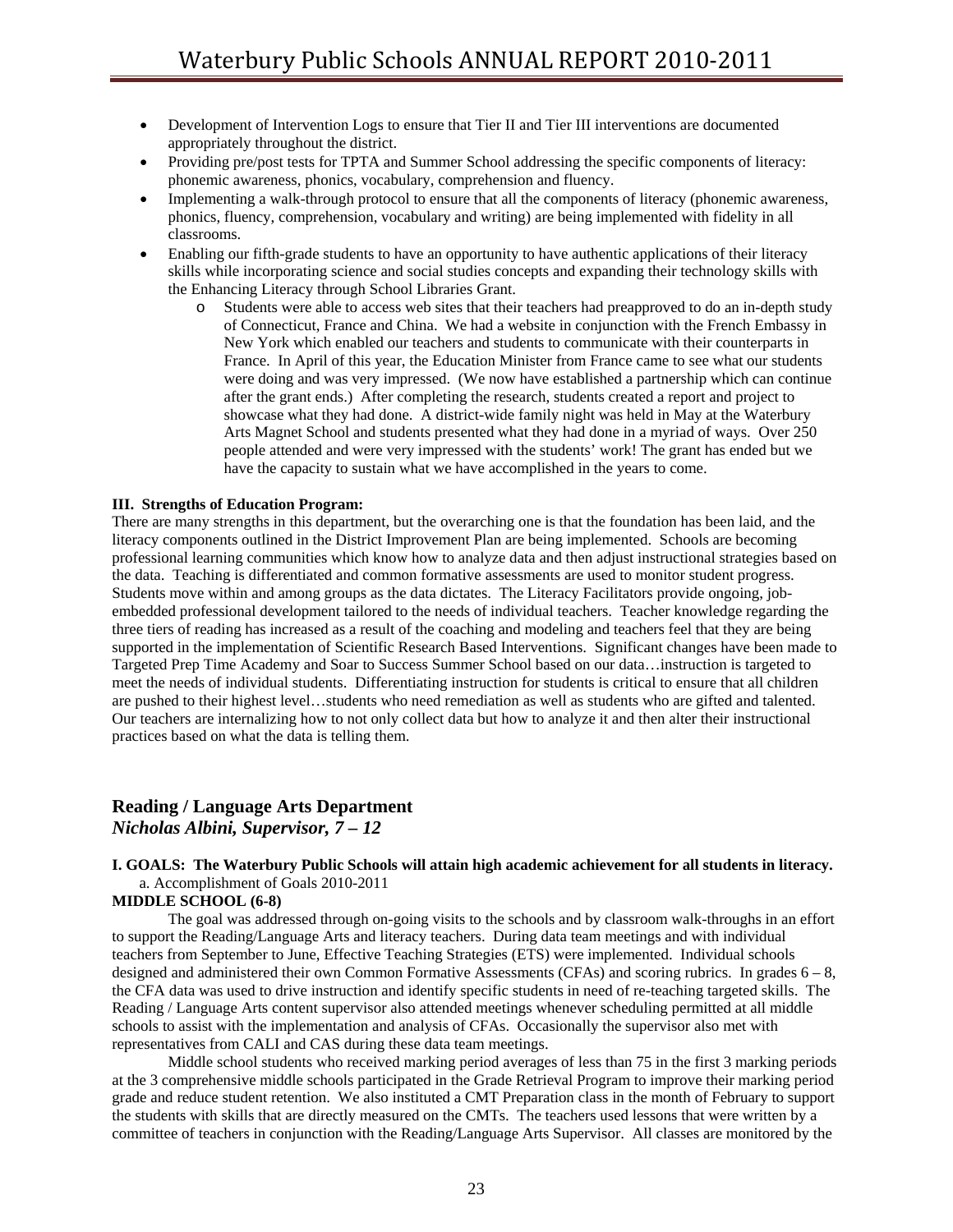- Development of Intervention Logs to ensure that Tier II and Tier III interventions are documented appropriately throughout the district.
- Providing pre/post tests for TPTA and Summer School addressing the specific components of literacy: phonemic awareness, phonics, vocabulary, comprehension and fluency.
- Implementing a walk-through protocol to ensure that all the components of literacy (phonemic awareness, phonics, fluency, comprehension, vocabulary and writing) are being implemented with fidelity in all classrooms.
- Enabling our fifth-grade students to have an opportunity to have authentic applications of their literacy skills while incorporating science and social studies concepts and expanding their technology skills with the Enhancing Literacy through School Libraries Grant.
  - Students were able to access web sites that their teachers had preapproved to do an in-depth study of Connecticut, France and China. We had a website in conjunction with the French Embassy in New York which enabled our teachers and students to communicate with their counterparts in France. In April of this year, the Education Minister from France came to see what our students were doing and was very impressed. (We now have established a partnership which can continue after the grant ends.) After completing the research, students created a report and project to showcase what they had done. A district-wide family night was held in May at the Waterbury Arts Magnet School and students presented what they had done in a myriad of ways. Over 250 people attended and were very impressed with the students' work! The grant has ended but we have the capacity to sustain what we have accomplished in the years to come.

**III. Strengths of Education Program:**

There are many strengths in this department, but the overarching one is that the foundation has been laid, and the literacy components outlined in the District Improvement Plan are being implemented. Schools are becoming professional learning communities which know how to analyze data and then adjust instructional strategies based on the data. Teaching is differentiated and common formative assessments are used to monitor student progress. Students move within and among groups as the data dictates. The Literacy Facilitators provide ongoing, job-embedded professional development tailored to the needs of individual teachers. Teacher knowledge regarding the three tiers of reading has increased as a result of the coaching and modeling and teachers feel that they are being supported in the implementation of Scientific Research Based Interventions. Significant changes have been made to Targeted Prep Time Academy and Soar to Success Summer School based on our data…instruction is targeted to meet the needs of individual students. Differentiating instruction for students is critical to ensure that all children are pushed to their highest level…students who need remediation as well as students who are gifted and talented. Our teachers are internalizing how to not only collect data but how to analyze it and then alter their instructional practices based on what the data is telling them.

## Reading / Language Arts Department

***Nicholas Albini, Supervisor, 7 – 12***

**I. GOALS: The Waterbury Public Schools will attain high academic achievement for all students in literacy.**

a. Accomplishment of Goals 2010-2011

**MIDDLE SCHOOL (6-8)**

The goal was addressed through on-going visits to the schools and by classroom walk-throughs in an effort to support the Reading/Language Arts and literacy teachers. During data team meetings and with individual teachers from September to June, Effective Teaching Strategies (ETS) were implemented. Individual schools designed and administered their own Common Formative Assessments (CFAs) and scoring rubrics. In grades 6 – 8, the CFA data was used to drive instruction and identify specific students in need of re-teaching targeted skills. The Reading / Language Arts content supervisor also attended meetings whenever scheduling permitted at all middle schools to assist with the implementation and analysis of CFAs. Occasionally the supervisor also met with representatives from CALI and CAS during these data team meetings.

Middle school students who received marking period averages of less than 75 in the first 3 marking periods at the 3 comprehensive middle schools participated in the Grade Retrieval Program to improve their marking period grade and reduce student retention. We also instituted a CMT Preparation class in the month of February to support the students with skills that are directly measured on the CMTs. The teachers used lessons that were written by a committee of teachers in conjunction with the Reading/Language Arts Supervisor. All classes are monitored by the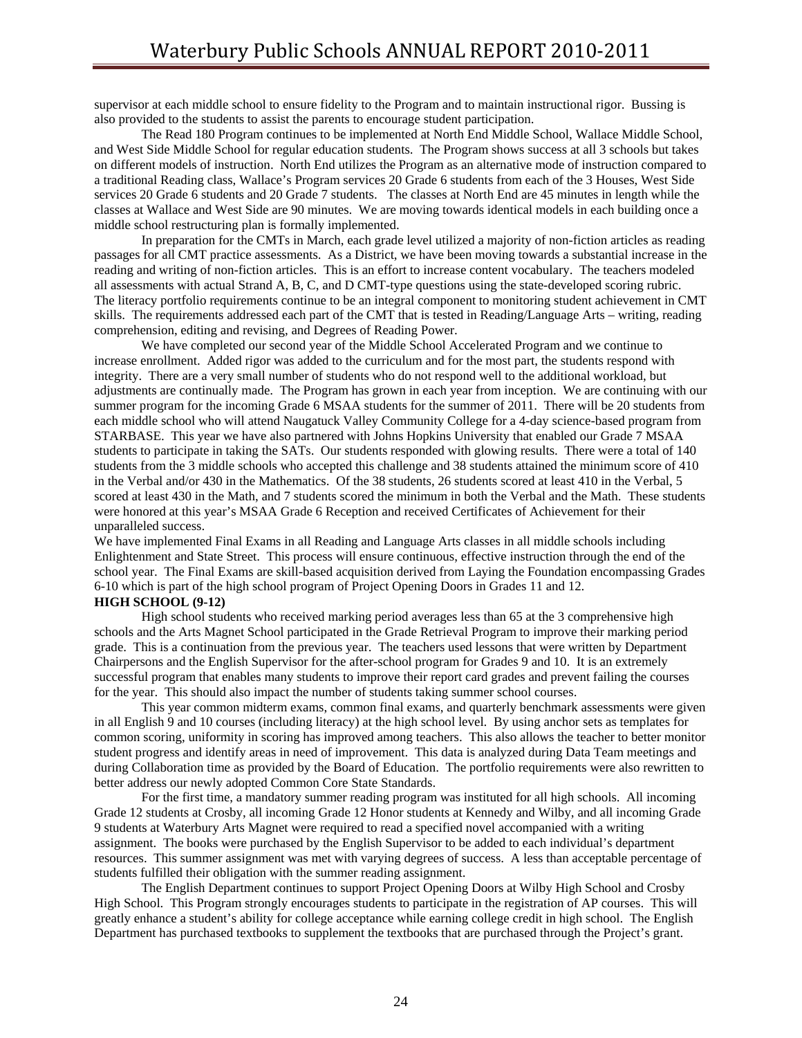supervisor at each middle school to ensure fidelity to the Program and to maintain instructional rigor. Bussing is also provided to the students to assist the parents to encourage student participation.

The Read 180 Program continues to be implemented at North End Middle School, Wallace Middle School, and West Side Middle School for regular education students. The Program shows success at all 3 schools but takes on different models of instruction. North End utilizes the Program as an alternative mode of instruction compared to a traditional Reading class, Wallace's Program services 20 Grade 6 students from each of the 3 Houses, West Side services 20 Grade 6 students and 20 Grade 7 students. The classes at North End are 45 minutes in length while the classes at Wallace and West Side are 90 minutes. We are moving towards identical models in each building once a middle school restructuring plan is formally implemented.

In preparation for the CMTs in March, each grade level utilized a majority of non-fiction articles as reading passages for all CMT practice assessments. As a District, we have been moving towards a substantial increase in the reading and writing of non-fiction articles. This is an effort to increase content vocabulary. The teachers modeled all assessments with actual Strand A, B, C, and D CMT-type questions using the state-developed scoring rubric. The literacy portfolio requirements continue to be an integral component to monitoring student achievement in CMT skills. The requirements addressed each part of the CMT that is tested in Reading/Language Arts – writing, reading comprehension, editing and revising, and Degrees of Reading Power.

We have completed our second year of the Middle School Accelerated Program and we continue to increase enrollment. Added rigor was added to the curriculum and for the most part, the students respond with integrity. There are a very small number of students who do not respond well to the additional workload, but adjustments are continually made. The Program has grown in each year from inception. We are continuing with our summer program for the incoming Grade 6 MSAA students for the summer of 2011. There will be 20 students from each middle school who will attend Naugatuck Valley Community College for a 4-day science-based program from STARBASE. This year we have also partnered with Johns Hopkins University that enabled our Grade 7 MSAA students to participate in taking the SATs. Our students responded with glowing results. There were a total of 140 students from the 3 middle schools who accepted this challenge and 38 students attained the minimum score of 410 in the Verbal and/or 430 in the Mathematics. Of the 38 students, 26 students scored at least 410 in the Verbal, 5 scored at least 430 in the Math, and 7 students scored the minimum in both the Verbal and the Math. These students were honored at this year's MSAA Grade 6 Reception and received Certificates of Achievement for their unparalleled success.

We have implemented Final Exams in all Reading and Language Arts classes in all middle schools including Enlightenment and State Street. This process will ensure continuous, effective instruction through the end of the school year. The Final Exams are skill-based acquisition derived from Laying the Foundation encompassing Grades 6-10 which is part of the high school program of Project Opening Doors in Grades 11 and 12.

**HIGH SCHOOL (9-12)**

High school students who received marking period averages less than 65 at the 3 comprehensive high schools and the Arts Magnet School participated in the Grade Retrieval Program to improve their marking period grade. This is a continuation from the previous year. The teachers used lessons that were written by Department Chairpersons and the English Supervisor for the after-school program for Grades 9 and 10. It is an extremely successful program that enables many students to improve their report card grades and prevent failing the courses for the year. This should also impact the number of students taking summer school courses.

This year common midterm exams, common final exams, and quarterly benchmark assessments were given in all English 9 and 10 courses (including literacy) at the high school level. By using anchor sets as templates for common scoring, uniformity in scoring has improved among teachers. This also allows the teacher to better monitor student progress and identify areas in need of improvement. This data is analyzed during Data Team meetings and during Collaboration time as provided by the Board of Education. The portfolio requirements were also rewritten to better address our newly adopted Common Core State Standards.

For the first time, a mandatory summer reading program was instituted for all high schools. All incoming Grade 12 students at Crosby, all incoming Grade 12 Honor students at Kennedy and Wilby, and all incoming Grade 9 students at Waterbury Arts Magnet were required to read a specified novel accompanied with a writing assignment. The books were purchased by the English Supervisor to be added to each individual's department resources. This summer assignment was met with varying degrees of success. A less than acceptable percentage of students fulfilled their obligation with the summer reading assignment.

The English Department continues to support Project Opening Doors at Wilby High School and Crosby High School. This Program strongly encourages students to participate in the registration of AP courses. This will greatly enhance a student's ability for college acceptance while earning college credit in high school. The English Department has purchased textbooks to supplement the textbooks that are purchased through the Project's grant.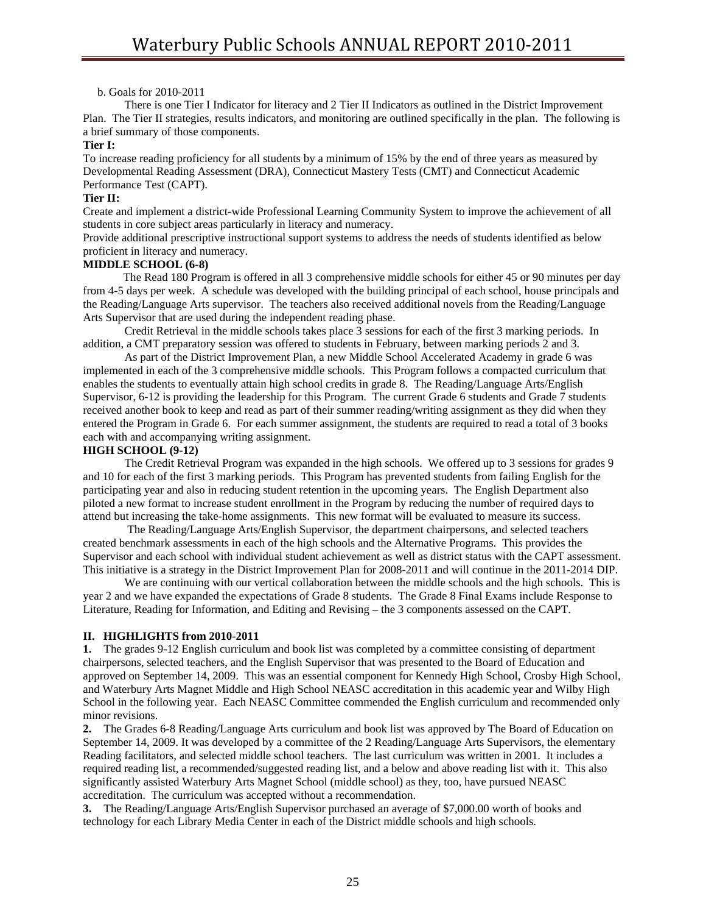b. Goals for 2010-2011

There is one Tier I Indicator for literacy and 2 Tier II Indicators as outlined in the District Improvement Plan. The Tier II strategies, results indicators, and monitoring are outlined specifically in the plan. The following is a brief summary of those components.

**Tier I:**

To increase reading proficiency for all students by a minimum of 15% by the end of three years as measured by Developmental Reading Assessment (DRA), Connecticut Mastery Tests (CMT) and Connecticut Academic Performance Test (CAPT).

**Tier II:**

Create and implement a district-wide Professional Learning Community System to improve the achievement of all students in core subject areas particularly in literacy and numeracy.

Provide additional prescriptive instructional support systems to address the needs of students identified as below proficient in literacy and numeracy.

**MIDDLE SCHOOL (6-8)**

The Read 180 Program is offered in all 3 comprehensive middle schools for either 45 or 90 minutes per day from 4-5 days per week. A schedule was developed with the building principal of each school, house principals and the Reading/Language Arts supervisor. The teachers also received additional novels from the Reading/Language Arts Supervisor that are used during the independent reading phase.

Credit Retrieval in the middle schools takes place 3 sessions for each of the first 3 marking periods. In addition, a CMT preparatory session was offered to students in February, between marking periods 2 and 3.

As part of the District Improvement Plan, a new Middle School Accelerated Academy in grade 6 was implemented in each of the 3 comprehensive middle schools. This Program follows a compacted curriculum that enables the students to eventually attain high school credits in grade 8. The Reading/Language Arts/English Supervisor, 6-12 is providing the leadership for this Program. The current Grade 6 students and Grade 7 students received another book to keep and read as part of their summer reading/writing assignment as they did when they entered the Program in Grade 6. For each summer assignment, the students are required to read a total of 3 books each with and accompanying writing assignment.

**HIGH SCHOOL (9-12)**

The Credit Retrieval Program was expanded in the high schools. We offered up to 3 sessions for grades 9 and 10 for each of the first 3 marking periods. This Program has prevented students from failing English for the participating year and also in reducing student retention in the upcoming years. The English Department also piloted a new format to increase student enrollment in the Program by reducing the number of required days to attend but increasing the take-home assignments. This new format will be evaluated to measure its success.

The Reading/Language Arts/English Supervisor, the department chairpersons, and selected teachers created benchmark assessments in each of the high schools and the Alternative Programs. This provides the Supervisor and each school with individual student achievement as well as district status with the CAPT assessment. This initiative is a strategy in the District Improvement Plan for 2008-2011 and will continue in the 2011-2014 DIP.

We are continuing with our vertical collaboration between the middle schools and the high schools. This is year 2 and we have expanded the expectations of Grade 8 students. The Grade 8 Final Exams include Response to Literature, Reading for Information, and Editing and Revising – the 3 components assessed on the CAPT.

**II. HIGHLIGHTS from 2010-2011**

**1.** The grades 9-12 English curriculum and book list was completed by a committee consisting of department chairpersons, selected teachers, and the English Supervisor that was presented to the Board of Education and approved on September 14, 2009. This was an essential component for Kennedy High School, Crosby High School, and Waterbury Arts Magnet Middle and High School NEASC accreditation in this academic year and Wilby High School in the following year. Each NEASC Committee commended the English curriculum and recommended only minor revisions.

**2.** The Grades 6-8 Reading/Language Arts curriculum and book list was approved by The Board of Education on September 14, 2009. It was developed by a committee of the 2 Reading/Language Arts Supervisors, the elementary Reading facilitators, and selected middle school teachers. The last curriculum was written in 2001. It includes a required reading list, a recommended/suggested reading list, and a below and above reading list with it. This also significantly assisted Waterbury Arts Magnet School (middle school) as they, too, have pursued NEASC accreditation. The curriculum was accepted without a recommendation.

**3.** The Reading/Language Arts/English Supervisor purchased an average of $7,000.00 worth of books and technology for each Library Media Center in each of the District middle schools and high schools.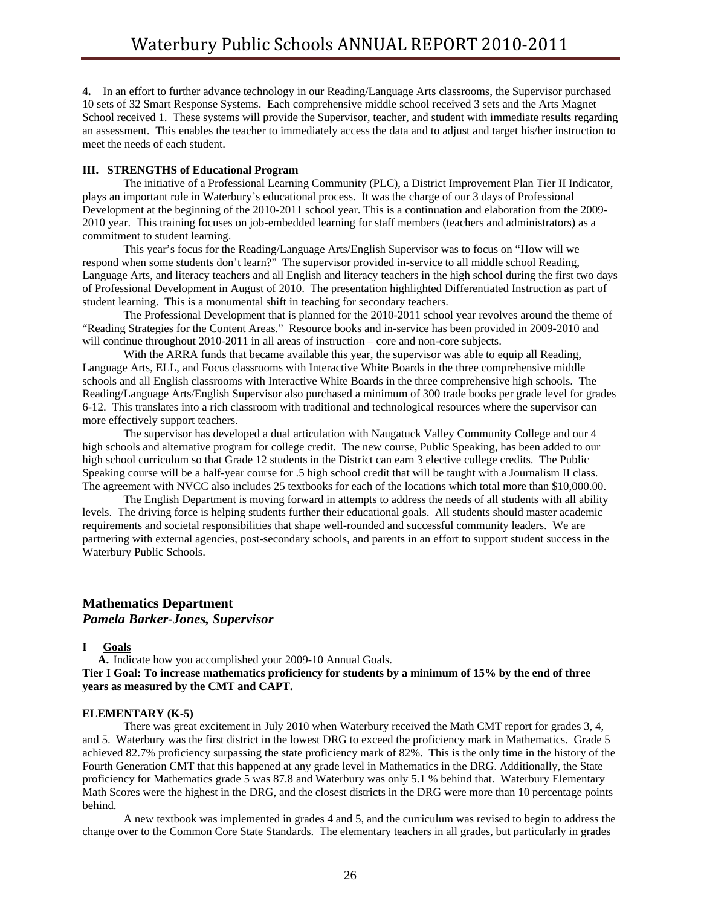**4.** In an effort to further advance technology in our Reading/Language Arts classrooms, the Supervisor purchased 10 sets of 32 Smart Response Systems. Each comprehensive middle school received 3 sets and the Arts Magnet School received 1. These systems will provide the Supervisor, teacher, and student with immediate results regarding an assessment. This enables the teacher to immediately access the data and to adjust and target his/her instruction to meet the needs of each student.

**III. STRENGTHS of Educational Program**

The initiative of a Professional Learning Community (PLC), a District Improvement Plan Tier II Indicator, plays an important role in Waterbury's educational process. It was the charge of our 3 days of Professional Development at the beginning of the 2010-2011 school year. This is a continuation and elaboration from the 2009-2010 year. This training focuses on job-embedded learning for staff members (teachers and administrators) as a commitment to student learning.

This year's focus for the Reading/Language Arts/English Supervisor was to focus on "How will we respond when some students don't learn?" The supervisor provided in-service to all middle school Reading, Language Arts, and literacy teachers and all English and literacy teachers in the high school during the first two days of Professional Development in August of 2010. The presentation highlighted Differentiated Instruction as part of student learning. This is a monumental shift in teaching for secondary teachers.

The Professional Development that is planned for the 2010-2011 school year revolves around the theme of "Reading Strategies for the Content Areas." Resource books and in-service has been provided in 2009-2010 and will continue throughout 2010-2011 in all areas of instruction – core and non-core subjects.

With the ARRA funds that became available this year, the supervisor was able to equip all Reading, Language Arts, ELL, and Focus classrooms with Interactive White Boards in the three comprehensive middle schools and all English classrooms with Interactive White Boards in the three comprehensive high schools. The Reading/Language Arts/English Supervisor also purchased a minimum of 300 trade books per grade level for grades 6-12. This translates into a rich classroom with traditional and technological resources where the supervisor can more effectively support teachers.

The supervisor has developed a dual articulation with Naugatuck Valley Community College and our 4 high schools and alternative program for college credit. The new course, Public Speaking, has been added to our high school curriculum so that Grade 12 students in the District can earn 3 elective college credits. The Public Speaking course will be a half-year course for .5 high school credit that will be taught with a Journalism II class. The agreement with NVCC also includes 25 textbooks for each of the locations which total more than $10,000.00.

The English Department is moving forward in attempts to address the needs of all students with all ability levels. The driving force is helping students further their educational goals. All students should master academic requirements and societal responsibilities that shape well-rounded and successful community leaders. We are partnering with external agencies, post-secondary schools, and parents in an effort to support student success in the Waterbury Public Schools.

## Mathematics Department
### *Pamela Barker-Jones, Supervisor*

**I Goals**

**A.** Indicate how you accomplished your 2009-10 Annual Goals.

**Tier I Goal: To increase mathematics proficiency for students by a minimum of 15% by the end of three years as measured by the CMT and CAPT.**

**ELEMENTARY (K-5)**

There was great excitement in July 2010 when Waterbury received the Math CMT report for grades 3, 4, and 5. Waterbury was the first district in the lowest DRG to exceed the proficiency mark in Mathematics. Grade 5 achieved 82.7% proficiency surpassing the state proficiency mark of 82%. This is the only time in the history of the Fourth Generation CMT that this happened at any grade level in Mathematics in the DRG. Additionally, the State proficiency for Mathematics grade 5 was 87.8 and Waterbury was only 5.1 % behind that. Waterbury Elementary Math Scores were the highest in the DRG, and the closest districts in the DRG were more than 10 percentage points behind.

A new textbook was implemented in grades 4 and 5, and the curriculum was revised to begin to address the change over to the Common Core State Standards. The elementary teachers in all grades, but particularly in grades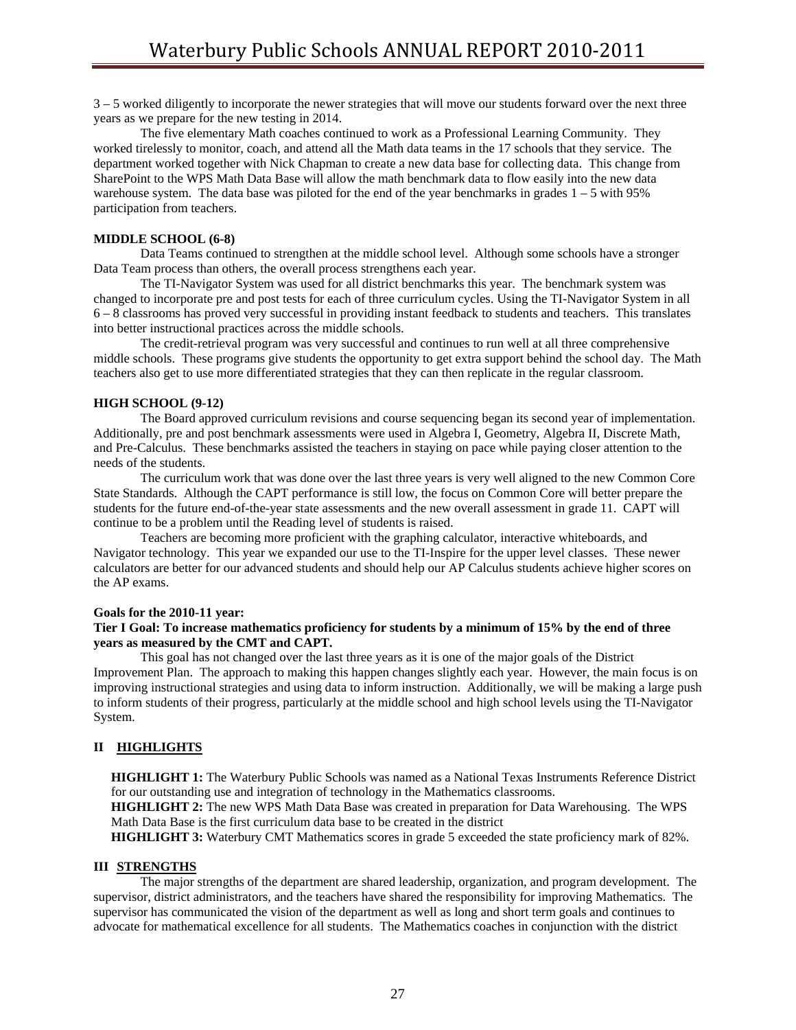3 – 5 worked diligently to incorporate the newer strategies that will move our students forward over the next three years as we prepare for the new testing in 2014.

The five elementary Math coaches continued to work as a Professional Learning Community. They worked tirelessly to monitor, coach, and attend all the Math data teams in the 17 schools that they service. The department worked together with Nick Chapman to create a new data base for collecting data. This change from SharePoint to the WPS Math Data Base will allow the math benchmark data to flow easily into the new data warehouse system. The data base was piloted for the end of the year benchmarks in grades 1 – 5 with 95% participation from teachers.

**MIDDLE SCHOOL (6-8)**

Data Teams continued to strengthen at the middle school level. Although some schools have a stronger Data Team process than others, the overall process strengthens each year.

The TI-Navigator System was used for all district benchmarks this year. The benchmark system was changed to incorporate pre and post tests for each of three curriculum cycles. Using the TI-Navigator System in all 6 – 8 classrooms has proved very successful in providing instant feedback to students and teachers. This translates into better instructional practices across the middle schools.

The credit-retrieval program was very successful and continues to run well at all three comprehensive middle schools. These programs give students the opportunity to get extra support behind the school day. The Math teachers also get to use more differentiated strategies that they can then replicate in the regular classroom.

**HIGH SCHOOL (9-12)**

The Board approved curriculum revisions and course sequencing began its second year of implementation. Additionally, pre and post benchmark assessments were used in Algebra I, Geometry, Algebra II, Discrete Math, and Pre-Calculus. These benchmarks assisted the teachers in staying on pace while paying closer attention to the needs of the students.

The curriculum work that was done over the last three years is very well aligned to the new Common Core State Standards. Although the CAPT performance is still low, the focus on Common Core will better prepare the students for the future end-of-the-year state assessments and the new overall assessment in grade 11. CAPT will continue to be a problem until the Reading level of students is raised.

Teachers are becoming more proficient with the graphing calculator, interactive whiteboards, and Navigator technology. This year we expanded our use to the TI-Inspire for the upper level classes. These newer calculators are better for our advanced students and should help our AP Calculus students achieve higher scores on the AP exams.

**Goals for the 2010-11 year:**

**Tier I Goal: To increase mathematics proficiency for students by a minimum of 15% by the end of three years as measured by the CMT and CAPT.**

This goal has not changed over the last three years as it is one of the major goals of the District Improvement Plan. The approach to making this happen changes slightly each year. However, the main focus is on improving instructional strategies and using data to inform instruction. Additionally, we will be making a large push to inform students of their progress, particularly at the middle school and high school levels using the TI-Navigator System.

## II HIGHLIGHTS

**HIGHLIGHT 1:** The Waterbury Public Schools was named as a National Texas Instruments Reference District for our outstanding use and integration of technology in the Mathematics classrooms.

**HIGHLIGHT 2:** The new WPS Math Data Base was created in preparation for Data Warehousing. The WPS Math Data Base is the first curriculum data base to be created in the district

**HIGHLIGHT 3:** Waterbury CMT Mathematics scores in grade 5 exceeded the state proficiency mark of 82%.

## III STRENGTHS

The major strengths of the department are shared leadership, organization, and program development. The supervisor, district administrators, and the teachers have shared the responsibility for improving Mathematics. The supervisor has communicated the vision of the department as well as long and short term goals and continues to advocate for mathematical excellence for all students. The Mathematics coaches in conjunction with the district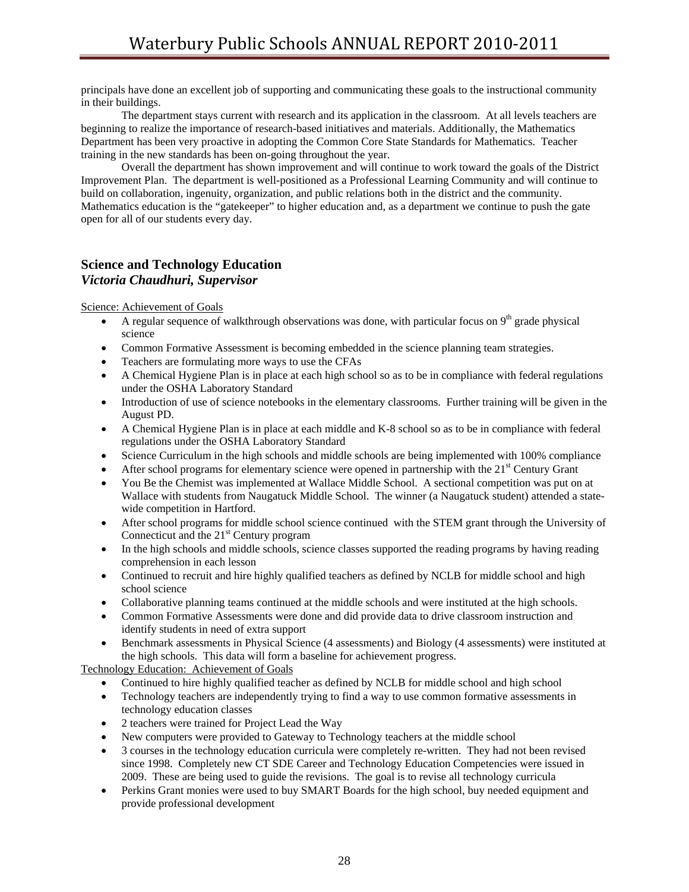principals have done an excellent job of supporting and communicating these goals to the instructional community in their buildings.

The department stays current with research and its application in the classroom. At all levels teachers are beginning to realize the importance of research-based initiatives and materials. Additionally, the Mathematics Department has been very proactive in adopting the Common Core State Standards for Mathematics. Teacher training in the new standards has been on-going throughout the year.

Overall the department has shown improvement and will continue to work toward the goals of the District Improvement Plan. The department is well-positioned as a Professional Learning Community and will continue to build on collaboration, ingenuity, organization, and public relations both in the district and the community. Mathematics education is the "gatekeeper" to higher education and, as a department we continue to push the gate open for all of our students every day.

### Science and Technology Education
***Victoria Chaudhuri, Supervisor***

Science: Achievement of Goals

- A regular sequence of walkthrough observations was done, with particular focus on 9th grade physical science
- Common Formative Assessment is becoming embedded in the science planning team strategies.
- Teachers are formulating more ways to use the CFAs
- A Chemical Hygiene Plan is in place at each high school so as to be in compliance with federal regulations under the OSHA Laboratory Standard
- Introduction of use of science notebooks in the elementary classrooms. Further training will be given in the August PD.
- A Chemical Hygiene Plan is in place at each middle and K-8 school so as to be in compliance with federal regulations under the OSHA Laboratory Standard
- Science Curriculum in the high schools and middle schools are being implemented with 100% compliance
- After school programs for elementary science were opened in partnership with the 21st Century Grant
- You Be the Chemist was implemented at Wallace Middle School. A sectional competition was put on at Wallace with students from Naugatuck Middle School. The winner (a Naugatuck student) attended a state-wide competition in Hartford.
- After school programs for middle school science continued with the STEM grant through the University of Connecticut and the 21st Century program
- In the high schools and middle schools, science classes supported the reading programs by having reading comprehension in each lesson
- Continued to recruit and hire highly qualified teachers as defined by NCLB for middle school and high school science
- Collaborative planning teams continued at the middle schools and were instituted at the high schools.
- Common Formative Assessments were done and did provide data to drive classroom instruction and identify students in need of extra support
- Benchmark assessments in Physical Science (4 assessments) and Biology (4 assessments) were instituted at the high schools. This data will form a baseline for achievement progress.

Technology Education: Achievement of Goals

- Continued to hire highly qualified teacher as defined by NCLB for middle school and high school
- Technology teachers are independently trying to find a way to use common formative assessments in technology education classes
- 2 teachers were trained for Project Lead the Way
- New computers were provided to Gateway to Technology teachers at the middle school
- 3 courses in the technology education curricula were completely re-written. They had not been revised since 1998. Completely new CT SDE Career and Technology Education Competencies were issued in 2009. These are being used to guide the revisions. The goal is to revise all technology curricula
- Perkins Grant monies were used to buy SMART Boards for the high school, buy needed equipment and provide professional development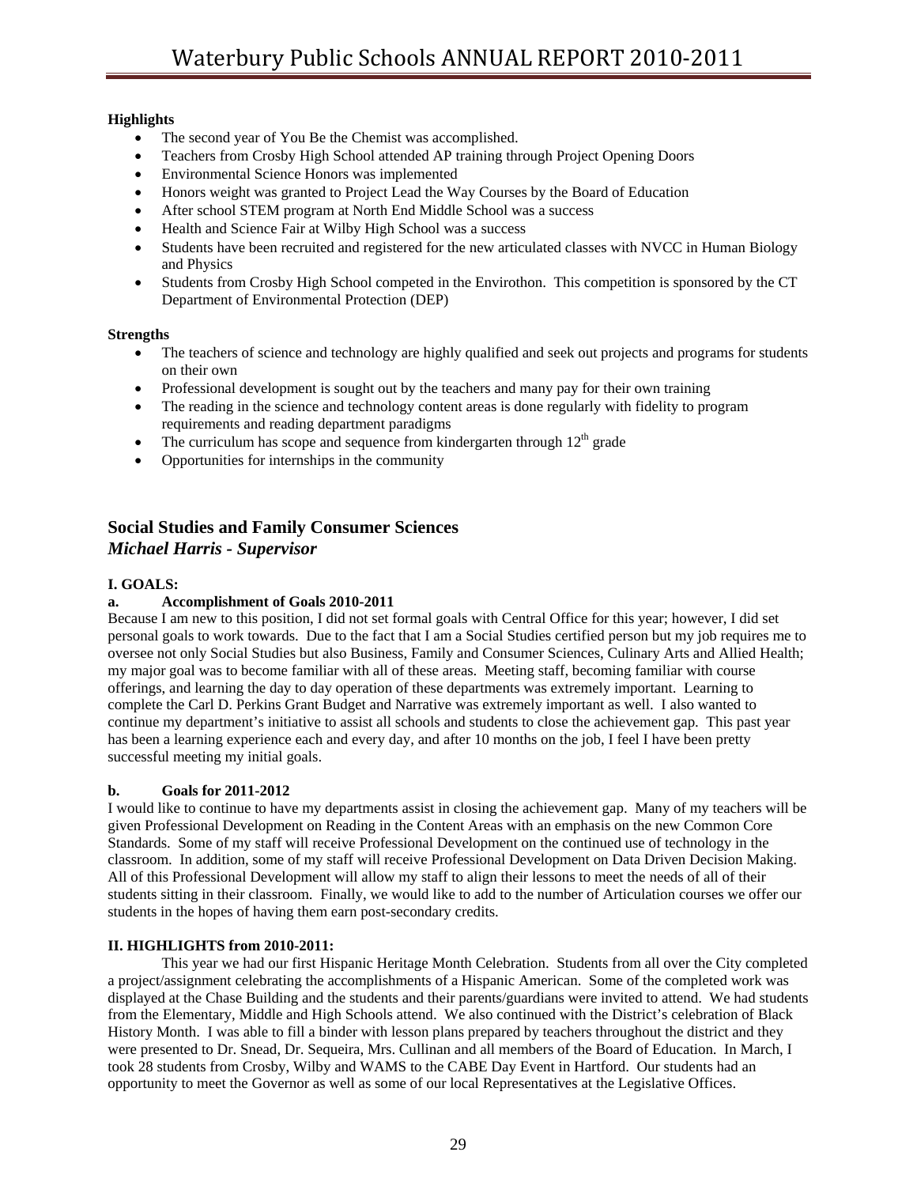**Highlights**

- The second year of You Be the Chemist was accomplished.
- Teachers from Crosby High School attended AP training through Project Opening Doors
- Environmental Science Honors was implemented
- Honors weight was granted to Project Lead the Way Courses by the Board of Education
- After school STEM program at North End Middle School was a success
- Health and Science Fair at Wilby High School was a success
- Students have been recruited and registered for the new articulated classes with NVCC in Human Biology and Physics
- Students from Crosby High School competed in the Envirothon. This competition is sponsored by the CT Department of Environmental Protection (DEP)

**Strengths**

- The teachers of science and technology are highly qualified and seek out projects and programs for students on their own
- Professional development is sought out by the teachers and many pay for their own training
- The reading in the science and technology content areas is done regularly with fidelity to program requirements and reading department paradigms
- The curriculum has scope and sequence from kindergarten through 12th grade
- Opportunities for internships in the community

## Social Studies and Family Consumer Sciences
### *Michael Harris - Supervisor*

**I. GOALS:**

**a. Accomplishment of Goals 2010-2011**

Because I am new to this position, I did not set formal goals with Central Office for this year; however, I did set personal goals to work towards. Due to the fact that I am a Social Studies certified person but my job requires me to oversee not only Social Studies but also Business, Family and Consumer Sciences, Culinary Arts and Allied Health; my major goal was to become familiar with all of these areas. Meeting staff, becoming familiar with course offerings, and learning the day to day operation of these departments was extremely important. Learning to complete the Carl D. Perkins Grant Budget and Narrative was extremely important as well. I also wanted to continue my department's initiative to assist all schools and students to close the achievement gap. This past year has been a learning experience each and every day, and after 10 months on the job, I feel I have been pretty successful meeting my initial goals.

**b. Goals for 2011-2012**

I would like to continue to have my departments assist in closing the achievement gap. Many of my teachers will be given Professional Development on Reading in the Content Areas with an emphasis on the new Common Core Standards. Some of my staff will receive Professional Development on the continued use of technology in the classroom. In addition, some of my staff will receive Professional Development on Data Driven Decision Making. All of this Professional Development will allow my staff to align their lessons to meet the needs of all of their students sitting in their classroom. Finally, we would like to add to the number of Articulation courses we offer our students in the hopes of having them earn post-secondary credits.

**II. HIGHLIGHTS from 2010-2011:**

This year we had our first Hispanic Heritage Month Celebration. Students from all over the City completed a project/assignment celebrating the accomplishments of a Hispanic American. Some of the completed work was displayed at the Chase Building and the students and their parents/guardians were invited to attend. We had students from the Elementary, Middle and High Schools attend. We also continued with the District's celebration of Black History Month. I was able to fill a binder with lesson plans prepared by teachers throughout the district and they were presented to Dr. Snead, Dr. Sequeira, Mrs. Cullinan and all members of the Board of Education. In March, I took 28 students from Crosby, Wilby and WAMS to the CABE Day Event in Hartford. Our students had an opportunity to meet the Governor as well as some of our local Representatives at the Legislative Offices.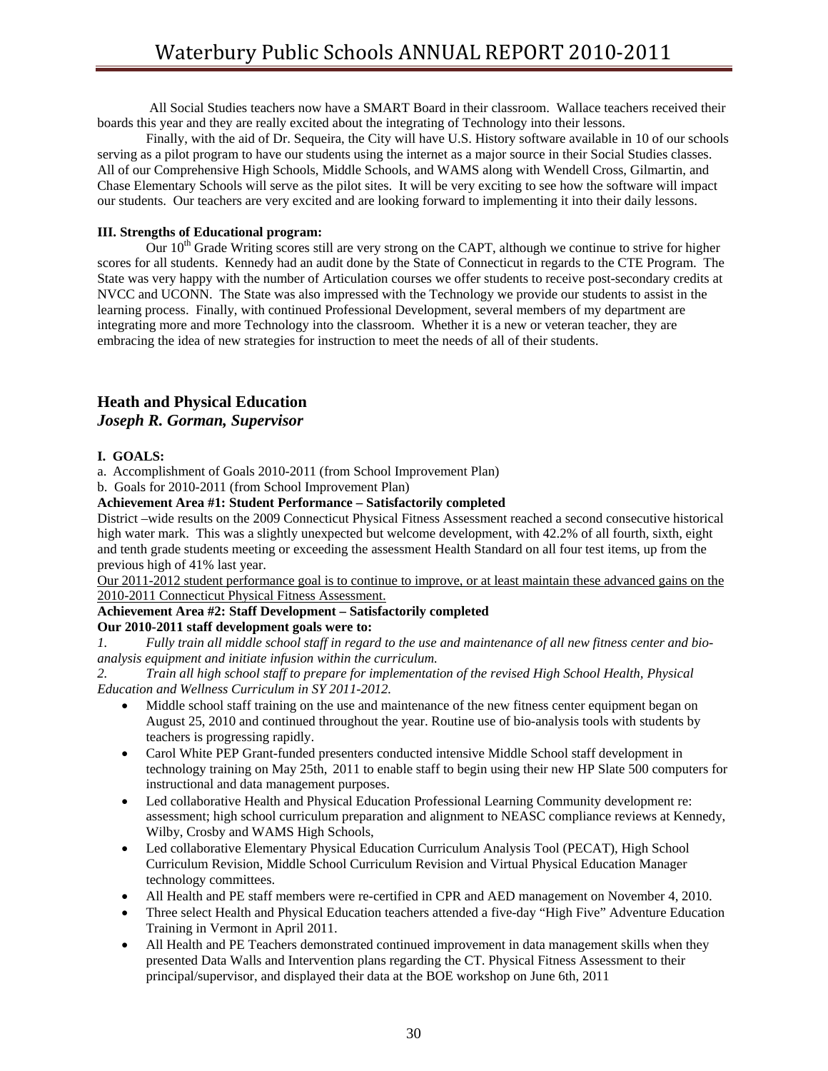All Social Studies teachers now have a SMART Board in their classroom. Wallace teachers received their boards this year and they are really excited about the integrating of Technology into their lessons.

Finally, with the aid of Dr. Sequeira, the City will have U.S. History software available in 10 of our schools serving as a pilot program to have our students using the internet as a major source in their Social Studies classes. All of our Comprehensive High Schools, Middle Schools, and WAMS along with Wendell Cross, Gilmartin, and Chase Elementary Schools will serve as the pilot sites. It will be very exciting to see how the software will impact our students. Our teachers are very excited and are looking forward to implementing it into their daily lessons.

**III. Strengths of Educational program:**

Our 10th Grade Writing scores still are very strong on the CAPT, although we continue to strive for higher scores for all students. Kennedy had an audit done by the State of Connecticut in regards to the CTE Program. The State was very happy with the number of Articulation courses we offer students to receive post-secondary credits at NVCC and UCONN. The State was also impressed with the Technology we provide our students to assist in the learning process. Finally, with continued Professional Development, several members of my department are integrating more and more Technology into the classroom. Whether it is a new or veteran teacher, they are embracing the idea of new strategies for instruction to meet the needs of all of their students.

## Heath and Physical Education

### *Joseph R. Gorman, Supervisor*

**I. GOALS:**

a. Accomplishment of Goals 2010-2011 (from School Improvement Plan)

b. Goals for 2010-2011 (from School Improvement Plan)

**Achievement Area #1: Student Performance – Satisfactorily completed**

District –wide results on the 2009 Connecticut Physical Fitness Assessment reached a second consecutive historical high water mark. This was a slightly unexpected but welcome development, with 42.2% of all fourth, sixth, eight and tenth grade students meeting or exceeding the assessment Health Standard on all four test items, up from the previous high of 41% last year.

<u>Our 2011-2012 student performance goal is to continue to improve, or at least maintain these advanced gains on the 2010-2011 Connecticut Physical Fitness Assessment.</u>

**Achievement Area #2: Staff Development – Satisfactorily completed**

**Our 2010-2011 staff development goals were to:**

1. *Fully train all middle school staff in regard to the use and maintenance of all new fitness center and bio-analysis equipment and initiate infusion within the curriculum.*
2. *Train all high school staff to prepare for implementation of the revised High School Health, Physical Education and Wellness Curriculum in SY 2011-2012.*

- Middle school staff training on the use and maintenance of the new fitness center equipment began on August 25, 2010 and continued throughout the year. Routine use of bio-analysis tools with students by teachers is progressing rapidly.
- Carol White PEP Grant-funded presenters conducted intensive Middle School staff development in technology training on May 25th, 2011 to enable staff to begin using their new HP Slate 500 computers for instructional and data management purposes.
- Led collaborative Health and Physical Education Professional Learning Community development re: assessment; high school curriculum preparation and alignment to NEASC compliance reviews at Kennedy, Wilby, Crosby and WAMS High Schools,
- Led collaborative Elementary Physical Education Curriculum Analysis Tool (PECAT), High School Curriculum Revision, Middle School Curriculum Revision and Virtual Physical Education Manager technology committees.
- All Health and PE staff members were re-certified in CPR and AED management on November 4, 2010.
- Three select Health and Physical Education teachers attended a five-day "High Five" Adventure Education Training in Vermont in April 2011.
- All Health and PE Teachers demonstrated continued improvement in data management skills when they presented Data Walls and Intervention plans regarding the CT. Physical Fitness Assessment to their principal/supervisor, and displayed their data at the BOE workshop on June 6th, 2011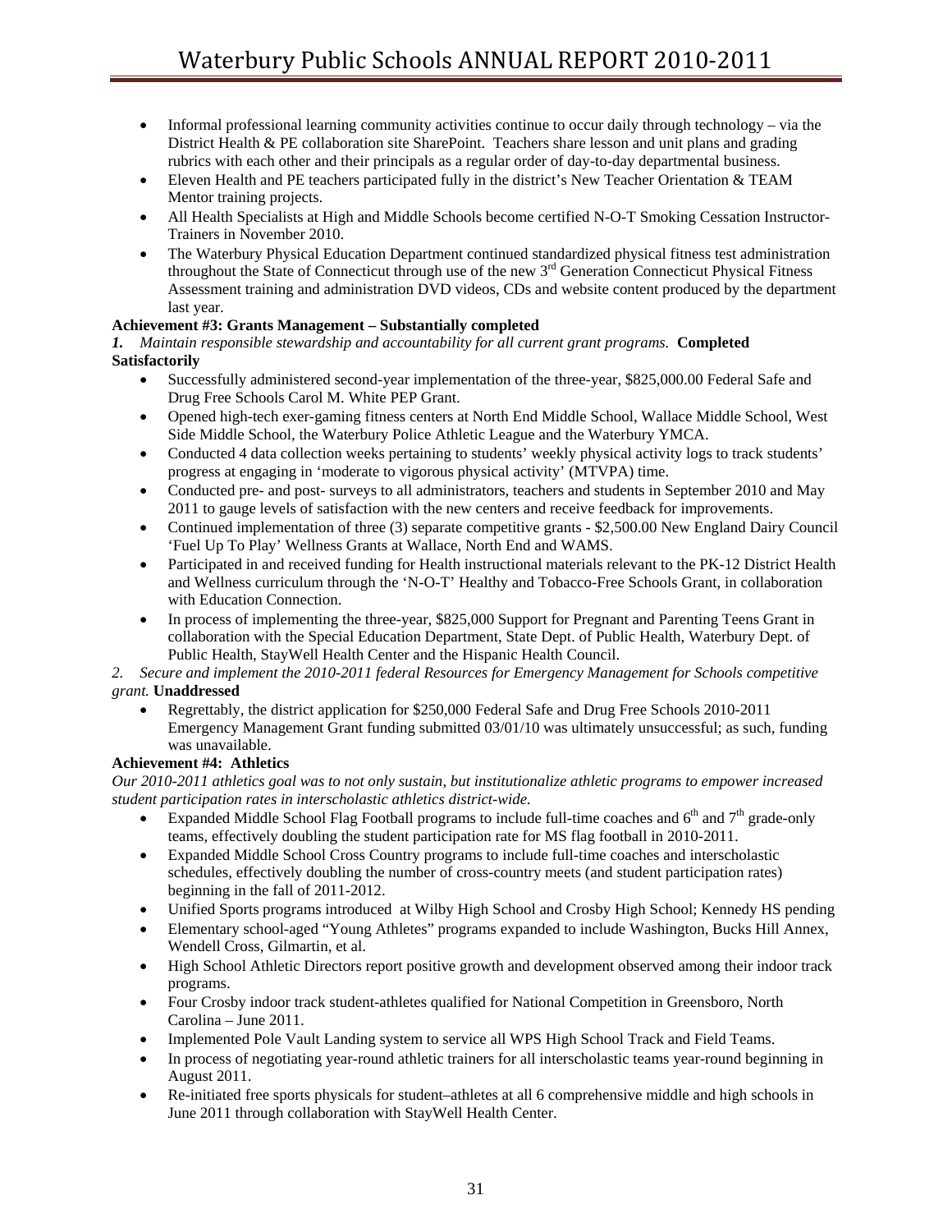- Informal professional learning community activities continue to occur daily through technology – via the District Health & PE collaboration site SharePoint. Teachers share lesson and unit plans and grading rubrics with each other and their principals as a regular order of day-to-day departmental business.
- Eleven Health and PE teachers participated fully in the district's New Teacher Orientation & TEAM Mentor training projects.
- All Health Specialists at High and Middle Schools become certified N-O-T Smoking Cessation Instructor-Trainers in November 2010.
- The Waterbury Physical Education Department continued standardized physical fitness test administration throughout the State of Connecticut through use of the new 3rd Generation Connecticut Physical Fitness Assessment training and administration DVD videos, CDs and website content produced by the department last year.

**Achievement #3: Grants Management – Substantially completed**

***1.*** *Maintain responsible stewardship and accountability for all current grant programs.* **Completed Satisfactorily**

- Successfully administered second-year implementation of the three-year, $825,000.00 Federal Safe and Drug Free Schools Carol M. White PEP Grant.
- Opened high-tech exer-gaming fitness centers at North End Middle School, Wallace Middle School, West Side Middle School, the Waterbury Police Athletic League and the Waterbury YMCA.
- Conducted 4 data collection weeks pertaining to students' weekly physical activity logs to track students' progress at engaging in 'moderate to vigorous physical activity' (MTVPA) time.
- Conducted pre- and post- surveys to all administrators, teachers and students in September 2010 and May 2011 to gauge levels of satisfaction with the new centers and receive feedback for improvements.
- Continued implementation of three (3) separate competitive grants - $2,500.00 New England Dairy Council 'Fuel Up To Play' Wellness Grants at Wallace, North End and WAMS.
- Participated in and received funding for Health instructional materials relevant to the PK-12 District Health and Wellness curriculum through the 'N-O-T' Healthy and Tobacco-Free Schools Grant, in collaboration with Education Connection.
- In process of implementing the three-year, $825,000 Support for Pregnant and Parenting Teens Grant in collaboration with the Special Education Department, State Dept. of Public Health, Waterbury Dept. of Public Health, StayWell Health Center and the Hispanic Health Council.

*2. Secure and implement the 2010-2011 federal Resources for Emergency Management for Schools competitive grant.* **Unaddressed**

- Regrettably, the district application for $250,000 Federal Safe and Drug Free Schools 2010-2011 Emergency Management Grant funding submitted 03/01/10 was ultimately unsuccessful; as such, funding was unavailable.

**Achievement #4: Athletics**

*Our 2010-2011 athletics goal was to not only sustain, but institutionalize athletic programs to empower increased student participation rates in interscholastic athletics district-wide.*

- Expanded Middle School Flag Football programs to include full-time coaches and 6th and 7th grade-only teams, effectively doubling the student participation rate for MS flag football in 2010-2011.
- Expanded Middle School Cross Country programs to include full-time coaches and interscholastic schedules, effectively doubling the number of cross-country meets (and student participation rates) beginning in the fall of 2011-2012.
- Unified Sports programs introduced at Wilby High School and Crosby High School; Kennedy HS pending
- Elementary school-aged "Young Athletes" programs expanded to include Washington, Bucks Hill Annex, Wendell Cross, Gilmartin, et al.
- High School Athletic Directors report positive growth and development observed among their indoor track programs.
- Four Crosby indoor track student-athletes qualified for National Competition in Greensboro, North Carolina – June 2011.
- Implemented Pole Vault Landing system to service all WPS High School Track and Field Teams.
- In process of negotiating year-round athletic trainers for all interscholastic teams year-round beginning in August 2011.
- Re-initiated free sports physicals for student–athletes at all 6 comprehensive middle and high schools in June 2011 through collaboration with StayWell Health Center.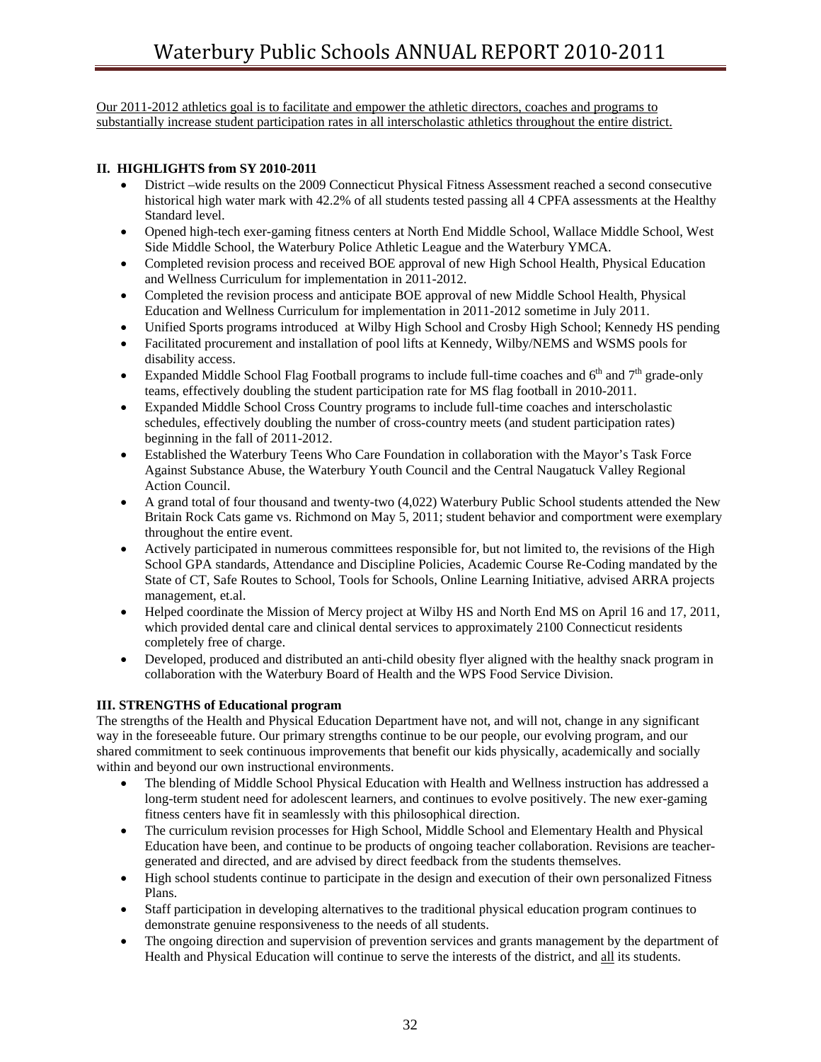Our 2011-2012 athletics goal is to facilitate and empower the athletic directors, coaches and programs to substantially increase student participation rates in all interscholastic athletics throughout the entire district.

**II. HIGHLIGHTS from SY 2010-2011**

- District –wide results on the 2009 Connecticut Physical Fitness Assessment reached a second consecutive historical high water mark with 42.2% of all students tested passing all 4 CPFA assessments at the Healthy Standard level.
- Opened high-tech exer-gaming fitness centers at North End Middle School, Wallace Middle School, West Side Middle School, the Waterbury Police Athletic League and the Waterbury YMCA.
- Completed revision process and received BOE approval of new High School Health, Physical Education and Wellness Curriculum for implementation in 2011-2012.
- Completed the revision process and anticipate BOE approval of new Middle School Health, Physical Education and Wellness Curriculum for implementation in 2011-2012 sometime in July 2011.
- Unified Sports programs introduced at Wilby High School and Crosby High School; Kennedy HS pending
- Facilitated procurement and installation of pool lifts at Kennedy, Wilby/NEMS and WSMS pools for disability access.
- Expanded Middle School Flag Football programs to include full-time coaches and 6th and 7th grade-only teams, effectively doubling the student participation rate for MS flag football in 2010-2011.
- Expanded Middle School Cross Country programs to include full-time coaches and interscholastic schedules, effectively doubling the number of cross-country meets (and student participation rates) beginning in the fall of 2011-2012.
- Established the Waterbury Teens Who Care Foundation in collaboration with the Mayor's Task Force Against Substance Abuse, the Waterbury Youth Council and the Central Naugatuck Valley Regional Action Council.
- A grand total of four thousand and twenty-two (4,022) Waterbury Public School students attended the New Britain Rock Cats game vs. Richmond on May 5, 2011; student behavior and comportment were exemplary throughout the entire event.
- Actively participated in numerous committees responsible for, but not limited to, the revisions of the High School GPA standards, Attendance and Discipline Policies, Academic Course Re-Coding mandated by the State of CT, Safe Routes to School, Tools for Schools, Online Learning Initiative, advised ARRA projects management, et.al.
- Helped coordinate the Mission of Mercy project at Wilby HS and North End MS on April 16 and 17, 2011, which provided dental care and clinical dental services to approximately 2100 Connecticut residents completely free of charge.
- Developed, produced and distributed an anti-child obesity flyer aligned with the healthy snack program in collaboration with the Waterbury Board of Health and the WPS Food Service Division.

**III. STRENGTHS of Educational program**

The strengths of the Health and Physical Education Department have not, and will not, change in any significant way in the foreseeable future. Our primary strengths continue to be our people, our evolving program, and our shared commitment to seek continuous improvements that benefit our kids physically, academically and socially within and beyond our own instructional environments.

- The blending of Middle School Physical Education with Health and Wellness instruction has addressed a long-term student need for adolescent learners, and continues to evolve positively. The new exer-gaming fitness centers have fit in seamlessly with this philosophical direction.
- The curriculum revision processes for High School, Middle School and Elementary Health and Physical Education have been, and continue to be products of ongoing teacher collaboration. Revisions are teacher-generated and directed, and are advised by direct feedback from the students themselves.
- High school students continue to participate in the design and execution of their own personalized Fitness Plans.
- Staff participation in developing alternatives to the traditional physical education program continues to demonstrate genuine responsiveness to the needs of all students.
- The ongoing direction and supervision of prevention services and grants management by the department of Health and Physical Education will continue to serve the interests of the district, and all its students.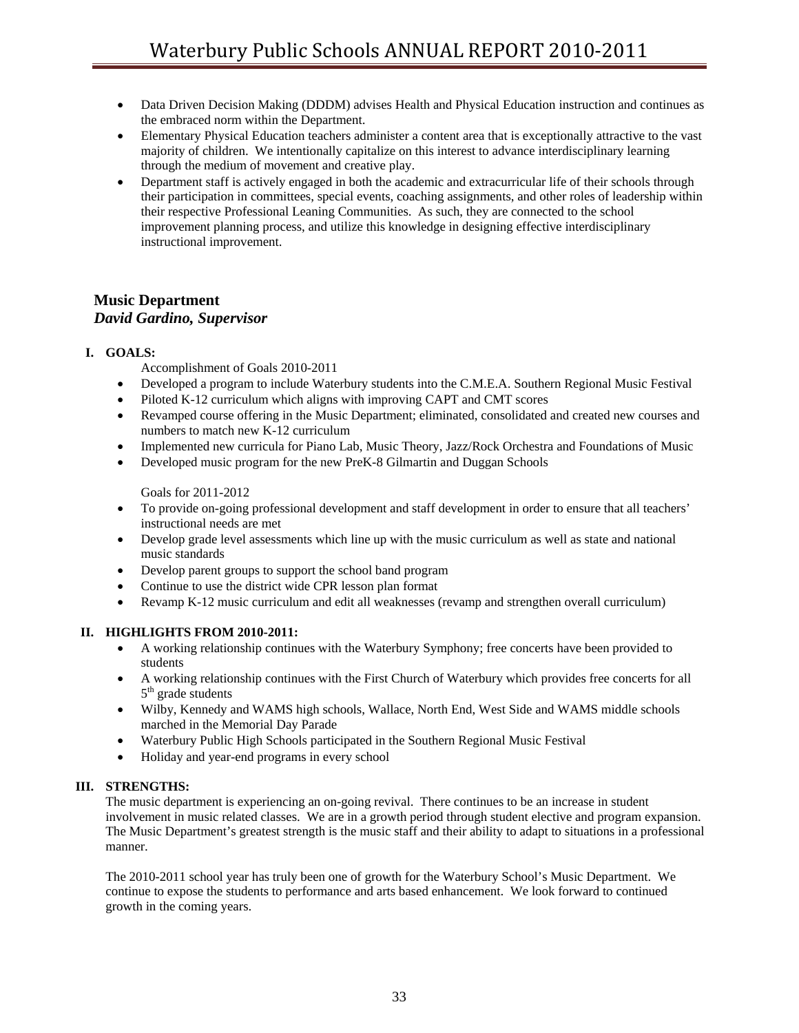- Data Driven Decision Making (DDDM) advises Health and Physical Education instruction and continues as the embraced norm within the Department.
- Elementary Physical Education teachers administer a content area that is exceptionally attractive to the vast majority of children. We intentionally capitalize on this interest to advance interdisciplinary learning through the medium of movement and creative play.
- Department staff is actively engaged in both the academic and extracurricular life of their schools through their participation in committees, special events, coaching assignments, and other roles of leadership within their respective Professional Leaning Communities. As such, they are connected to the school improvement planning process, and utilize this knowledge in designing effective interdisciplinary instructional improvement.

## Music Department
### *David Gardino, Supervisor*

**I. GOALS:**

Accomplishment of Goals 2010-2011

- Developed a program to include Waterbury students into the C.M.E.A. Southern Regional Music Festival
- Piloted K-12 curriculum which aligns with improving CAPT and CMT scores
- Revamped course offering in the Music Department; eliminated, consolidated and created new courses and numbers to match new K-12 curriculum
- Implemented new curricula for Piano Lab, Music Theory, Jazz/Rock Orchestra and Foundations of Music
- Developed music program for the new PreK-8 Gilmartin and Duggan Schools

Goals for 2011-2012

- To provide on-going professional development and staff development in order to ensure that all teachers' instructional needs are met
- Develop grade level assessments which line up with the music curriculum as well as state and national music standards
- Develop parent groups to support the school band program
- Continue to use the district wide CPR lesson plan format
- Revamp K-12 music curriculum and edit all weaknesses (revamp and strengthen overall curriculum)

**II. HIGHLIGHTS FROM 2010-2011:**

- A working relationship continues with the Waterbury Symphony; free concerts have been provided to students
- A working relationship continues with the First Church of Waterbury which provides free concerts for all 5th grade students
- Wilby, Kennedy and WAMS high schools, Wallace, North End, West Side and WAMS middle schools marched in the Memorial Day Parade
- Waterbury Public High Schools participated in the Southern Regional Music Festival
- Holiday and year-end programs in every school

**III. STRENGTHS:**

The music department is experiencing an on-going revival. There continues to be an increase in student involvement in music related classes. We are in a growth period through student elective and program expansion. The Music Department's greatest strength is the music staff and their ability to adapt to situations in a professional manner.

The 2010-2011 school year has truly been one of growth for the Waterbury School's Music Department. We continue to expose the students to performance and arts based enhancement. We look forward to continued growth in the coming years.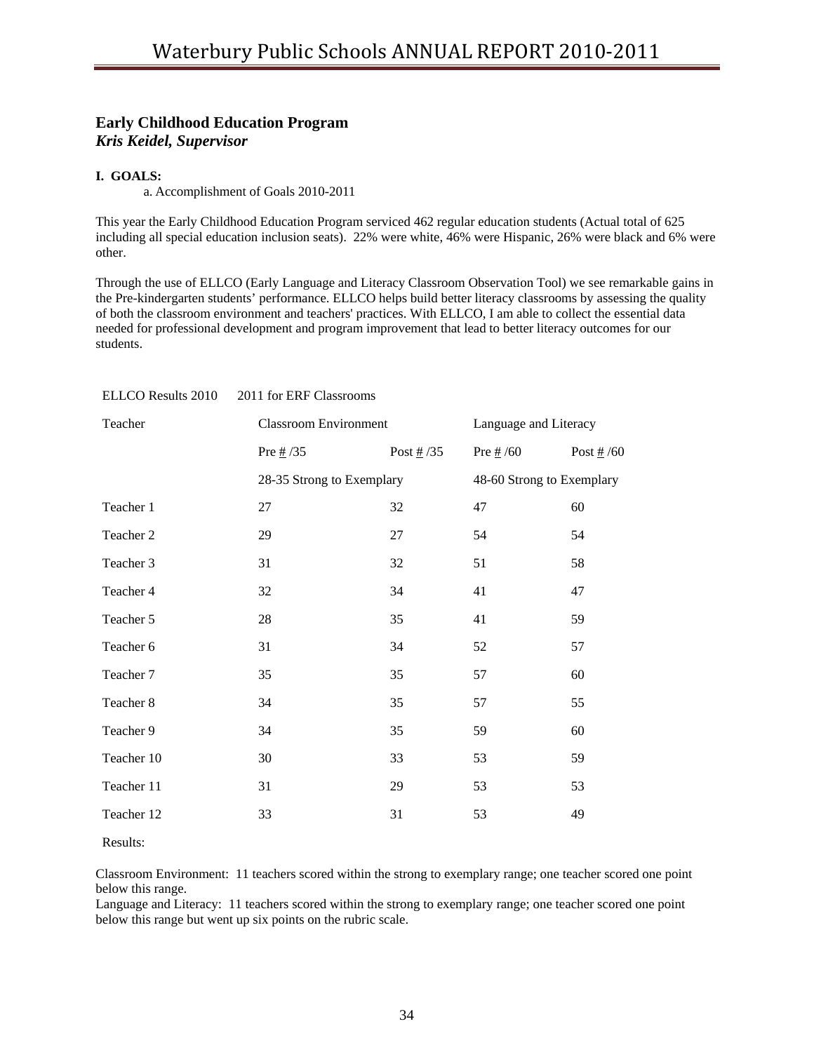## Early Childhood Education Program

***Kris Keidel, Supervisor***

**I. GOALS:**

a. Accomplishment of Goals 2010-2011

This year the Early Childhood Education Program serviced 462 regular education students (Actual total of 625 including all special education inclusion seats). 22% were white, 46% were Hispanic, 26% were black and 6% were other.

Through the use of ELLCO (Early Language and Literacy Classroom Observation Tool) we see remarkable gains in the Pre-kindergarten students' performance. ELLCO helps build better literacy classrooms by assessing the quality of both the classroom environment and teachers' practices. With ELLCO, I am able to collect the essential data needed for professional development and program improvement that lead to better literacy outcomes for our students.

ELLCO Results 2010 2011 for ERF Classrooms

| Teacher | Classroom Environment | | Language and Literacy | |
|---|---|---|---|---|
| | Pre # /35 | Post # /35 | Pre # /60 | Post # /60 |
| | 28-35 Strong to Exemplary | | 48-60 Strong to Exemplary | |
| Teacher 1 | 27 | 32 | 47 | 60 |
| Teacher 2 | 29 | 27 | 54 | 54 |
| Teacher 3 | 31 | 32 | 51 | 58 |
| Teacher 4 | 32 | 34 | 41 | 47 |
| Teacher 5 | 28 | 35 | 41 | 59 |
| Teacher 6 | 31 | 34 | 52 | 57 |
| Teacher 7 | 35 | 35 | 57 | 60 |
| Teacher 8 | 34 | 35 | 57 | 55 |
| Teacher 9 | 34 | 35 | 59 | 60 |
| Teacher 10 | 30 | 33 | 53 | 59 |
| Teacher 11 | 31 | 29 | 53 | 53 |
| Teacher 12 | 33 | 31 | 53 | 49 |

Results:

Classroom Environment: 11 teachers scored within the strong to exemplary range; one teacher scored one point below this range.

Language and Literacy: 11 teachers scored within the strong to exemplary range; one teacher scored one point below this range but went up six points on the rubric scale.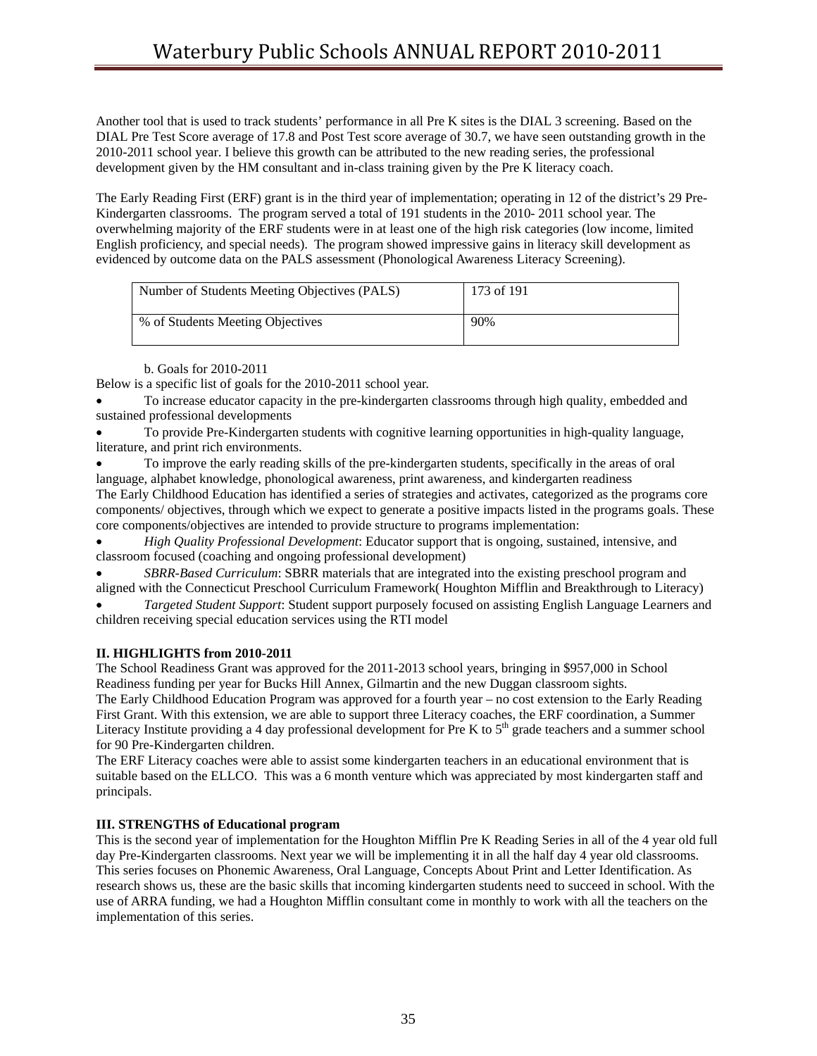Another tool that is used to track students' performance in all Pre K sites is the DIAL 3 screening. Based on the DIAL Pre Test Score average of 17.8 and Post Test score average of 30.7, we have seen outstanding growth in the 2010-2011 school year. I believe this growth can be attributed to the new reading series, the professional development given by the HM consultant and in-class training given by the Pre K literacy coach.

The Early Reading First (ERF) grant is in the third year of implementation; operating in 12 of the district's 29 Pre-Kindergarten classrooms. The program served a total of 191 students in the 2010- 2011 school year. The overwhelming majority of the ERF students were in at least one of the high risk categories (low income, limited English proficiency, and special needs). The program showed impressive gains in literacy skill development as evidenced by outcome data on the PALS assessment (Phonological Awareness Literacy Screening).

| | |
|---|---|
| Number of Students Meeting Objectives (PALS) | 173 of 191 |
| % of Students Meeting Objectives | 90% |

b. Goals for 2010-2011

Below is a specific list of goals for the 2010-2011 school year.

- To increase educator capacity in the pre-kindergarten classrooms through high quality, embedded and sustained professional developments
- To provide Pre-Kindergarten students with cognitive learning opportunities in high-quality language, literature, and print rich environments.
- To improve the early reading skills of the pre-kindergarten students, specifically in the areas of oral language, alphabet knowledge, phonological awareness, print awareness, and kindergarten readiness

The Early Childhood Education has identified a series of strategies and activates, categorized as the programs core components/ objectives, through which we expect to generate a positive impacts listed in the programs goals. These core components/objectives are intended to provide structure to programs implementation:

- *High Quality Professional Development*: Educator support that is ongoing, sustained, intensive, and classroom focused (coaching and ongoing professional development)
- *SBRR-Based Curriculum*: SBRR materials that are integrated into the existing preschool program and aligned with the Connecticut Preschool Curriculum Framework( Houghton Mifflin and Breakthrough to Literacy)
- *Targeted Student Support*: Student support purposely focused on assisting English Language Learners and children receiving special education services using the RTI model

**II. HIGHLIGHTS from 2010-2011**

The School Readiness Grant was approved for the 2011-2013 school years, bringing in $957,000 in School Readiness funding per year for Bucks Hill Annex, Gilmartin and the new Duggan classroom sights.

The Early Childhood Education Program was approved for a fourth year – no cost extension to the Early Reading First Grant. With this extension, we are able to support three Literacy coaches, the ERF coordination, a Summer Literacy Institute providing a 4 day professional development for Pre K to 5th grade teachers and a summer school for 90 Pre-Kindergarten children.

The ERF Literacy coaches were able to assist some kindergarten teachers in an educational environment that is suitable based on the ELLCO. This was a 6 month venture which was appreciated by most kindergarten staff and principals.

**III. STRENGTHS of Educational program**

This is the second year of implementation for the Houghton Mifflin Pre K Reading Series in all of the 4 year old full day Pre-Kindergarten classrooms. Next year we will be implementing it in all the half day 4 year old classrooms. This series focuses on Phonemic Awareness, Oral Language, Concepts About Print and Letter Identification. As research shows us, these are the basic skills that incoming kindergarten students need to succeed in school. With the use of ARRA funding, we had a Houghton Mifflin consultant come in monthly to work with all the teachers on the implementation of this series.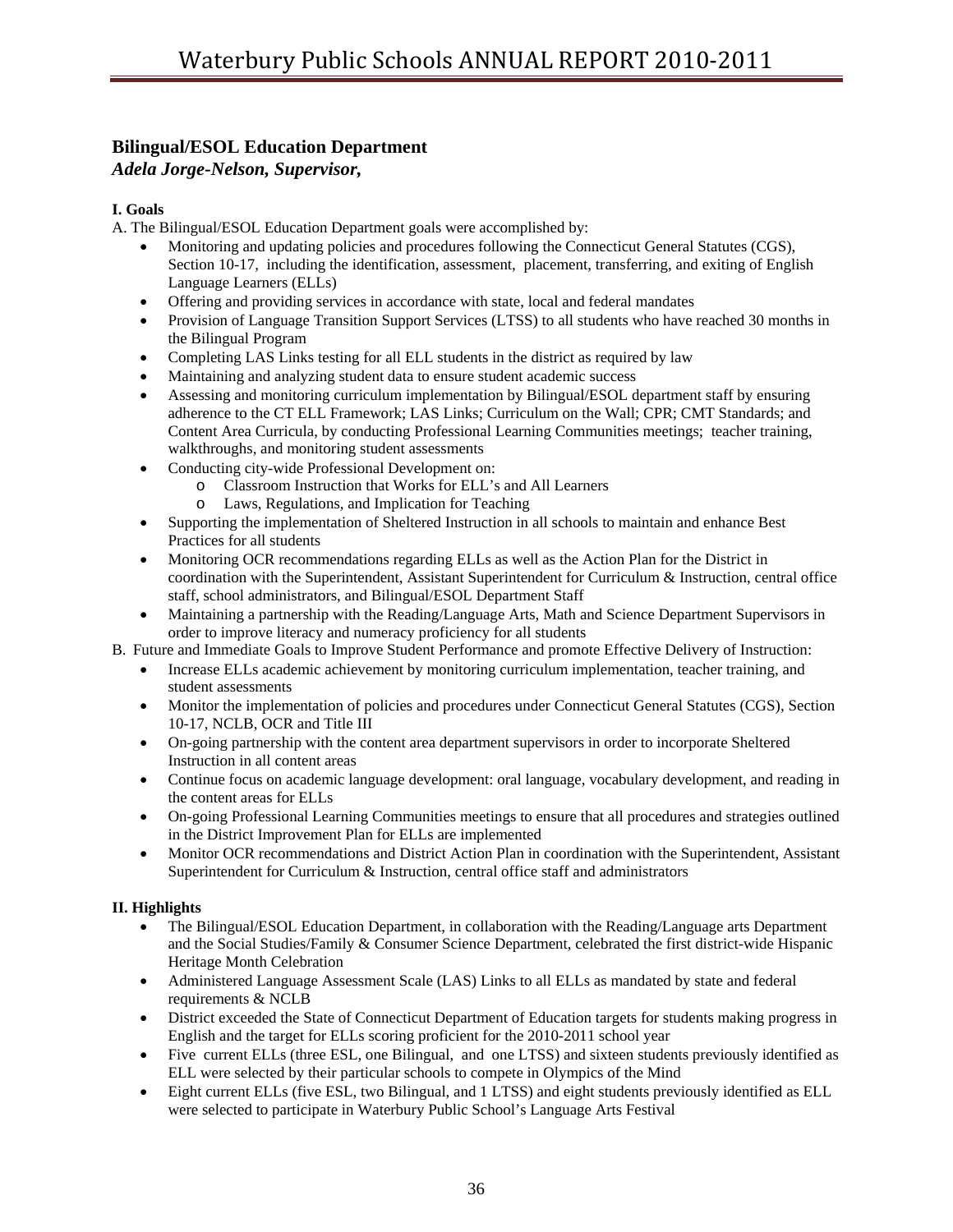## Bilingual/ESOL Education Department

***Adela Jorge-Nelson, Supervisor,***

**I. Goals**

A. The Bilingual/ESOL Education Department goals were accomplished by:

- Monitoring and updating policies and procedures following the Connecticut General Statutes (CGS), Section 10-17, including the identification, assessment, placement, transferring, and exiting of English Language Learners (ELLs)
- Offering and providing services in accordance with state, local and federal mandates
- Provision of Language Transition Support Services (LTSS) to all students who have reached 30 months in the Bilingual Program
- Completing LAS Links testing for all ELL students in the district as required by law
- Maintaining and analyzing student data to ensure student academic success
- Assessing and monitoring curriculum implementation by Bilingual/ESOL department staff by ensuring adherence to the CT ELL Framework; LAS Links; Curriculum on the Wall; CPR; CMT Standards; and Content Area Curricula, by conducting Professional Learning Communities meetings; teacher training, walkthroughs, and monitoring student assessments
- Conducting city-wide Professional Development on:
  - Classroom Instruction that Works for ELL's and All Learners
  - Laws, Regulations, and Implication for Teaching
- Supporting the implementation of Sheltered Instruction in all schools to maintain and enhance Best Practices for all students
- Monitoring OCR recommendations regarding ELLs as well as the Action Plan for the District in coordination with the Superintendent, Assistant Superintendent for Curriculum & Instruction, central office staff, school administrators, and Bilingual/ESOL Department Staff
- Maintaining a partnership with the Reading/Language Arts, Math and Science Department Supervisors in order to improve literacy and numeracy proficiency for all students

B. Future and Immediate Goals to Improve Student Performance and promote Effective Delivery of Instruction:

- Increase ELLs academic achievement by monitoring curriculum implementation, teacher training, and student assessments
- Monitor the implementation of policies and procedures under Connecticut General Statutes (CGS), Section 10-17, NCLB, OCR and Title III
- On-going partnership with the content area department supervisors in order to incorporate Sheltered Instruction in all content areas
- Continue focus on academic language development: oral language, vocabulary development, and reading in the content areas for ELLs
- On-going Professional Learning Communities meetings to ensure that all procedures and strategies outlined in the District Improvement Plan for ELLs are implemented
- Monitor OCR recommendations and District Action Plan in coordination with the Superintendent, Assistant Superintendent for Curriculum & Instruction, central office staff and administrators

**II. Highlights**

- The Bilingual/ESOL Education Department, in collaboration with the Reading/Language arts Department and the Social Studies/Family & Consumer Science Department, celebrated the first district-wide Hispanic Heritage Month Celebration
- Administered Language Assessment Scale (LAS) Links to all ELLs as mandated by state and federal requirements & NCLB
- District exceeded the State of Connecticut Department of Education targets for students making progress in English and the target for ELLs scoring proficient for the 2010-2011 school year
- Five current ELLs (three ESL, one Bilingual, and one LTSS) and sixteen students previously identified as ELL were selected by their particular schools to compete in Olympics of the Mind
- Eight current ELLs (five ESL, two Bilingual, and 1 LTSS) and eight students previously identified as ELL were selected to participate in Waterbury Public School's Language Arts Festival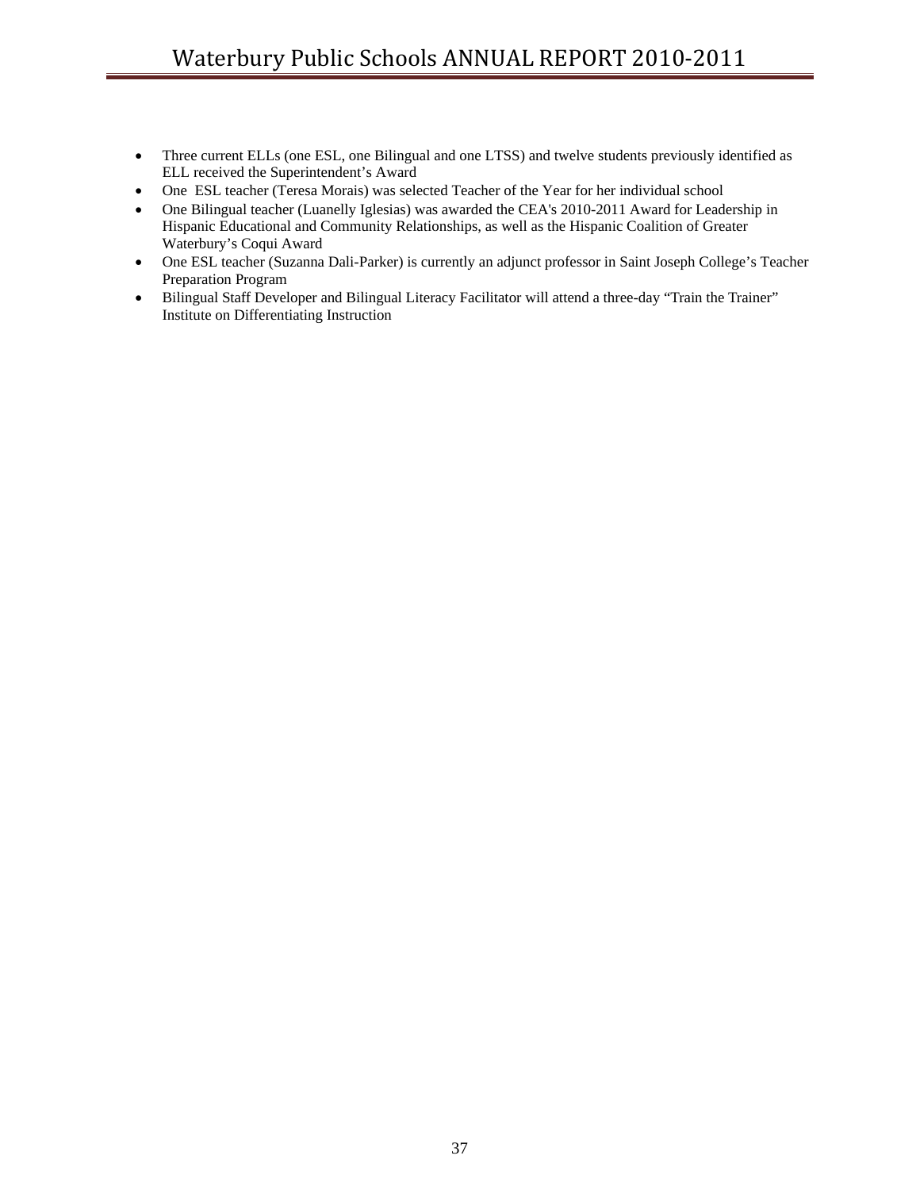- Three current ELLs (one ESL, one Bilingual and one LTSS) and twelve students previously identified as ELL received the Superintendent's Award
- One ESL teacher (Teresa Morais) was selected Teacher of the Year for her individual school
- One Bilingual teacher (Luanelly Iglesias) was awarded the CEA's 2010-2011 Award for Leadership in Hispanic Educational and Community Relationships, as well as the Hispanic Coalition of Greater Waterbury's Coqui Award
- One ESL teacher (Suzanna Dali-Parker) is currently an adjunct professor in Saint Joseph College's Teacher Preparation Program
- Bilingual Staff Developer and Bilingual Literacy Facilitator will attend a three-day "Train the Trainer" Institute on Differentiating Instruction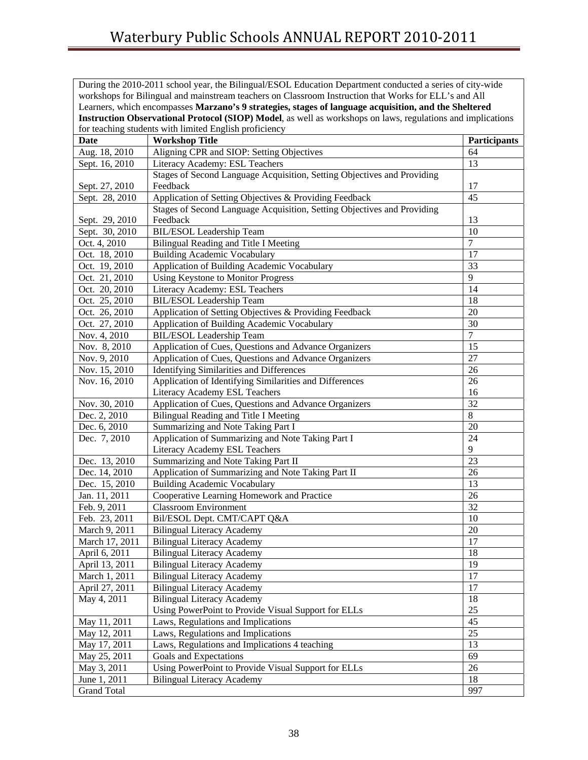During the 2010-2011 school year, the Bilingual/ESOL Education Department conducted a series of city-wide workshops for Bilingual and mainstream teachers on Classroom Instruction that Works for ELL's and All Learners, which encompasses **Marzano's 9 strategies, stages of language acquisition, and the Sheltered Instruction Observational Protocol (SIOP) Model**, as well as workshops on laws, regulations and implications for teaching students with limited English proficiency

| **Date** | **Workshop Title** | **Participants** |
|---|---|---|
| Aug. 18, 2010 | Aligning CPR and SIOP: Setting Objectives | 64 |
| Sept. 16, 2010 | Literacy Academy: ESL Teachers | 13 |
| Sept. 27, 2010 | Stages of Second Language Acquisition, Setting Objectives and Providing Feedback | 17 |
| Sept. 28, 2010 | Application of Setting Objectives & Providing Feedback | 45 |
| Sept. 29, 2010 | Stages of Second Language Acquisition, Setting Objectives and Providing Feedback | 13 |
| Sept. 30, 2010 | BIL/ESOL Leadership Team | 10 |
| Oct. 4, 2010 | Bilingual Reading and Title I Meeting | 7 |
| Oct. 18, 2010 | Building Academic Vocabulary | 17 |
| Oct. 19, 2010 | Application of Building Academic Vocabulary | 33 |
| Oct. 21, 2010 | Using Keystone to Monitor Progress | 9 |
| Oct. 20, 2010 | Literacy Academy: ESL Teachers | 14 |
| Oct. 25, 2010 | BIL/ESOL Leadership Team | 18 |
| Oct. 26, 2010 | Application of Setting Objectives & Providing Feedback | 20 |
| Oct. 27, 2010 | Application of Building Academic Vocabulary | 30 |
| Nov. 4, 2010 | BIL/ESOL Leadership Team | 7 |
| Nov. 8, 2010 | Application of Cues, Questions and Advance Organizers | 15 |
| Nov. 9, 2010 | Application of Cues, Questions and Advance Organizers | 27 |
| Nov. 15, 2010 | Identifying Similarities and Differences | 26 |
| Nov. 16, 2010 | Application of Identifying Similarities and Differences<br>Literacy Academy ESL Teachers | 26<br>16 |
| Nov. 30, 2010 | Application of Cues, Questions and Advance Organizers | 32 |
| Dec. 2, 2010 | Bilingual Reading and Title I Meeting | 8 |
| Dec. 6, 2010 | Summarizing and Note Taking Part I | 20 |
| Dec. 7, 2010 | Application of Summarizing and Note Taking Part I<br>Literacy Academy ESL Teachers | 24<br>9 |
| Dec. 13, 2010 | Summarizing and Note Taking Part II | 23 |
| Dec. 14, 2010 | Application of Summarizing and Note Taking Part II | 26 |
| Dec. 15, 2010 | Building Academic Vocabulary | 13 |
| Jan. 11, 2011 | Cooperative Learning Homework and Practice | 26 |
| Feb. 9, 2011 | Classroom Environment | 32 |
| Feb. 23, 2011 | Bil/ESOL Dept. CMT/CAPT Q&A | 10 |
| March 9, 2011 | Bilingual Literacy Academy | 20 |
| March 17, 2011 | Bilingual Literacy Academy | 17 |
| April 6, 2011 | Bilingual Literacy Academy | 18 |
| April 13, 2011 | Bilingual Literacy Academy | 19 |
| March 1, 2011 | Bilingual Literacy Academy | 17 |
| April 27, 2011 | Bilingual Literacy Academy | 17 |
| May 4, 2011 | Bilingual Literacy Academy<br>Using PowerPoint to Provide Visual Support for ELLs | 18<br>25 |
| May 11, 2011 | Laws, Regulations and Implications | 45 |
| May 12, 2011 | Laws, Regulations and Implications | 25 |
| May 17, 2011 | Laws, Regulations and Implications 4 teaching | 13 |
| May 25, 2011 | Goals and Expectations | 69 |
| May 3, 2011 | Using PowerPoint to Provide Visual Support for ELLs | 26 |
| June 1, 2011 | Bilingual Literacy Academy | 18 |
| Grand Total | | 997 |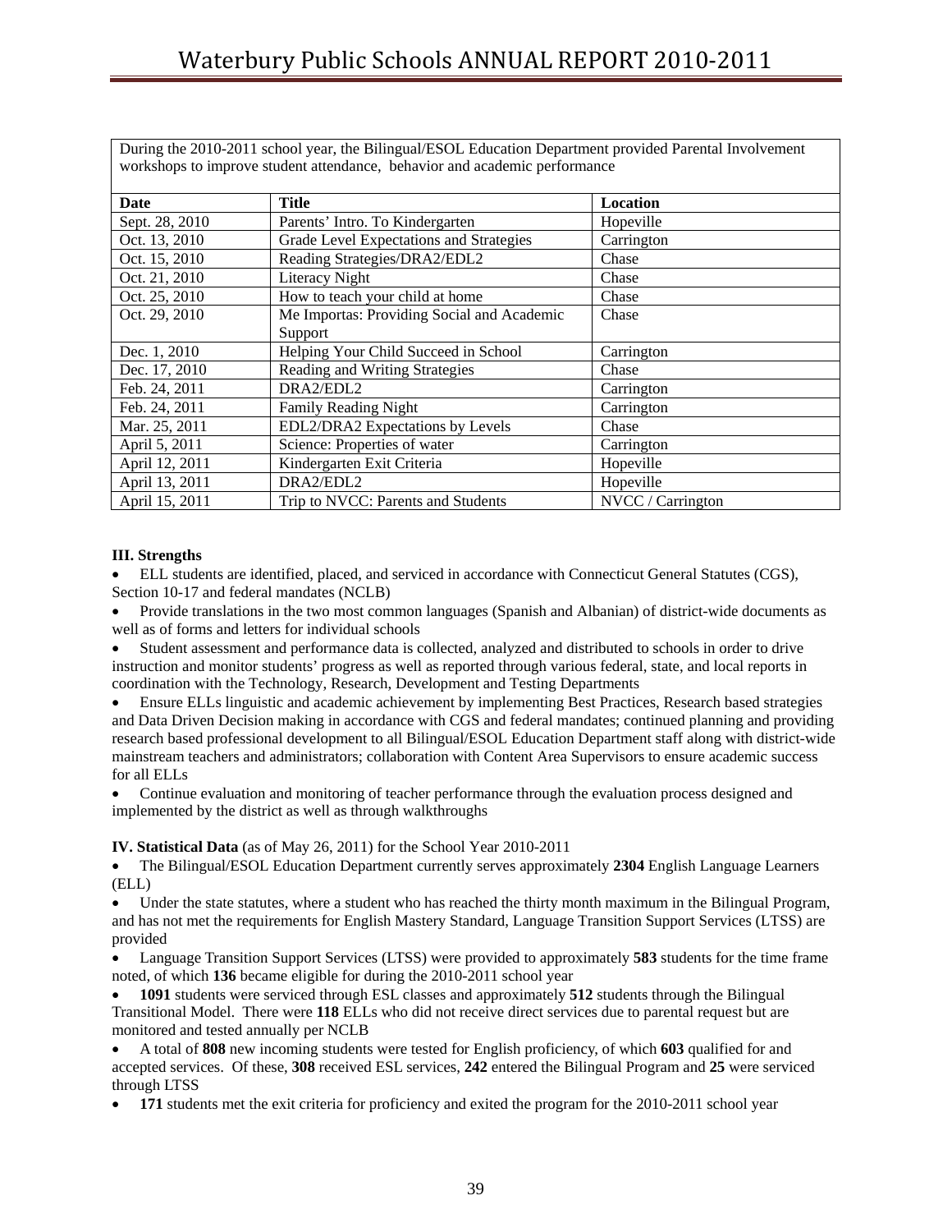During the 2010-2011 school year, the Bilingual/ESOL Education Department provided Parental Involvement workshops to improve student attendance, behavior and academic performance

| Date | Title | Location |
|---|---|---|
| Sept. 28, 2010 | Parents' Intro. To Kindergarten | Hopeville |
| Oct. 13, 2010 | Grade Level Expectations and Strategies | Carrington |
| Oct. 15, 2010 | Reading Strategies/DRA2/EDL2 | Chase |
| Oct. 21, 2010 | Literacy Night | Chase |
| Oct. 25, 2010 | How to teach your child at home | Chase |
| Oct. 29, 2010 | Me Importas: Providing Social and Academic Support | Chase |
| Dec. 1, 2010 | Helping Your Child Succeed in School | Carrington |
| Dec. 17, 2010 | Reading and Writing Strategies | Chase |
| Feb. 24, 2011 | DRA2/EDL2 | Carrington |
| Feb. 24, 2011 | Family Reading Night | Carrington |
| Mar. 25, 2011 | EDL2/DRA2 Expectations by Levels | Chase |
| April 5, 2011 | Science: Properties of water | Carrington |
| April 12, 2011 | Kindergarten Exit Criteria | Hopeville |
| April 13, 2011 | DRA2/EDL2 | Hopeville |
| April 15, 2011 | Trip to NVCC: Parents and Students | NVCC / Carrington |

**III. Strengths**

- ELL students are identified, placed, and serviced in accordance with Connecticut General Statutes (CGS), Section 10-17 and federal mandates (NCLB)
- Provide translations in the two most common languages (Spanish and Albanian) of district-wide documents as well as of forms and letters for individual schools
- Student assessment and performance data is collected, analyzed and distributed to schools in order to drive instruction and monitor students' progress as well as reported through various federal, state, and local reports in coordination with the Technology, Research, Development and Testing Departments
- Ensure ELLs linguistic and academic achievement by implementing Best Practices, Research based strategies and Data Driven Decision making in accordance with CGS and federal mandates; continued planning and providing research based professional development to all Bilingual/ESOL Education Department staff along with district-wide mainstream teachers and administrators; collaboration with Content Area Supervisors to ensure academic success for all ELLs
- Continue evaluation and monitoring of teacher performance through the evaluation process designed and implemented by the district as well as through walkthroughs

**IV. Statistical Data** (as of May 26, 2011) for the School Year 2010-2011

- The Bilingual/ESOL Education Department currently serves approximately **2304** English Language Learners (ELL)
- Under the state statutes, where a student who has reached the thirty month maximum in the Bilingual Program, and has not met the requirements for English Mastery Standard, Language Transition Support Services (LTSS) are provided
- Language Transition Support Services (LTSS) were provided to approximately **583** students for the time frame noted, of which **136** became eligible for during the 2010-2011 school year
- **1091** students were serviced through ESL classes and approximately **512** students through the Bilingual Transitional Model. There were **118** ELLs who did not receive direct services due to parental request but are monitored and tested annually per NCLB
- A total of **808** new incoming students were tested for English proficiency, of which **603** qualified for and accepted services. Of these, **308** received ESL services, **242** entered the Bilingual Program and **25** were serviced through LTSS
- **171** students met the exit criteria for proficiency and exited the program for the 2010-2011 school year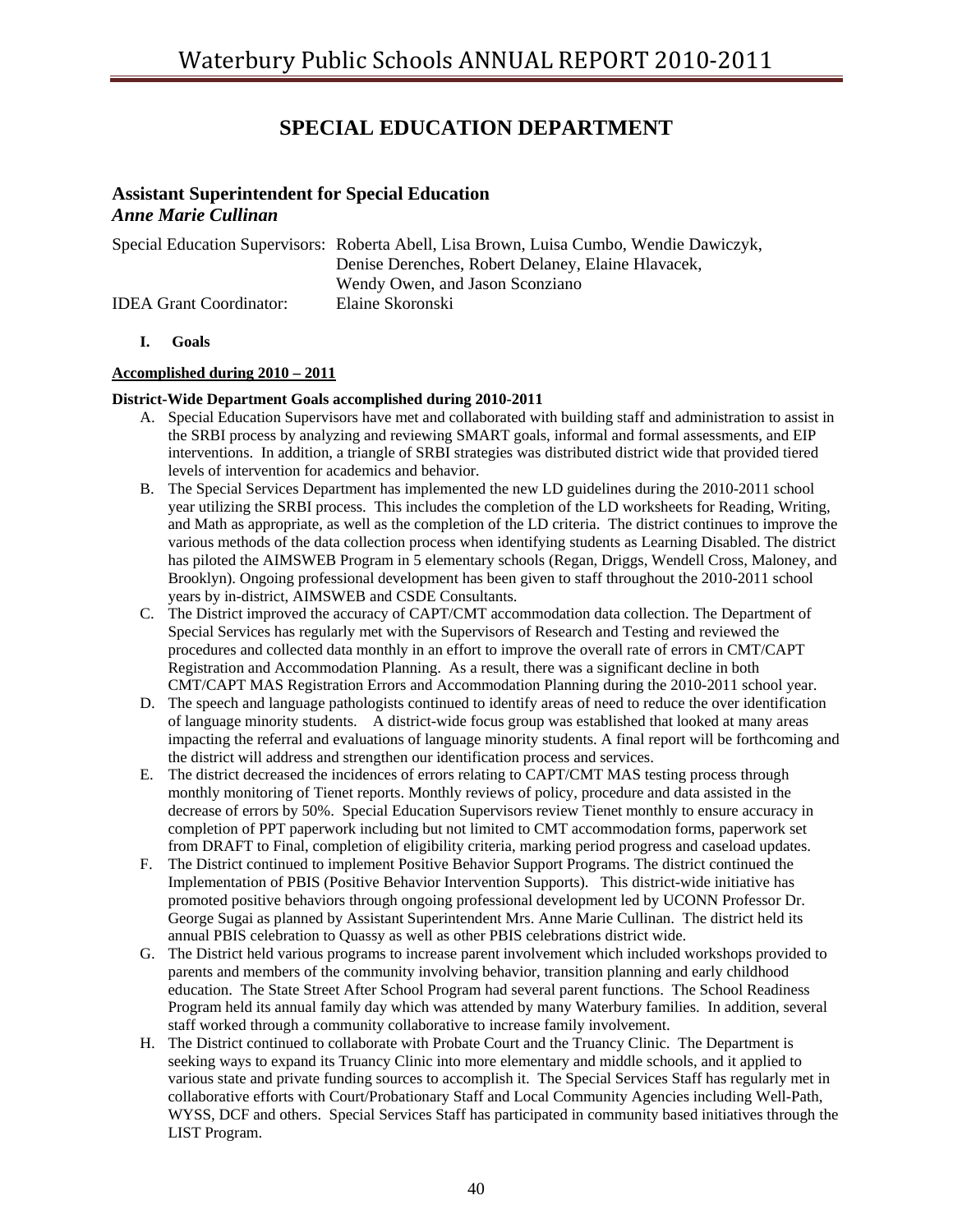# SPECIAL EDUCATION DEPARTMENT

## Assistant Superintendent for Special Education
### *Anne Marie Cullinan*

Special Education Supervisors: Roberta Abell, Lisa Brown, Luisa Cumbo, Wendie Dawiczyk, Denise Derenches, Robert Delaney, Elaine Hlavacek, Wendy Owen, and Jason Sconziano

IDEA Grant Coordinator: Elaine Skoronski

**I. Goals**

**Accomplished during 2010 – 2011**

**District-Wide Department Goals accomplished during 2010-2011**

A. Special Education Supervisors have met and collaborated with building staff and administration to assist in the SRBI process by analyzing and reviewing SMART goals, informal and formal assessments, and EIP interventions. In addition, a triangle of SRBI strategies was distributed district wide that provided tiered levels of intervention for academics and behavior.

B. The Special Services Department has implemented the new LD guidelines during the 2010-2011 school year utilizing the SRBI process. This includes the completion of the LD worksheets for Reading, Writing, and Math as appropriate, as well as the completion of the LD criteria. The district continues to improve the various methods of the data collection process when identifying students as Learning Disabled. The district has piloted the AIMSWEB Program in 5 elementary schools (Regan, Driggs, Wendell Cross, Maloney, and Brooklyn). Ongoing professional development has been given to staff throughout the 2010-2011 school years by in-district, AIMSWEB and CSDE Consultants.

C. The District improved the accuracy of CAPT/CMT accommodation data collection. The Department of Special Services has regularly met with the Supervisors of Research and Testing and reviewed the procedures and collected data monthly in an effort to improve the overall rate of errors in CMT/CAPT Registration and Accommodation Planning. As a result, there was a significant decline in both CMT/CAPT MAS Registration Errors and Accommodation Planning during the 2010-2011 school year.

D. The speech and language pathologists continued to identify areas of need to reduce the over identification of language minority students. A district-wide focus group was established that looked at many areas impacting the referral and evaluations of language minority students. A final report will be forthcoming and the district will address and strengthen our identification process and services.

E. The district decreased the incidences of errors relating to CAPT/CMT MAS testing process through monthly monitoring of Tienet reports. Monthly reviews of policy, procedure and data assisted in the decrease of errors by 50%. Special Education Supervisors review Tienet monthly to ensure accuracy in completion of PPT paperwork including but not limited to CMT accommodation forms, paperwork set from DRAFT to Final, completion of eligibility criteria, marking period progress and caseload updates.

F. The District continued to implement Positive Behavior Support Programs. The district continued the Implementation of PBIS (Positive Behavior Intervention Supports). This district-wide initiative has promoted positive behaviors through ongoing professional development led by UCONN Professor Dr. George Sugai as planned by Assistant Superintendent Mrs. Anne Marie Cullinan. The district held its annual PBIS celebration to Quassy as well as other PBIS celebrations district wide.

G. The District held various programs to increase parent involvement which included workshops provided to parents and members of the community involving behavior, transition planning and early childhood education. The State Street After School Program had several parent functions. The School Readiness Program held its annual family day which was attended by many Waterbury families. In addition, several staff worked through a community collaborative to increase family involvement.

H. The District continued to collaborate with Probate Court and the Truancy Clinic. The Department is seeking ways to expand its Truancy Clinic into more elementary and middle schools, and it applied to various state and private funding sources to accomplish it. The Special Services Staff has regularly met in collaborative efforts with Court/Probationary Staff and Local Community Agencies including Well-Path, WYSS, DCF and others. Special Services Staff has participated in community based initiatives through the LIST Program.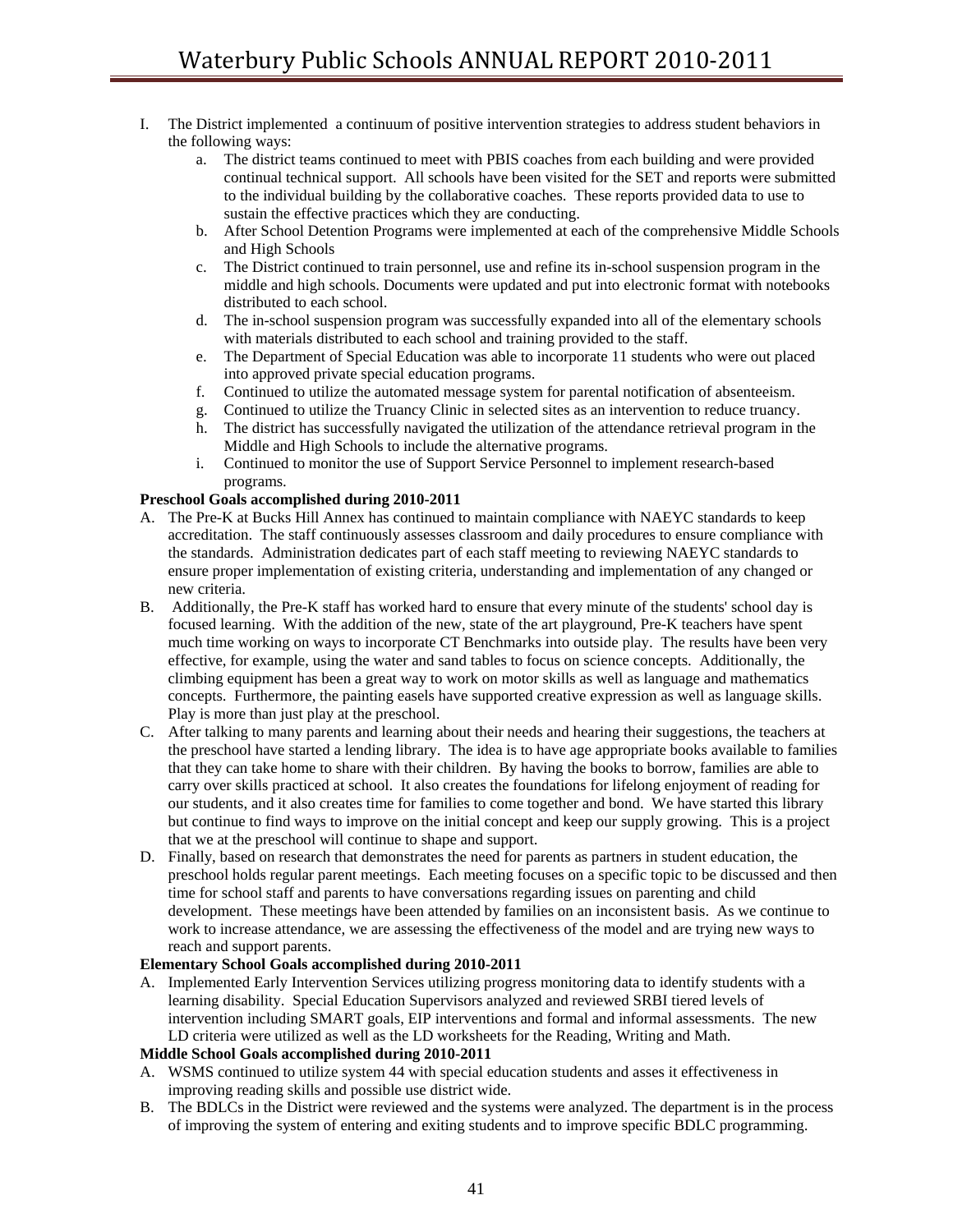I. The District implemented a continuum of positive intervention strategies to address student behaviors in the following ways:
   a. The district teams continued to meet with PBIS coaches from each building and were provided continual technical support. All schools have been visited for the SET and reports were submitted to the individual building by the collaborative coaches. These reports provided data to use to sustain the effective practices which they are conducting.
   b. After School Detention Programs were implemented at each of the comprehensive Middle Schools and High Schools
   c. The District continued to train personnel, use and refine its in-school suspension program in the middle and high schools. Documents were updated and put into electronic format with notebooks distributed to each school.
   d. The in-school suspension program was successfully expanded into all of the elementary schools with materials distributed to each school and training provided to the staff.
   e. The Department of Special Education was able to incorporate 11 students who were out placed into approved private special education programs.
   f. Continued to utilize the automated message system for parental notification of absenteeism.
   g. Continued to utilize the Truancy Clinic in selected sites as an intervention to reduce truancy.
   h. The district has successfully navigated the utilization of the attendance retrieval program in the Middle and High Schools to include the alternative programs.
   i. Continued to monitor the use of Support Service Personnel to implement research-based programs.

**Preschool Goals accomplished during 2010-2011**

A. The Pre-K at Bucks Hill Annex has continued to maintain compliance with NAEYC standards to keep accreditation. The staff continuously assesses classroom and daily procedures to ensure compliance with the standards. Administration dedicates part of each staff meeting to reviewing NAEYC standards to ensure proper implementation of existing criteria, understanding and implementation of any changed or new criteria.
B. Additionally, the Pre-K staff has worked hard to ensure that every minute of the students' school day is focused learning. With the addition of the new, state of the art playground, Pre-K teachers have spent much time working on ways to incorporate CT Benchmarks into outside play. The results have been very effective, for example, using the water and sand tables to focus on science concepts. Additionally, the climbing equipment has been a great way to work on motor skills as well as language and mathematics concepts. Furthermore, the painting easels have supported creative expression as well as language skills. Play is more than just play at the preschool.
C. After talking to many parents and learning about their needs and hearing their suggestions, the teachers at the preschool have started a lending library. The idea is to have age appropriate books available to families that they can take home to share with their children. By having the books to borrow, families are able to carry over skills practiced at school. It also creates the foundations for lifelong enjoyment of reading for our students, and it also creates time for families to come together and bond. We have started this library but continue to find ways to improve on the initial concept and keep our supply growing. This is a project that we at the preschool will continue to shape and support.
D. Finally, based on research that demonstrates the need for parents as partners in student education, the preschool holds regular parent meetings. Each meeting focuses on a specific topic to be discussed and then time for school staff and parents to have conversations regarding issues on parenting and child development. These meetings have been attended by families on an inconsistent basis. As we continue to work to increase attendance, we are assessing the effectiveness of the model and are trying new ways to reach and support parents.

**Elementary School Goals accomplished during 2010-2011**

A. Implemented Early Intervention Services utilizing progress monitoring data to identify students with a learning disability. Special Education Supervisors analyzed and reviewed SRBI tiered levels of intervention including SMART goals, EIP interventions and formal and informal assessments. The new LD criteria were utilized as well as the LD worksheets for the Reading, Writing and Math.

**Middle School Goals accomplished during 2010-2011**

A. WSMS continued to utilize system 44 with special education students and asses it effectiveness in improving reading skills and possible use district wide.
B. The BDLCs in the District were reviewed and the systems were analyzed. The department is in the process of improving the system of entering and exiting students and to improve specific BDLC programming.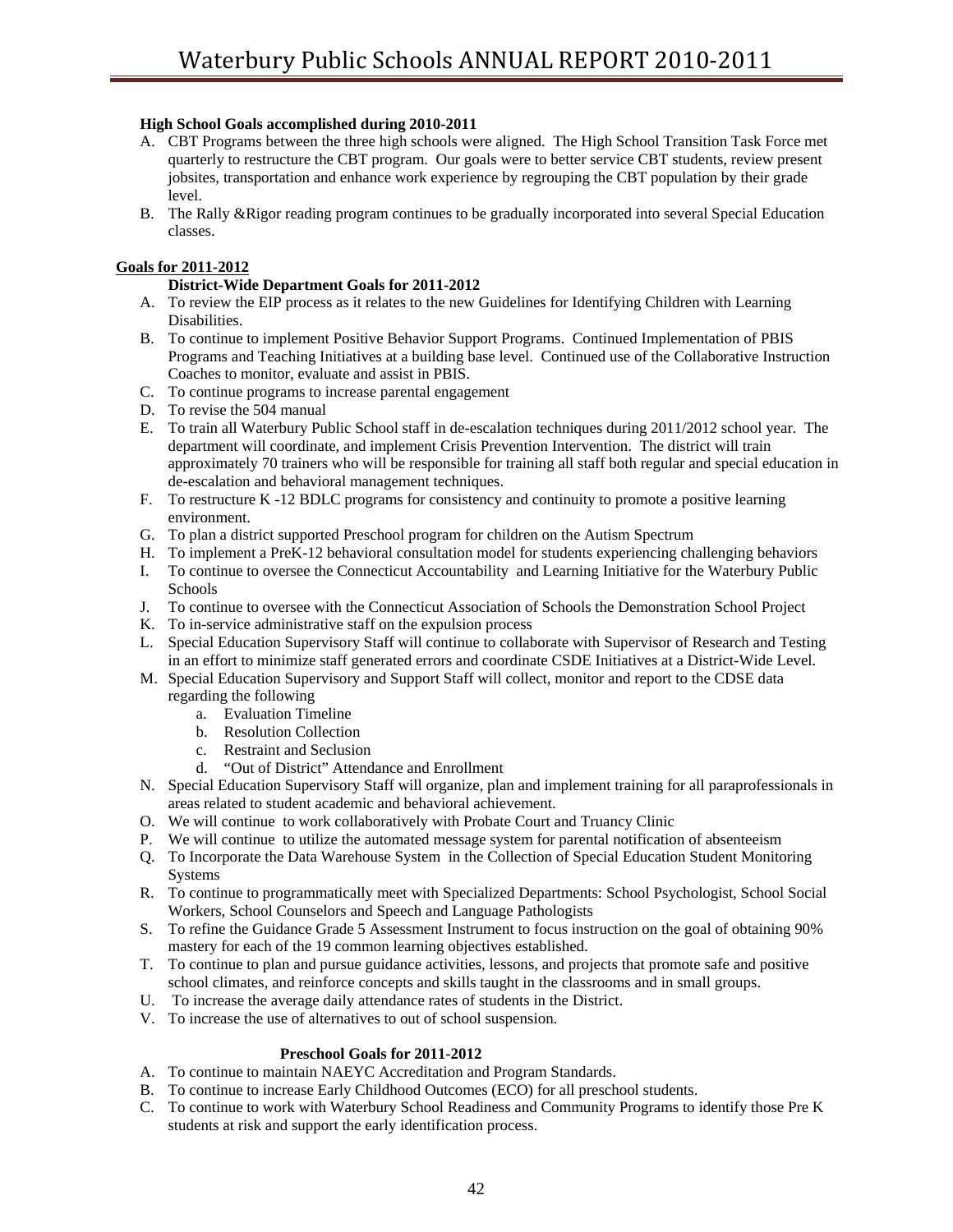**High School Goals accomplished during 2010-2011**

A. CBT Programs between the three high schools were aligned. The High School Transition Task Force met quarterly to restructure the CBT program. Our goals were to better service CBT students, review present jobsites, transportation and enhance work experience by regrouping the CBT population by their grade level.
B. The Rally &Rigor reading program continues to be gradually incorporated into several Special Education classes.

## Goals for 2011-2012

**District-Wide Department Goals for 2011-2012**

A. To review the EIP process as it relates to the new Guidelines for Identifying Children with Learning Disabilities.
B. To continue to implement Positive Behavior Support Programs. Continued Implementation of PBIS Programs and Teaching Initiatives at a building base level. Continued use of the Collaborative Instruction Coaches to monitor, evaluate and assist in PBIS.
C. To continue programs to increase parental engagement
D. To revise the 504 manual
E. To train all Waterbury Public School staff in de-escalation techniques during 2011/2012 school year. The department will coordinate, and implement Crisis Prevention Intervention. The district will train approximately 70 trainers who will be responsible for training all staff both regular and special education in de-escalation and behavioral management techniques.
F. To restructure K -12 BDLC programs for consistency and continuity to promote a positive learning environment.
G. To plan a district supported Preschool program for children on the Autism Spectrum
H. To implement a PreK-12 behavioral consultation model for students experiencing challenging behaviors
I. To continue to oversee the Connecticut Accountability and Learning Initiative for the Waterbury Public Schools
J. To continue to oversee with the Connecticut Association of Schools the Demonstration School Project
K. To in-service administrative staff on the expulsion process
L. Special Education Supervisory Staff will continue to collaborate with Supervisor of Research and Testing in an effort to minimize staff generated errors and coordinate CSDE Initiatives at a District-Wide Level.
M. Special Education Supervisory and Support Staff will collect, monitor and report to the CDSE data regarding the following
   a. Evaluation Timeline
   b. Resolution Collection
   c. Restraint and Seclusion
   d. "Out of District" Attendance and Enrollment
N. Special Education Supervisory Staff will organize, plan and implement training for all paraprofessionals in areas related to student academic and behavioral achievement.
O. We will continue to work collaboratively with Probate Court and Truancy Clinic
P. We will continue to utilize the automated message system for parental notification of absenteeism
Q. To Incorporate the Data Warehouse System in the Collection of Special Education Student Monitoring Systems
R. To continue to programmatically meet with Specialized Departments: School Psychologist, School Social Workers, School Counselors and Speech and Language Pathologists
S. To refine the Guidance Grade 5 Assessment Instrument to focus instruction on the goal of obtaining 90% mastery for each of the 19 common learning objectives established.
T. To continue to plan and pursue guidance activities, lessons, and projects that promote safe and positive school climates, and reinforce concepts and skills taught in the classrooms and in small groups.
U. To increase the average daily attendance rates of students in the District.
V. To increase the use of alternatives to out of school suspension.

**Preschool Goals for 2011-2012**

A. To continue to maintain NAEYC Accreditation and Program Standards.
B. To continue to increase Early Childhood Outcomes (ECO) for all preschool students.
C. To continue to work with Waterbury School Readiness and Community Programs to identify those Pre K students at risk and support the early identification process.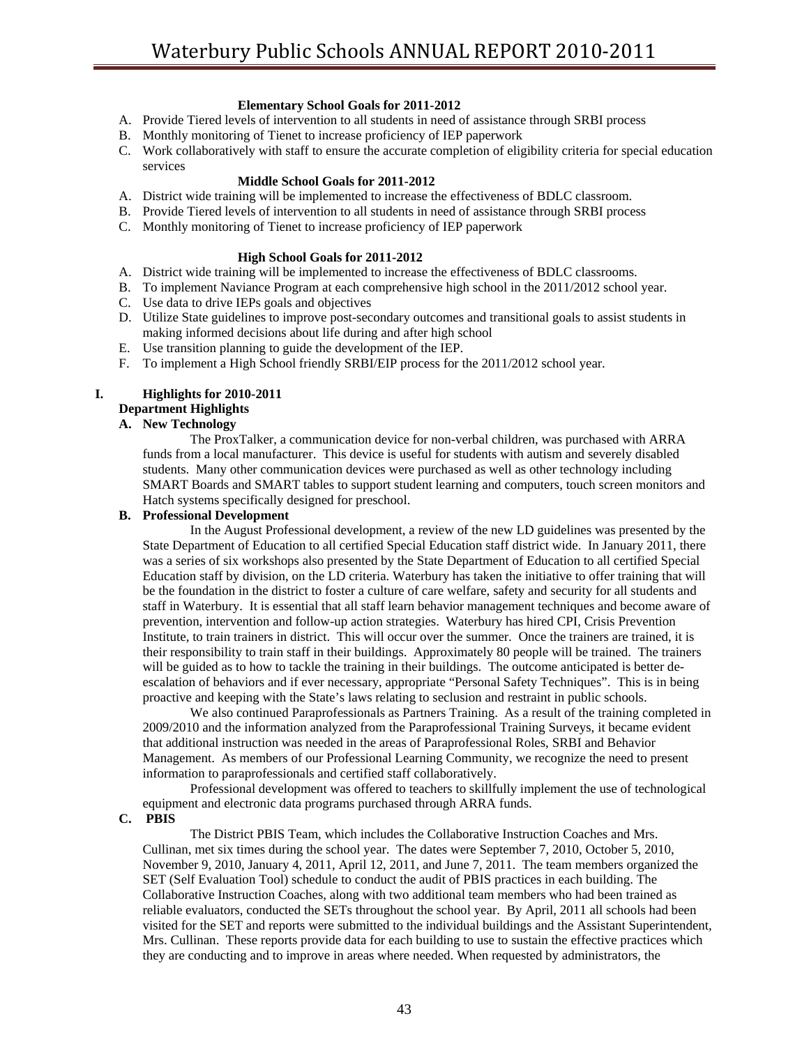**Elementary School Goals for 2011-2012**

A. Provide Tiered levels of intervention to all students in need of assistance through SRBI process
B. Monthly monitoring of Tienet to increase proficiency of IEP paperwork
C. Work collaboratively with staff to ensure the accurate completion of eligibility criteria for special education services

**Middle School Goals for 2011-2012**

A. District wide training will be implemented to increase the effectiveness of BDLC classroom.
B. Provide Tiered levels of intervention to all students in need of assistance through SRBI process
C. Monthly monitoring of Tienet to increase proficiency of IEP paperwork

**High School Goals for 2011-2012**

A. District wide training will be implemented to increase the effectiveness of BDLC classrooms.
B. To implement Naviance Program at each comprehensive high school in the 2011/2012 school year.
C. Use data to drive IEPs goals and objectives
D. Utilize State guidelines to improve post-secondary outcomes and transitional goals to assist students in making informed decisions about life during and after high school
E. Use transition planning to guide the development of the IEP.
F. To implement a High School friendly SRBI/EIP process for the 2011/2012 school year.

## I. Highlights for 2010-2011

### Department Highlights

**A. New Technology**

The ProxTalker, a communication device for non-verbal children, was purchased with ARRA funds from a local manufacturer. This device is useful for students with autism and severely disabled students. Many other communication devices were purchased as well as other technology including SMART Boards and SMART tables to support student learning and computers, touch screen monitors and Hatch systems specifically designed for preschool.

**B. Professional Development**

In the August Professional development, a review of the new LD guidelines was presented by the State Department of Education to all certified Special Education staff district wide. In January 2011, there was a series of six workshops also presented by the State Department of Education to all certified Special Education staff by division, on the LD criteria. Waterbury has taken the initiative to offer training that will be the foundation in the district to foster a culture of care welfare, safety and security for all students and staff in Waterbury. It is essential that all staff learn behavior management techniques and become aware of prevention, intervention and follow-up action strategies. Waterbury has hired CPI, Crisis Prevention Institute, to train trainers in district. This will occur over the summer. Once the trainers are trained, it is their responsibility to train staff in their buildings. Approximately 80 people will be trained. The trainers will be guided as to how to tackle the training in their buildings. The outcome anticipated is better de-escalation of behaviors and if ever necessary, appropriate "Personal Safety Techniques". This is in being proactive and keeping with the State's laws relating to seclusion and restraint in public schools.

We also continued Paraprofessionals as Partners Training. As a result of the training completed in 2009/2010 and the information analyzed from the Paraprofessional Training Surveys, it became evident that additional instruction was needed in the areas of Paraprofessional Roles, SRBI and Behavior Management. As members of our Professional Learning Community, we recognize the need to present information to paraprofessionals and certified staff collaboratively.

Professional development was offered to teachers to skillfully implement the use of technological equipment and electronic data programs purchased through ARRA funds.

**C. PBIS**

The District PBIS Team, which includes the Collaborative Instruction Coaches and Mrs. Cullinan, met six times during the school year. The dates were September 7, 2010, October 5, 2010, November 9, 2010, January 4, 2011, April 12, 2011, and June 7, 2011. The team members organized the SET (Self Evaluation Tool) schedule to conduct the audit of PBIS practices in each building. The Collaborative Instruction Coaches, along with two additional team members who had been trained as reliable evaluators, conducted the SETs throughout the school year. By April, 2011 all schools had been visited for the SET and reports were submitted to the individual buildings and the Assistant Superintendent, Mrs. Cullinan. These reports provide data for each building to use to sustain the effective practices which they are conducting and to improve in areas where needed. When requested by administrators, the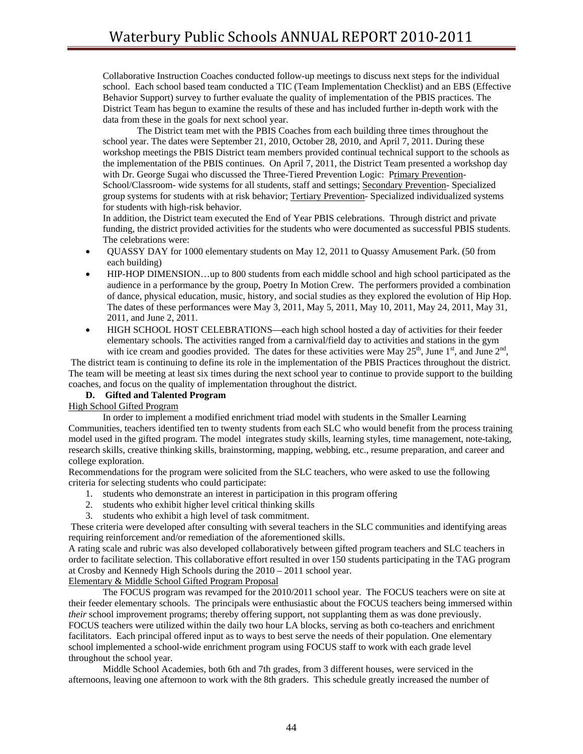Collaborative Instruction Coaches conducted follow-up meetings to discuss next steps for the individual school. Each school based team conducted a TIC (Team Implementation Checklist) and an EBS (Effective Behavior Support) survey to further evaluate the quality of implementation of the PBIS practices. The District Team has begun to examine the results of these and has included further in-depth work with the data from these in the goals for next school year.

The District team met with the PBIS Coaches from each building three times throughout the school year. The dates were September 21, 2010, October 28, 2010, and April 7, 2011. During these workshop meetings the PBIS District team members provided continual technical support to the schools as the implementation of the PBIS continues. On April 7, 2011, the District Team presented a workshop day with Dr. George Sugai who discussed the Three-Tiered Prevention Logic: Primary Prevention- School/Classroom- wide systems for all students, staff and settings; Secondary Prevention- Specialized group systems for students with at risk behavior; Tertiary Prevention- Specialized individualized systems for students with high-risk behavior.

In addition, the District team executed the End of Year PBIS celebrations. Through district and private funding, the district provided activities for the students who were documented as successful PBIS students. The celebrations were:

- QUASSY DAY for 1000 elementary students on May 12, 2011 to Quassy Amusement Park. (50 from each building)
- HIP-HOP DIMENSION…up to 800 students from each middle school and high school participated as the audience in a performance by the group, Poetry In Motion Crew. The performers provided a combination of dance, physical education, music, history, and social studies as they explored the evolution of Hip Hop. The dates of these performances were May 3, 2011, May 5, 2011, May 10, 2011, May 24, 2011, May 31, 2011, and June 2, 2011.
- HIGH SCHOOL HOST CELEBRATIONS—each high school hosted a day of activities for their feeder elementary schools. The activities ranged from a carnival/field day to activities and stations in the gym with ice cream and goodies provided. The dates for these activities were May 25th, June 1st, and June 2nd,

The district team is continuing to define its role in the implementation of the PBIS Practices throughout the district. The team will be meeting at least six times during the next school year to continue to provide support to the building coaches, and focus on the quality of implementation throughout the district.

**D. Gifted and Talented Program**

High School Gifted Program

In order to implement a modified enrichment triad model with students in the Smaller Learning Communities, teachers identified ten to twenty students from each SLC who would benefit from the process training model used in the gifted program. The model integrates study skills, learning styles, time management, note-taking, research skills, creative thinking skills, brainstorming, mapping, webbing, etc., resume preparation, and career and college exploration.

Recommendations for the program were solicited from the SLC teachers, who were asked to use the following criteria for selecting students who could participate:

1. students who demonstrate an interest in participation in this program offering
2. students who exhibit higher level critical thinking skills
3. students who exhibit a high level of task commitment.

These criteria were developed after consulting with several teachers in the SLC communities and identifying areas requiring reinforcement and/or remediation of the aforementioned skills.

A rating scale and rubric was also developed collaboratively between gifted program teachers and SLC teachers in order to facilitate selection. This collaborative effort resulted in over 150 students participating in the TAG program at Crosby and Kennedy High Schools during the 2010 – 2011 school year.

Elementary & Middle School Gifted Program Proposal

The FOCUS program was revamped for the 2010/2011 school year. The FOCUS teachers were on site at their feeder elementary schools. The principals were enthusiastic about the FOCUS teachers being immersed within *their* school improvement programs; thereby offering support, not supplanting them as was done previously. FOCUS teachers were utilized within the daily two hour LA blocks, serving as both co-teachers and enrichment facilitators. Each principal offered input as to ways to best serve the needs of their population. One elementary school implemented a school-wide enrichment program using FOCUS staff to work with each grade level throughout the school year.

Middle School Academies, both 6th and 7th grades, from 3 different houses, were serviced in the afternoons, leaving one afternoon to work with the 8th graders. This schedule greatly increased the number of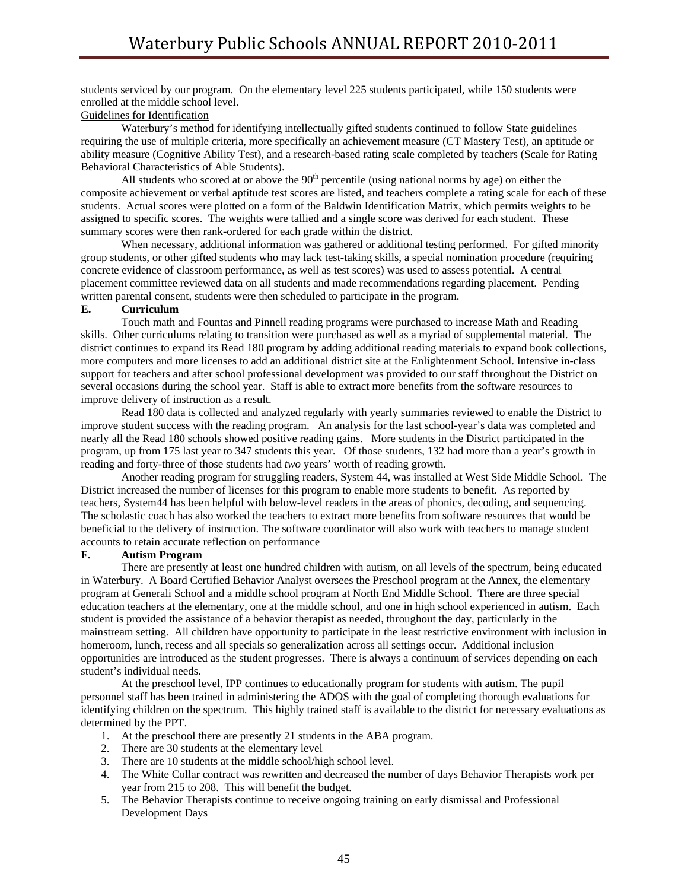students serviced by our program. On the elementary level 225 students participated, while 150 students were enrolled at the middle school level.

Guidelines for Identification

Waterbury's method for identifying intellectually gifted students continued to follow State guidelines requiring the use of multiple criteria, more specifically an achievement measure (CT Mastery Test), an aptitude or ability measure (Cognitive Ability Test), and a research-based rating scale completed by teachers (Scale for Rating Behavioral Characteristics of Able Students).

All students who scored at or above the 90th percentile (using national norms by age) on either the composite achievement or verbal aptitude test scores are listed, and teachers complete a rating scale for each of these students. Actual scores were plotted on a form of the Baldwin Identification Matrix, which permits weights to be assigned to specific scores. The weights were tallied and a single score was derived for each student. These summary scores were then rank-ordered for each grade within the district.

When necessary, additional information was gathered or additional testing performed. For gifted minority group students, or other gifted students who may lack test-taking skills, a special nomination procedure (requiring concrete evidence of classroom performance, as well as test scores) was used to assess potential. A central placement committee reviewed data on all students and made recommendations regarding placement. Pending written parental consent, students were then scheduled to participate in the program.

**E. Curriculum**

Touch math and Fountas and Pinnell reading programs were purchased to increase Math and Reading skills. Other curriculums relating to transition were purchased as well as a myriad of supplemental material. The district continues to expand its Read 180 program by adding additional reading materials to expand book collections, more computers and more licenses to add an additional district site at the Enlightenment School. Intensive in-class support for teachers and after school professional development was provided to our staff throughout the District on several occasions during the school year. Staff is able to extract more benefits from the software resources to improve delivery of instruction as a result.

Read 180 data is collected and analyzed regularly with yearly summaries reviewed to enable the District to improve student success with the reading program. An analysis for the last school-year's data was completed and nearly all the Read 180 schools showed positive reading gains. More students in the District participated in the program, up from 175 last year to 347 students this year. Of those students, 132 had more than a year's growth in reading and forty-three of those students had *two* years' worth of reading growth.

Another reading program for struggling readers, System 44, was installed at West Side Middle School. The District increased the number of licenses for this program to enable more students to benefit. As reported by teachers, System44 has been helpful with below-level readers in the areas of phonics, decoding, and sequencing. The scholastic coach has also worked the teachers to extract more benefits from software resources that would be beneficial to the delivery of instruction. The software coordinator will also work with teachers to manage student accounts to retain accurate reflection on performance

**F. Autism Program**

There are presently at least one hundred children with autism, on all levels of the spectrum, being educated in Waterbury. A Board Certified Behavior Analyst oversees the Preschool program at the Annex, the elementary program at Generali School and a middle school program at North End Middle School. There are three special education teachers at the elementary, one at the middle school, and one in high school experienced in autism. Each student is provided the assistance of a behavior therapist as needed, throughout the day, particularly in the mainstream setting. All children have opportunity to participate in the least restrictive environment with inclusion in homeroom, lunch, recess and all specials so generalization across all settings occur. Additional inclusion opportunities are introduced as the student progresses. There is always a continuum of services depending on each student's individual needs.

At the preschool level, IPP continues to educationally program for students with autism. The pupil personnel staff has been trained in administering the ADOS with the goal of completing thorough evaluations for identifying children on the spectrum. This highly trained staff is available to the district for necessary evaluations as determined by the PPT.

1. At the preschool there are presently 21 students in the ABA program.
2. There are 30 students at the elementary level
3. There are 10 students at the middle school/high school level.
4. The White Collar contract was rewritten and decreased the number of days Behavior Therapists work per year from 215 to 208. This will benefit the budget.
5. The Behavior Therapists continue to receive ongoing training on early dismissal and Professional Development Days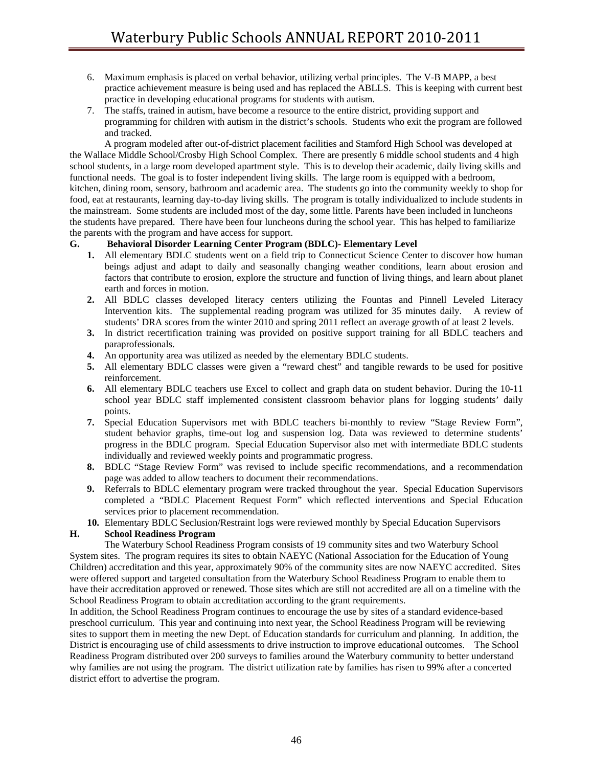6. Maximum emphasis is placed on verbal behavior, utilizing verbal principles. The V-B MAPP, a best practice achievement measure is being used and has replaced the ABLLS. This is keeping with current best practice in developing educational programs for students with autism.
7. The staffs, trained in autism, have become a resource to the entire district, providing support and programming for children with autism in the district's schools. Students who exit the program are followed and tracked.

A program modeled after out-of-district placement facilities and Stamford High School was developed at the Wallace Middle School/Crosby High School Complex. There are presently 6 middle school students and 4 high school students, in a large room developed apartment style. This is to develop their academic, daily living skills and functional needs. The goal is to foster independent living skills. The large room is equipped with a bedroom, kitchen, dining room, sensory, bathroom and academic area. The students go into the community weekly to shop for food, eat at restaurants, learning day-to-day living skills. The program is totally individualized to include students in the mainstream. Some students are included most of the day, some little. Parents have been included in luncheons the students have prepared. There have been four luncheons during the school year. This has helped to familiarize the parents with the program and have access for support.

**G. Behavioral Disorder Learning Center Program (BDLC)- Elementary Level**

1. All elementary BDLC students went on a field trip to Connecticut Science Center to discover how human beings adjust and adapt to daily and seasonally changing weather conditions, learn about erosion and factors that contribute to erosion, explore the structure and function of living things, and learn about planet earth and forces in motion.
2. All BDLC classes developed literacy centers utilizing the Fountas and Pinnell Leveled Literacy Intervention kits. The supplemental reading program was utilized for 35 minutes daily. A review of students' DRA scores from the winter 2010 and spring 2011 reflect an average growth of at least 2 levels.
3. In district recertification training was provided on positive support training for all BDLC teachers and paraprofessionals.
4. An opportunity area was utilized as needed by the elementary BDLC students.
5. All elementary BDLC classes were given a "reward chest" and tangible rewards to be used for positive reinforcement.
6. All elementary BDLC teachers use Excel to collect and graph data on student behavior. During the 10-11 school year BDLC staff implemented consistent classroom behavior plans for logging students' daily points.
7. Special Education Supervisors met with BDLC teachers bi-monthly to review "Stage Review Form", student behavior graphs, time-out log and suspension log. Data was reviewed to determine students' progress in the BDLC program. Special Education Supervisor also met with intermediate BDLC students individually and reviewed weekly points and programmatic progress.
8. BDLC "Stage Review Form" was revised to include specific recommendations, and a recommendation page was added to allow teachers to document their recommendations.
9. Referrals to BDLC elementary program were tracked throughout the year. Special Education Supervisors completed a "BDLC Placement Request Form" which reflected interventions and Special Education services prior to placement recommendation.
10. Elementary BDLC Seclusion/Restraint logs were reviewed monthly by Special Education Supervisors

**H. School Readiness Program**

The Waterbury School Readiness Program consists of 19 community sites and two Waterbury School System sites. The program requires its sites to obtain NAEYC (National Association for the Education of Young Children) accreditation and this year, approximately 90% of the community sites are now NAEYC accredited. Sites were offered support and targeted consultation from the Waterbury School Readiness Program to enable them to have their accreditation approved or renewed. Those sites which are still not accredited are all on a timeline with the School Readiness Program to obtain accreditation according to the grant requirements.

In addition, the School Readiness Program continues to encourage the use by sites of a standard evidence-based preschool curriculum. This year and continuing into next year, the School Readiness Program will be reviewing sites to support them in meeting the new Dept. of Education standards for curriculum and planning. In addition, the District is encouraging use of child assessments to drive instruction to improve educational outcomes. The School Readiness Program distributed over 200 surveys to families around the Waterbury community to better understand why families are not using the program. The district utilization rate by families has risen to 99% after a concerted district effort to advertise the program.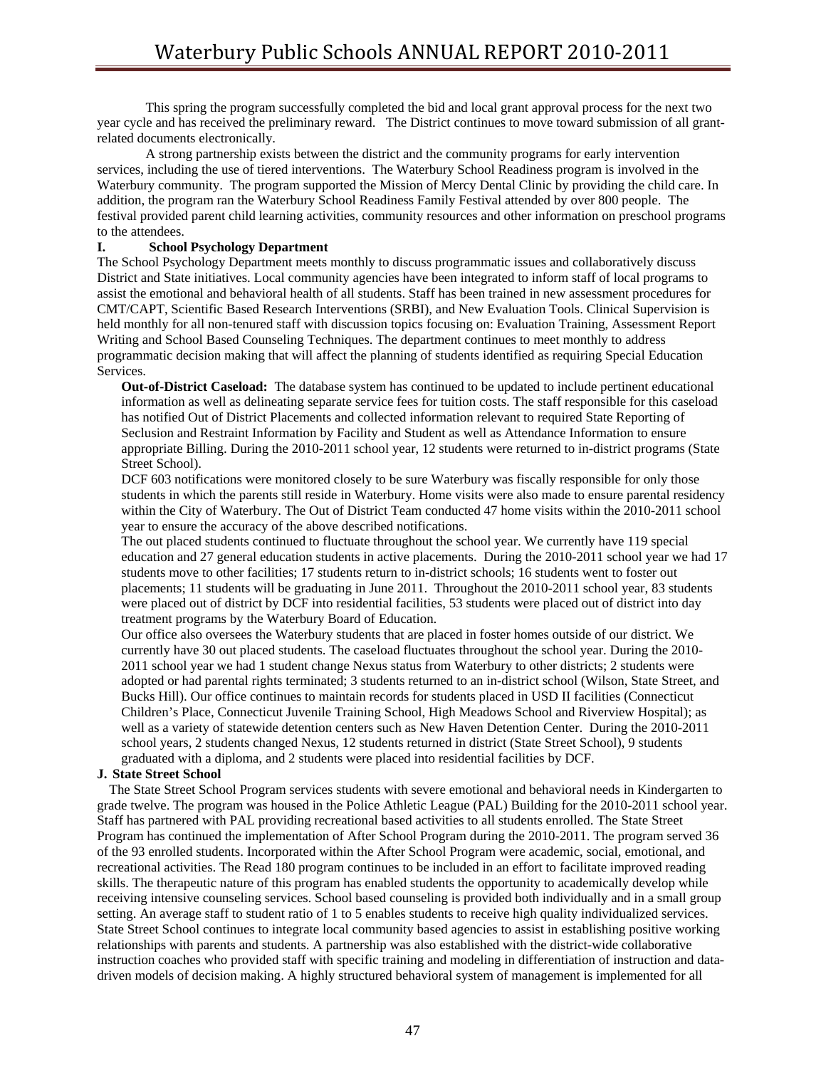This spring the program successfully completed the bid and local grant approval process for the next two year cycle and has received the preliminary reward. The District continues to move toward submission of all grant-related documents electronically.

A strong partnership exists between the district and the community programs for early intervention services, including the use of tiered interventions. The Waterbury School Readiness program is involved in the Waterbury community. The program supported the Mission of Mercy Dental Clinic by providing the child care. In addition, the program ran the Waterbury School Readiness Family Festival attended by over 800 people. The festival provided parent child learning activities, community resources and other information on preschool programs to the attendees.

### I. School Psychology Department

The School Psychology Department meets monthly to discuss programmatic issues and collaboratively discuss District and State initiatives. Local community agencies have been integrated to inform staff of local programs to assist the emotional and behavioral health of all students. Staff has been trained in new assessment procedures for CMT/CAPT, Scientific Based Research Interventions (SRBI), and New Evaluation Tools. Clinical Supervision is held monthly for all non-tenured staff with discussion topics focusing on: Evaluation Training, Assessment Report Writing and School Based Counseling Techniques. The department continues to meet monthly to address programmatic decision making that will affect the planning of students identified as requiring Special Education Services.

**Out-of-District Caseload:** The database system has continued to be updated to include pertinent educational information as well as delineating separate service fees for tuition costs. The staff responsible for this caseload has notified Out of District Placements and collected information relevant to required State Reporting of Seclusion and Restraint Information by Facility and Student as well as Attendance Information to ensure appropriate Billing. During the 2010-2011 school year, 12 students were returned to in-district programs (State Street School).

DCF 603 notifications were monitored closely to be sure Waterbury was fiscally responsible for only those students in which the parents still reside in Waterbury. Home visits were also made to ensure parental residency within the City of Waterbury. The Out of District Team conducted 47 home visits within the 2010-2011 school year to ensure the accuracy of the above described notifications.

The out placed students continued to fluctuate throughout the school year. We currently have 119 special education and 27 general education students in active placements. During the 2010-2011 school year we had 17 students move to other facilities; 17 students return to in-district schools; 16 students went to foster out placements; 11 students will be graduating in June 2011. Throughout the 2010-2011 school year, 83 students were placed out of district by DCF into residential facilities, 53 students were placed out of district into day treatment programs by the Waterbury Board of Education.

Our office also oversees the Waterbury students that are placed in foster homes outside of our district. We currently have 30 out placed students. The caseload fluctuates throughout the school year. During the 2010-2011 school year we had 1 student change Nexus status from Waterbury to other districts; 2 students were adopted or had parental rights terminated; 3 students returned to an in-district school (Wilson, State Street, and Bucks Hill). Our office continues to maintain records for students placed in USD II facilities (Connecticut Children's Place, Connecticut Juvenile Training School, High Meadows School and Riverview Hospital); as well as a variety of statewide detention centers such as New Haven Detention Center. During the 2010-2011 school years, 2 students changed Nexus, 12 students returned in district (State Street School), 9 students graduated with a diploma, and 2 students were placed into residential facilities by DCF.

### J. State Street School

The State Street School Program services students with severe emotional and behavioral needs in Kindergarten to grade twelve. The program was housed in the Police Athletic League (PAL) Building for the 2010-2011 school year. Staff has partnered with PAL providing recreational based activities to all students enrolled. The State Street Program has continued the implementation of After School Program during the 2010-2011. The program served 36 of the 93 enrolled students. Incorporated within the After School Program were academic, social, emotional, and recreational activities. The Read 180 program continues to be included in an effort to facilitate improved reading skills. The therapeutic nature of this program has enabled students the opportunity to academically develop while receiving intensive counseling services. School based counseling is provided both individually and in a small group setting. An average staff to student ratio of 1 to 5 enables students to receive high quality individualized services. State Street School continues to integrate local community based agencies to assist in establishing positive working relationships with parents and students. A partnership was also established with the district-wide collaborative instruction coaches who provided staff with specific training and modeling in differentiation of instruction and data-driven models of decision making. A highly structured behavioral system of management is implemented for all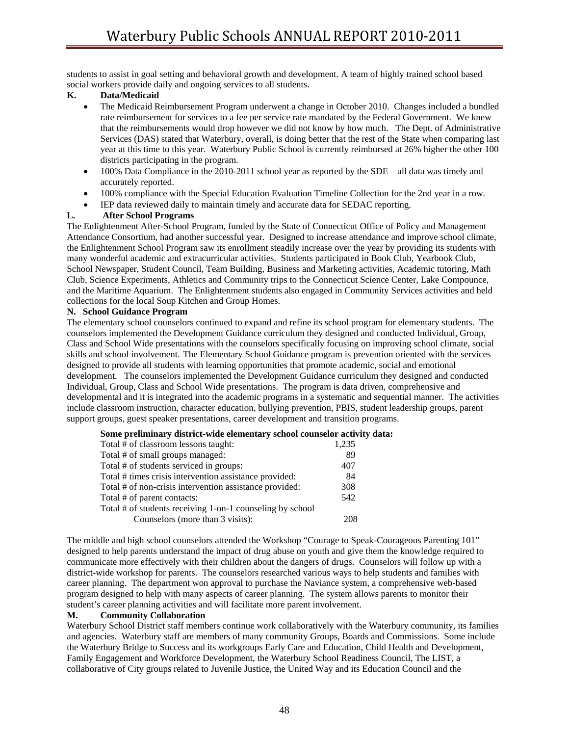students to assist in goal setting and behavioral growth and development. A team of highly trained school based social workers provide daily and ongoing services to all students.

**K. Data/Medicaid**

- The Medicaid Reimbursement Program underwent a change in October 2010. Changes included a bundled rate reimbursement for services to a fee per service rate mandated by the Federal Government. We knew that the reimbursements would drop however we did not know by how much. The Dept. of Administrative Services (DAS) stated that Waterbury, overall, is doing better that the rest of the State when comparing last year at this time to this year. Waterbury Public School is currently reimbursed at 26% higher the other 100 districts participating in the program.
- 100% Data Compliance in the 2010-2011 school year as reported by the SDE – all data was timely and accurately reported.
- 100% compliance with the Special Education Evaluation Timeline Collection for the 2nd year in a row.
- IEP data reviewed daily to maintain timely and accurate data for SEDAC reporting.

**L. After School Programs**

The Enlightenment After-School Program, funded by the State of Connecticut Office of Policy and Management Attendance Consortium, had another successful year. Designed to increase attendance and improve school climate, the Enlightenment School Program saw its enrollment steadily increase over the year by providing its students with many wonderful academic and extracurricular activities. Students participated in Book Club, Yearbook Club, School Newspaper, Student Council, Team Building, Business and Marketing activities, Academic tutoring, Math Club, Science Experiments, Athletics and Community trips to the Connecticut Science Center, Lake Compounce, and the Maritime Aquarium. The Enlightenment students also engaged in Community Services activities and held collections for the local Soup Kitchen and Group Homes.

**N. School Guidance Program**

The elementary school counselors continued to expand and refine its school program for elementary students. The counselors implemented the Development Guidance curriculum they designed and conducted Individual, Group, Class and School Wide presentations with the counselors specifically focusing on improving school climate, social skills and school involvement. The Elementary School Guidance program is prevention oriented with the services designed to provide all students with learning opportunities that promote academic, social and emotional development. The counselors implemented the Development Guidance curriculum they designed and conducted Individual, Group, Class and School Wide presentations. The program is data driven, comprehensive and developmental and it is integrated into the academic programs in a systematic and sequential manner. The activities include classroom instruction, character education, bullying prevention, PBIS, student leadership groups, parent support groups, guest speaker presentations, career development and transition programs.

**Some preliminary district-wide elementary school counselor activity data:**

| | |
|---|---|
| Total # of classroom lessons taught: | 1,235 |
| Total # of small groups managed: | 89 |
| Total # of students serviced in groups: | 407 |
| Total # times crisis intervention assistance provided: | 84 |
| Total # of non-crisis intervention assistance provided: | 308 |
| Total # of parent contacts: | 542 |
| Total # of students receiving 1-on-1 counseling by school Counselors (more than 3 visits): | 208 |

The middle and high school counselors attended the Workshop "Courage to Speak-Courageous Parenting 101" designed to help parents understand the impact of drug abuse on youth and give them the knowledge required to communicate more effectively with their children about the dangers of drugs. Counselors will follow up with a district-wide workshop for parents. The counselors researched various ways to help students and families with career planning. The department won approval to purchase the Naviance system, a comprehensive web-based program designed to help with many aspects of career planning. The system allows parents to monitor their student's career planning activities and will facilitate more parent involvement.

**M. Community Collaboration**

Waterbury School District staff members continue work collaboratively with the Waterbury community, its families and agencies. Waterbury staff are members of many community Groups, Boards and Commissions. Some include the Waterbury Bridge to Success and its workgroups Early Care and Education, Child Health and Development, Family Engagement and Workforce Development, the Waterbury School Readiness Council, The LIST, a collaborative of City groups related to Juvenile Justice, the United Way and its Education Council and the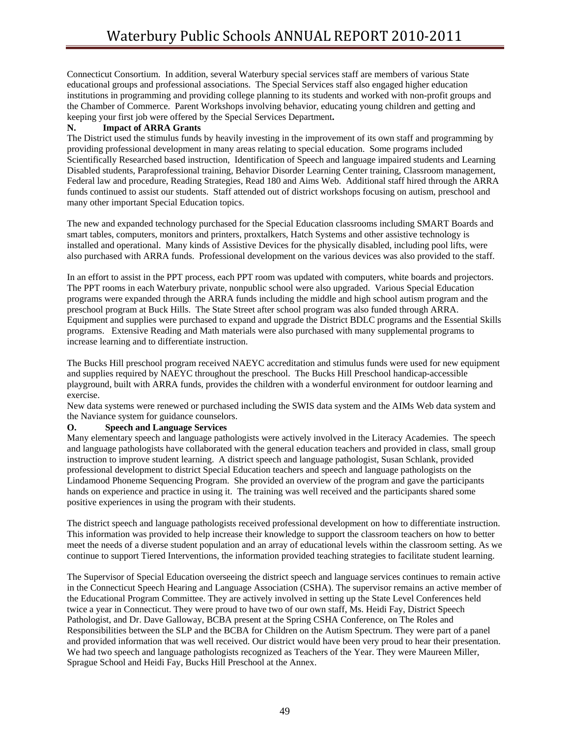Connecticut Consortium. In addition, several Waterbury special services staff are members of various State educational groups and professional associations. The Special Services staff also engaged higher education institutions in programming and providing college planning to its students and worked with non-profit groups and the Chamber of Commerce. Parent Workshops involving behavior, educating young children and getting and keeping your first job were offered by the Special Services Department**.**

### N. Impact of ARRA Grants

The District used the stimulus funds by heavily investing in the improvement of its own staff and programming by providing professional development in many areas relating to special education. Some programs included Scientifically Researched based instruction, Identification of Speech and language impaired students and Learning Disabled students, Paraprofessional training, Behavior Disorder Learning Center training, Classroom management, Federal law and procedure, Reading Strategies, Read 180 and Aims Web. Additional staff hired through the ARRA funds continued to assist our students. Staff attended out of district workshops focusing on autism, preschool and many other important Special Education topics.

The new and expanded technology purchased for the Special Education classrooms including SMART Boards and smart tables, computers, monitors and printers, proxtalkers, Hatch Systems and other assistive technology is installed and operational. Many kinds of Assistive Devices for the physically disabled, including pool lifts, were also purchased with ARRA funds. Professional development on the various devices was also provided to the staff.

In an effort to assist in the PPT process, each PPT room was updated with computers, white boards and projectors. The PPT rooms in each Waterbury private, nonpublic school were also upgraded. Various Special Education programs were expanded through the ARRA funds including the middle and high school autism program and the preschool program at Buck Hills. The State Street after school program was also funded through ARRA. Equipment and supplies were purchased to expand and upgrade the District BDLC programs and the Essential Skills programs. Extensive Reading and Math materials were also purchased with many supplemental programs to increase learning and to differentiate instruction.

The Bucks Hill preschool program received NAEYC accreditation and stimulus funds were used for new equipment and supplies required by NAEYC throughout the preschool. The Bucks Hill Preschool handicap-accessible playground, built with ARRA funds, provides the children with a wonderful environment for outdoor learning and exercise.

New data systems were renewed or purchased including the SWIS data system and the AIMs Web data system and the Naviance system for guidance counselors.

### O. Speech and Language Services

Many elementary speech and language pathologists were actively involved in the Literacy Academies. The speech and language pathologists have collaborated with the general education teachers and provided in class, small group instruction to improve student learning. A district speech and language pathologist, Susan Schlank, provided professional development to district Special Education teachers and speech and language pathologists on the Lindamood Phoneme Sequencing Program. She provided an overview of the program and gave the participants hands on experience and practice in using it. The training was well received and the participants shared some positive experiences in using the program with their students.

The district speech and language pathologists received professional development on how to differentiate instruction. This information was provided to help increase their knowledge to support the classroom teachers on how to better meet the needs of a diverse student population and an array of educational levels within the classroom setting. As we continue to support Tiered Interventions, the information provided teaching strategies to facilitate student learning.

The Supervisor of Special Education overseeing the district speech and language services continues to remain active in the Connecticut Speech Hearing and Language Association (CSHA). The supervisor remains an active member of the Educational Program Committee. They are actively involved in setting up the State Level Conferences held twice a year in Connecticut. They were proud to have two of our own staff, Ms. Heidi Fay, District Speech Pathologist, and Dr. Dave Galloway, BCBA present at the Spring CSHA Conference, on The Roles and Responsibilities between the SLP and the BCBA for Children on the Autism Spectrum. They were part of a panel and provided information that was well received. Our district would have been very proud to hear their presentation. We had two speech and language pathologists recognized as Teachers of the Year. They were Maureen Miller, Sprague School and Heidi Fay, Bucks Hill Preschool at the Annex.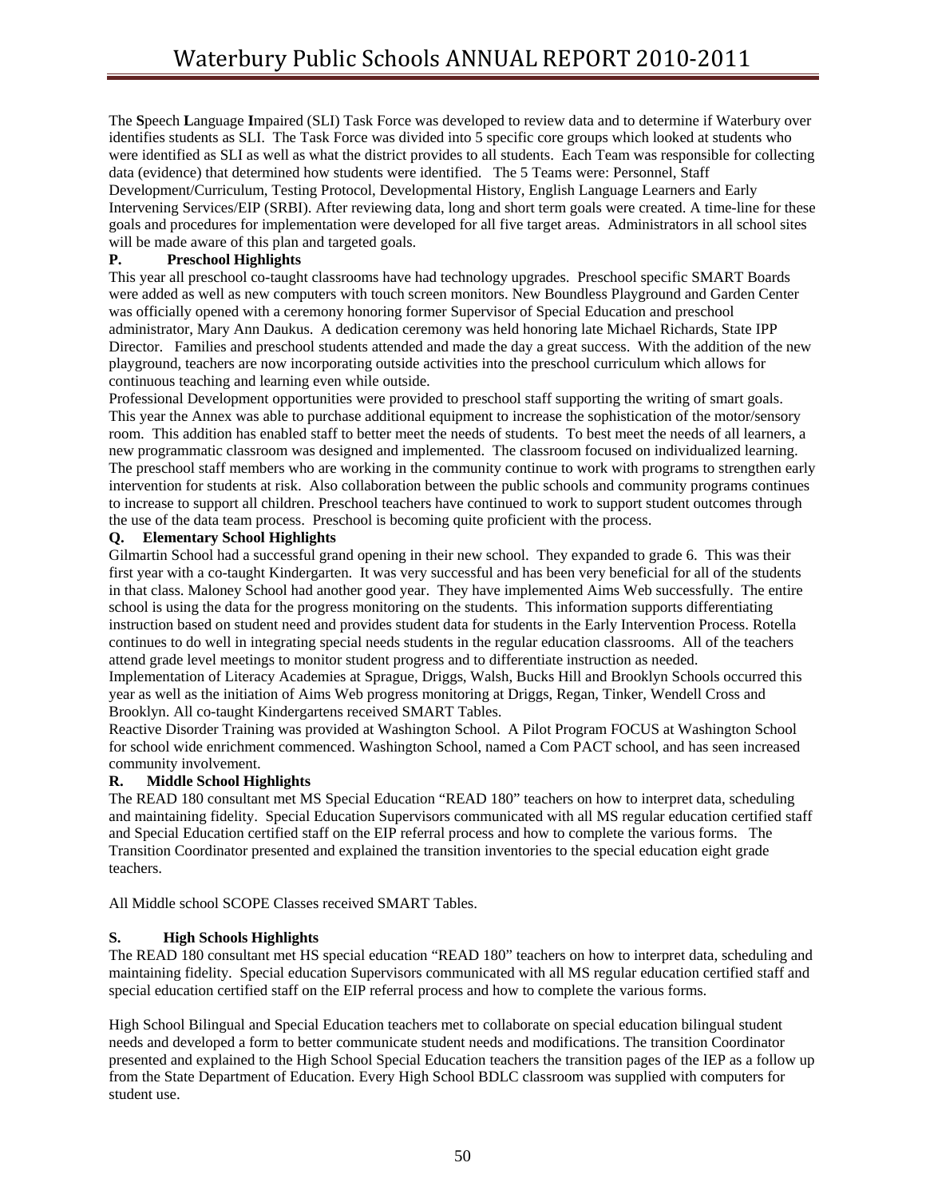The **S**peech **L**anguage **I**mpaired (SLI) Task Force was developed to review data and to determine if Waterbury over identifies students as SLI. The Task Force was divided into 5 specific core groups which looked at students who were identified as SLI as well as what the district provides to all students. Each Team was responsible for collecting data (evidence) that determined how students were identified. The 5 Teams were: Personnel, Staff Development/Curriculum, Testing Protocol, Developmental History, English Language Learners and Early Intervening Services/EIP (SRBI). After reviewing data, long and short term goals were created. A time-line for these goals and procedures for implementation were developed for all five target areas. Administrators in all school sites will be made aware of this plan and targeted goals.

**P. Preschool Highlights**

This year all preschool co-taught classrooms have had technology upgrades. Preschool specific SMART Boards were added as well as new computers with touch screen monitors. New Boundless Playground and Garden Center was officially opened with a ceremony honoring former Supervisor of Special Education and preschool administrator, Mary Ann Daukus. A dedication ceremony was held honoring late Michael Richards, State IPP Director. Families and preschool students attended and made the day a great success. With the addition of the new playground, teachers are now incorporating outside activities into the preschool curriculum which allows for continuous teaching and learning even while outside.

Professional Development opportunities were provided to preschool staff supporting the writing of smart goals. This year the Annex was able to purchase additional equipment to increase the sophistication of the motor/sensory room. This addition has enabled staff to better meet the needs of students. To best meet the needs of all learners, a new programmatic classroom was designed and implemented. The classroom focused on individualized learning. The preschool staff members who are working in the community continue to work with programs to strengthen early intervention for students at risk. Also collaboration between the public schools and community programs continues to increase to support all children. Preschool teachers have continued to work to support student outcomes through the use of the data team process. Preschool is becoming quite proficient with the process.

**Q. Elementary School Highlights**

Gilmartin School had a successful grand opening in their new school. They expanded to grade 6. This was their first year with a co-taught Kindergarten. It was very successful and has been very beneficial for all of the students in that class. Maloney School had another good year. They have implemented Aims Web successfully. The entire school is using the data for the progress monitoring on the students. This information supports differentiating instruction based on student need and provides student data for students in the Early Intervention Process. Rotella continues to do well in integrating special needs students in the regular education classrooms. All of the teachers attend grade level meetings to monitor student progress and to differentiate instruction as needed.

Implementation of Literacy Academies at Sprague, Driggs, Walsh, Bucks Hill and Brooklyn Schools occurred this year as well as the initiation of Aims Web progress monitoring at Driggs, Regan, Tinker, Wendell Cross and Brooklyn. All co-taught Kindergartens received SMART Tables.

Reactive Disorder Training was provided at Washington School. A Pilot Program FOCUS at Washington School for school wide enrichment commenced. Washington School, named a Com PACT school, and has seen increased community involvement.

**R. Middle School Highlights**

The READ 180 consultant met MS Special Education "READ 180" teachers on how to interpret data, scheduling and maintaining fidelity. Special Education Supervisors communicated with all MS regular education certified staff and Special Education certified staff on the EIP referral process and how to complete the various forms. The Transition Coordinator presented and explained the transition inventories to the special education eight grade teachers.

All Middle school SCOPE Classes received SMART Tables.

**S. High Schools Highlights**

The READ 180 consultant met HS special education "READ 180" teachers on how to interpret data, scheduling and maintaining fidelity. Special education Supervisors communicated with all MS regular education certified staff and special education certified staff on the EIP referral process and how to complete the various forms.

High School Bilingual and Special Education teachers met to collaborate on special education bilingual student needs and developed a form to better communicate student needs and modifications. The transition Coordinator presented and explained to the High School Special Education teachers the transition pages of the IEP as a follow up from the State Department of Education. Every High School BDLC classroom was supplied with computers for student use.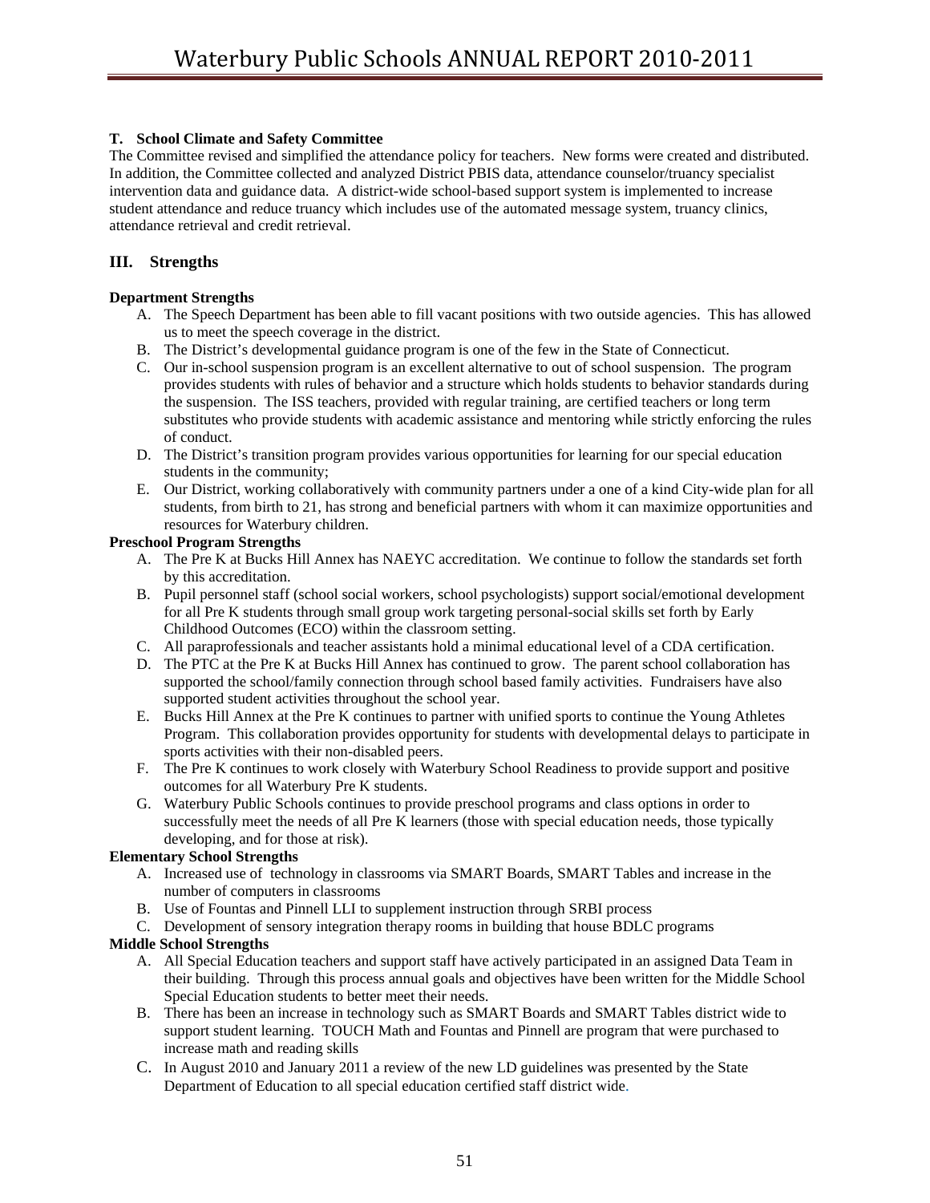**T. School Climate and Safety Committee**

The Committee revised and simplified the attendance policy for teachers. New forms were created and distributed. In addition, the Committee collected and analyzed District PBIS data, attendance counselor/truancy specialist intervention data and guidance data. A district-wide school-based support system is implemented to increase student attendance and reduce truancy which includes use of the automated message system, truancy clinics, attendance retrieval and credit retrieval.

## III. Strengths

**Department Strengths**

A. The Speech Department has been able to fill vacant positions with two outside agencies. This has allowed us to meet the speech coverage in the district.
B. The District's developmental guidance program is one of the few in the State of Connecticut.
C. Our in-school suspension program is an excellent alternative to out of school suspension. The program provides students with rules of behavior and a structure which holds students to behavior standards during the suspension. The ISS teachers, provided with regular training, are certified teachers or long term substitutes who provide students with academic assistance and mentoring while strictly enforcing the rules of conduct.
D. The District's transition program provides various opportunities for learning for our special education students in the community;
E. Our District, working collaboratively with community partners under a one of a kind City-wide plan for all students, from birth to 21, has strong and beneficial partners with whom it can maximize opportunities and resources for Waterbury children.

**Preschool Program Strengths**

A. The Pre K at Bucks Hill Annex has NAEYC accreditation. We continue to follow the standards set forth by this accreditation.
B. Pupil personnel staff (school social workers, school psychologists) support social/emotional development for all Pre K students through small group work targeting personal-social skills set forth by Early Childhood Outcomes (ECO) within the classroom setting.
C. All paraprofessionals and teacher assistants hold a minimal educational level of a CDA certification.
D. The PTC at the Pre K at Bucks Hill Annex has continued to grow. The parent school collaboration has supported the school/family connection through school based family activities. Fundraisers have also supported student activities throughout the school year.
E. Bucks Hill Annex at the Pre K continues to partner with unified sports to continue the Young Athletes Program. This collaboration provides opportunity for students with developmental delays to participate in sports activities with their non-disabled peers.
F. The Pre K continues to work closely with Waterbury School Readiness to provide support and positive outcomes for all Waterbury Pre K students.
G. Waterbury Public Schools continues to provide preschool programs and class options in order to successfully meet the needs of all Pre K learners (those with special education needs, those typically developing, and for those at risk).

**Elementary School Strengths**

A. Increased use of technology in classrooms via SMART Boards, SMART Tables and increase in the number of computers in classrooms
B. Use of Fountas and Pinnell LLI to supplement instruction through SRBI process
C. Development of sensory integration therapy rooms in building that house BDLC programs

**Middle School Strengths**

A. All Special Education teachers and support staff have actively participated in an assigned Data Team in their building. Through this process annual goals and objectives have been written for the Middle School Special Education students to better meet their needs.
B. There has been an increase in technology such as SMART Boards and SMART Tables district wide to support student learning. TOUCH Math and Fountas and Pinnell are program that were purchased to increase math and reading skills
C. In August 2010 and January 2011 a review of the new LD guidelines was presented by the State Department of Education to all special education certified staff district wide.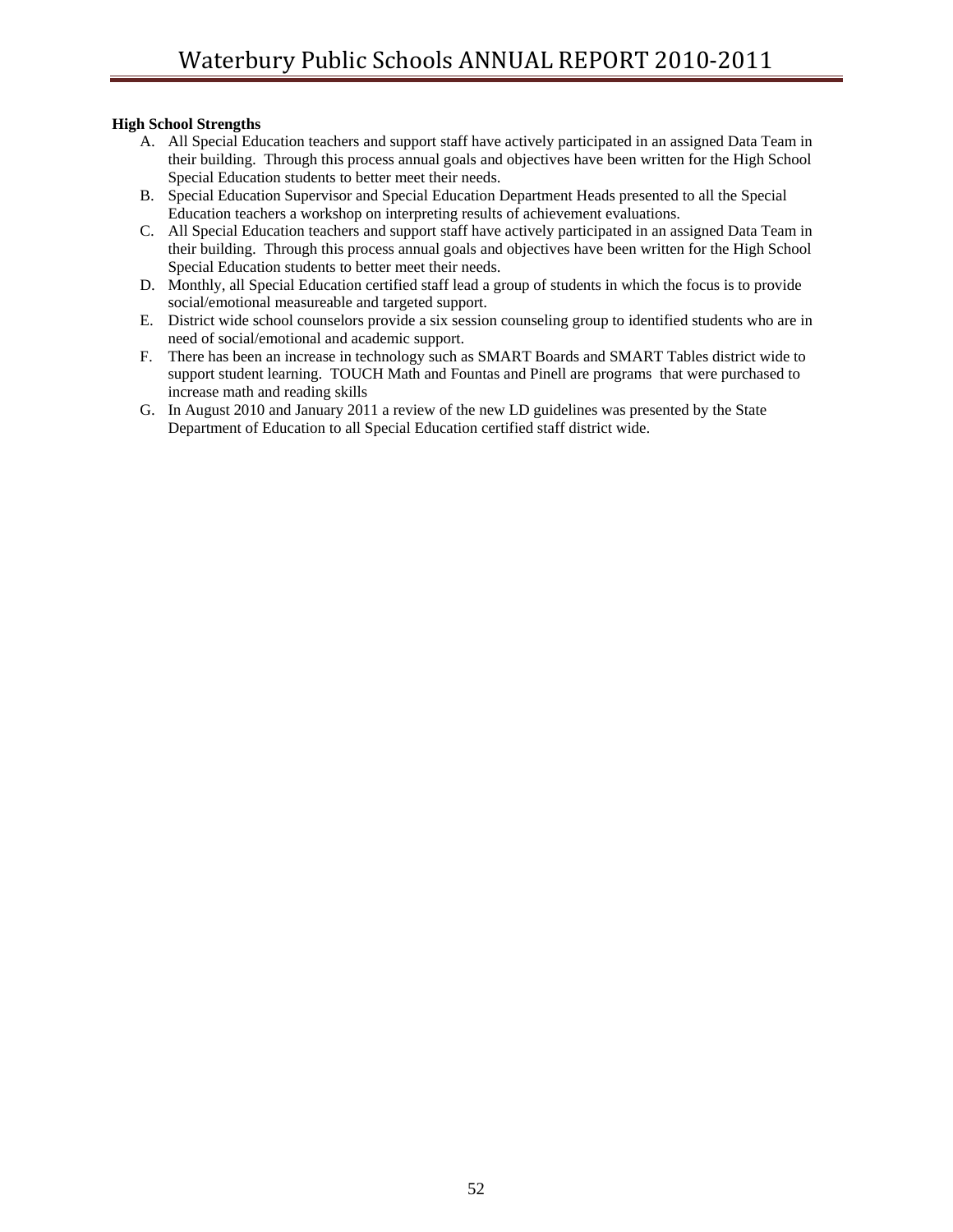**High School Strengths**

A. All Special Education teachers and support staff have actively participated in an assigned Data Team in their building. Through this process annual goals and objectives have been written for the High School Special Education students to better meet their needs.
B. Special Education Supervisor and Special Education Department Heads presented to all the Special Education teachers a workshop on interpreting results of achievement evaluations.
C. All Special Education teachers and support staff have actively participated in an assigned Data Team in their building. Through this process annual goals and objectives have been written for the High School Special Education students to better meet their needs.
D. Monthly, all Special Education certified staff lead a group of students in which the focus is to provide social/emotional measureable and targeted support.
E. District wide school counselors provide a six session counseling group to identified students who are in need of social/emotional and academic support.
F. There has been an increase in technology such as SMART Boards and SMART Tables district wide to support student learning. TOUCH Math and Fountas and Pinell are programs that were purchased to increase math and reading skills
G. In August 2010 and January 2011 a review of the new LD guidelines was presented by the State Department of Education to all Special Education certified staff district wide.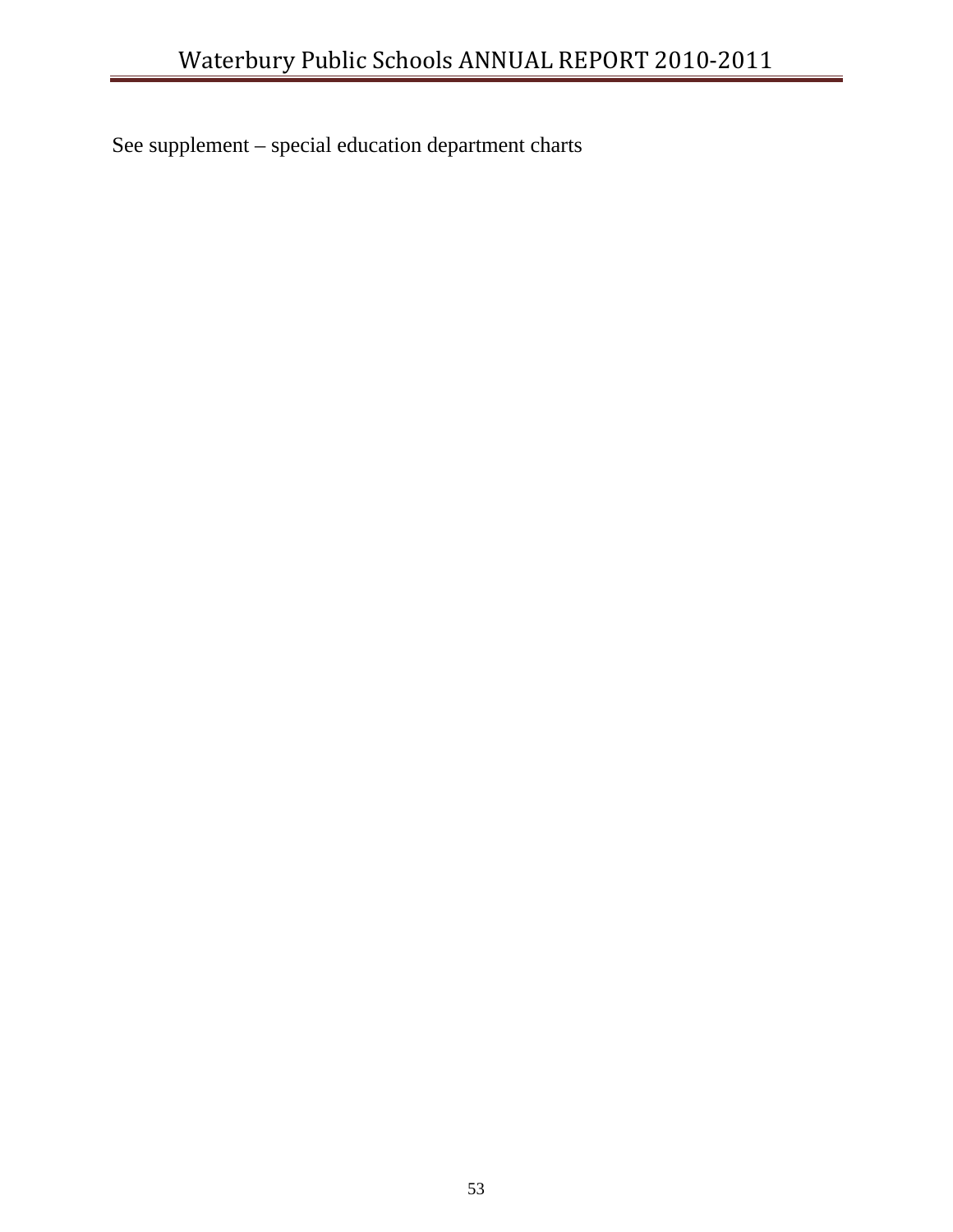See supplement – special education department charts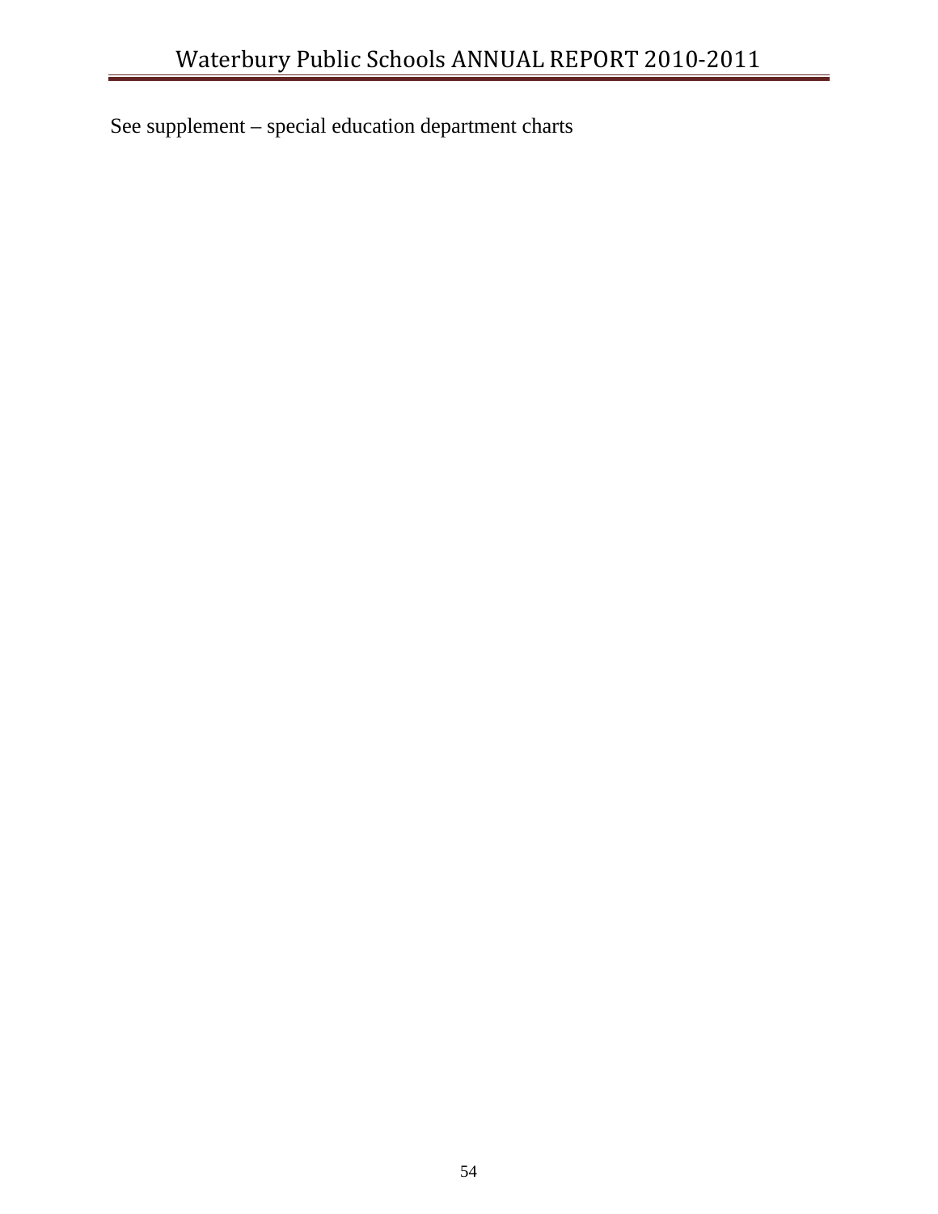See supplement – special education department charts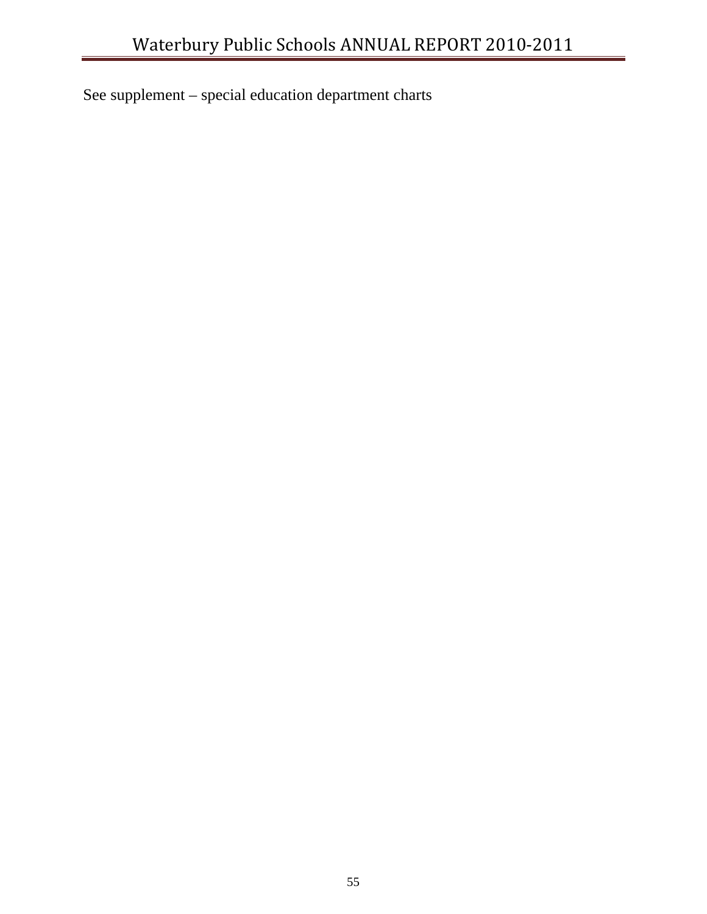See supplement – special education department charts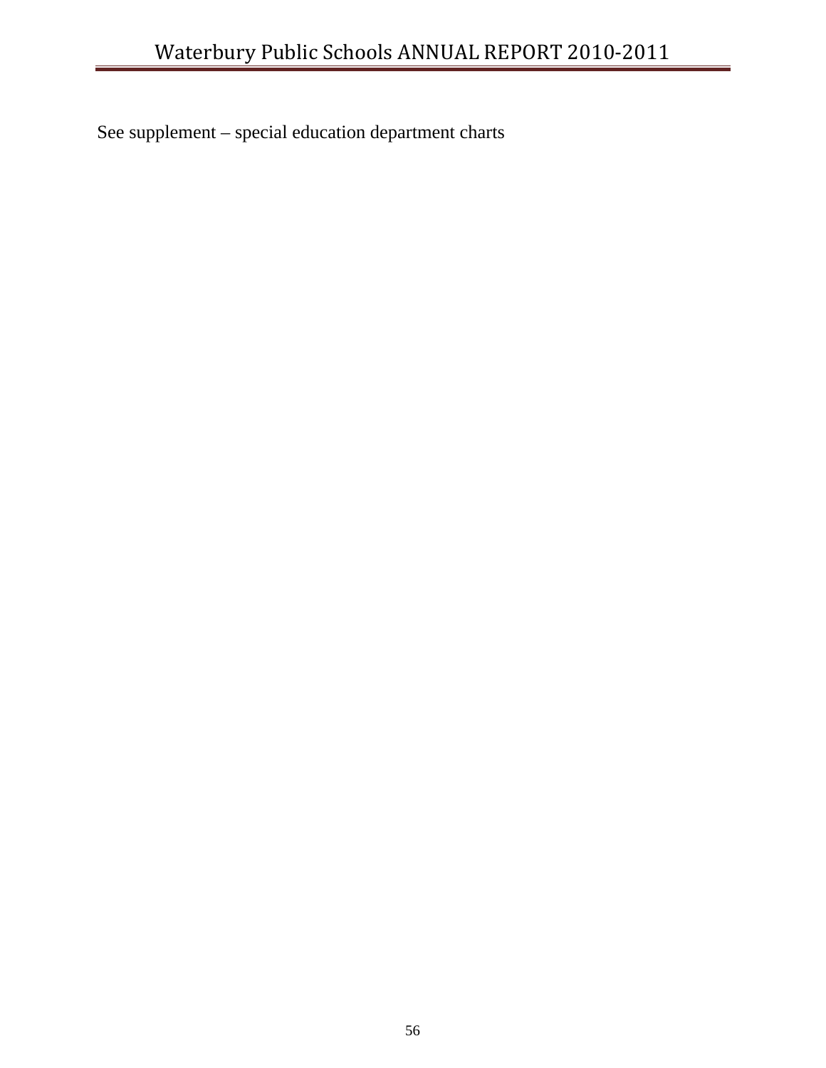See supplement – special education department charts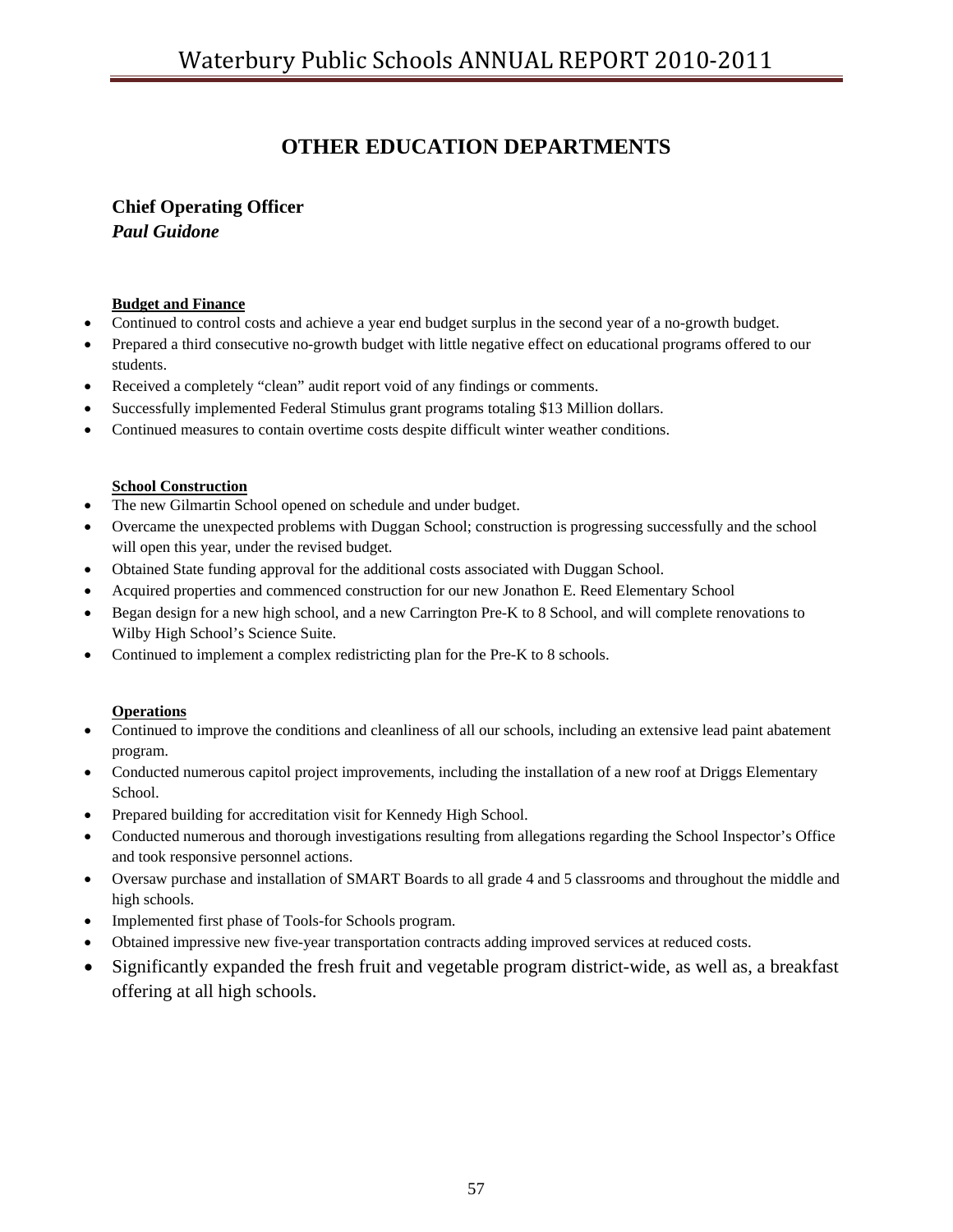# OTHER EDUCATION DEPARTMENTS

## Chief Operating Officer

***Paul Guidone***

**Budget and Finance**

- Continued to control costs and achieve a year end budget surplus in the second year of a no-growth budget.
- Prepared a third consecutive no-growth budget with little negative effect on educational programs offered to our students.
- Received a completely "clean" audit report void of any findings or comments.
- Successfully implemented Federal Stimulus grant programs totaling $13 Million dollars.
- Continued measures to contain overtime costs despite difficult winter weather conditions.

**School Construction**

- The new Gilmartin School opened on schedule and under budget.
- Overcame the unexpected problems with Duggan School; construction is progressing successfully and the school will open this year, under the revised budget.
- Obtained State funding approval for the additional costs associated with Duggan School.
- Acquired properties and commenced construction for our new Jonathon E. Reed Elementary School
- Began design for a new high school, and a new Carrington Pre-K to 8 School, and will complete renovations to Wilby High School's Science Suite.
- Continued to implement a complex redistricting plan for the Pre-K to 8 schools.

**Operations**

- Continued to improve the conditions and cleanliness of all our schools, including an extensive lead paint abatement program.
- Conducted numerous capitol project improvements, including the installation of a new roof at Driggs Elementary School.
- Prepared building for accreditation visit for Kennedy High School.
- Conducted numerous and thorough investigations resulting from allegations regarding the School Inspector's Office and took responsive personnel actions.
- Oversaw purchase and installation of SMART Boards to all grade 4 and 5 classrooms and throughout the middle and high schools.
- Implemented first phase of Tools-for Schools program.
- Obtained impressive new five-year transportation contracts adding improved services at reduced costs.
- Significantly expanded the fresh fruit and vegetable program district-wide, as well as, a breakfast offering at all high schools.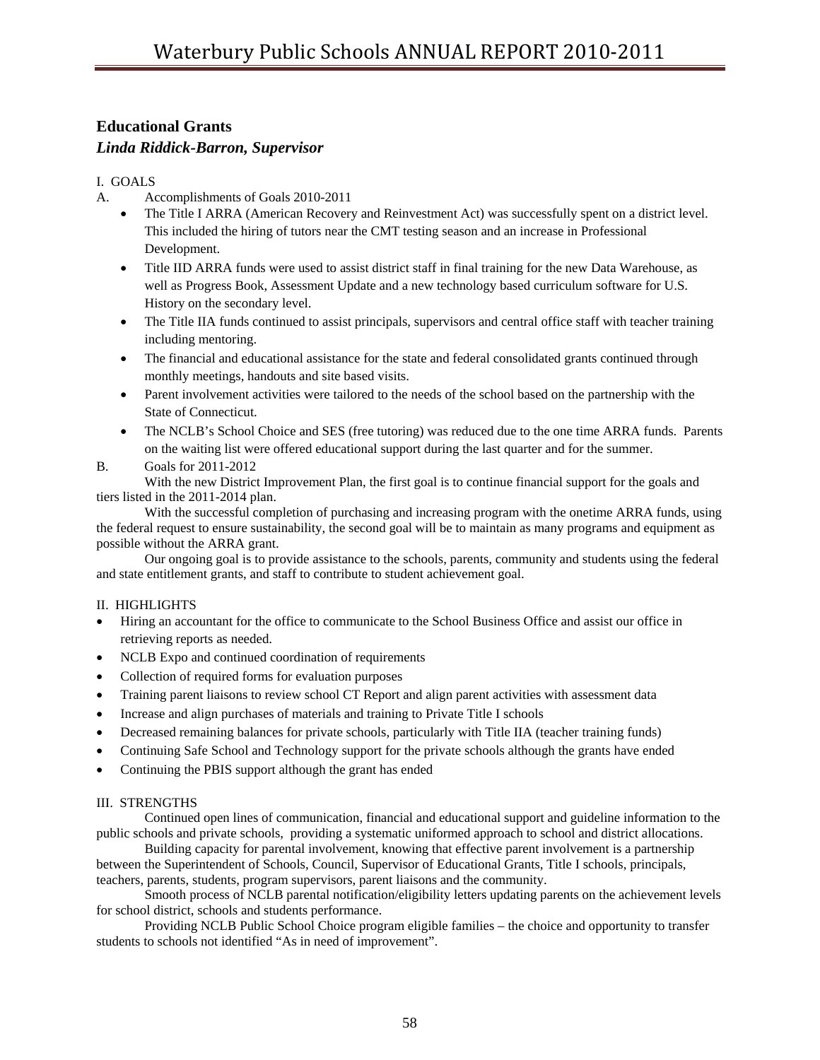## Educational Grants

### *Linda Riddick-Barron, Supervisor*

I. GOALS

A. Accomplishments of Goals 2010-2011

- The Title I ARRA (American Recovery and Reinvestment Act) was successfully spent on a district level. This included the hiring of tutors near the CMT testing season and an increase in Professional Development.
- Title IID ARRA funds were used to assist district staff in final training for the new Data Warehouse, as well as Progress Book, Assessment Update and a new technology based curriculum software for U.S. History on the secondary level.
- The Title IIA funds continued to assist principals, supervisors and central office staff with teacher training including mentoring.
- The financial and educational assistance for the state and federal consolidated grants continued through monthly meetings, handouts and site based visits.
- Parent involvement activities were tailored to the needs of the school based on the partnership with the State of Connecticut.
- The NCLB's School Choice and SES (free tutoring) was reduced due to the one time ARRA funds. Parents on the waiting list were offered educational support during the last quarter and for the summer.

B. Goals for 2011-2012

With the new District Improvement Plan, the first goal is to continue financial support for the goals and tiers listed in the 2011-2014 plan.

With the successful completion of purchasing and increasing program with the onetime ARRA funds, using the federal request to ensure sustainability, the second goal will be to maintain as many programs and equipment as possible without the ARRA grant.

Our ongoing goal is to provide assistance to the schools, parents, community and students using the federal and state entitlement grants, and staff to contribute to student achievement goal.

II. HIGHLIGHTS

- Hiring an accountant for the office to communicate to the School Business Office and assist our office in retrieving reports as needed.
- NCLB Expo and continued coordination of requirements
- Collection of required forms for evaluation purposes
- Training parent liaisons to review school CT Report and align parent activities with assessment data
- Increase and align purchases of materials and training to Private Title I schools
- Decreased remaining balances for private schools, particularly with Title IIA (teacher training funds)
- Continuing Safe School and Technology support for the private schools although the grants have ended
- Continuing the PBIS support although the grant has ended

III. STRENGTHS

Continued open lines of communication, financial and educational support and guideline information to the public schools and private schools, providing a systematic uniformed approach to school and district allocations.

Building capacity for parental involvement, knowing that effective parent involvement is a partnership between the Superintendent of Schools, Council, Supervisor of Educational Grants, Title I schools, principals, teachers, parents, students, program supervisors, parent liaisons and the community.

Smooth process of NCLB parental notification/eligibility letters updating parents on the achievement levels for school district, schools and students performance.

Providing NCLB Public School Choice program eligible families – the choice and opportunity to transfer students to schools not identified "As in need of improvement".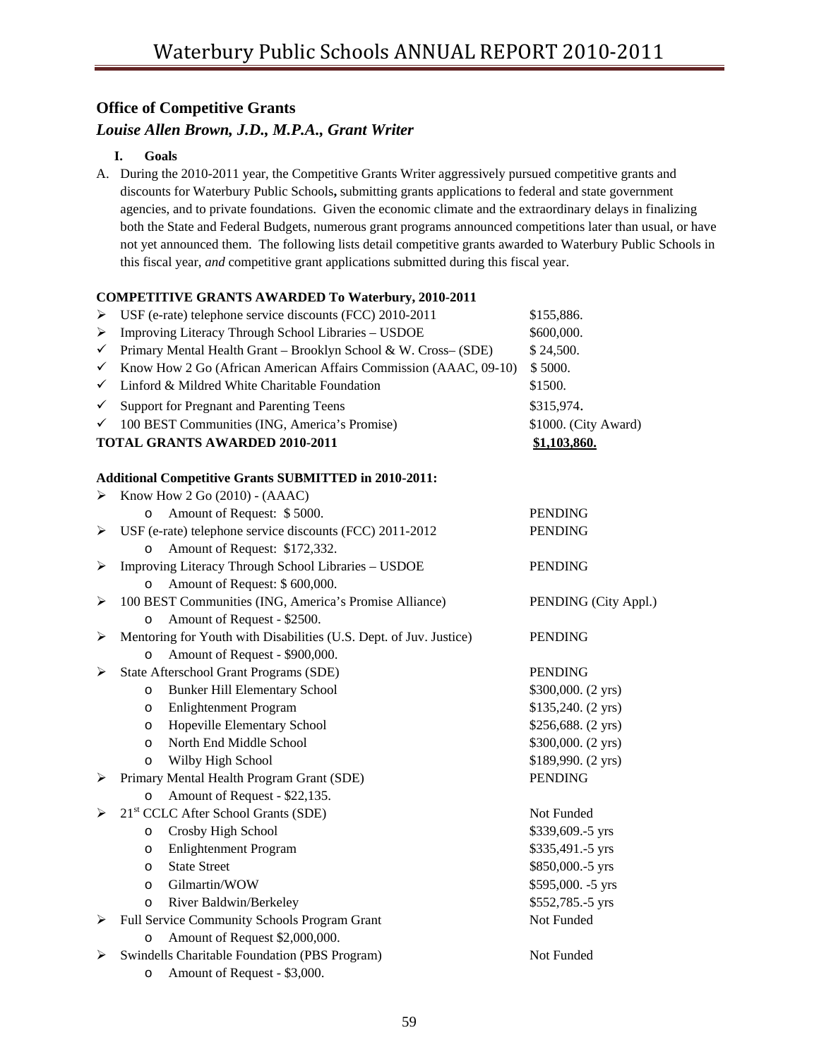## Office of Competitive Grants

### *Louise Allen Brown, J.D., M.P.A., Grant Writer*

**I. Goals**

A. During the 2010-2011 year, the Competitive Grants Writer aggressively pursued competitive grants and discounts for Waterbury Public Schools**,** submitting grants applications to federal and state government agencies, and to private foundations. Given the economic climate and the extraordinary delays in finalizing both the State and Federal Budgets, numerous grant programs announced competitions later than usual, or have not yet announced them. The following lists detail competitive grants awarded to Waterbury Public Schools in this fiscal year, *and* competitive grant applications submitted during this fiscal year.

**COMPETITIVE GRANTS AWARDED To Waterbury, 2010-2011**

| | |
|---|---|
| ➢ USF (e-rate) telephone service discounts (FCC) 2010-2011 | $155,886. |
| ➢ Improving Literacy Through School Libraries – USDOE | $600,000. |
| ✓ Primary Mental Health Grant – Brooklyn School & W. Cross– (SDE) | $ 24,500. |
| ✓ Know How 2 Go (African American Affairs Commission (AAAC, 09-10) | $ 5000. |
| ✓ Linford & Mildred White Charitable Foundation | $1500. |
| ✓ Support for Pregnant and Parenting Teens | $315,974. |
| ✓ 100 BEST Communities (ING, America's Promise) | $1000. (City Award) |
| **TOTAL GRANTS AWARDED 2010-2011** | **$1,103,860.** |

**Additional Competitive Grants SUBMITTED in 2010-2011:**

| | |
|---|---|
| ➢ Know How 2 Go (2010) - (AAAC) | |
| o Amount of Request: $ 5000. | PENDING |
| ➢ USF (e-rate) telephone service discounts (FCC) 2011-2012 | PENDING |
| o Amount of Request: $172,332. | |
| ➢ Improving Literacy Through School Libraries – USDOE | PENDING |
| o Amount of Request: $ 600,000. | |
| ➢ 100 BEST Communities (ING, America's Promise Alliance) | PENDING (City Appl.) |
| o Amount of Request - $2500. | |
| ➢ Mentoring for Youth with Disabilities (U.S. Dept. of Juv. Justice) | PENDING |
| o Amount of Request - $900,000. | |
| ➢ State Afterschool Grant Programs (SDE) | PENDING |
| o Bunker Hill Elementary School | $300,000. (2 yrs) |
| o Enlightenment Program | $135,240. (2 yrs) |
| o Hopeville Elementary School | $256,688. (2 yrs) |
| o North End Middle School | $300,000. (2 yrs) |
| o Wilby High School | $189,990. (2 yrs) |
| ➢ Primary Mental Health Program Grant (SDE) | PENDING |
| o Amount of Request - $22,135. | |
| ➢ 21st CCLC After School Grants (SDE) | Not Funded |
| o Crosby High School | $339,609.-5 yrs |
| o Enlightenment Program | $335,491.-5 yrs |
| o State Street | $850,000.-5 yrs |
| o Gilmartin/WOW | $595,000. -5 yrs |
| o River Baldwin/Berkeley | $552,785.-5 yrs |
| ➢ Full Service Community Schools Program Grant | Not Funded |
| o Amount of Request $2,000,000. | |
| ➢ Swindells Charitable Foundation (PBS Program) | Not Funded |
| o Amount of Request - $3,000. | |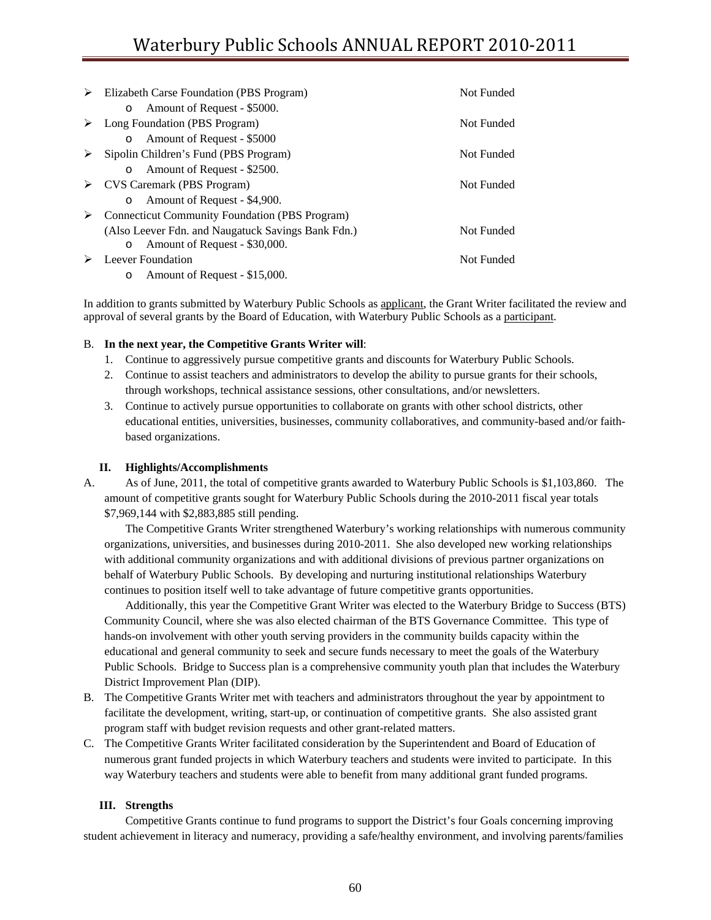- Elizabeth Carse Foundation (PBS Program) Not Funded
  - Amount of Request - $5000.
- Long Foundation (PBS Program) Not Funded
  - Amount of Request - $5000
- Sipolin Children's Fund (PBS Program) Not Funded
  - Amount of Request - $2500.
- CVS Caremark (PBS Program) Not Funded
  - Amount of Request - $4,900.
- Connecticut Community Foundation (PBS Program) (Also Leever Fdn. and Naugatuck Savings Bank Fdn.) Not Funded
  - Amount of Request - $30,000.
- Leever Foundation Not Funded
  - Amount of Request - $15,000.

In addition to grants submitted by Waterbury Public Schools as applicant, the Grant Writer facilitated the review and approval of several grants by the Board of Education, with Waterbury Public Schools as a participant.

B. **In the next year, the Competitive Grants Writer will**:

1. Continue to aggressively pursue competitive grants and discounts for Waterbury Public Schools.
2. Continue to assist teachers and administrators to develop the ability to pursue grants for their schools, through workshops, technical assistance sessions, other consultations, and/or newsletters.
3. Continue to actively pursue opportunities to collaborate on grants with other school districts, other educational entities, universities, businesses, community collaboratives, and community-based and/or faith-based organizations.

## II. Highlights/Accomplishments

A. As of June, 2011, the total of competitive grants awarded to Waterbury Public Schools is $1,103,860. The amount of competitive grants sought for Waterbury Public Schools during the 2010-2011 fiscal year totals $7,969,144 with $2,883,885 still pending.

The Competitive Grants Writer strengthened Waterbury's working relationships with numerous community organizations, universities, and businesses during 2010-2011. She also developed new working relationships with additional community organizations and with additional divisions of previous partner organizations on behalf of Waterbury Public Schools. By developing and nurturing institutional relationships Waterbury continues to position itself well to take advantage of future competitive grants opportunities.

Additionally, this year the Competitive Grant Writer was elected to the Waterbury Bridge to Success (BTS) Community Council, where she was also elected chairman of the BTS Governance Committee. This type of hands-on involvement with other youth serving providers in the community builds capacity within the educational and general community to seek and secure funds necessary to meet the goals of the Waterbury Public Schools. Bridge to Success plan is a comprehensive community youth plan that includes the Waterbury District Improvement Plan (DIP).

B. The Competitive Grants Writer met with teachers and administrators throughout the year by appointment to facilitate the development, writing, start-up, or continuation of competitive grants. She also assisted grant program staff with budget revision requests and other grant-related matters.

C. The Competitive Grants Writer facilitated consideration by the Superintendent and Board of Education of numerous grant funded projects in which Waterbury teachers and students were invited to participate. In this way Waterbury teachers and students were able to benefit from many additional grant funded programs.

## III. Strengths

Competitive Grants continue to fund programs to support the District's four Goals concerning improving student achievement in literacy and numeracy, providing a safe/healthy environment, and involving parents/families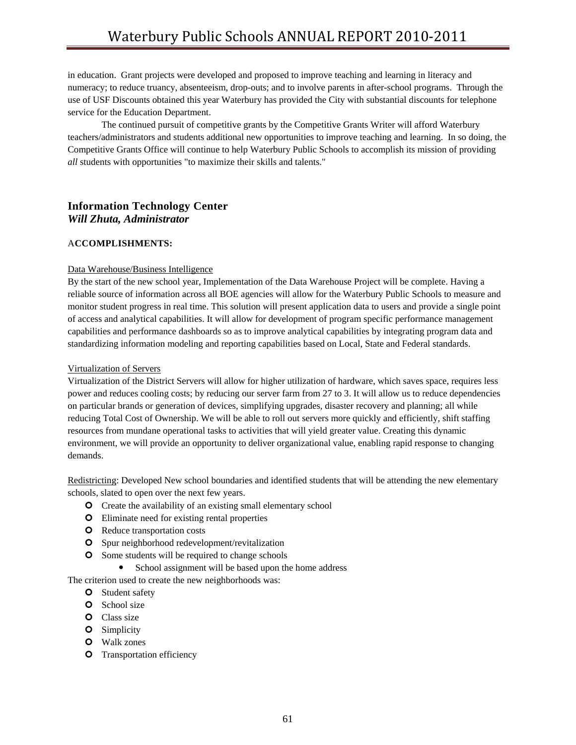in education. Grant projects were developed and proposed to improve teaching and learning in literacy and numeracy; to reduce truancy, absenteeism, drop-outs; and to involve parents in after-school programs. Through the use of USF Discounts obtained this year Waterbury has provided the City with substantial discounts for telephone service for the Education Department.

The continued pursuit of competitive grants by the Competitive Grants Writer will afford Waterbury teachers/administrators and students additional new opportunities to improve teaching and learning. In so doing, the Competitive Grants Office will continue to help Waterbury Public Schools to accomplish its mission of providing *all* students with opportunities "to maximize their skills and talents."

## Information Technology Center
***Will Zhuta, Administrator***

A**CCOMPLISHMENTS:**

Data Warehouse/Business Intelligence

By the start of the new school year, Implementation of the Data Warehouse Project will be complete. Having a reliable source of information across all BOE agencies will allow for the Waterbury Public Schools to measure and monitor student progress in real time. This solution will present application data to users and provide a single point of access and analytical capabilities. It will allow for development of program specific performance management capabilities and performance dashboards so as to improve analytical capabilities by integrating program data and standardizing information modeling and reporting capabilities based on Local, State and Federal standards.

Virtualization of Servers

Virtualization of the District Servers will allow for higher utilization of hardware, which saves space, requires less power and reduces cooling costs; by reducing our server farm from 27 to 3. It will allow us to reduce dependencies on particular brands or generation of devices, simplifying upgrades, disaster recovery and planning; all while reducing Total Cost of Ownership. We will be able to roll out servers more quickly and efficiently, shift staffing resources from mundane operational tasks to activities that will yield greater value. Creating this dynamic environment, we will provide an opportunity to deliver organizational value, enabling rapid response to changing demands.

Redistricting: Developed New school boundaries and identified students that will be attending the new elementary schools, slated to open over the next few years.

- Create the availability of an existing small elementary school
- Eliminate need for existing rental properties
- Reduce transportation costs
- Spur neighborhood redevelopment/revitalization
- Some students will be required to change schools
  - School assignment will be based upon the home address

The criterion used to create the new neighborhoods was:

- Student safety
- School size
- Class size
- Simplicity
- Walk zones
- Transportation efficiency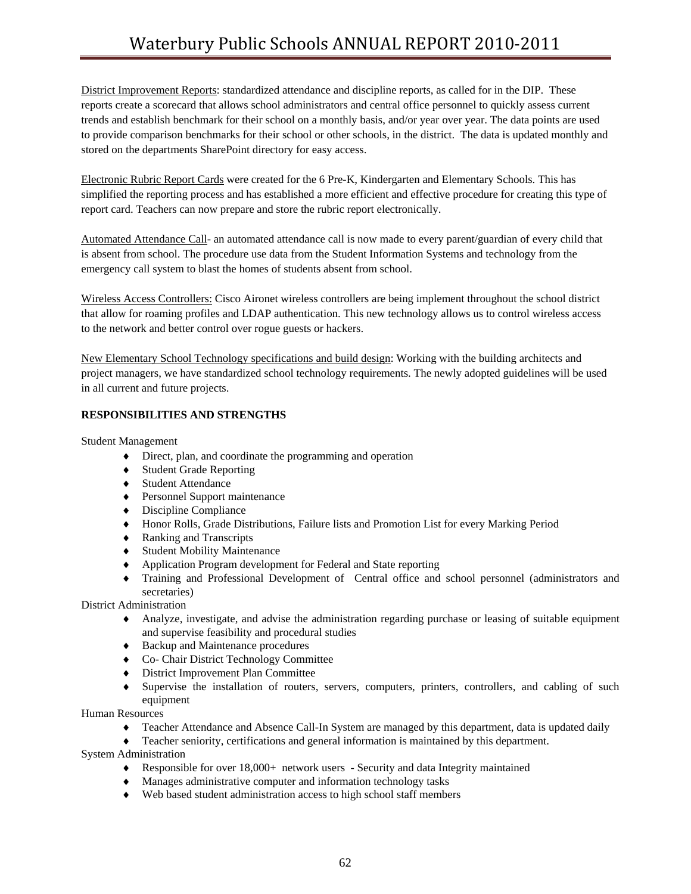District Improvement Reports: standardized attendance and discipline reports, as called for in the DIP. These reports create a scorecard that allows school administrators and central office personnel to quickly assess current trends and establish benchmark for their school on a monthly basis, and/or year over year. The data points are used to provide comparison benchmarks for their school or other schools, in the district. The data is updated monthly and stored on the departments SharePoint directory for easy access.

Electronic Rubric Report Cards were created for the 6 Pre-K, Kindergarten and Elementary Schools. This has simplified the reporting process and has established a more efficient and effective procedure for creating this type of report card. Teachers can now prepare and store the rubric report electronically.

Automated Attendance Call- an automated attendance call is now made to every parent/guardian of every child that is absent from school. The procedure use data from the Student Information Systems and technology from the emergency call system to blast the homes of students absent from school.

Wireless Access Controllers: Cisco Aironet wireless controllers are being implement throughout the school district that allow for roaming profiles and LDAP authentication. This new technology allows us to control wireless access to the network and better control over rogue guests or hackers.

New Elementary School Technology specifications and build design: Working with the building architects and project managers, we have standardized school technology requirements. The newly adopted guidelines will be used in all current and future projects.

**RESPONSIBILITIES AND STRENGTHS**

Student Management

- Direct, plan, and coordinate the programming and operation
- Student Grade Reporting
- Student Attendance
- Personnel Support maintenance
- Discipline Compliance
- Honor Rolls, Grade Distributions, Failure lists and Promotion List for every Marking Period
- Ranking and Transcripts
- Student Mobility Maintenance
- Application Program development for Federal and State reporting
- Training and Professional Development of Central office and school personnel (administrators and secretaries)

District Administration

- Analyze, investigate, and advise the administration regarding purchase or leasing of suitable equipment and supervise feasibility and procedural studies
- Backup and Maintenance procedures
- Co- Chair District Technology Committee
- District Improvement Plan Committee
- Supervise the installation of routers, servers, computers, printers, controllers, and cabling of such equipment

Human Resources

- Teacher Attendance and Absence Call-In System are managed by this department, data is updated daily
- Teacher seniority, certifications and general information is maintained by this department.

System Administration

- Responsible for over 18,000+ network users - Security and data Integrity maintained
- Manages administrative computer and information technology tasks
- Web based student administration access to high school staff members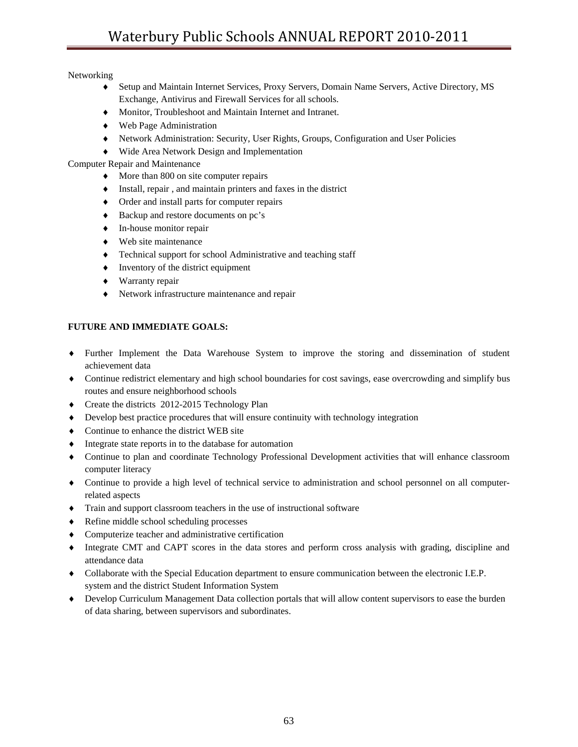Networking

- Setup and Maintain Internet Services, Proxy Servers, Domain Name Servers, Active Directory, MS Exchange, Antivirus and Firewall Services for all schools.
- Monitor, Troubleshoot and Maintain Internet and Intranet.
- Web Page Administration
- Network Administration: Security, User Rights, Groups, Configuration and User Policies
- Wide Area Network Design and Implementation

Computer Repair and Maintenance

- More than 800 on site computer repairs
- Install, repair , and maintain printers and faxes in the district
- Order and install parts for computer repairs
- Backup and restore documents on pc's
- In-house monitor repair
- Web site maintenance
- Technical support for school Administrative and teaching staff
- Inventory of the district equipment
- Warranty repair
- Network infrastructure maintenance and repair

**FUTURE AND IMMEDIATE GOALS:**

- Further Implement the Data Warehouse System to improve the storing and dissemination of student achievement data
- Continue redistrict elementary and high school boundaries for cost savings, ease overcrowding and simplify bus routes and ensure neighborhood schools
- Create the districts 2012-2015 Technology Plan
- Develop best practice procedures that will ensure continuity with technology integration
- Continue to enhance the district WEB site
- Integrate state reports in to the database for automation
- Continue to plan and coordinate Technology Professional Development activities that will enhance classroom computer literacy
- Continue to provide a high level of technical service to administration and school personnel on all computer-related aspects
- Train and support classroom teachers in the use of instructional software
- Refine middle school scheduling processes
- Computerize teacher and administrative certification
- Integrate CMT and CAPT scores in the data stores and perform cross analysis with grading, discipline and attendance data
- Collaborate with the Special Education department to ensure communication between the electronic I.E.P. system and the district Student Information System
- Develop Curriculum Management Data collection portals that will allow content supervisors to ease the burden of data sharing, between supervisors and subordinates.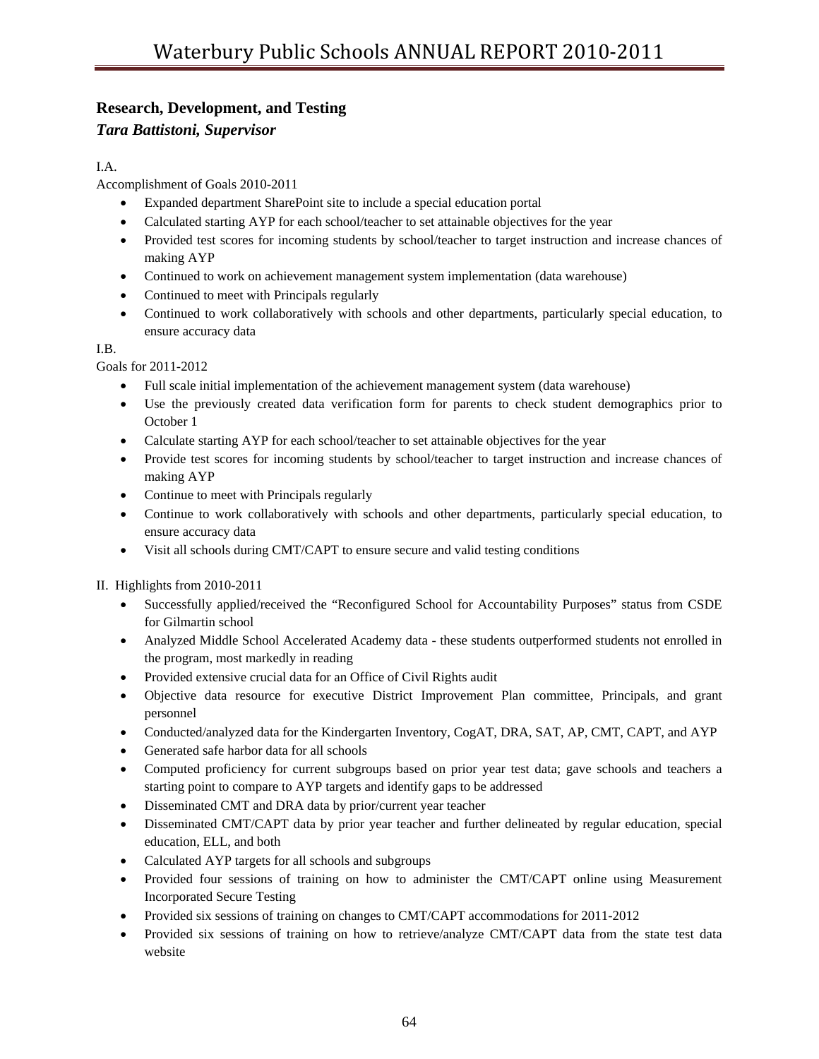## Research, Development, and Testing

***Tara Battistoni, Supervisor***

I.A.

Accomplishment of Goals 2010-2011

- Expanded department SharePoint site to include a special education portal
- Calculated starting AYP for each school/teacher to set attainable objectives for the year
- Provided test scores for incoming students by school/teacher to target instruction and increase chances of making AYP
- Continued to work on achievement management system implementation (data warehouse)
- Continued to meet with Principals regularly
- Continued to work collaboratively with schools and other departments, particularly special education, to ensure accuracy data

I.B.

Goals for 2011-2012

- Full scale initial implementation of the achievement management system (data warehouse)
- Use the previously created data verification form for parents to check student demographics prior to October 1
- Calculate starting AYP for each school/teacher to set attainable objectives for the year
- Provide test scores for incoming students by school/teacher to target instruction and increase chances of making AYP
- Continue to meet with Principals regularly
- Continue to work collaboratively with schools and other departments, particularly special education, to ensure accuracy data
- Visit all schools during CMT/CAPT to ensure secure and valid testing conditions

II. Highlights from 2010-2011

- Successfully applied/received the "Reconfigured School for Accountability Purposes" status from CSDE for Gilmartin school
- Analyzed Middle School Accelerated Academy data - these students outperformed students not enrolled in the program, most markedly in reading
- Provided extensive crucial data for an Office of Civil Rights audit
- Objective data resource for executive District Improvement Plan committee, Principals, and grant personnel
- Conducted/analyzed data for the Kindergarten Inventory, CogAT, DRA, SAT, AP, CMT, CAPT, and AYP
- Generated safe harbor data for all schools
- Computed proficiency for current subgroups based on prior year test data; gave schools and teachers a starting point to compare to AYP targets and identify gaps to be addressed
- Disseminated CMT and DRA data by prior/current year teacher
- Disseminated CMT/CAPT data by prior year teacher and further delineated by regular education, special education, ELL, and both
- Calculated AYP targets for all schools and subgroups
- Provided four sessions of training on how to administer the CMT/CAPT online using Measurement Incorporated Secure Testing
- Provided six sessions of training on changes to CMT/CAPT accommodations for 2011-2012
- Provided six sessions of training on how to retrieve/analyze CMT/CAPT data from the state test data website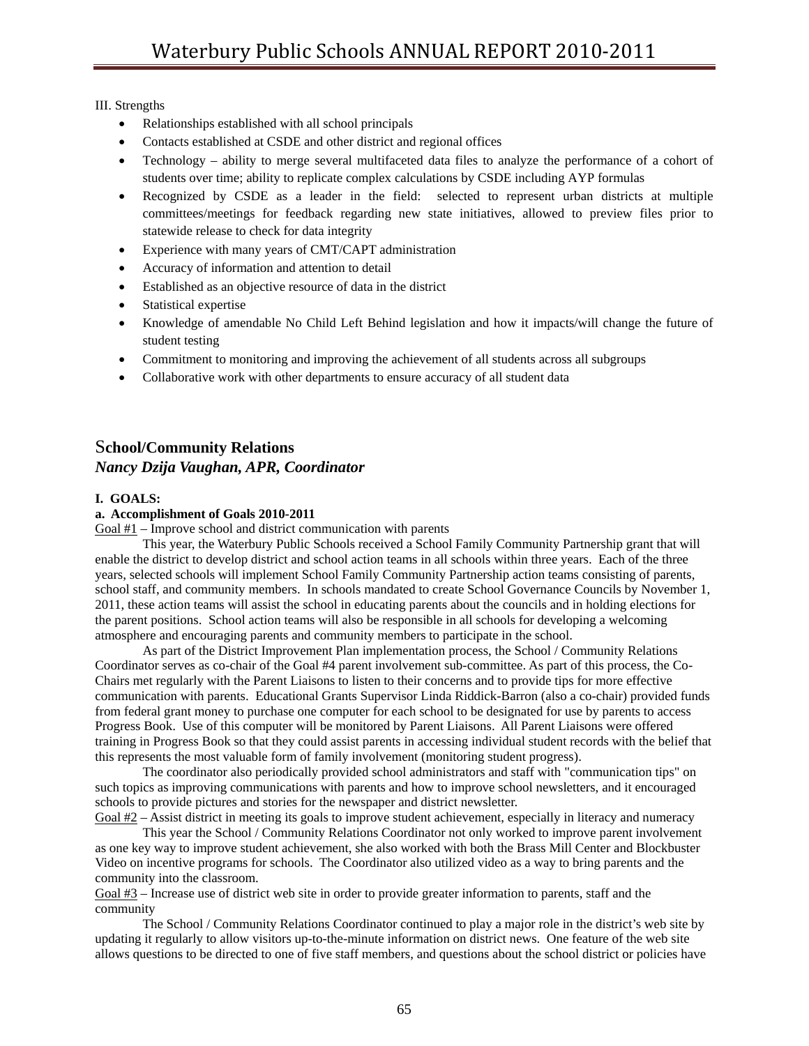III. Strengths

- Relationships established with all school principals
- Contacts established at CSDE and other district and regional offices
- Technology – ability to merge several multifaceted data files to analyze the performance of a cohort of students over time; ability to replicate complex calculations by CSDE including AYP formulas
- Recognized by CSDE as a leader in the field: selected to represent urban districts at multiple committees/meetings for feedback regarding new state initiatives, allowed to preview files prior to statewide release to check for data integrity
- Experience with many years of CMT/CAPT administration
- Accuracy of information and attention to detail
- Established as an objective resource of data in the district
- Statistical expertise
- Knowledge of amendable No Child Left Behind legislation and how it impacts/will change the future of student testing
- Commitment to monitoring and improving the achievement of all students across all subgroups
- Collaborative work with other departments to ensure accuracy of all student data

## School/Community Relations

***Nancy Dzija Vaughan, APR, Coordinator***

**I. GOALS:**

**a. Accomplishment of Goals 2010-2011**

Goal #1 – Improve school and district communication with parents

This year, the Waterbury Public Schools received a School Family Community Partnership grant that will enable the district to develop district and school action teams in all schools within three years. Each of the three years, selected schools will implement School Family Community Partnership action teams consisting of parents, school staff, and community members. In schools mandated to create School Governance Councils by November 1, 2011, these action teams will assist the school in educating parents about the councils and in holding elections for the parent positions. School action teams will also be responsible in all schools for developing a welcoming atmosphere and encouraging parents and community members to participate in the school.

As part of the District Improvement Plan implementation process, the School / Community Relations Coordinator serves as co-chair of the Goal #4 parent involvement sub-committee. As part of this process, the Co-Chairs met regularly with the Parent Liaisons to listen to their concerns and to provide tips for more effective communication with parents. Educational Grants Supervisor Linda Riddick-Barron (also a co-chair) provided funds from federal grant money to purchase one computer for each school to be designated for use by parents to access Progress Book. Use of this computer will be monitored by Parent Liaisons. All Parent Liaisons were offered training in Progress Book so that they could assist parents in accessing individual student records with the belief that this represents the most valuable form of family involvement (monitoring student progress).

The coordinator also periodically provided school administrators and staff with "communication tips" on such topics as improving communications with parents and how to improve school newsletters, and it encouraged schools to provide pictures and stories for the newspaper and district newsletter.

Goal #2 – Assist district in meeting its goals to improve student achievement, especially in literacy and numeracy

This year the School / Community Relations Coordinator not only worked to improve parent involvement as one key way to improve student achievement, she also worked with both the Brass Mill Center and Blockbuster Video on incentive programs for schools. The Coordinator also utilized video as a way to bring parents and the community into the classroom.

Goal #3 – Increase use of district web site in order to provide greater information to parents, staff and the community

The School / Community Relations Coordinator continued to play a major role in the district's web site by updating it regularly to allow visitors up-to-the-minute information on district news. One feature of the web site allows questions to be directed to one of five staff members, and questions about the school district or policies have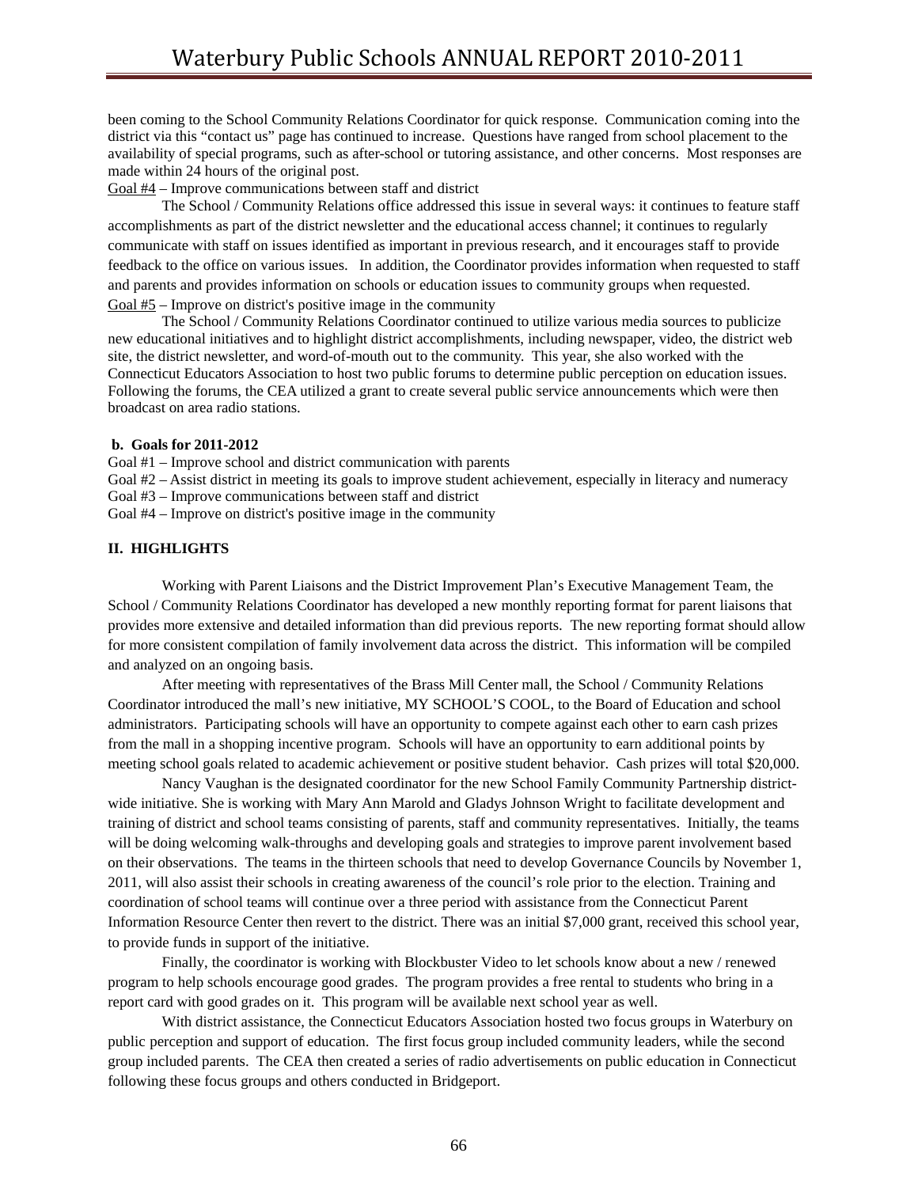been coming to the School Community Relations Coordinator for quick response. Communication coming into the district via this "contact us" page has continued to increase. Questions have ranged from school placement to the availability of special programs, such as after-school or tutoring assistance, and other concerns. Most responses are made within 24 hours of the original post.

Goal #4 – Improve communications between staff and district

The School / Community Relations office addressed this issue in several ways: it continues to feature staff accomplishments as part of the district newsletter and the educational access channel; it continues to regularly communicate with staff on issues identified as important in previous research, and it encourages staff to provide feedback to the office on various issues. In addition, the Coordinator provides information when requested to staff and parents and provides information on schools or education issues to community groups when requested.

Goal #5 – Improve on district's positive image in the community

The School / Community Relations Coordinator continued to utilize various media sources to publicize new educational initiatives and to highlight district accomplishments, including newspaper, video, the district web site, the district newsletter, and word-of-mouth out to the community. This year, she also worked with the Connecticut Educators Association to host two public forums to determine public perception on education issues. Following the forums, the CEA utilized a grant to create several public service announcements which were then broadcast on area radio stations.

**b. Goals for 2011-2012**

Goal #1 – Improve school and district communication with parents
Goal #2 – Assist district in meeting its goals to improve student achievement, especially in literacy and numeracy
Goal #3 – Improve communications between staff and district
Goal #4 – Improve on district's positive image in the community

## II. HIGHLIGHTS

Working with Parent Liaisons and the District Improvement Plan's Executive Management Team, the School / Community Relations Coordinator has developed a new monthly reporting format for parent liaisons that provides more extensive and detailed information than did previous reports. The new reporting format should allow for more consistent compilation of family involvement data across the district. This information will be compiled and analyzed on an ongoing basis.

After meeting with representatives of the Brass Mill Center mall, the School / Community Relations Coordinator introduced the mall's new initiative, MY SCHOOL'S COOL, to the Board of Education and school administrators. Participating schools will have an opportunity to compete against each other to earn cash prizes from the mall in a shopping incentive program. Schools will have an opportunity to earn additional points by meeting school goals related to academic achievement or positive student behavior. Cash prizes will total $20,000.

Nancy Vaughan is the designated coordinator for the new School Family Community Partnership district-wide initiative. She is working with Mary Ann Marold and Gladys Johnson Wright to facilitate development and training of district and school teams consisting of parents, staff and community representatives. Initially, the teams will be doing welcoming walk-throughs and developing goals and strategies to improve parent involvement based on their observations. The teams in the thirteen schools that need to develop Governance Councils by November 1, 2011, will also assist their schools in creating awareness of the council's role prior to the election. Training and coordination of school teams will continue over a three period with assistance from the Connecticut Parent Information Resource Center then revert to the district. There was an initial $7,000 grant, received this school year, to provide funds in support of the initiative.

Finally, the coordinator is working with Blockbuster Video to let schools know about a new / renewed program to help schools encourage good grades. The program provides a free rental to students who bring in a report card with good grades on it. This program will be available next school year as well.

With district assistance, the Connecticut Educators Association hosted two focus groups in Waterbury on public perception and support of education. The first focus group included community leaders, while the second group included parents. The CEA then created a series of radio advertisements on public education in Connecticut following these focus groups and others conducted in Bridgeport.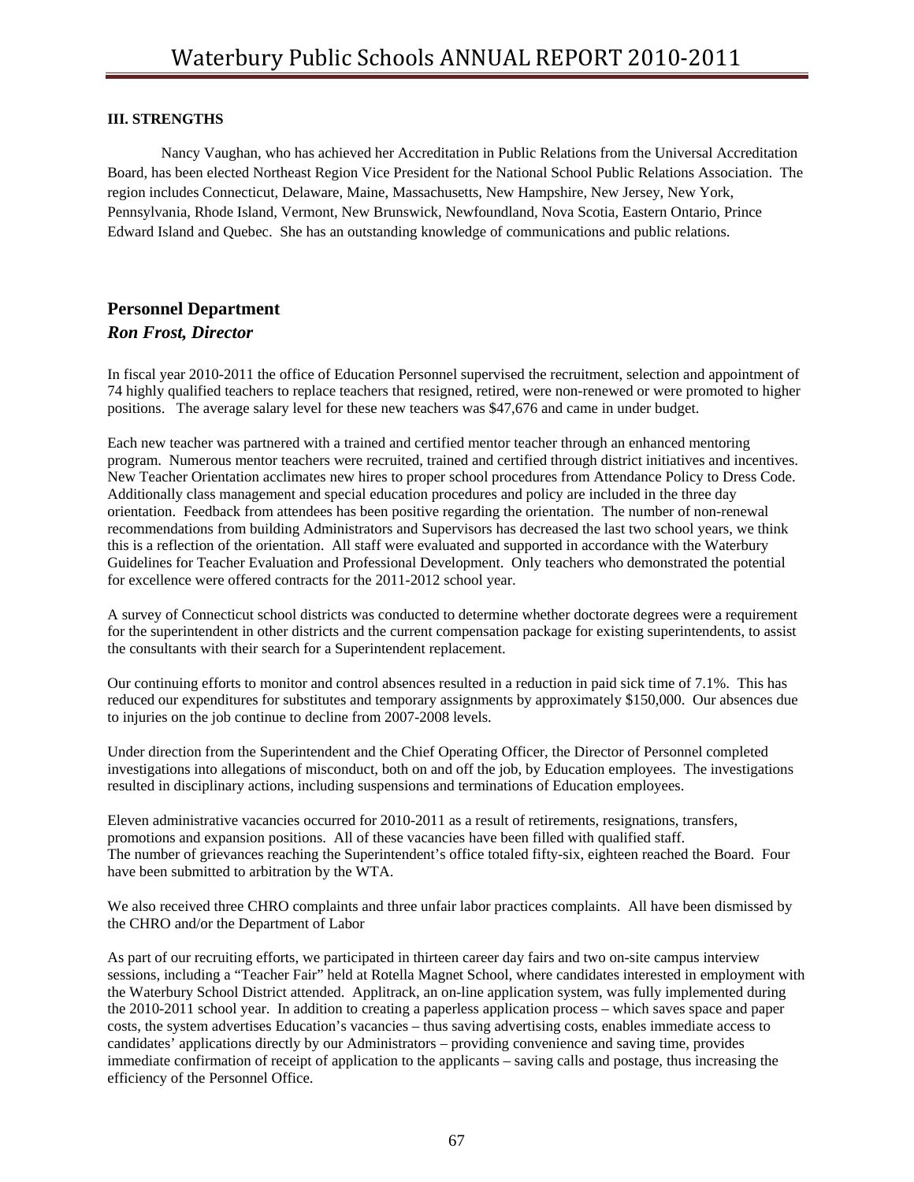**III. STRENGTHS**

Nancy Vaughan, who has achieved her Accreditation in Public Relations from the Universal Accreditation Board, has been elected Northeast Region Vice President for the National School Public Relations Association. The region includes Connecticut, Delaware, Maine, Massachusetts, New Hampshire, New Jersey, New York, Pennsylvania, Rhode Island, Vermont, New Brunswick, Newfoundland, Nova Scotia, Eastern Ontario, Prince Edward Island and Quebec. She has an outstanding knowledge of communications and public relations.

## Personnel Department

### *Ron Frost, Director*

In fiscal year 2010-2011 the office of Education Personnel supervised the recruitment, selection and appointment of 74 highly qualified teachers to replace teachers that resigned, retired, were non-renewed or were promoted to higher positions. The average salary level for these new teachers was $47,676 and came in under budget.

Each new teacher was partnered with a trained and certified mentor teacher through an enhanced mentoring program. Numerous mentor teachers were recruited, trained and certified through district initiatives and incentives. New Teacher Orientation acclimates new hires to proper school procedures from Attendance Policy to Dress Code. Additionally class management and special education procedures and policy are included in the three day orientation. Feedback from attendees has been positive regarding the orientation. The number of non-renewal recommendations from building Administrators and Supervisors has decreased the last two school years, we think this is a reflection of the orientation. All staff were evaluated and supported in accordance with the Waterbury Guidelines for Teacher Evaluation and Professional Development. Only teachers who demonstrated the potential for excellence were offered contracts for the 2011-2012 school year.

A survey of Connecticut school districts was conducted to determine whether doctorate degrees were a requirement for the superintendent in other districts and the current compensation package for existing superintendents, to assist the consultants with their search for a Superintendent replacement.

Our continuing efforts to monitor and control absences resulted in a reduction in paid sick time of 7.1%. This has reduced our expenditures for substitutes and temporary assignments by approximately $150,000. Our absences due to injuries on the job continue to decline from 2007-2008 levels.

Under direction from the Superintendent and the Chief Operating Officer, the Director of Personnel completed investigations into allegations of misconduct, both on and off the job, by Education employees. The investigations resulted in disciplinary actions, including suspensions and terminations of Education employees.

Eleven administrative vacancies occurred for 2010-2011 as a result of retirements, resignations, transfers, promotions and expansion positions. All of these vacancies have been filled with qualified staff.
The number of grievances reaching the Superintendent's office totaled fifty-six, eighteen reached the Board. Four have been submitted to arbitration by the WTA.

We also received three CHRO complaints and three unfair labor practices complaints. All have been dismissed by the CHRO and/or the Department of Labor

As part of our recruiting efforts, we participated in thirteen career day fairs and two on-site campus interview sessions, including a "Teacher Fair" held at Rotella Magnet School, where candidates interested in employment with the Waterbury School District attended. Applitrack, an on-line application system, was fully implemented during the 2010-2011 school year. In addition to creating a paperless application process – which saves space and paper costs, the system advertises Education's vacancies – thus saving advertising costs, enables immediate access to candidates' applications directly by our Administrators – providing convenience and saving time, provides immediate confirmation of receipt of application to the applicants – saving calls and postage, thus increasing the efficiency of the Personnel Office.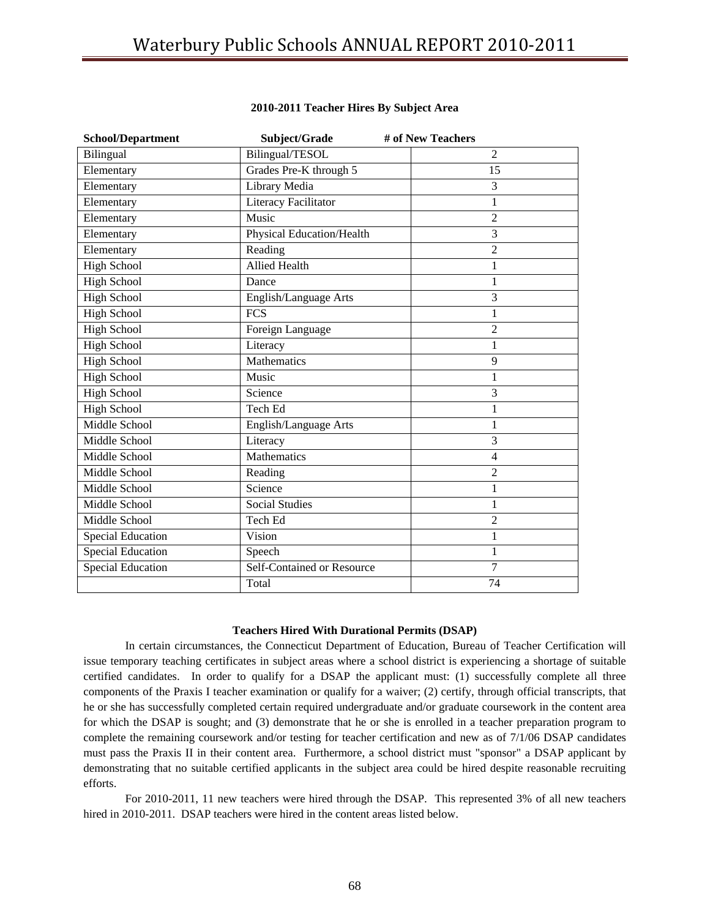### 2010-2011 Teacher Hires By Subject Area

| School/Department | Subject/Grade | # of New Teachers |
|---|---|---|
| Bilingual | Bilingual/TESOL | 2 |
| Elementary | Grades Pre-K through 5 | 15 |
| Elementary | Library Media | 3 |
| Elementary | Literacy Facilitator | 1 |
| Elementary | Music | 2 |
| Elementary | Physical Education/Health | 3 |
| Elementary | Reading | 2 |
| High School | Allied Health | 1 |
| High School | Dance | 1 |
| High School | English/Language Arts | 3 |
| High School | FCS | 1 |
| High School | Foreign Language | 2 |
| High School | Literacy | 1 |
| High School | Mathematics | 9 |
| High School | Music | 1 |
| High School | Science | 3 |
| High School | Tech Ed | 1 |
| Middle School | English/Language Arts | 1 |
| Middle School | Literacy | 3 |
| Middle School | Mathematics | 4 |
| Middle School | Reading | 2 |
| Middle School | Science | 1 |
| Middle School | Social Studies | 1 |
| Middle School | Tech Ed | 2 |
| Special Education | Vision | 1 |
| Special Education | Speech | 1 |
| Special Education | Self-Contained or Resource | 7 |
| | Total | 74 |

### Teachers Hired With Durational Permits (DSAP)

In certain circumstances, the Connecticut Department of Education, Bureau of Teacher Certification will issue temporary teaching certificates in subject areas where a school district is experiencing a shortage of suitable certified candidates. In order to qualify for a DSAP the applicant must: (1) successfully complete all three components of the Praxis I teacher examination or qualify for a waiver; (2) certify, through official transcripts, that he or she has successfully completed certain required undergraduate and/or graduate coursework in the content area for which the DSAP is sought; and (3) demonstrate that he or she is enrolled in a teacher preparation program to complete the remaining coursework and/or testing for teacher certification and new as of 7/1/06 DSAP candidates must pass the Praxis II in their content area. Furthermore, a school district must "sponsor" a DSAP applicant by demonstrating that no suitable certified applicants in the subject area could be hired despite reasonable recruiting efforts.

For 2010-2011, 11 new teachers were hired through the DSAP. This represented 3% of all new teachers hired in 2010-2011. DSAP teachers were hired in the content areas listed below.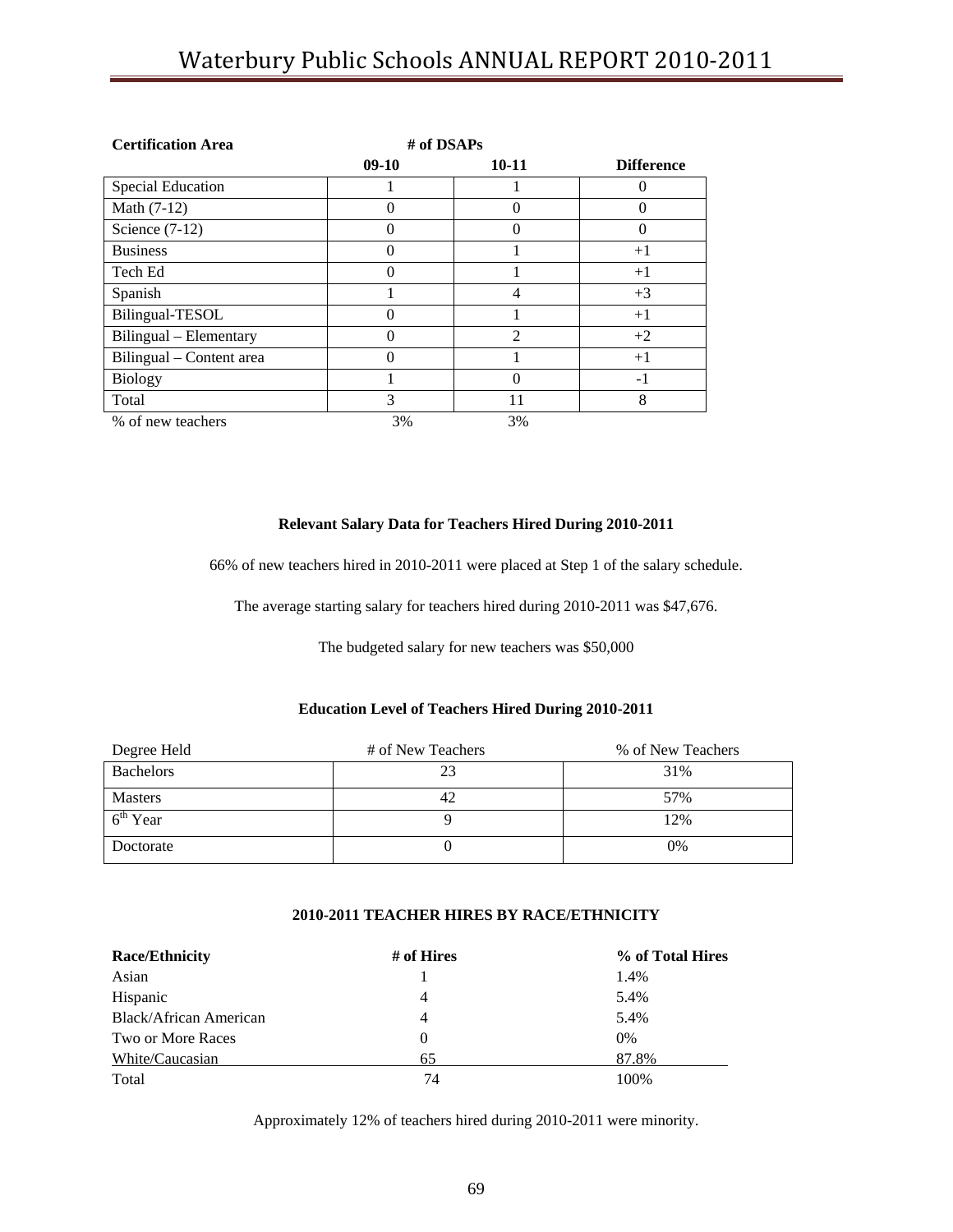| Certification Area | # of DSAPs | | |
|---|---|---|---|
| | 09-10 | 10-11 | Difference |
| Special Education | 1 | 1 | 0 |
| Math (7-12) | 0 | 0 | 0 |
| Science (7-12) | 0 | 0 | 0 |
| Business | 0 | 1 | +1 |
| Tech Ed | 0 | 1 | +1 |
| Spanish | 1 | 4 | +3 |
| Bilingual-TESOL | 0 | 1 | +1 |
| Bilingual – Elementary | 0 | 2 | +2 |
| Bilingual – Content area | 0 | 1 | +1 |
| Biology | 1 | 0 | -1 |
| Total | 3 | 11 | 8 |
| % of new teachers | 3% | 3% | |

**Relevant Salary Data for Teachers Hired During 2010-2011**

66% of new teachers hired in 2010-2011 were placed at Step 1 of the salary schedule.

The average starting salary for teachers hired during 2010-2011 was $47,676.

The budgeted salary for new teachers was $50,000

**Education Level of Teachers Hired During 2010-2011**

| Degree Held | # of New Teachers | % of New Teachers |
|---|---|---|
| Bachelors | 23 | 31% |
| Masters | 42 | 57% |
| 6th Year | 9 | 12% |
| Doctorate | 0 | 0% |

**2010-2011 TEACHER HIRES BY RACE/ETHNICITY**

| Race/Ethnicity | # of Hires | % of Total Hires |
|---|---|---|
| Asian | 1 | 1.4% |
| Hispanic | 4 | 5.4% |
| Black/African American | 4 | 5.4% |
| Two or More Races | 0 | 0% |
| White/Caucasian | 65 | 87.8% |
| Total | 74 | 100% |

Approximately 12% of teachers hired during 2010-2011 were minority.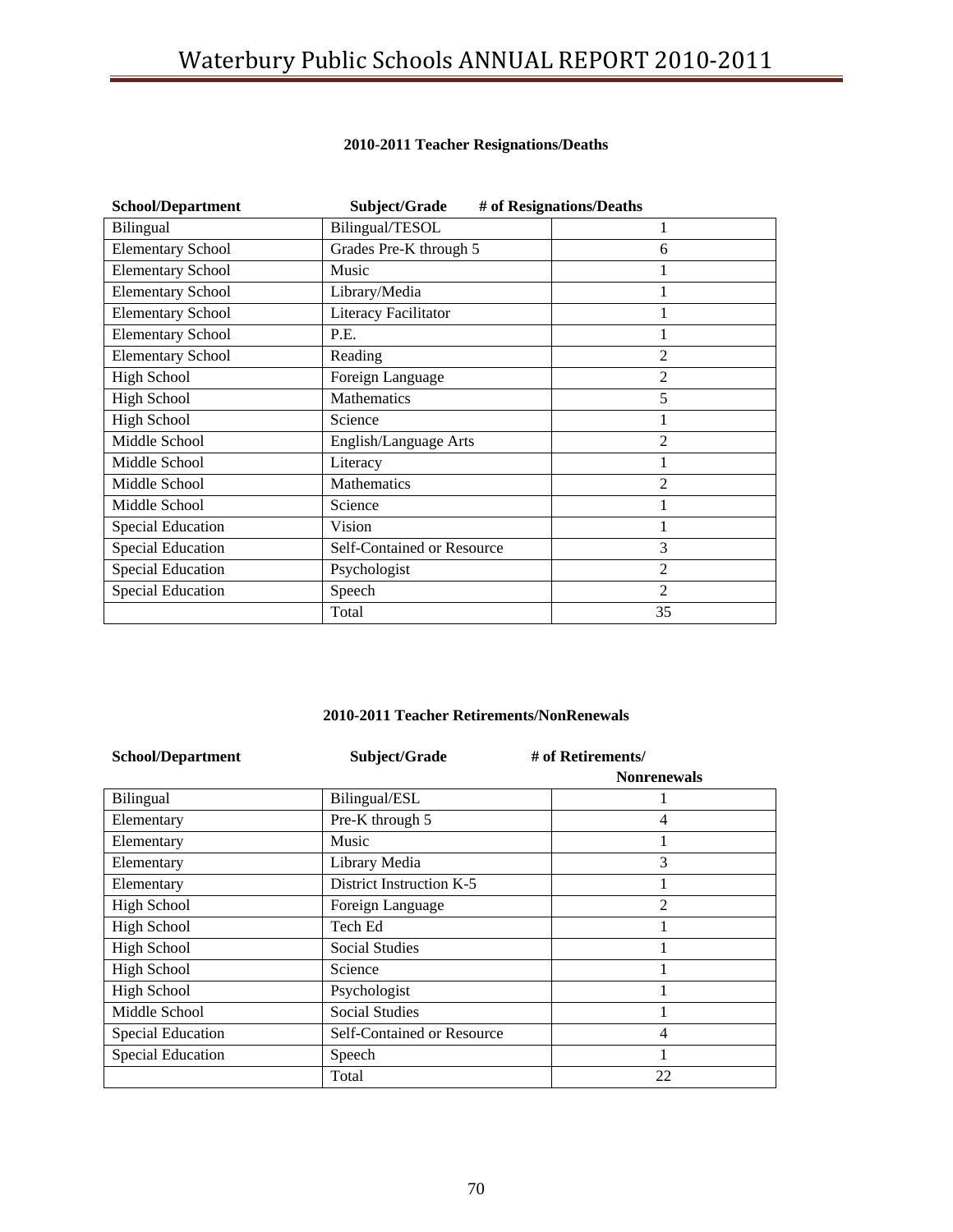### 2010-2011 Teacher Resignations/Deaths

| School/Department | Subject/Grade | # of Resignations/Deaths |
|---|---|---|
| Bilingual | Bilingual/TESOL | 1 |
| Elementary School | Grades Pre-K through 5 | 6 |
| Elementary School | Music | 1 |
| Elementary School | Library/Media | 1 |
| Elementary School | Literacy Facilitator | 1 |
| Elementary School | P.E. | 1 |
| Elementary School | Reading | 2 |
| High School | Foreign Language | 2 |
| High School | Mathematics | 5 |
| High School | Science | 1 |
| Middle School | English/Language Arts | 2 |
| Middle School | Literacy | 1 |
| Middle School | Mathematics | 2 |
| Middle School | Science | 1 |
| Special Education | Vision | 1 |
| Special Education | Self-Contained or Resource | 3 |
| Special Education | Psychologist | 2 |
| Special Education | Speech | 2 |
| | Total | 35 |

### 2010-2011 Teacher Retirements/NonRenewals

| School/Department | Subject/Grade | # of Retirements/ Nonrenewals |
|---|---|---|
| Bilingual | Bilingual/ESL | 1 |
| Elementary | Pre-K through 5 | 4 |
| Elementary | Music | 1 |
| Elementary | Library Media | 3 |
| Elementary | District Instruction K-5 | 1 |
| High School | Foreign Language | 2 |
| High School | Tech Ed | 1 |
| High School | Social Studies | 1 |
| High School | Science | 1 |
| High School | Psychologist | 1 |
| Middle School | Social Studies | 1 |
| Special Education | Self-Contained or Resource | 4 |
| Special Education | Speech | 1 |
| | Total | 22 |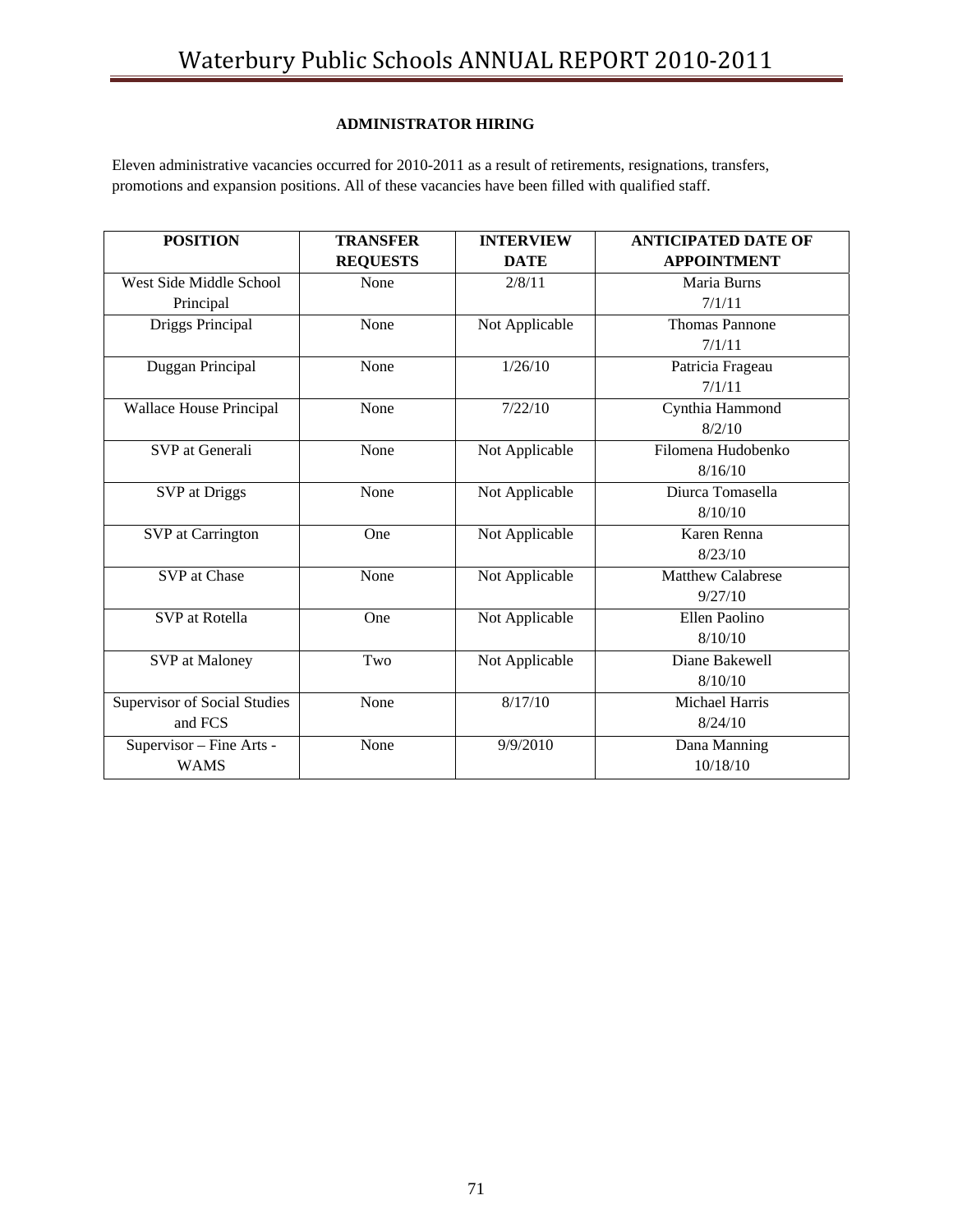**ADMINISTRATOR HIRING**

Eleven administrative vacancies occurred for 2010-2011 as a result of retirements, resignations, transfers, promotions and expansion positions. All of these vacancies have been filled with qualified staff.

| POSITION | TRANSFER REQUESTS | INTERVIEW DATE | ANTICIPATED DATE OF APPOINTMENT |
|---|---|---|---|
| West Side Middle School Principal | None | 2/8/11 | Maria Burns 7/1/11 |
| Driggs Principal | None | Not Applicable | Thomas Pannone 7/1/11 |
| Duggan Principal | None | 1/26/10 | Patricia Frageau 7/1/11 |
| Wallace House Principal | None | 7/22/10 | Cynthia Hammond 8/2/10 |
| SVP at Generali | None | Not Applicable | Filomena Hudobenko 8/16/10 |
| SVP at Driggs | None | Not Applicable | Diurca Tomasella 8/10/10 |
| SVP at Carrington | One | Not Applicable | Karen Renna 8/23/10 |
| SVP at Chase | None | Not Applicable | Matthew Calabrese 9/27/10 |
| SVP at Rotella | One | Not Applicable | Ellen Paolino 8/10/10 |
| SVP at Maloney | Two | Not Applicable | Diane Bakewell 8/10/10 |
| Supervisor of Social Studies and FCS | None | 8/17/10 | Michael Harris 8/24/10 |
| Supervisor – Fine Arts - WAMS | None | 9/9/2010 | Dana Manning 10/18/10 |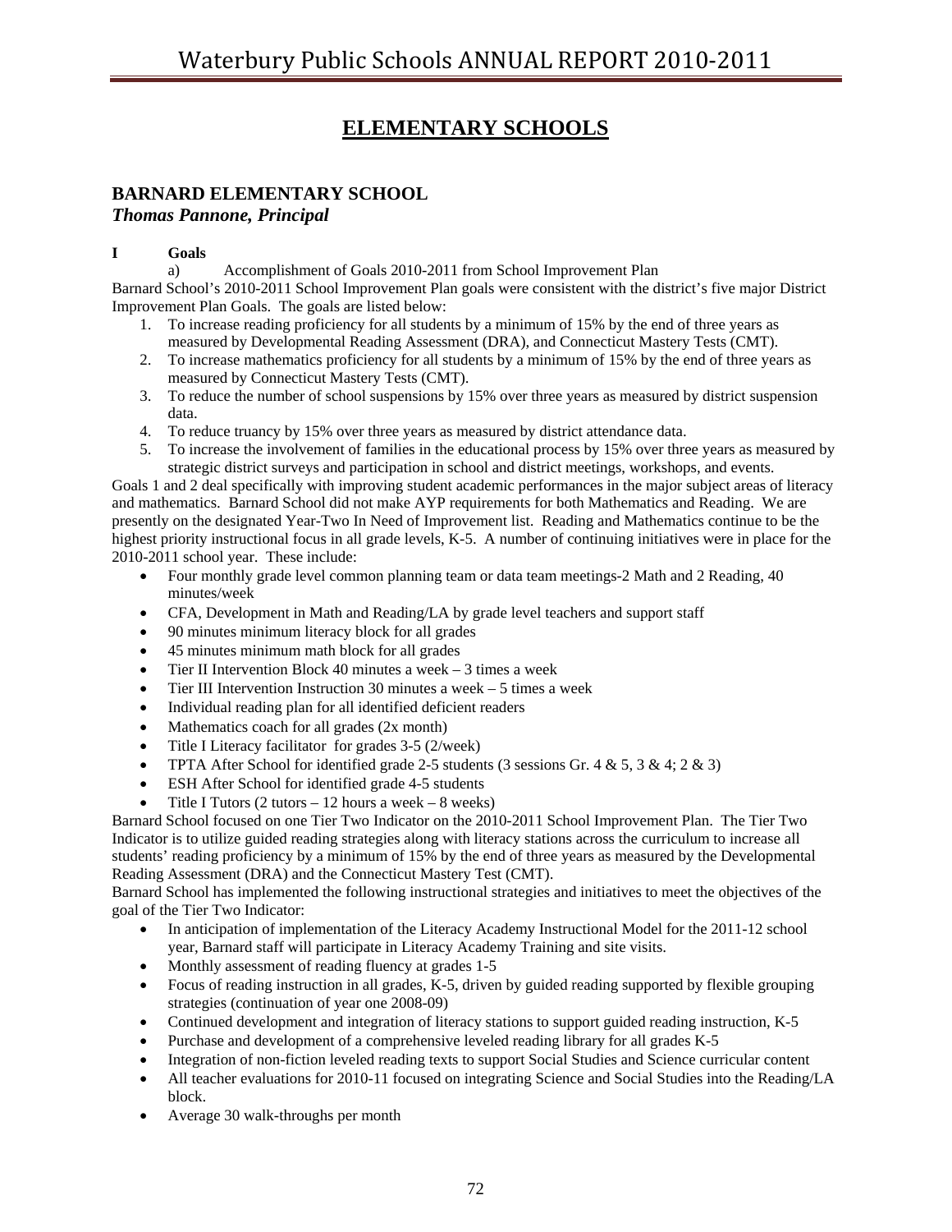# ELEMENTARY SCHOOLS

## BARNARD ELEMENTARY SCHOOL

***Thomas Pannone, Principal***

**I Goals**

a) Accomplishment of Goals 2010-2011 from School Improvement Plan

Barnard School's 2010-2011 School Improvement Plan goals were consistent with the district's five major District Improvement Plan Goals. The goals are listed below:

1. To increase reading proficiency for all students by a minimum of 15% by the end of three years as measured by Developmental Reading Assessment (DRA), and Connecticut Mastery Tests (CMT).
2. To increase mathematics proficiency for all students by a minimum of 15% by the end of three years as measured by Connecticut Mastery Tests (CMT).
3. To reduce the number of school suspensions by 15% over three years as measured by district suspension data.
4. To reduce truancy by 15% over three years as measured by district attendance data.
5. To increase the involvement of families in the educational process by 15% over three years as measured by strategic district surveys and participation in school and district meetings, workshops, and events.

Goals 1 and 2 deal specifically with improving student academic performances in the major subject areas of literacy and mathematics. Barnard School did not make AYP requirements for both Mathematics and Reading. We are presently on the designated Year-Two In Need of Improvement list. Reading and Mathematics continue to be the highest priority instructional focus in all grade levels, K-5. A number of continuing initiatives were in place for the 2010-2011 school year. These include:

- Four monthly grade level common planning team or data team meetings-2 Math and 2 Reading, 40 minutes/week
- CFA, Development in Math and Reading/LA by grade level teachers and support staff
- 90 minutes minimum literacy block for all grades
- 45 minutes minimum math block for all grades
- Tier II Intervention Block 40 minutes a week – 3 times a week
- Tier III Intervention Instruction 30 minutes a week – 5 times a week
- Individual reading plan for all identified deficient readers
- Mathematics coach for all grades (2x month)
- Title I Literacy facilitator for grades 3-5 (2/week)
- TPTA After School for identified grade 2-5 students (3 sessions Gr. 4 & 5, 3 & 4; 2 & 3)
- ESH After School for identified grade 4-5 students
- Title I Tutors (2 tutors – 12 hours a week – 8 weeks)

Barnard School focused on one Tier Two Indicator on the 2010-2011 School Improvement Plan. The Tier Two Indicator is to utilize guided reading strategies along with literacy stations across the curriculum to increase all students' reading proficiency by a minimum of 15% by the end of three years as measured by the Developmental Reading Assessment (DRA) and the Connecticut Mastery Test (CMT).

Barnard School has implemented the following instructional strategies and initiatives to meet the objectives of the goal of the Tier Two Indicator:

- In anticipation of implementation of the Literacy Academy Instructional Model for the 2011-12 school year, Barnard staff will participate in Literacy Academy Training and site visits.
- Monthly assessment of reading fluency at grades 1-5
- Focus of reading instruction in all grades, K-5, driven by guided reading supported by flexible grouping strategies (continuation of year one 2008-09)
- Continued development and integration of literacy stations to support guided reading instruction, K-5
- Purchase and development of a comprehensive leveled reading library for all grades K-5
- Integration of non-fiction leveled reading texts to support Social Studies and Science curricular content
- All teacher evaluations for 2010-11 focused on integrating Science and Social Studies into the Reading/LA block.
- Average 30 walk-throughs per month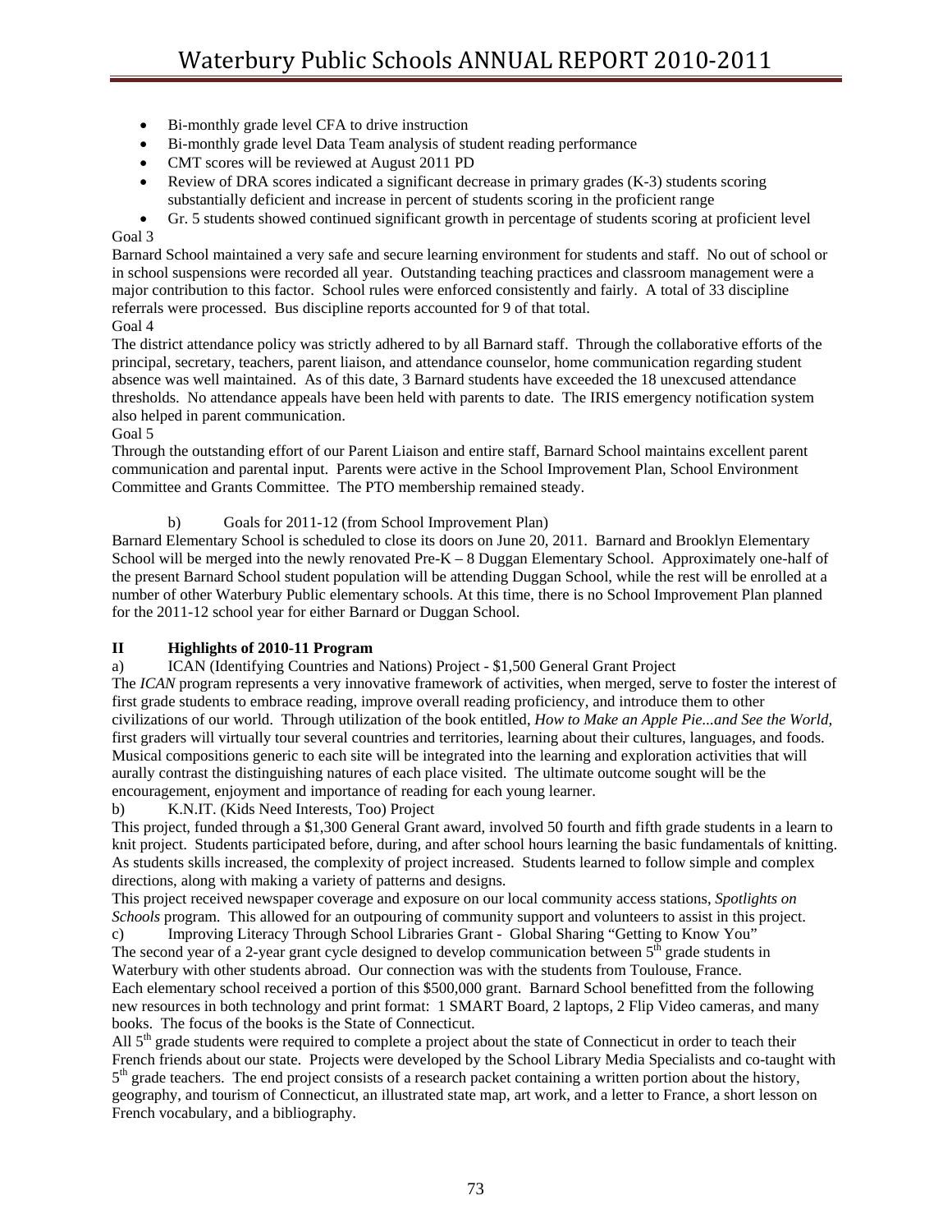- Bi-monthly grade level CFA to drive instruction
- Bi-monthly grade level Data Team analysis of student reading performance
- CMT scores will be reviewed at August 2011 PD
- Review of DRA scores indicated a significant decrease in primary grades (K-3) students scoring substantially deficient and increase in percent of students scoring in the proficient range
- Gr. 5 students showed continued significant growth in percentage of students scoring at proficient level

Goal 3

Barnard School maintained a very safe and secure learning environment for students and staff. No out of school or in school suspensions were recorded all year. Outstanding teaching practices and classroom management were a major contribution to this factor. School rules were enforced consistently and fairly. A total of 33 discipline referrals were processed. Bus discipline reports accounted for 9 of that total.

Goal 4

The district attendance policy was strictly adhered to by all Barnard staff. Through the collaborative efforts of the principal, secretary, teachers, parent liaison, and attendance counselor, home communication regarding student absence was well maintained. As of this date, 3 Barnard students have exceeded the 18 unexcused attendance thresholds. No attendance appeals have been held with parents to date. The IRIS emergency notification system also helped in parent communication.

Goal 5

Through the outstanding effort of our Parent Liaison and entire staff, Barnard School maintains excellent parent communication and parental input. Parents were active in the School Improvement Plan, School Environment Committee and Grants Committee. The PTO membership remained steady.

b) Goals for 2011-12 (from School Improvement Plan)

Barnard Elementary School is scheduled to close its doors on June 20, 2011. Barnard and Brooklyn Elementary School will be merged into the newly renovated Pre-K – 8 Duggan Elementary School. Approximately one-half of the present Barnard School student population will be attending Duggan School, while the rest will be enrolled at a number of other Waterbury Public elementary schools. At this time, there is no School Improvement Plan planned for the 2011-12 school year for either Barnard or Duggan School.

## II Highlights of 2010-11 Program

a) ICAN (Identifying Countries and Nations) Project - $1,500 General Grant Project

The *ICAN* program represents a very innovative framework of activities, when merged, serve to foster the interest of first grade students to embrace reading, improve overall reading proficiency, and introduce them to other civilizations of our world. Through utilization of the book entitled, *How to Make an Apple Pie...and See the World,* first graders will virtually tour several countries and territories, learning about their cultures, languages, and foods. Musical compositions generic to each site will be integrated into the learning and exploration activities that will aurally contrast the distinguishing natures of each place visited. The ultimate outcome sought will be the encouragement, enjoyment and importance of reading for each young learner.

b) K.N.IT. (Kids Need Interests, Too) Project

This project, funded through a $1,300 General Grant award, involved 50 fourth and fifth grade students in a learn to knit project. Students participated before, during, and after school hours learning the basic fundamentals of knitting. As students skills increased, the complexity of project increased. Students learned to follow simple and complex directions, along with making a variety of patterns and designs.

This project received newspaper coverage and exposure on our local community access stations, *Spotlights on Schools* program. This allowed for an outpouring of community support and volunteers to assist in this project.

c) Improving Literacy Through School Libraries Grant - Global Sharing "Getting to Know You"

The second year of a 2-year grant cycle designed to develop communication between 5th grade students in Waterbury with other students abroad. Our connection was with the students from Toulouse, France.

Each elementary school received a portion of this $500,000 grant. Barnard School benefitted from the following new resources in both technology and print format: 1 SMART Board, 2 laptops, 2 Flip Video cameras, and many books. The focus of the books is the State of Connecticut.

All 5th grade students were required to complete a project about the state of Connecticut in order to teach their French friends about our state. Projects were developed by the School Library Media Specialists and co-taught with 5th grade teachers. The end project consists of a research packet containing a written portion about the history, geography, and tourism of Connecticut, an illustrated state map, art work, and a letter to France, a short lesson on French vocabulary, and a bibliography.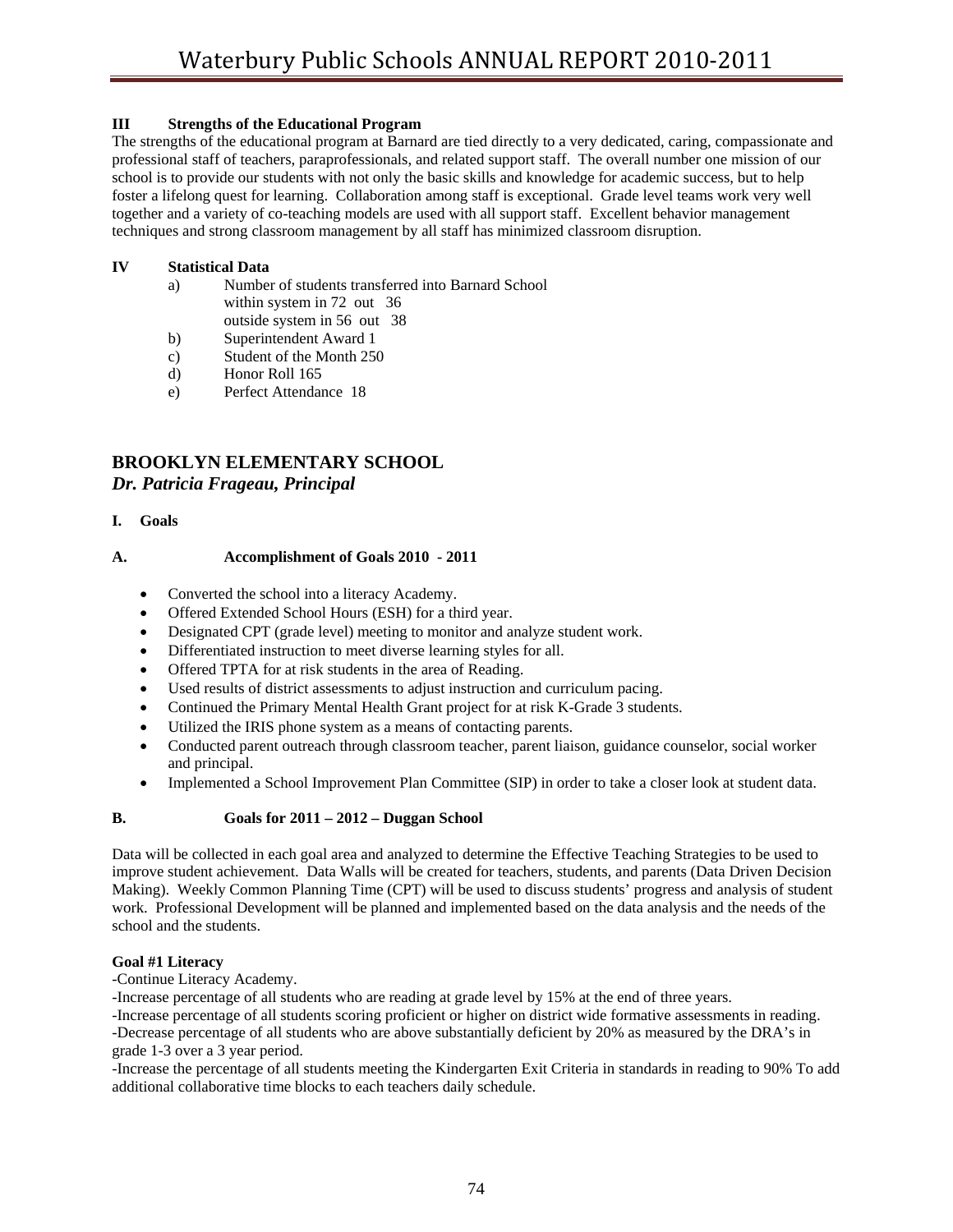**III Strengths of the Educational Program**

The strengths of the educational program at Barnard are tied directly to a very dedicated, caring, compassionate and professional staff of teachers, paraprofessionals, and related support staff. The overall number one mission of our school is to provide our students with not only the basic skills and knowledge for academic success, but to help foster a lifelong quest for learning. Collaboration among staff is exceptional. Grade level teams work very well together and a variety of co-teaching models are used with all support staff. Excellent behavior management techniques and strong classroom management by all staff has minimized classroom disruption.

**IV Statistical Data**

a) Number of students transferred into Barnard School
   within system in 72 out 36
   outside system in 56 out 38
b) Superintendent Award 1
c) Student of the Month 250
d) Honor Roll 165
e) Perfect Attendance 18

## BROOKLYN ELEMENTARY SCHOOL
### *Dr. Patricia Frageau, Principal*

**I. Goals**

**A. Accomplishment of Goals 2010 - 2011**

- Converted the school into a literacy Academy.
- Offered Extended School Hours (ESH) for a third year.
- Designated CPT (grade level) meeting to monitor and analyze student work.
- Differentiated instruction to meet diverse learning styles for all.
- Offered TPTA for at risk students in the area of Reading.
- Used results of district assessments to adjust instruction and curriculum pacing.
- Continued the Primary Mental Health Grant project for at risk K-Grade 3 students.
- Utilized the IRIS phone system as a means of contacting parents.
- Conducted parent outreach through classroom teacher, parent liaison, guidance counselor, social worker and principal.
- Implemented a School Improvement Plan Committee (SIP) in order to take a closer look at student data.

**B. Goals for 2011 – 2012 – Duggan School**

Data will be collected in each goal area and analyzed to determine the Effective Teaching Strategies to be used to improve student achievement. Data Walls will be created for teachers, students, and parents (Data Driven Decision Making). Weekly Common Planning Time (CPT) will be used to discuss students' progress and analysis of student work. Professional Development will be planned and implemented based on the data analysis and the needs of the school and the students.

**Goal #1 Literacy**

-Continue Literacy Academy.
-Increase percentage of all students who are reading at grade level by 15% at the end of three years.
-Increase percentage of all students scoring proficient or higher on district wide formative assessments in reading.
-Decrease percentage of all students who are above substantially deficient by 20% as measured by the DRA's in grade 1-3 over a 3 year period.
-Increase the percentage of all students meeting the Kindergarten Exit Criteria in standards in reading to 90% To add additional collaborative time blocks to each teachers daily schedule.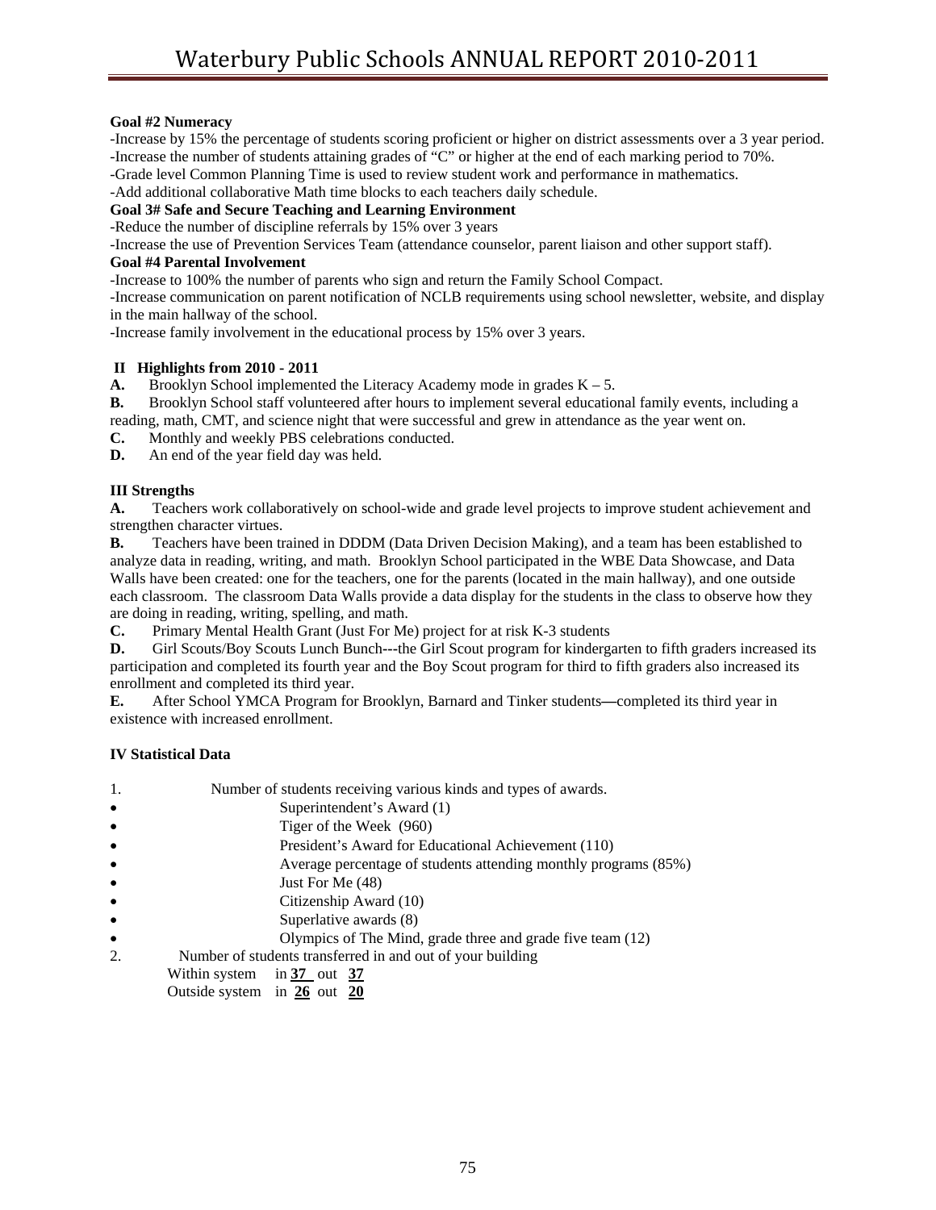**Goal #2 Numeracy**

-Increase by 15% the percentage of students scoring proficient or higher on district assessments over a 3 year period.
-Increase the number of students attaining grades of "C" or higher at the end of each marking period to 70%.
-Grade level Common Planning Time is used to review student work and performance in mathematics.
-Add additional collaborative Math time blocks to each teachers daily schedule.

**Goal 3# Safe and Secure Teaching and Learning Environment**

-Reduce the number of discipline referrals by 15% over 3 years
-Increase the use of Prevention Services Team (attendance counselor, parent liaison and other support staff).

**Goal #4 Parental Involvement**

-Increase to 100% the number of parents who sign and return the Family School Compact.
-Increase communication on parent notification of NCLB requirements using school newsletter, website, and display in the main hallway of the school.
-Increase family involvement in the educational process by 15% over 3 years.

## II Highlights from 2010 - 2011

**A.** Brooklyn School implemented the Literacy Academy mode in grades K – 5.
**B.** Brooklyn School staff volunteered after hours to implement several educational family events, including a reading, math, CMT, and science night that were successful and grew in attendance as the year went on.
**C.** Monthly and weekly PBS celebrations conducted.
**D.** An end of the year field day was held.

## III Strengths

**A.** Teachers work collaboratively on school-wide and grade level projects to improve student achievement and strengthen character virtues.
**B.** Teachers have been trained in DDDM (Data Driven Decision Making), and a team has been established to analyze data in reading, writing, and math. Brooklyn School participated in the WBE Data Showcase, and Data Walls have been created: one for the teachers, one for the parents (located in the main hallway), and one outside each classroom. The classroom Data Walls provide a data display for the students in the class to observe how they are doing in reading, writing, spelling, and math.
**C.** Primary Mental Health Grant (Just For Me) project for at risk K-3 students
**D.** Girl Scouts/Boy Scouts Lunch Bunch---the Girl Scout program for kindergarten to fifth graders increased its participation and completed its fourth year and the Boy Scout program for third to fifth graders also increased its enrollment and completed its third year.
**E.** After School YMCA Program for Brooklyn, Barnard and Tinker students—completed its third year in existence with increased enrollment.

## IV Statistical Data

1. Number of students receiving various kinds and types of awards.

- Superintendent's Award (1)
- Tiger of the Week (960)
- President's Award for Educational Achievement (110)
- Average percentage of students attending monthly programs (85%)
- Just For Me (48)
- Citizenship Award (10)
- Superlative awards (8)
- Olympics of The Mind, grade three and grade five team (12)

2. Number of students transferred in and out of your building

Within system in **37** out **37**
Outside system in **26** out **20**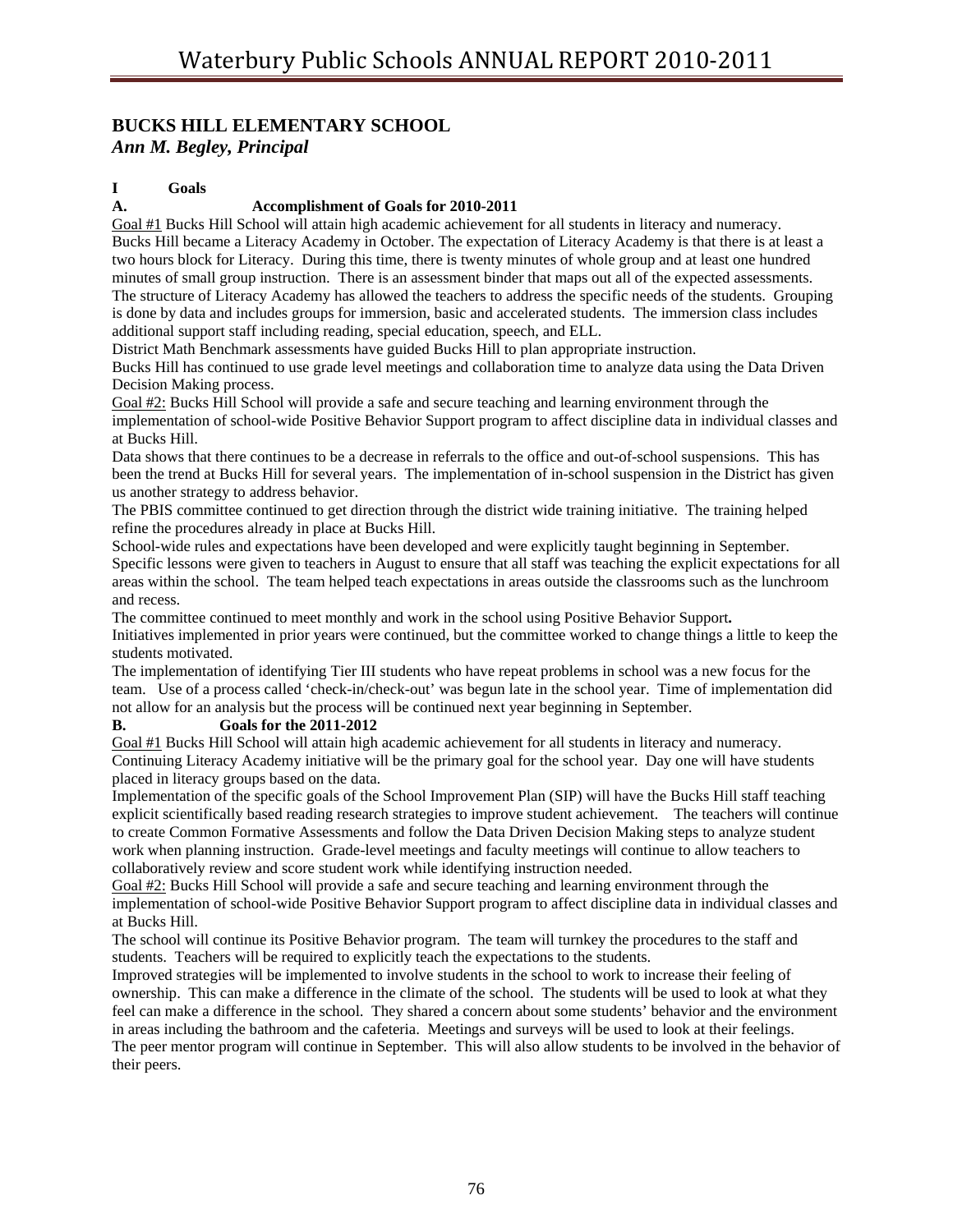## BUCKS HILL ELEMENTARY SCHOOL

***Ann M. Begley, Principal***

**I Goals**

**A. Accomplishment of Goals for 2010-2011**

Goal #1 Bucks Hill School will attain high academic achievement for all students in literacy and numeracy. Bucks Hill became a Literacy Academy in October. The expectation of Literacy Academy is that there is at least a two hours block for Literacy. During this time, there is twenty minutes of whole group and at least one hundred minutes of small group instruction. There is an assessment binder that maps out all of the expected assessments. The structure of Literacy Academy has allowed the teachers to address the specific needs of the students. Grouping is done by data and includes groups for immersion, basic and accelerated students. The immersion class includes additional support staff including reading, special education, speech, and ELL.

District Math Benchmark assessments have guided Bucks Hill to plan appropriate instruction.

Bucks Hill has continued to use grade level meetings and collaboration time to analyze data using the Data Driven Decision Making process.

Goal #2: Bucks Hill School will provide a safe and secure teaching and learning environment through the implementation of school-wide Positive Behavior Support program to affect discipline data in individual classes and at Bucks Hill.

Data shows that there continues to be a decrease in referrals to the office and out-of-school suspensions. This has been the trend at Bucks Hill for several years. The implementation of in-school suspension in the District has given us another strategy to address behavior.

The PBIS committee continued to get direction through the district wide training initiative. The training helped refine the procedures already in place at Bucks Hill.

School-wide rules and expectations have been developed and were explicitly taught beginning in September. Specific lessons were given to teachers in August to ensure that all staff was teaching the explicit expectations for all areas within the school. The team helped teach expectations in areas outside the classrooms such as the lunchroom and recess.

The committee continued to meet monthly and work in the school using Positive Behavior Support**.**

Initiatives implemented in prior years were continued, but the committee worked to change things a little to keep the students motivated.

The implementation of identifying Tier III students who have repeat problems in school was a new focus for the team. Use of a process called 'check-in/check-out' was begun late in the school year. Time of implementation did not allow for an analysis but the process will be continued next year beginning in September.

**B. Goals for the 2011-2012**

Goal #1 Bucks Hill School will attain high academic achievement for all students in literacy and numeracy. Continuing Literacy Academy initiative will be the primary goal for the school year. Day one will have students placed in literacy groups based on the data.

Implementation of the specific goals of the School Improvement Plan (SIP) will have the Bucks Hill staff teaching explicit scientifically based reading research strategies to improve student achievement. The teachers will continue to create Common Formative Assessments and follow the Data Driven Decision Making steps to analyze student work when planning instruction. Grade-level meetings and faculty meetings will continue to allow teachers to collaboratively review and score student work while identifying instruction needed.

Goal #2: Bucks Hill School will provide a safe and secure teaching and learning environment through the implementation of school-wide Positive Behavior Support program to affect discipline data in individual classes and at Bucks Hill.

The school will continue its Positive Behavior program. The team will turnkey the procedures to the staff and students. Teachers will be required to explicitly teach the expectations to the students.

Improved strategies will be implemented to involve students in the school to work to increase their feeling of ownership. This can make a difference in the climate of the school. The students will be used to look at what they feel can make a difference in the school. They shared a concern about some students' behavior and the environment in areas including the bathroom and the cafeteria. Meetings and surveys will be used to look at their feelings.

The peer mentor program will continue in September. This will also allow students to be involved in the behavior of their peers.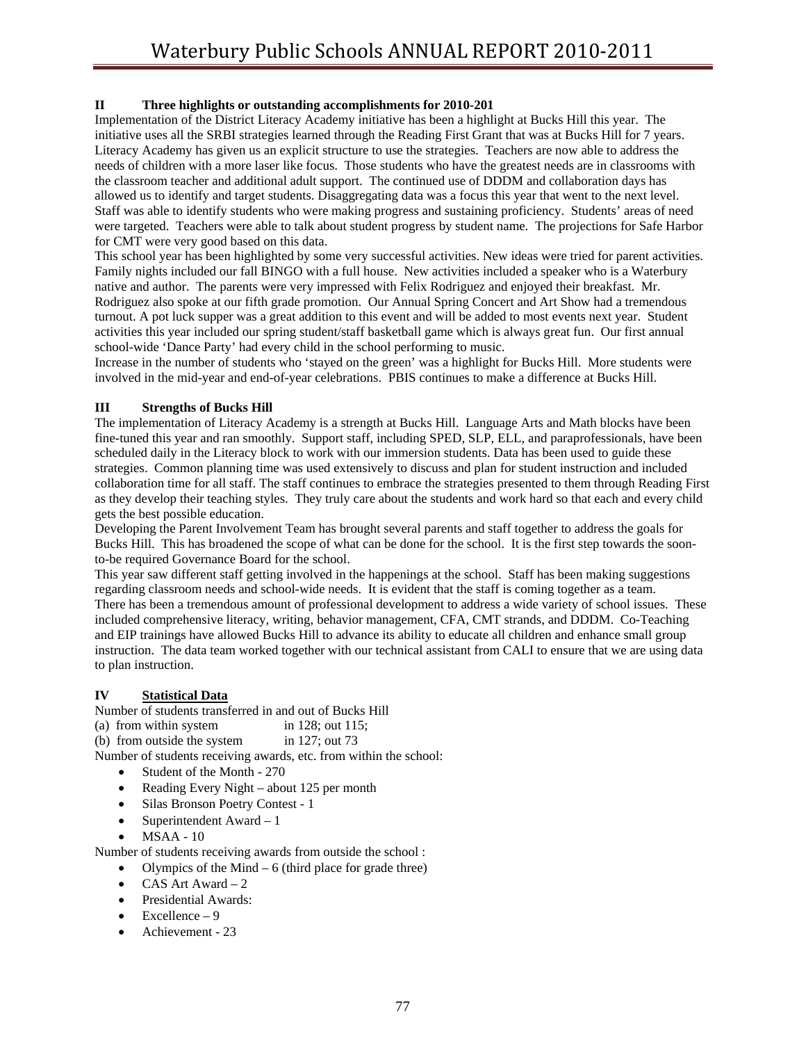**II Three highlights or outstanding accomplishments for 2010-201**

Implementation of the District Literacy Academy initiative has been a highlight at Bucks Hill this year. The initiative uses all the SRBI strategies learned through the Reading First Grant that was at Bucks Hill for 7 years. Literacy Academy has given us an explicit structure to use the strategies. Teachers are now able to address the needs of children with a more laser like focus. Those students who have the greatest needs are in classrooms with the classroom teacher and additional adult support. The continued use of DDDM and collaboration days has allowed us to identify and target students. Disaggregating data was a focus this year that went to the next level. Staff was able to identify students who were making progress and sustaining proficiency. Students' areas of need were targeted. Teachers were able to talk about student progress by student name. The projections for Safe Harbor for CMT were very good based on this data.

This school year has been highlighted by some very successful activities. New ideas were tried for parent activities. Family nights included our fall BINGO with a full house. New activities included a speaker who is a Waterbury native and author. The parents were very impressed with Felix Rodriguez and enjoyed their breakfast. Mr. Rodriguez also spoke at our fifth grade promotion. Our Annual Spring Concert and Art Show had a tremendous turnout. A pot luck supper was a great addition to this event and will be added to most events next year. Student activities this year included our spring student/staff basketball game which is always great fun. Our first annual school-wide 'Dance Party' had every child in the school performing to music.

Increase in the number of students who 'stayed on the green' was a highlight for Bucks Hill. More students were involved in the mid-year and end-of-year celebrations. PBIS continues to make a difference at Bucks Hill.

**III Strengths of Bucks Hill**

The implementation of Literacy Academy is a strength at Bucks Hill. Language Arts and Math blocks have been fine-tuned this year and ran smoothly. Support staff, including SPED, SLP, ELL, and paraprofessionals, have been scheduled daily in the Literacy block to work with our immersion students. Data has been used to guide these strategies. Common planning time was used extensively to discuss and plan for student instruction and included collaboration time for all staff. The staff continues to embrace the strategies presented to them through Reading First as they develop their teaching styles. They truly care about the students and work hard so that each and every child gets the best possible education.

Developing the Parent Involvement Team has brought several parents and staff together to address the goals for Bucks Hill. This has broadened the scope of what can be done for the school. It is the first step towards the soon-to-be required Governance Board for the school.

This year saw different staff getting involved in the happenings at the school. Staff has been making suggestions regarding classroom needs and school-wide needs. It is evident that the staff is coming together as a team.

There has been a tremendous amount of professional development to address a wide variety of school issues. These included comprehensive literacy, writing, behavior management, CFA, CMT strands, and DDDM. Co-Teaching and EIP trainings have allowed Bucks Hill to advance its ability to educate all children and enhance small group instruction. The data team worked together with our technical assistant from CALI to ensure that we are using data to plan instruction.

**IV Statistical Data**

Number of students transferred in and out of Bucks Hill

(a) from within system in 128; out 115;

(b) from outside the system in 127; out 73

Number of students receiving awards, etc. from within the school:

- Student of the Month - 270
- Reading Every Night – about 125 per month
- Silas Bronson Poetry Contest - 1
- Superintendent Award – 1
- MSAA - 10

Number of students receiving awards from outside the school :

- Olympics of the Mind – 6 (third place for grade three)
- CAS Art Award – 2
- Presidential Awards:
- Excellence – 9
- Achievement - 23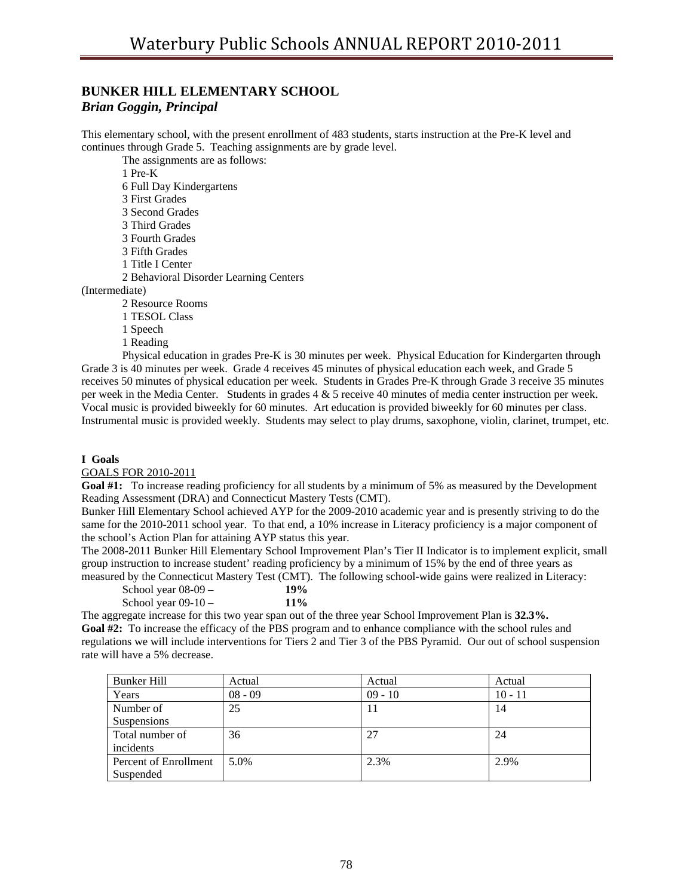## BUNKER HILL ELEMENTARY SCHOOL

***Brian Goggin, Principal***

This elementary school, with the present enrollment of 483 students, starts instruction at the Pre-K level and continues through Grade 5. Teaching assignments are by grade level.

The assignments are as follows:

1 Pre-K
6 Full Day Kindergartens
3 First Grades
3 Second Grades
3 Third Grades
3 Fourth Grades
3 Fifth Grades
1 Title I Center
2 Behavioral Disorder Learning Centers (Intermediate)
2 Resource Rooms
1 TESOL Class
1 Speech
1 Reading

Physical education in grades Pre-K is 30 minutes per week. Physical Education for Kindergarten through Grade 3 is 40 minutes per week. Grade 4 receives 45 minutes of physical education each week, and Grade 5 receives 50 minutes of physical education per week. Students in Grades Pre-K through Grade 3 receive 35 minutes per week in the Media Center. Students in grades 4 & 5 receive 40 minutes of media center instruction per week. Vocal music is provided biweekly for 60 minutes. Art education is provided biweekly for 60 minutes per class. Instrumental music is provided weekly. Students may select to play drums, saxophone, violin, clarinet, trumpet, etc.

**I Goals**

GOALS FOR 2010-2011

**Goal #1:** To increase reading proficiency for all students by a minimum of 5% as measured by the Development Reading Assessment (DRA) and Connecticut Mastery Tests (CMT).

Bunker Hill Elementary School achieved AYP for the 2009-2010 academic year and is presently striving to do the same for the 2010-2011 school year. To that end, a 10% increase in Literacy proficiency is a major component of the school's Action Plan for attaining AYP status this year.

The 2008-2011 Bunker Hill Elementary School Improvement Plan's Tier II Indicator is to implement explicit, small group instruction to increase student' reading proficiency by a minimum of 15% by the end of three years as measured by the Connecticut Mastery Test (CMT). The following school-wide gains were realized in Literacy:

School year 08-09 – **19%**
School year 09-10 – **11%**

The aggregate increase for this two year span out of the three year School Improvement Plan is **32.3%.**

**Goal #2:** To increase the efficacy of the PBS program and to enhance compliance with the school rules and regulations we will include interventions for Tiers 2 and Tier 3 of the PBS Pyramid. Our out of school suspension rate will have a 5% decrease.

| Bunker Hill | Actual | Actual | Actual |
|---|---|---|---|
| Years | 08 - 09 | 09 - 10 | 10 - 11 |
| Number of Suspensions | 25 | 11 | 14 |
| Total number of incidents | 36 | 27 | 24 |
| Percent of Enrollment Suspended | 5.0% | 2.3% | 2.9% |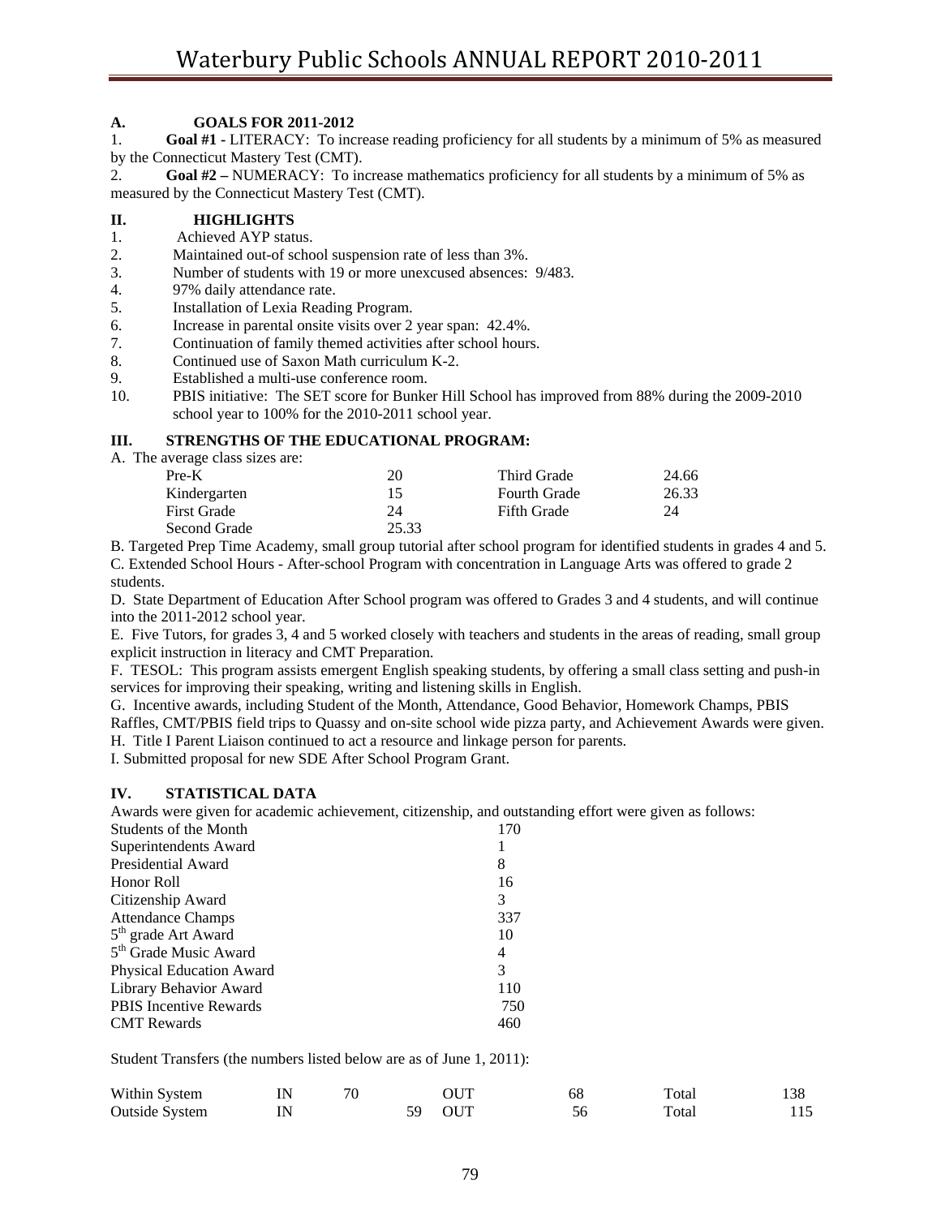**A. GOALS FOR 2011-2012**

1. **Goal #1 -** LITERACY: To increase reading proficiency for all students by a minimum of 5% as measured by the Connecticut Mastery Test (CMT).
2. **Goal #2 –** NUMERACY: To increase mathematics proficiency for all students by a minimum of 5% as measured by the Connecticut Mastery Test (CMT).

**II. HIGHLIGHTS**

1. Achieved AYP status.
2. Maintained out-of school suspension rate of less than 3%.
3. Number of students with 19 or more unexcused absences: 9/483.
4. 97% daily attendance rate.
5. Installation of Lexia Reading Program.
6. Increase in parental onsite visits over 2 year span: 42.4%.
7. Continuation of family themed activities after school hours.
8. Continued use of Saxon Math curriculum K-2.
9. Established a multi-use conference room.
10. PBIS initiative: The SET score for Bunker Hill School has improved from 88% during the 2009-2010 school year to 100% for the 2010-2011 school year.

**III. STRENGTHS OF THE EDUCATIONAL PROGRAM:**

A. The average class sizes are:

| | | | |
|---|---|---|---|
| Pre-K | 20 | Third Grade | 24.66 |
| Kindergarten | 15 | Fourth Grade | 26.33 |
| First Grade | 24 | Fifth Grade | 24 |
| Second Grade | 25.33 | | |

B. Targeted Prep Time Academy, small group tutorial after school program for identified students in grades 4 and 5.

C. Extended School Hours - After-school Program with concentration in Language Arts was offered to grade 2 students.

D. State Department of Education After School program was offered to Grades 3 and 4 students, and will continue into the 2011-2012 school year.

E. Five Tutors, for grades 3, 4 and 5 worked closely with teachers and students in the areas of reading, small group explicit instruction in literacy and CMT Preparation.

F. TESOL: This program assists emergent English speaking students, by offering a small class setting and push-in services for improving their speaking, writing and listening skills in English.

G. Incentive awards, including Student of the Month, Attendance, Good Behavior, Homework Champs, PBIS Raffles, CMT/PBIS field trips to Quassy and on-site school wide pizza party, and Achievement Awards were given.

H. Title I Parent Liaison continued to act a resource and linkage person for parents.

I. Submitted proposal for new SDE After School Program Grant.

**IV. STATISTICAL DATA**

Awards were given for academic achievement, citizenship, and outstanding effort were given as follows:

| | |
|---|---|
| Students of the Month | 170 |
| Superintendents Award | 1 |
| Presidential Award | 8 |
| Honor Roll | 16 |
| Citizenship Award | 3 |
| Attendance Champs | 337 |
| 5th grade Art Award | 10 |
| 5th Grade Music Award | 4 |
| Physical Education Award | 3 |
| Library Behavior Award | 110 |
| PBIS Incentive Rewards | 750 |
| CMT Rewards | 460 |

Student Transfers (the numbers listed below are as of June 1, 2011):

| | | | | | | |
|---|---|---|---|---|---|---|
| Within System | IN | 70 | OUT | 68 | Total | 138 |
| Outside System | IN | 59 | OUT | 56 | Total | 115 |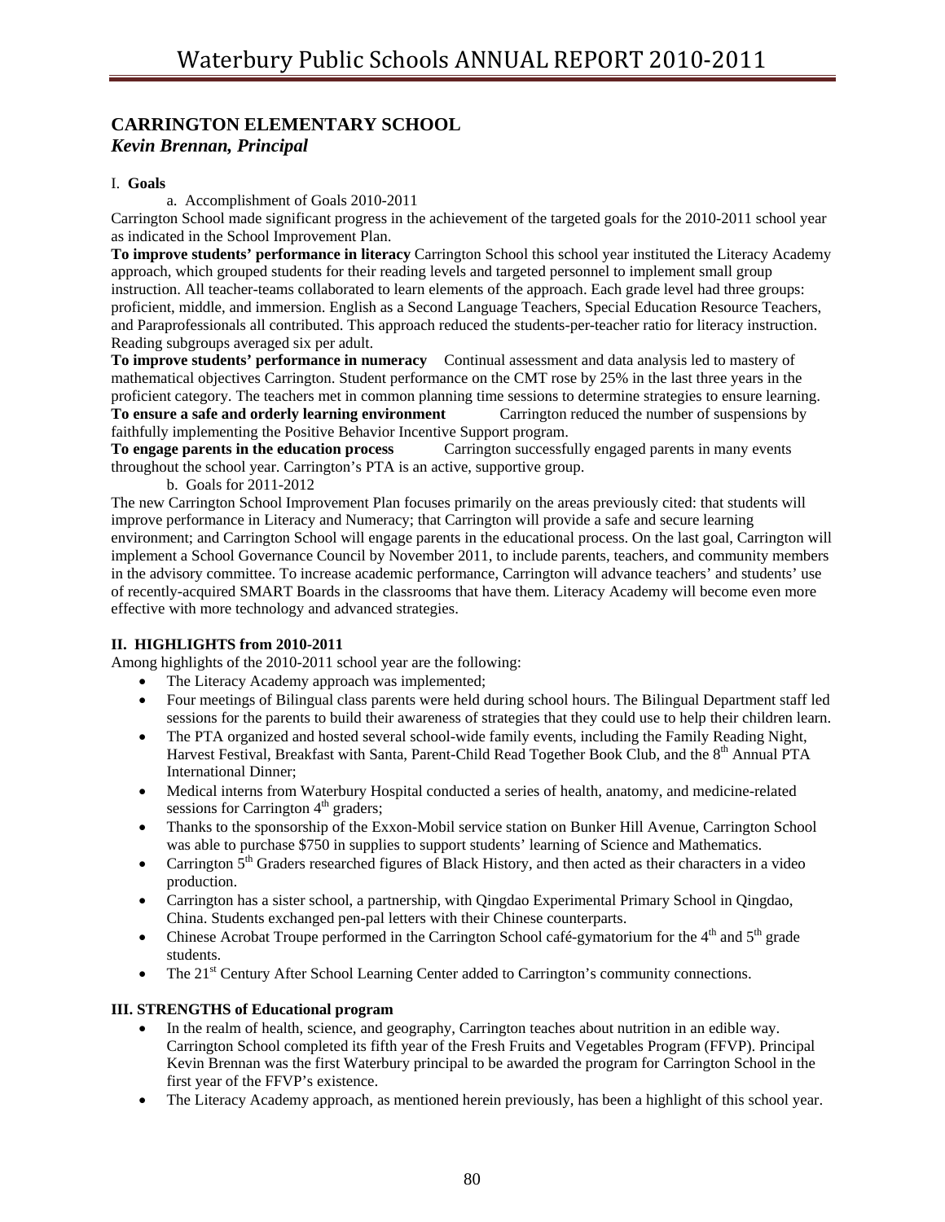## CARRINGTON ELEMENTARY SCHOOL

***Kevin Brennan, Principal***

I. **Goals**

a. Accomplishment of Goals 2010-2011

Carrington School made significant progress in the achievement of the targeted goals for the 2010-2011 school year as indicated in the School Improvement Plan.

**To improve students' performance in literacy** Carrington School this school year instituted the Literacy Academy approach, which grouped students for their reading levels and targeted personnel to implement small group instruction. All teacher-teams collaborated to learn elements of the approach. Each grade level had three groups: proficient, middle, and immersion. English as a Second Language Teachers, Special Education Resource Teachers, and Paraprofessionals all contributed. This approach reduced the students-per-teacher ratio for literacy instruction. Reading subgroups averaged six per adult.

**To improve students' performance in numeracy** Continual assessment and data analysis led to mastery of mathematical objectives Carrington. Student performance on the CMT rose by 25% in the last three years in the proficient category. The teachers met in common planning time sessions to determine strategies to ensure learning.

**To ensure a safe and orderly learning environment** Carrington reduced the number of suspensions by faithfully implementing the Positive Behavior Incentive Support program.

**To engage parents in the education process** Carrington successfully engaged parents in many events throughout the school year. Carrington's PTA is an active, supportive group.

b. Goals for 2011-2012

The new Carrington School Improvement Plan focuses primarily on the areas previously cited: that students will improve performance in Literacy and Numeracy; that Carrington will provide a safe and secure learning environment; and Carrington School will engage parents in the educational process. On the last goal, Carrington will implement a School Governance Council by November 2011, to include parents, teachers, and community members in the advisory committee. To increase academic performance, Carrington will advance teachers' and students' use of recently-acquired SMART Boards in the classrooms that have them. Literacy Academy will become even more effective with more technology and advanced strategies.

### II. HIGHLIGHTS from 2010-2011

Among highlights of the 2010-2011 school year are the following:

- The Literacy Academy approach was implemented;
- Four meetings of Bilingual class parents were held during school hours. The Bilingual Department staff led sessions for the parents to build their awareness of strategies that they could use to help their children learn.
- The PTA organized and hosted several school-wide family events, including the Family Reading Night, Harvest Festival, Breakfast with Santa, Parent-Child Read Together Book Club, and the 8th Annual PTA International Dinner;
- Medical interns from Waterbury Hospital conducted a series of health, anatomy, and medicine-related sessions for Carrington 4th graders;
- Thanks to the sponsorship of the Exxon-Mobil service station on Bunker Hill Avenue, Carrington School was able to purchase $750 in supplies to support students' learning of Science and Mathematics.
- Carrington 5th Graders researched figures of Black History, and then acted as their characters in a video production.
- Carrington has a sister school, a partnership, with Qingdao Experimental Primary School in Qingdao, China. Students exchanged pen-pal letters with their Chinese counterparts.
- Chinese Acrobat Troupe performed in the Carrington School café-gymatorium for the 4th and 5th grade students.
- The 21st Century After School Learning Center added to Carrington's community connections.

### III. STRENGTHS of Educational program

- In the realm of health, science, and geography, Carrington teaches about nutrition in an edible way. Carrington School completed its fifth year of the Fresh Fruits and Vegetables Program (FFVP). Principal Kevin Brennan was the first Waterbury principal to be awarded the program for Carrington School in the first year of the FFVP's existence.
- The Literacy Academy approach, as mentioned herein previously, has been a highlight of this school year.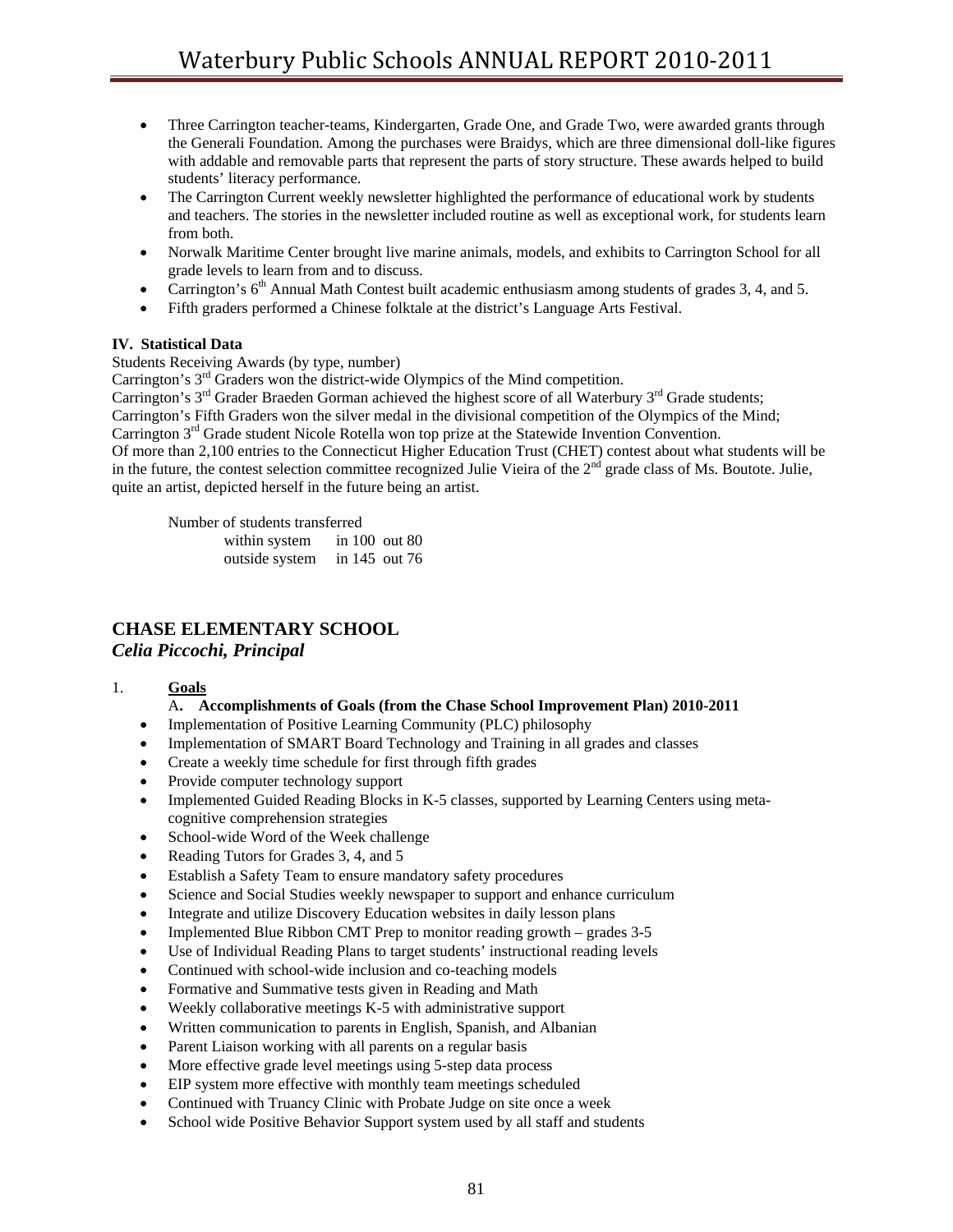- Three Carrington teacher-teams, Kindergarten, Grade One, and Grade Two, were awarded grants through the Generali Foundation. Among the purchases were Braidys, which are three dimensional doll-like figures with addable and removable parts that represent the parts of story structure. These awards helped to build students' literacy performance.
- The Carrington Current weekly newsletter highlighted the performance of educational work by students and teachers. The stories in the newsletter included routine as well as exceptional work, for students learn from both.
- Norwalk Maritime Center brought live marine animals, models, and exhibits to Carrington School for all grade levels to learn from and to discuss.
- Carrington's 6th Annual Math Contest built academic enthusiasm among students of grades 3, 4, and 5.
- Fifth graders performed a Chinese folktale at the district's Language Arts Festival.

**IV. Statistical Data**

Students Receiving Awards (by type, number)
Carrington's 3rd Graders won the district-wide Olympics of the Mind competition.
Carrington's 3rd Grader Braeden Gorman achieved the highest score of all Waterbury 3rd Grade students;
Carrington's Fifth Graders won the silver medal in the divisional competition of the Olympics of the Mind;
Carrington 3rd Grade student Nicole Rotella won top prize at the Statewide Invention Convention.
Of more than 2,100 entries to the Connecticut Higher Education Trust (CHET) contest about what students will be in the future, the contest selection committee recognized Julie Vieira of the 2nd grade class of Ms. Boutote. Julie, quite an artist, depicted herself in the future being an artist.

Number of students transferred

| | | |
|---|---|---|
| within system | in 100 | out 80 |
| outside system | in 145 | out 76 |

## CHASE ELEMENTARY SCHOOL

### *Celia Piccochi, Principal*

1. **Goals**

   A. **Accomplishments of Goals (from the Chase School Improvement Plan) 2010-2011**

- Implementation of Positive Learning Community (PLC) philosophy
- Implementation of SMART Board Technology and Training in all grades and classes
- Create a weekly time schedule for first through fifth grades
- Provide computer technology support
- Implemented Guided Reading Blocks in K-5 classes, supported by Learning Centers using meta-cognitive comprehension strategies
- School-wide Word of the Week challenge
- Reading Tutors for Grades 3, 4, and 5
- Establish a Safety Team to ensure mandatory safety procedures
- Science and Social Studies weekly newspaper to support and enhance curriculum
- Integrate and utilize Discovery Education websites in daily lesson plans
- Implemented Blue Ribbon CMT Prep to monitor reading growth – grades 3-5
- Use of Individual Reading Plans to target students' instructional reading levels
- Continued with school-wide inclusion and co-teaching models
- Formative and Summative tests given in Reading and Math
- Weekly collaborative meetings K-5 with administrative support
- Written communication to parents in English, Spanish, and Albanian
- Parent Liaison working with all parents on a regular basis
- More effective grade level meetings using 5-step data process
- EIP system more effective with monthly team meetings scheduled
- Continued with Truancy Clinic with Probate Judge on site once a week
- School wide Positive Behavior Support system used by all staff and students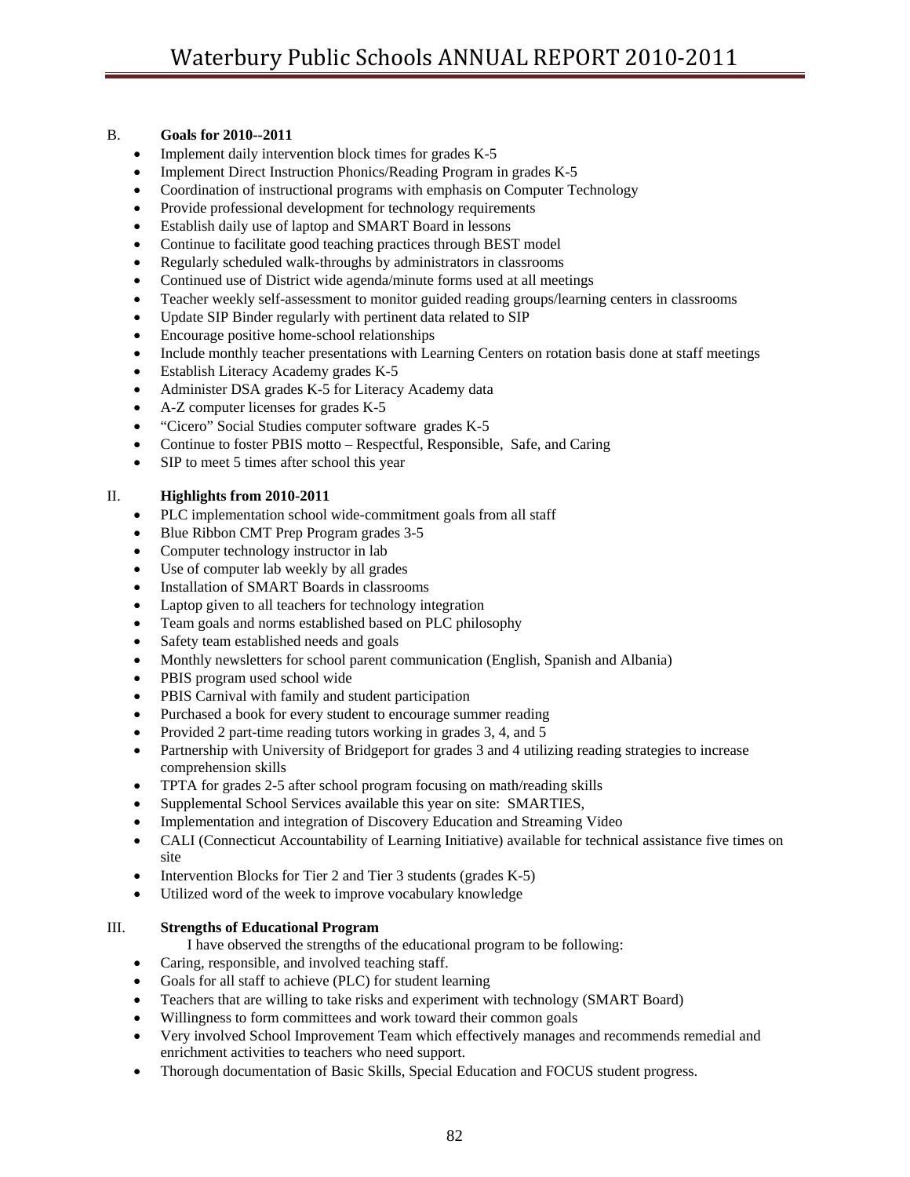### B. Goals for 2010--2011

- Implement daily intervention block times for grades K-5
- Implement Direct Instruction Phonics/Reading Program in grades K-5
- Coordination of instructional programs with emphasis on Computer Technology
- Provide professional development for technology requirements
- Establish daily use of laptop and SMART Board in lessons
- Continue to facilitate good teaching practices through BEST model
- Regularly scheduled walk-throughs by administrators in classrooms
- Continued use of District wide agenda/minute forms used at all meetings
- Teacher weekly self-assessment to monitor guided reading groups/learning centers in classrooms
- Update SIP Binder regularly with pertinent data related to SIP
- Encourage positive home-school relationships
- Include monthly teacher presentations with Learning Centers on rotation basis done at staff meetings
- Establish Literacy Academy grades K-5
- Administer DSA grades K-5 for Literacy Academy data
- A-Z computer licenses for grades K-5
- "Cicero" Social Studies computer software grades K-5
- Continue to foster PBIS motto – Respectful, Responsible, Safe, and Caring
- SIP to meet 5 times after school this year

## II. Highlights from 2010-2011

- PLC implementation school wide-commitment goals from all staff
- Blue Ribbon CMT Prep Program grades 3-5
- Computer technology instructor in lab
- Use of computer lab weekly by all grades
- Installation of SMART Boards in classrooms
- Laptop given to all teachers for technology integration
- Team goals and norms established based on PLC philosophy
- Safety team established needs and goals
- Monthly newsletters for school parent communication (English, Spanish and Albania)
- PBIS program used school wide
- PBIS Carnival with family and student participation
- Purchased a book for every student to encourage summer reading
- Provided 2 part-time reading tutors working in grades 3, 4, and 5
- Partnership with University of Bridgeport for grades 3 and 4 utilizing reading strategies to increase comprehension skills
- TPTA for grades 2-5 after school program focusing on math/reading skills
- Supplemental School Services available this year on site: SMARTIES,
- Implementation and integration of Discovery Education and Streaming Video
- CALI (Connecticut Accountability of Learning Initiative) available for technical assistance five times on site
- Intervention Blocks for Tier 2 and Tier 3 students (grades K-5)
- Utilized word of the week to improve vocabulary knowledge

## III. Strengths of Educational Program

I have observed the strengths of the educational program to be following:

- Caring, responsible, and involved teaching staff.
- Goals for all staff to achieve (PLC) for student learning
- Teachers that are willing to take risks and experiment with technology (SMART Board)
- Willingness to form committees and work toward their common goals
- Very involved School Improvement Team which effectively manages and recommends remedial and enrichment activities to teachers who need support.
- Thorough documentation of Basic Skills, Special Education and FOCUS student progress.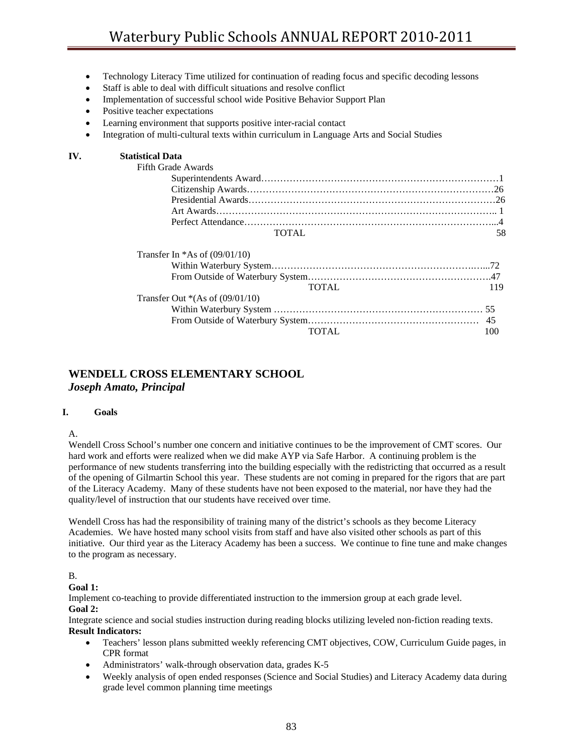- Technology Literacy Time utilized for continuation of reading focus and specific decoding lessons
- Staff is able to deal with difficult situations and resolve conflict
- Implementation of successful school wide Positive Behavior Support Plan
- Positive teacher expectations
- Learning environment that supports positive inter-racial contact
- Integration of multi-cultural texts within curriculum in Language Arts and Social Studies

**IV. Statistical Data**

Fifth Grade Awards

| | |
|---|---|
| Superintendents Award | 1 |
| Citizenship Awards | 26 |
| Presidential Awards | 26 |
| Art Awards | 1 |
| Perfect Attendance | 4 |
| TOTAL | 58 |

Transfer In *As of (09/01/10)

| | |
|---|---|
| Within Waterbury System | 72 |
| From Outside of Waterbury System | 47 |
| TOTAL | 119 |

Transfer Out *(As of (09/01/10)

| | |
|---|---|
| Within Waterbury System | 55 |
| From Outside of Waterbury System | 45 |
| TOTAL | 100 |

## WENDELL CROSS ELEMENTARY SCHOOL

***Joseph Amato, Principal***

**I. Goals**

A.

Wendell Cross School's number one concern and initiative continues to be the improvement of CMT scores. Our hard work and efforts were realized when we did make AYP via Safe Harbor. A continuing problem is the performance of new students transferring into the building especially with the redistricting that occurred as a result of the opening of Gilmartin School this year. These students are not coming in prepared for the rigors that are part of the Literacy Academy. Many of these students have not been exposed to the material, nor have they had the quality/level of instruction that our students have received over time.

Wendell Cross has had the responsibility of training many of the district's schools as they become Literacy Academies. We have hosted many school visits from staff and have also visited other schools as part of this initiative. Our third year as the Literacy Academy has been a success. We continue to fine tune and make changes to the program as necessary.

B.

**Goal 1:**

Implement co-teaching to provide differentiated instruction to the immersion group at each grade level.

**Goal 2:**

Integrate science and social studies instruction during reading blocks utilizing leveled non-fiction reading texts.

**Result Indicators:**

- Teachers' lesson plans submitted weekly referencing CMT objectives, COW, Curriculum Guide pages, in CPR format
- Administrators' walk-through observation data, grades K-5
- Weekly analysis of open ended responses (Science and Social Studies) and Literacy Academy data during grade level common planning time meetings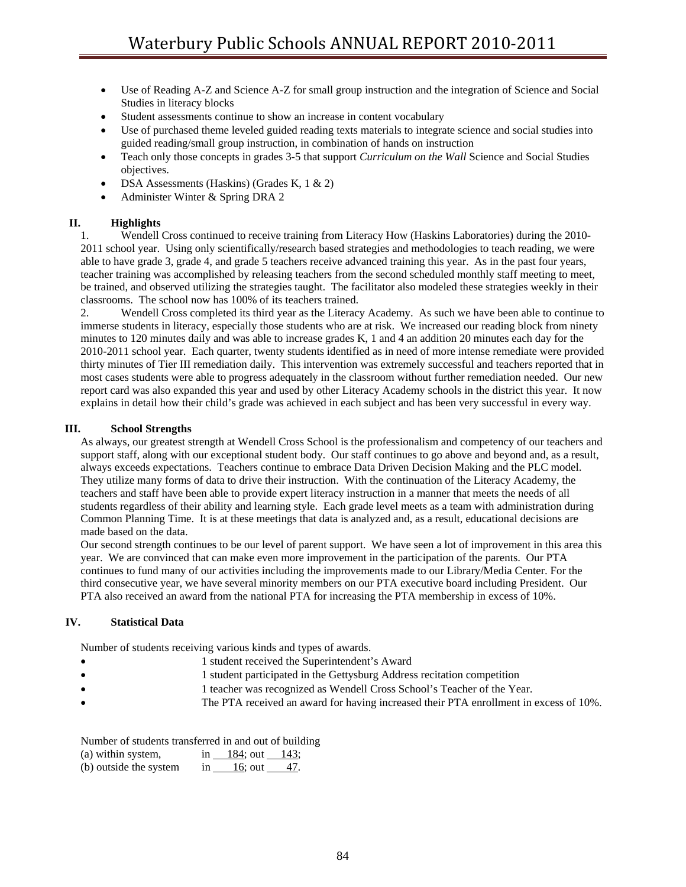- Use of Reading A-Z and Science A-Z for small group instruction and the integration of Science and Social Studies in literacy blocks
- Student assessments continue to show an increase in content vocabulary
- Use of purchased theme leveled guided reading texts materials to integrate science and social studies into guided reading/small group instruction, in combination of hands on instruction
- Teach only those concepts in grades 3-5 that support *Curriculum on the Wall* Science and Social Studies objectives.
- DSA Assessments (Haskins) (Grades K, 1 & 2)
- Administer Winter & Spring DRA 2

## II. Highlights

1. Wendell Cross continued to receive training from Literacy How (Haskins Laboratories) during the 2010-2011 school year. Using only scientifically/research based strategies and methodologies to teach reading, we were able to have grade 3, grade 4, and grade 5 teachers receive advanced training this year. As in the past four years, teacher training was accomplished by releasing teachers from the second scheduled monthly staff meeting to meet, be trained, and observed utilizing the strategies taught. The facilitator also modeled these strategies weekly in their classrooms. The school now has 100% of its teachers trained.
2. Wendell Cross completed its third year as the Literacy Academy. As such we have been able to continue to immerse students in literacy, especially those students who are at risk. We increased our reading block from ninety minutes to 120 minutes daily and was able to increase grades K, 1 and 4 an addition 20 minutes each day for the 2010-2011 school year. Each quarter, twenty students identified as in need of more intense remediate were provided thirty minutes of Tier III remediation daily. This intervention was extremely successful and teachers reported that in most cases students were able to progress adequately in the classroom without further remediation needed. Our new report card was also expanded this year and used by other Literacy Academy schools in the district this year. It now explains in detail how their child's grade was achieved in each subject and has been very successful in every way.

## III. School Strengths

As always, our greatest strength at Wendell Cross School is the professionalism and competency of our teachers and support staff, along with our exceptional student body. Our staff continues to go above and beyond and, as a result, always exceeds expectations. Teachers continue to embrace Data Driven Decision Making and the PLC model. They utilize many forms of data to drive their instruction. With the continuation of the Literacy Academy, the teachers and staff have been able to provide expert literacy instruction in a manner that meets the needs of all students regardless of their ability and learning style. Each grade level meets as a team with administration during Common Planning Time. It is at these meetings that data is analyzed and, as a result, educational decisions are made based on the data.

Our second strength continues to be our level of parent support. We have seen a lot of improvement in this area this year. We are convinced that can make even more improvement in the participation of the parents. Our PTA continues to fund many of our activities including the improvements made to our Library/Media Center. For the third consecutive year, we have several minority members on our PTA executive board including President. Our PTA also received an award from the national PTA for increasing the PTA membership in excess of 10%.

## IV. Statistical Data

Number of students receiving various kinds and types of awards.

- 1 student received the Superintendent's Award
- 1 student participated in the Gettysburg Address recitation competition
- 1 teacher was recognized as Wendell Cross School's Teacher of the Year.
- The PTA received an award for having increased their PTA enrollment in excess of 10%.

Number of students transferred in and out of building

(a) within system, in 184; out 143;

(b) outside the system in 16; out 47.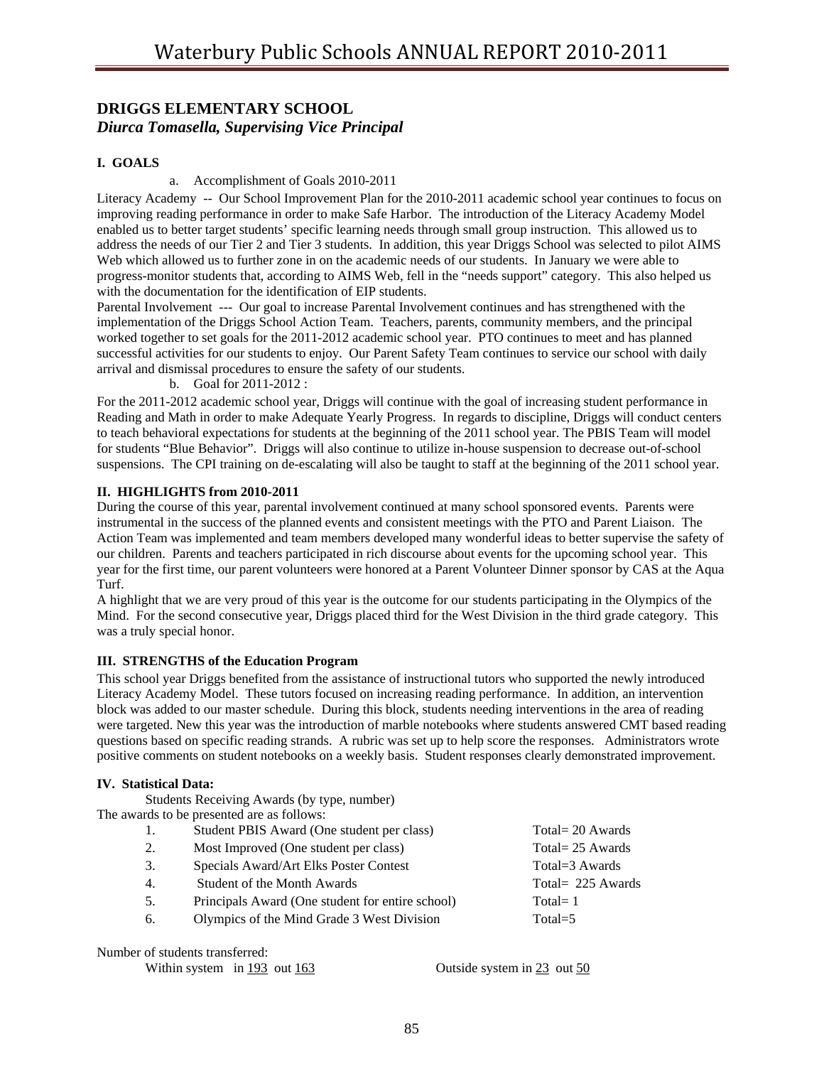## DRIGGS ELEMENTARY SCHOOL

***Diurca Tomasella, Supervising Vice Principal***

### I. GOALS

a. Accomplishment of Goals 2010-2011

Literacy Academy -- Our School Improvement Plan for the 2010-2011 academic school year continues to focus on improving reading performance in order to make Safe Harbor. The introduction of the Literacy Academy Model enabled us to better target students' specific learning needs through small group instruction. This allowed us to address the needs of our Tier 2 and Tier 3 students. In addition, this year Driggs School was selected to pilot AIMS Web which allowed us to further zone in on the academic needs of our students. In January we were able to progress-monitor students that, according to AIMS Web, fell in the "needs support" category. This also helped us with the documentation for the identification of EIP students.

Parental Involvement --- Our goal to increase Parental Involvement continues and has strengthened with the implementation of the Driggs School Action Team. Teachers, parents, community members, and the principal worked together to set goals for the 2011-2012 academic school year. PTO continues to meet and has planned successful activities for our students to enjoy. Our Parent Safety Team continues to service our school with daily arrival and dismissal procedures to ensure the safety of our students.

b. Goal for 2011-2012 :

For the 2011-2012 academic school year, Driggs will continue with the goal of increasing student performance in Reading and Math in order to make Adequate Yearly Progress. In regards to discipline, Driggs will conduct centers to teach behavioral expectations for students at the beginning of the 2011 school year. The PBIS Team will model for students "Blue Behavior". Driggs will also continue to utilize in-house suspension to decrease out-of-school suspensions. The CPI training on de-escalating will also be taught to staff at the beginning of the 2011 school year.

### II. HIGHLIGHTS from 2010-2011

During the course of this year, parental involvement continued at many school sponsored events. Parents were instrumental in the success of the planned events and consistent meetings with the PTO and Parent Liaison. The Action Team was implemented and team members developed many wonderful ideas to better supervise the safety of our children. Parents and teachers participated in rich discourse about events for the upcoming school year. This year for the first time, our parent volunteers were honored at a Parent Volunteer Dinner sponsor by CAS at the Aqua Turf.

A highlight that we are very proud of this year is the outcome for our students participating in the Olympics of the Mind. For the second consecutive year, Driggs placed third for the West Division in the third grade category. This was a truly special honor.

### III. STRENGTHS of the Education Program

This school year Driggs benefited from the assistance of instructional tutors who supported the newly introduced Literacy Academy Model. These tutors focused on increasing reading performance. In addition, an intervention block was added to our master schedule. During this block, students needing interventions in the area of reading were targeted. New this year was the introduction of marble notebooks where students answered CMT based reading questions based on specific reading strands. A rubric was set up to help score the responses. Administrators wrote positive comments on student notebooks on a weekly basis. Student responses clearly demonstrated improvement.

### IV. Statistical Data:

Students Receiving Awards (by type, number)

The awards to be presented are as follows:

| | | |
|---|---|---|
| 1. | Student PBIS Award (One student per class) | Total= 20 Awards |
| 2. | Most Improved (One student per class) | Total= 25 Awards |
| 3. | Specials Award/Art Elks Poster Contest | Total=3 Awards |
| 4. | Student of the Month Awards | Total= 225 Awards |
| 5. | Principals Award (One student for entire school) | Total= 1 |
| 6. | Olympics of the Mind Grade 3 West Division | Total=5 |

Number of students transferred:

Within system in 193 out 163 Outside system in 23 out 50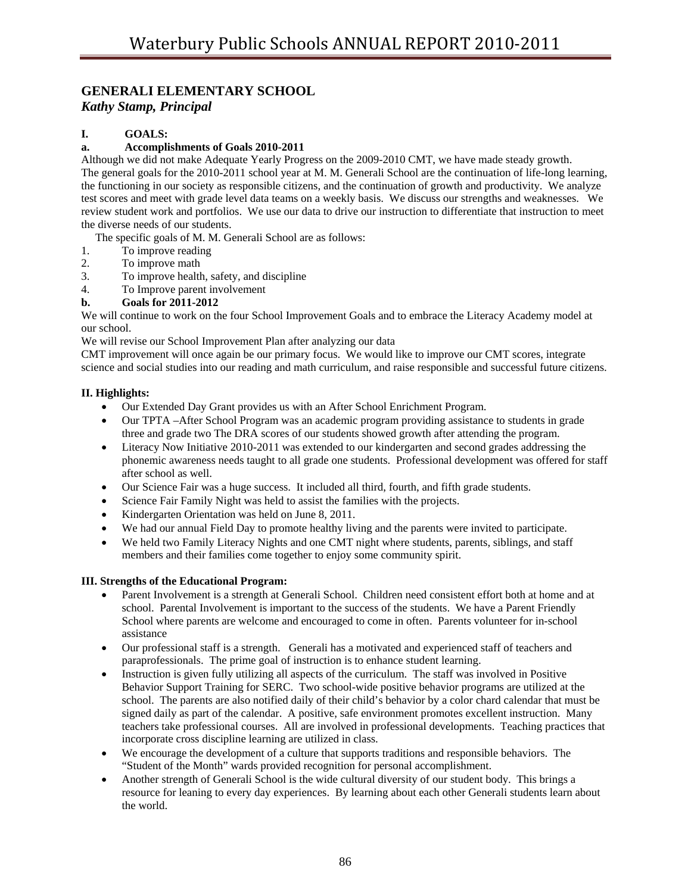## GENERALI ELEMENTARY SCHOOL

***Kathy Stamp, Principal***

**I. GOALS:**

**a. Accomplishments of Goals 2010-2011**

Although we did not make Adequate Yearly Progress on the 2009-2010 CMT, we have made steady growth. The general goals for the 2010-2011 school year at M. M. Generali School are the continuation of life-long learning, the functioning in our society as responsible citizens, and the continuation of growth and productivity. We analyze test scores and meet with grade level data teams on a weekly basis. We discuss our strengths and weaknesses. We review student work and portfolios. We use our data to drive our instruction to differentiate that instruction to meet the diverse needs of our students.

The specific goals of M. M. Generali School are as follows:

1. To improve reading
2. To improve math
3. To improve health, safety, and discipline
4. To Improve parent involvement

**b. Goals for 2011-2012**

We will continue to work on the four School Improvement Goals and to embrace the Literacy Academy model at our school.

We will revise our School Improvement Plan after analyzing our data

CMT improvement will once again be our primary focus. We would like to improve our CMT scores, integrate science and social studies into our reading and math curriculum, and raise responsible and successful future citizens.

**II. Highlights:**

- Our Extended Day Grant provides us with an After School Enrichment Program.
- Our TPTA –After School Program was an academic program providing assistance to students in grade three and grade two The DRA scores of our students showed growth after attending the program.
- Literacy Now Initiative 2010-2011 was extended to our kindergarten and second grades addressing the phonemic awareness needs taught to all grade one students. Professional development was offered for staff after school as well.
- Our Science Fair was a huge success. It included all third, fourth, and fifth grade students.
- Science Fair Family Night was held to assist the families with the projects.
- Kindergarten Orientation was held on June 8, 2011.
- We had our annual Field Day to promote healthy living and the parents were invited to participate.
- We held two Family Literacy Nights and one CMT night where students, parents, siblings, and staff members and their families come together to enjoy some community spirit.

**III. Strengths of the Educational Program:**

- Parent Involvement is a strength at Generali School. Children need consistent effort both at home and at school. Parental Involvement is important to the success of the students. We have a Parent Friendly School where parents are welcome and encouraged to come in often. Parents volunteer for in-school assistance
- Our professional staff is a strength. Generali has a motivated and experienced staff of teachers and paraprofessionals. The prime goal of instruction is to enhance student learning.
- Instruction is given fully utilizing all aspects of the curriculum. The staff was involved in Positive Behavior Support Training for SERC. Two school-wide positive behavior programs are utilized at the school. The parents are also notified daily of their child's behavior by a color chard calendar that must be signed daily as part of the calendar. A positive, safe environment promotes excellent instruction. Many teachers take professional courses. All are involved in professional developments. Teaching practices that incorporate cross discipline learning are utilized in class.
- We encourage the development of a culture that supports traditions and responsible behaviors. The "Student of the Month" wards provided recognition for personal accomplishment.
- Another strength of Generali School is the wide cultural diversity of our student body. This brings a resource for leaning to every day experiences. By learning about each other Generali students learn about the world.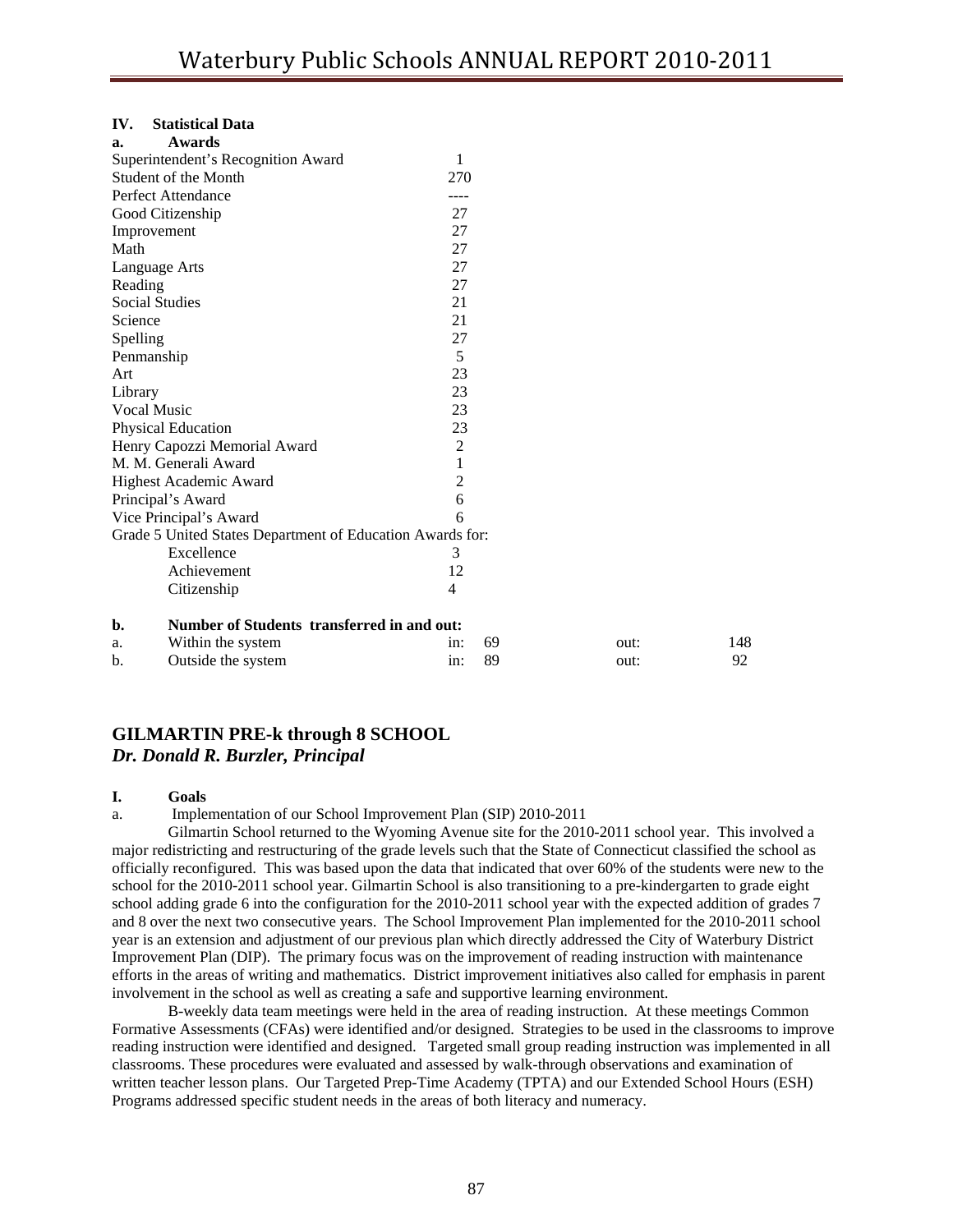**IV. Statistical Data**

**a. Awards**

| | |
|---|---|
| Superintendent's Recognition Award | 1 |
| Student of the Month | 270 |
| Perfect Attendance | ---- |
| Good Citizenship | 27 |
| Improvement | 27 |
| Math | 27 |
| Language Arts | 27 |
| Reading | 27 |
| Social Studies | 21 |
| Science | 21 |
| Spelling | 27 |
| Penmanship | 5 |
| Art | 23 |
| Library | 23 |
| Vocal Music | 23 |
| Physical Education | 23 |
| Henry Capozzi Memorial Award | 2 |
| M. M. Generali Award | 1 |
| Highest Academic Award | 2 |
| Principal's Award | 6 |
| Vice Principal's Award | 6 |
| Grade 5 United States Department of Education Awards for: | |
| Excellence | 3 |
| Achievement | 12 |
| Citizenship | 4 |

**b. Number of Students transferred in and out:**

| | | | |
|---|---|---|---|
| a. Within the system | in: 69 | out: | 148 |
| b. Outside the system | in: 89 | out: | 92 |

## GILMARTIN PRE-k through 8 SCHOOL

***Dr. Donald R. Burzler, Principal***

**I. Goals**

a. Implementation of our School Improvement Plan (SIP) 2010-2011

Gilmartin School returned to the Wyoming Avenue site for the 2010-2011 school year. This involved a major redistricting and restructuring of the grade levels such that the State of Connecticut classified the school as officially reconfigured. This was based upon the data that indicated that over 60% of the students were new to the school for the 2010-2011 school year. Gilmartin School is also transitioning to a pre-kindergarten to grade eight school adding grade 6 into the configuration for the 2010-2011 school year with the expected addition of grades 7 and 8 over the next two consecutive years. The School Improvement Plan implemented for the 2010-2011 school year is an extension and adjustment of our previous plan which directly addressed the City of Waterbury District Improvement Plan (DIP). The primary focus was on the improvement of reading instruction with maintenance efforts in the areas of writing and mathematics. District improvement initiatives also called for emphasis in parent involvement in the school as well as creating a safe and supportive learning environment.

B-weekly data team meetings were held in the area of reading instruction. At these meetings Common Formative Assessments (CFAs) were identified and/or designed. Strategies to be used in the classrooms to improve reading instruction were identified and designed. Targeted small group reading instruction was implemented in all classrooms. These procedures were evaluated and assessed by walk-through observations and examination of written teacher lesson plans. Our Targeted Prep-Time Academy (TPTA) and our Extended School Hours (ESH) Programs addressed specific student needs in the areas of both literacy and numeracy.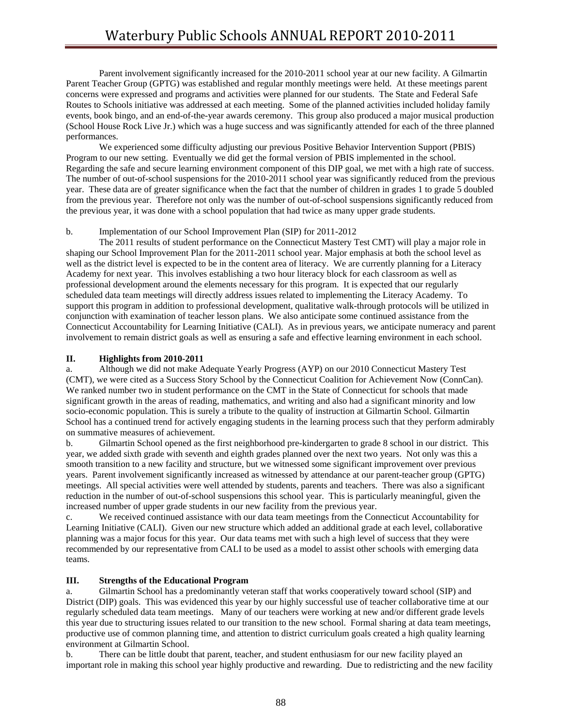Parent involvement significantly increased for the 2010-2011 school year at our new facility. A Gilmartin Parent Teacher Group (GPTG) was established and regular monthly meetings were held. At these meetings parent concerns were expressed and programs and activities were planned for our students. The State and Federal Safe Routes to Schools initiative was addressed at each meeting. Some of the planned activities included holiday family events, book bingo, and an end-of-the-year awards ceremony. This group also produced a major musical production (School House Rock Live Jr.) which was a huge success and was significantly attended for each of the three planned performances.

We experienced some difficulty adjusting our previous Positive Behavior Intervention Support (PBIS) Program to our new setting. Eventually we did get the formal version of PBIS implemented in the school. Regarding the safe and secure learning environment component of this DIP goal, we met with a high rate of success. The number of out-of-school suspensions for the 2010-2011 school year was significantly reduced from the previous year. These data are of greater significance when the fact that the number of children in grades 1 to grade 5 doubled from the previous year. Therefore not only was the number of out-of-school suspensions significantly reduced from the previous year, it was done with a school population that had twice as many upper grade students.

b. Implementation of our School Improvement Plan (SIP) for 2011-2012

The 2011 results of student performance on the Connecticut Mastery Test CMT) will play a major role in shaping our School Improvement Plan for the 2011-2011 school year. Major emphasis at both the school level as well as the district level is expected to be in the content area of literacy. We are currently planning for a Literacy Academy for next year. This involves establishing a two hour literacy block for each classroom as well as professional development around the elements necessary for this program. It is expected that our regularly scheduled data team meetings will directly address issues related to implementing the Literacy Academy. To support this program in addition to professional development, qualitative walk-through protocols will be utilized in conjunction with examination of teacher lesson plans. We also anticipate some continued assistance from the Connecticut Accountability for Learning Initiative (CALI). As in previous years, we anticipate numeracy and parent involvement to remain district goals as well as ensuring a safe and effective learning environment in each school.

**II. Highlights from 2010-2011**

a. Although we did not make Adequate Yearly Progress (AYP) on our 2010 Connecticut Mastery Test (CMT), we were cited as a Success Story School by the Connecticut Coalition for Achievement Now (ConnCan). We ranked number two in student performance on the CMT in the State of Connecticut for schools that made significant growth in the areas of reading, mathematics, and writing and also had a significant minority and low socio-economic population. This is surely a tribute to the quality of instruction at Gilmartin School. Gilmartin School has a continued trend for actively engaging students in the learning process such that they perform admirably on summative measures of achievement.

b. Gilmartin School opened as the first neighborhood pre-kindergarten to grade 8 school in our district. This year, we added sixth grade with seventh and eighth grades planned over the next two years. Not only was this a smooth transition to a new facility and structure, but we witnessed some significant improvement over previous years. Parent involvement significantly increased as witnessed by attendance at our parent-teacher group (GPTG) meetings. All special activities were well attended by students, parents and teachers. There was also a significant reduction in the number of out-of-school suspensions this school year. This is particularly meaningful, given the increased number of upper grade students in our new facility from the previous year.

c. We received continued assistance with our data team meetings from the Connecticut Accountability for Learning Initiative (CALI). Given our new structure which added an additional grade at each level, collaborative planning was a major focus for this year. Our data teams met with such a high level of success that they were recommended by our representative from CALI to be used as a model to assist other schools with emerging data teams.

**III. Strengths of the Educational Program**

a. Gilmartin School has a predominantly veteran staff that works cooperatively toward school (SIP) and District (DIP) goals. This was evidenced this year by our highly successful use of teacher collaborative time at our regularly scheduled data team meetings. Many of our teachers were working at new and/or different grade levels this year due to structuring issues related to our transition to the new school. Formal sharing at data team meetings, productive use of common planning time, and attention to district curriculum goals created a high quality learning environment at Gilmartin School.

b. There can be little doubt that parent, teacher, and student enthusiasm for our new facility played an important role in making this school year highly productive and rewarding. Due to redistricting and the new facility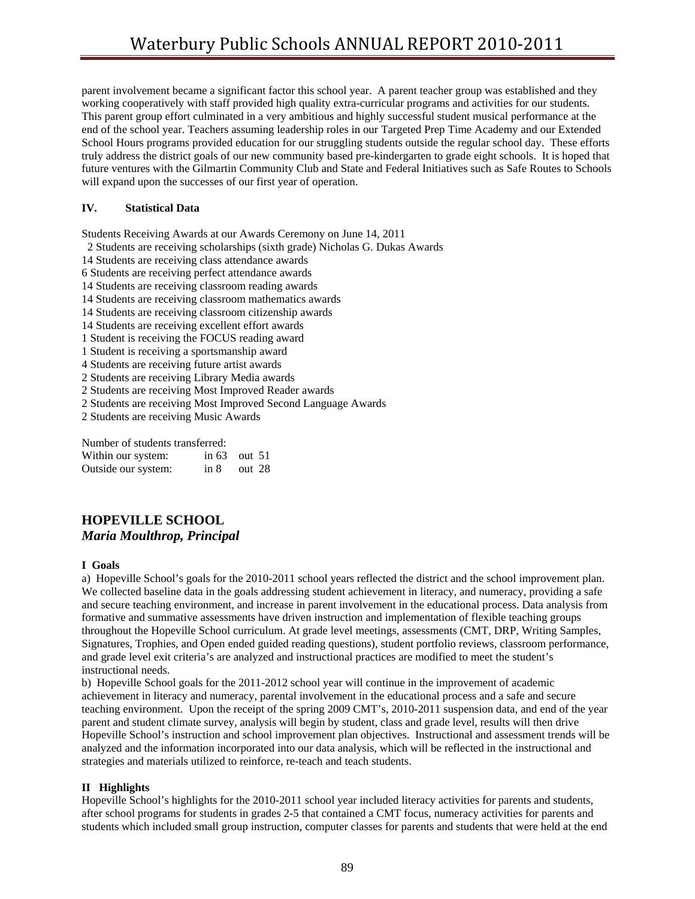parent involvement became a significant factor this school year. A parent teacher group was established and they working cooperatively with staff provided high quality extra-curricular programs and activities for our students. This parent group effort culminated in a very ambitious and highly successful student musical performance at the end of the school year. Teachers assuming leadership roles in our Targeted Prep Time Academy and our Extended School Hours programs provided education for our struggling students outside the regular school day. These efforts truly address the district goals of our new community based pre-kindergarten to grade eight schools. It is hoped that future ventures with the Gilmartin Community Club and State and Federal Initiatives such as Safe Routes to Schools will expand upon the successes of our first year of operation.

**IV. Statistical Data**

Students Receiving Awards at our Awards Ceremony on June 14, 2011
2 Students are receiving scholarships (sixth grade) Nicholas G. Dukas Awards
14 Students are receiving class attendance awards
6 Students are receiving perfect attendance awards
14 Students are receiving classroom reading awards
14 Students are receiving classroom mathematics awards
14 Students are receiving classroom citizenship awards
14 Students are receiving excellent effort awards
1 Student is receiving the FOCUS reading award
1 Student is receiving a sportsmanship award
4 Students are receiving future artist awards
2 Students are receiving Library Media awards
2 Students are receiving Most Improved Reader awards
2 Students are receiving Most Improved Second Language Awards
2 Students are receiving Music Awards

Number of students transferred:

| | | |
|---|---|---|
| Within our system: | in 63 | out 51 |
| Outside our system: | in 8 | out 28 |

## HOPEVILLE SCHOOL
***Maria Moulthrop, Principal***

**I Goals**

a) Hopeville School's goals for the 2010-2011 school years reflected the district and the school improvement plan. We collected baseline data in the goals addressing student achievement in literacy, and numeracy, providing a safe and secure teaching environment, and increase in parent involvement in the educational process. Data analysis from formative and summative assessments have driven instruction and implementation of flexible teaching groups throughout the Hopeville School curriculum. At grade level meetings, assessments (CMT, DRP, Writing Samples, Signatures, Trophies, and Open ended guided reading questions), student portfolio reviews, classroom performance, and grade level exit criteria's are analyzed and instructional practices are modified to meet the student's instructional needs.

b) Hopeville School goals for the 2011-2012 school year will continue in the improvement of academic achievement in literacy and numeracy, parental involvement in the educational process and a safe and secure teaching environment. Upon the receipt of the spring 2009 CMT's, 2010-2011 suspension data, and end of the year parent and student climate survey, analysis will begin by student, class and grade level, results will then drive Hopeville School's instruction and school improvement plan objectives. Instructional and assessment trends will be analyzed and the information incorporated into our data analysis, which will be reflected in the instructional and strategies and materials utilized to reinforce, re-teach and teach students.

**II Highlights**

Hopeville School's highlights for the 2010-2011 school year included literacy activities for parents and students, after school programs for students in grades 2-5 that contained a CMT focus, numeracy activities for parents and students which included small group instruction, computer classes for parents and students that were held at the end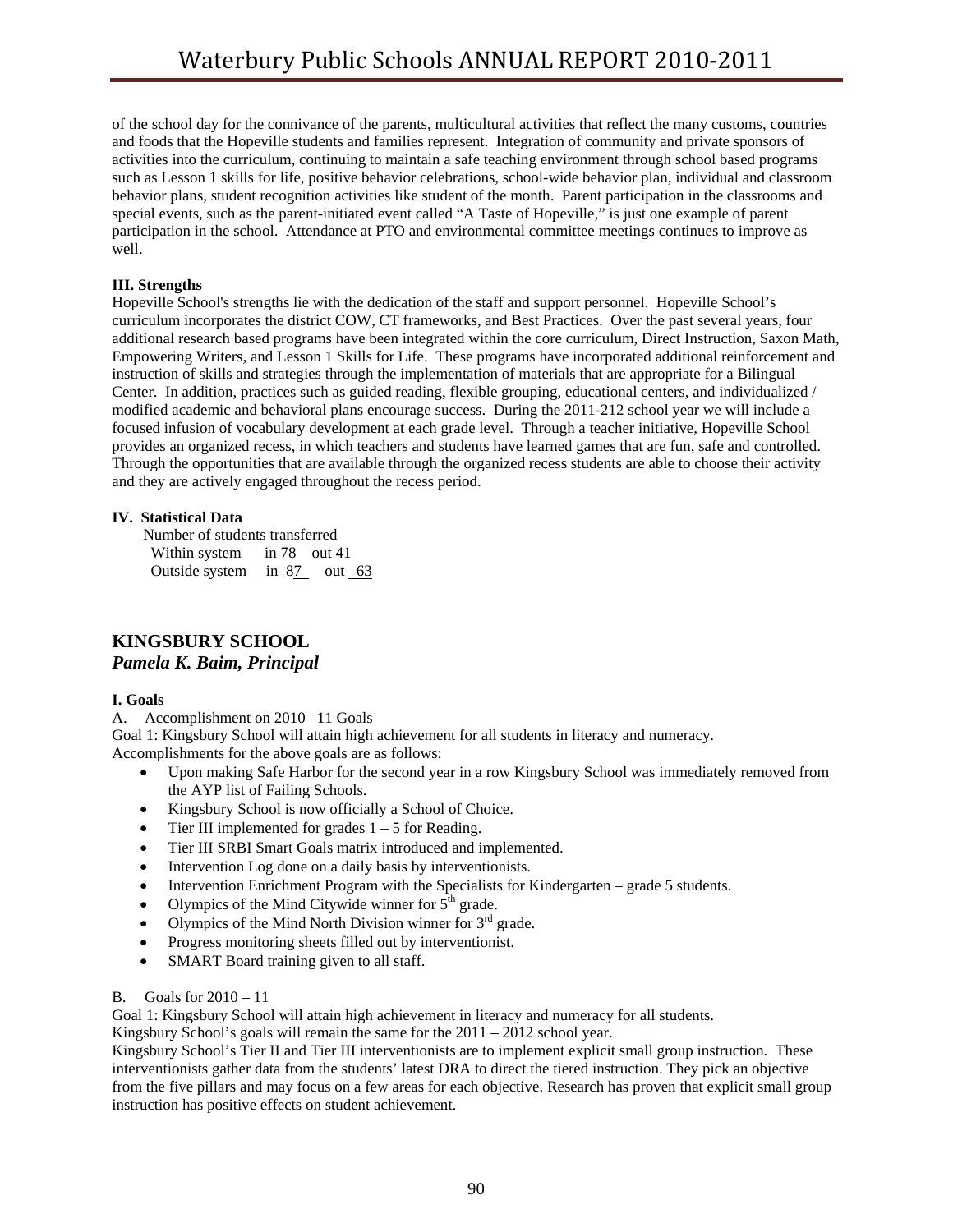of the school day for the connivance of the parents, multicultural activities that reflect the many customs, countries and foods that the Hopeville students and families represent. Integration of community and private sponsors of activities into the curriculum, continuing to maintain a safe teaching environment through school based programs such as Lesson 1 skills for life, positive behavior celebrations, school-wide behavior plan, individual and classroom behavior plans, student recognition activities like student of the month. Parent participation in the classrooms and special events, such as the parent-initiated event called "A Taste of Hopeville," is just one example of parent participation in the school. Attendance at PTO and environmental committee meetings continues to improve as well.

**III. Strengths**

Hopeville School's strengths lie with the dedication of the staff and support personnel. Hopeville School's curriculum incorporates the district COW, CT frameworks, and Best Practices. Over the past several years, four additional research based programs have been integrated within the core curriculum, Direct Instruction, Saxon Math, Empowering Writers, and Lesson 1 Skills for Life. These programs have incorporated additional reinforcement and instruction of skills and strategies through the implementation of materials that are appropriate for a Bilingual Center. In addition, practices such as guided reading, flexible grouping, educational centers, and individualized / modified academic and behavioral plans encourage success. During the 2011-212 school year we will include a focused infusion of vocabulary development at each grade level. Through a teacher initiative, Hopeville School provides an organized recess, in which teachers and students have learned games that are fun, safe and controlled. Through the opportunities that are available through the organized recess students are able to choose their activity and they are actively engaged throughout the recess period.

**IV. Statistical Data**

Number of students transferred

Within system in 78 out 41

Outside system in 87 out 63

## KINGSBURY SCHOOL

### *Pamela K. Baim, Principal*

**I. Goals**

A. Accomplishment on 2010 –11 Goals

Goal 1: Kingsbury School will attain high achievement for all students in literacy and numeracy.

Accomplishments for the above goals are as follows:

- Upon making Safe Harbor for the second year in a row Kingsbury School was immediately removed from the AYP list of Failing Schools.
- Kingsbury School is now officially a School of Choice.
- Tier III implemented for grades 1 – 5 for Reading.
- Tier III SRBI Smart Goals matrix introduced and implemented.
- Intervention Log done on a daily basis by interventionists.
- Intervention Enrichment Program with the Specialists for Kindergarten – grade 5 students.
- Olympics of the Mind Citywide winner for 5th grade.
- Olympics of the Mind North Division winner for 3rd grade.
- Progress monitoring sheets filled out by interventionist.
- SMART Board training given to all staff.

B. Goals for 2010 – 11

Goal 1: Kingsbury School will attain high achievement in literacy and numeracy for all students.

Kingsbury School's goals will remain the same for the 2011 – 2012 school year.

Kingsbury School's Tier II and Tier III interventionists are to implement explicit small group instruction. These interventionists gather data from the students' latest DRA to direct the tiered instruction. They pick an objective from the five pillars and may focus on a few areas for each objective. Research has proven that explicit small group instruction has positive effects on student achievement.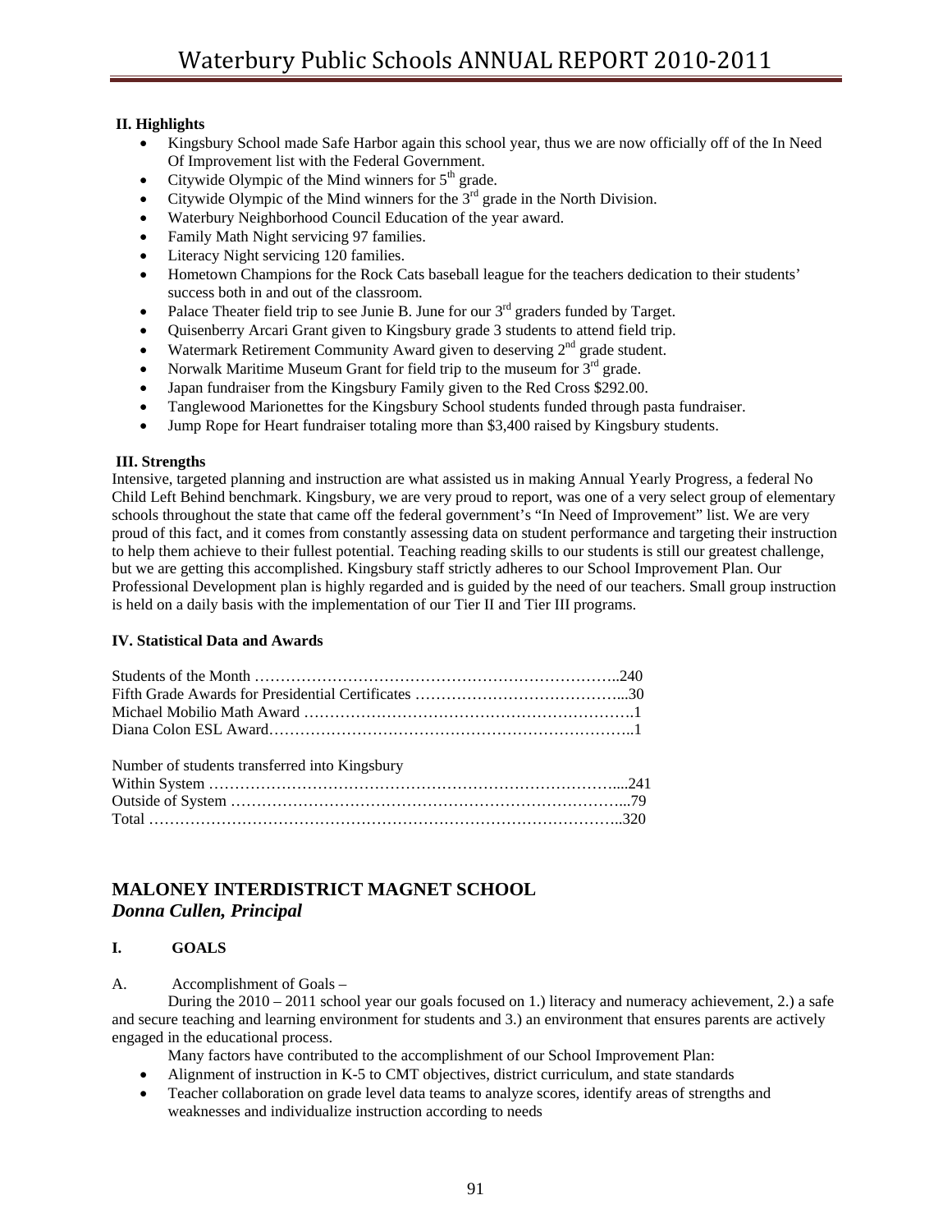**II. Highlights**

- Kingsbury School made Safe Harbor again this school year, thus we are now officially off of the In Need Of Improvement list with the Federal Government.
- Citywide Olympic of the Mind winners for 5th grade.
- Citywide Olympic of the Mind winners for the 3rd grade in the North Division.
- Waterbury Neighborhood Council Education of the year award.
- Family Math Night servicing 97 families.
- Literacy Night servicing 120 families.
- Hometown Champions for the Rock Cats baseball league for the teachers dedication to their students' success both in and out of the classroom.
- Palace Theater field trip to see Junie B. June for our 3rd graders funded by Target.
- Quisenberry Arcari Grant given to Kingsbury grade 3 students to attend field trip.
- Watermark Retirement Community Award given to deserving 2nd grade student.
- Norwalk Maritime Museum Grant for field trip to the museum for 3rd grade.
- Japan fundraiser from the Kingsbury Family given to the Red Cross $292.00.
- Tanglewood Marionettes for the Kingsbury School students funded through pasta fundraiser.
- Jump Rope for Heart fundraiser totaling more than $3,400 raised by Kingsbury students.

**III. Strengths**

Intensive, targeted planning and instruction are what assisted us in making Annual Yearly Progress, a federal No Child Left Behind benchmark. Kingsbury, we are very proud to report, was one of a very select group of elementary schools throughout the state that came off the federal government's "In Need of Improvement" list. We are very proud of this fact, and it comes from constantly assessing data on student performance and targeting their instruction to help them achieve to their fullest potential. Teaching reading skills to our students is still our greatest challenge, but we are getting this accomplished. Kingsbury staff strictly adheres to our School Improvement Plan. Our Professional Development plan is highly regarded and is guided by the need of our teachers. Small group instruction is held on a daily basis with the implementation of our Tier II and Tier III programs.

**IV. Statistical Data and Awards**

Students of the Month ……………………………………………………………..240
Fifth Grade Awards for Presidential Certificates …………………………………...30
Michael Mobilio Math Award ……………………………………………………….1
Diana Colon ESL Award……………………………………………………………..1

Number of students transferred into Kingsbury
Within System ……………………………………………………………………...241
Outside of System …………………………………………………………………...79
Total …………………………………………………………………………………..320

## MALONEY INTERDISTRICT MAGNET SCHOOL
***Donna Cullen, Principal***

**I. GOALS**

A. Accomplishment of Goals –

During the 2010 – 2011 school year our goals focused on 1.) literacy and numeracy achievement, 2.) a safe and secure teaching and learning environment for students and 3.) an environment that ensures parents are actively engaged in the educational process.

Many factors have contributed to the accomplishment of our School Improvement Plan:

- Alignment of instruction in K-5 to CMT objectives, district curriculum, and state standards
- Teacher collaboration on grade level data teams to analyze scores, identify areas of strengths and weaknesses and individualize instruction according to needs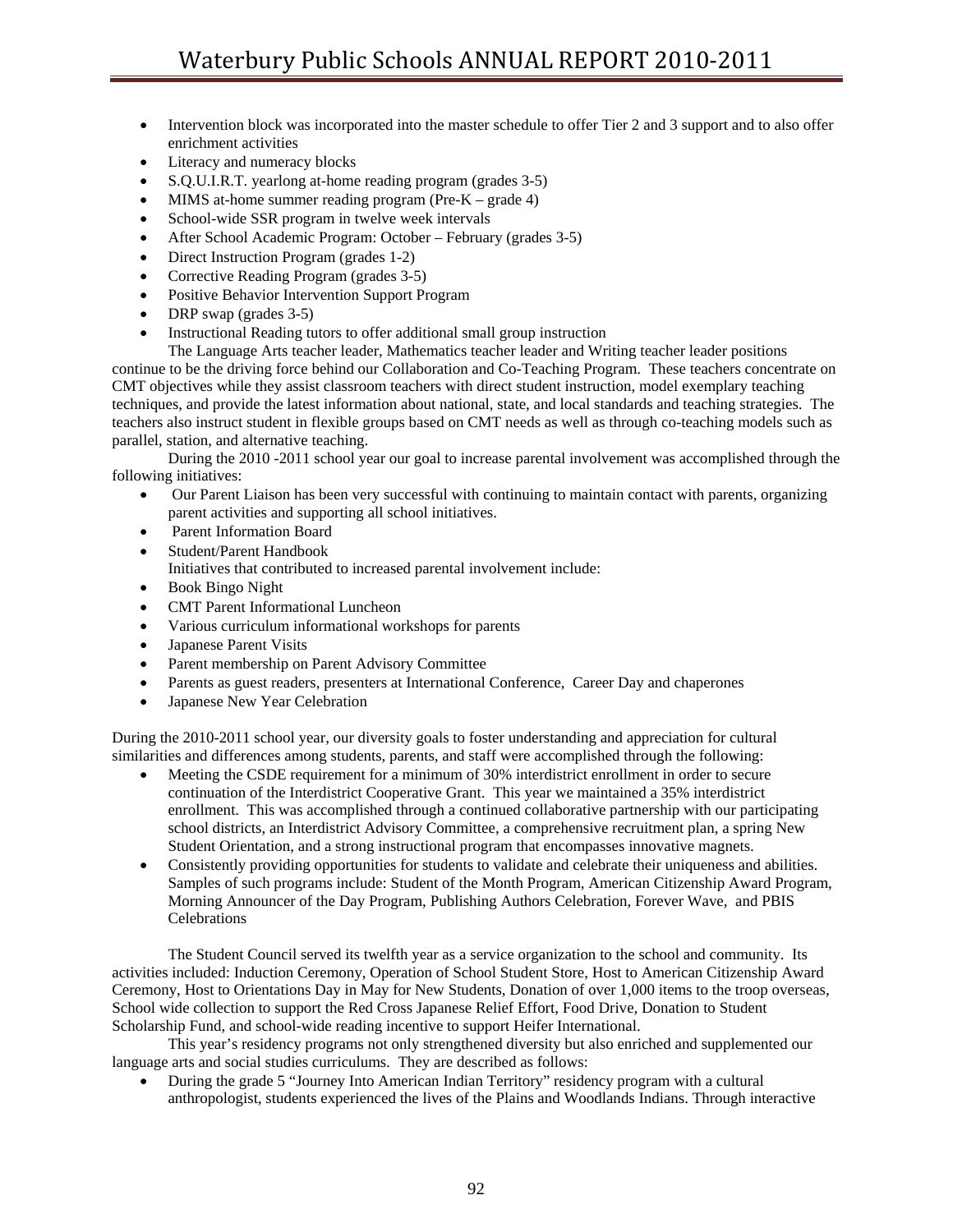- Intervention block was incorporated into the master schedule to offer Tier 2 and 3 support and to also offer enrichment activities
- Literacy and numeracy blocks
- S.Q.U.I.R.T. yearlong at-home reading program (grades 3-5)
- MIMS at-home summer reading program (Pre-K – grade 4)
- School-wide SSR program in twelve week intervals
- After School Academic Program: October – February (grades 3-5)
- Direct Instruction Program (grades 1-2)
- Corrective Reading Program (grades 3-5)
- Positive Behavior Intervention Support Program
- DRP swap (grades 3-5)
- Instructional Reading tutors to offer additional small group instruction

The Language Arts teacher leader, Mathematics teacher leader and Writing teacher leader positions continue to be the driving force behind our Collaboration and Co-Teaching Program. These teachers concentrate on CMT objectives while they assist classroom teachers with direct student instruction, model exemplary teaching techniques, and provide the latest information about national, state, and local standards and teaching strategies. The teachers also instruct student in flexible groups based on CMT needs as well as through co-teaching models such as parallel, station, and alternative teaching.

During the 2010 -2011 school year our goal to increase parental involvement was accomplished through the following initiatives:

- Our Parent Liaison has been very successful with continuing to maintain contact with parents, organizing parent activities and supporting all school initiatives.
- Parent Information Board
- Student/Parent Handbook

Initiatives that contributed to increased parental involvement include:

- Book Bingo Night
- CMT Parent Informational Luncheon
- Various curriculum informational workshops for parents
- Japanese Parent Visits
- Parent membership on Parent Advisory Committee
- Parents as guest readers, presenters at International Conference, Career Day and chaperones
- Japanese New Year Celebration

During the 2010-2011 school year, our diversity goals to foster understanding and appreciation for cultural similarities and differences among students, parents, and staff were accomplished through the following:

- Meeting the CSDE requirement for a minimum of 30% interdistrict enrollment in order to secure continuation of the Interdistrict Cooperative Grant. This year we maintained a 35% interdistrict enrollment. This was accomplished through a continued collaborative partnership with our participating school districts, an Interdistrict Advisory Committee, a comprehensive recruitment plan, a spring New Student Orientation, and a strong instructional program that encompasses innovative magnets.
- Consistently providing opportunities for students to validate and celebrate their uniqueness and abilities. Samples of such programs include: Student of the Month Program, American Citizenship Award Program, Morning Announcer of the Day Program, Publishing Authors Celebration, Forever Wave, and PBIS Celebrations

The Student Council served its twelfth year as a service organization to the school and community. Its activities included: Induction Ceremony, Operation of School Student Store, Host to American Citizenship Award Ceremony, Host to Orientations Day in May for New Students, Donation of over 1,000 items to the troop overseas, School wide collection to support the Red Cross Japanese Relief Effort, Food Drive, Donation to Student Scholarship Fund, and school-wide reading incentive to support Heifer International.

This year's residency programs not only strengthened diversity but also enriched and supplemented our language arts and social studies curriculums. They are described as follows:

- During the grade 5 "Journey Into American Indian Territory" residency program with a cultural anthropologist, students experienced the lives of the Plains and Woodlands Indians. Through interactive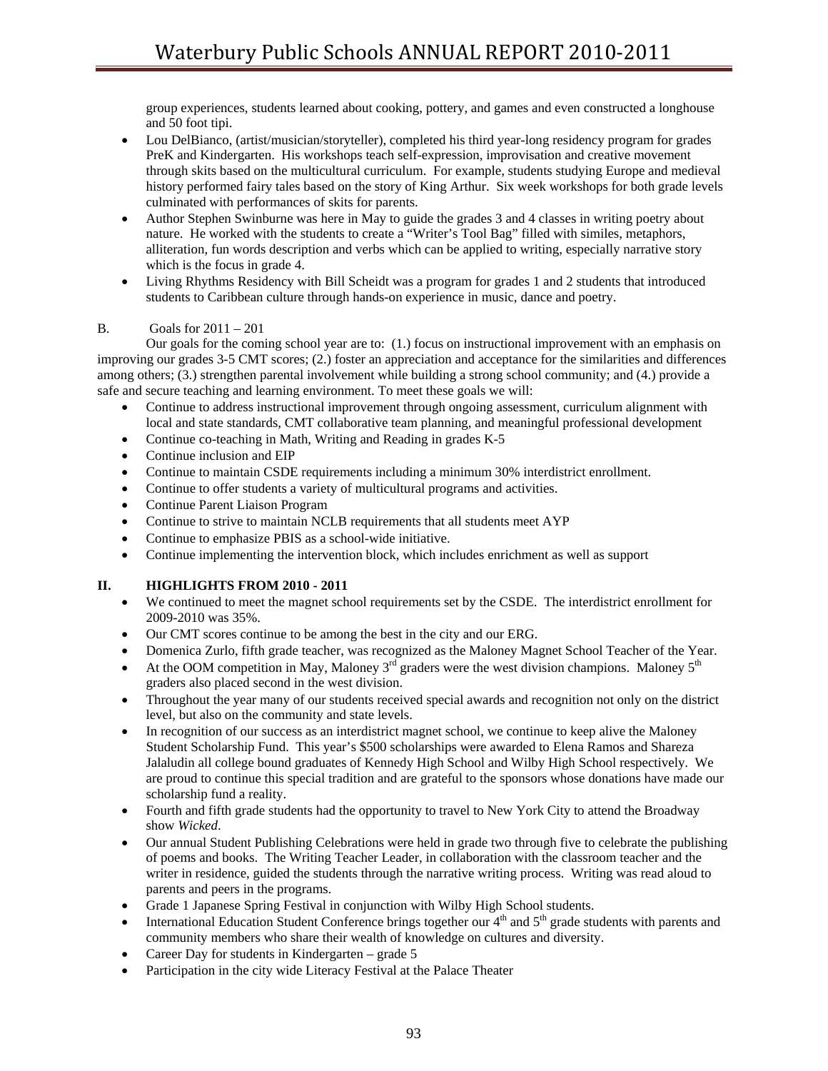group experiences, students learned about cooking, pottery, and games and even constructed a longhouse and 50 foot tipi.

- Lou DelBianco, (artist/musician/storyteller), completed his third year-long residency program for grades PreK and Kindergarten. His workshops teach self-expression, improvisation and creative movement through skits based on the multicultural curriculum. For example, students studying Europe and medieval history performed fairy tales based on the story of King Arthur. Six week workshops for both grade levels culminated with performances of skits for parents.
- Author Stephen Swinburne was here in May to guide the grades 3 and 4 classes in writing poetry about nature. He worked with the students to create a "Writer's Tool Bag" filled with similes, metaphors, alliteration, fun words description and verbs which can be applied to writing, especially narrative story which is the focus in grade 4.
- Living Rhythms Residency with Bill Scheidt was a program for grades 1 and 2 students that introduced students to Caribbean culture through hands-on experience in music, dance and poetry.

B. Goals for 2011 – 201

Our goals for the coming school year are to: (1.) focus on instructional improvement with an emphasis on improving our grades 3-5 CMT scores; (2.) foster an appreciation and acceptance for the similarities and differences among others; (3.) strengthen parental involvement while building a strong school community; and (4.) provide a safe and secure teaching and learning environment. To meet these goals we will:

- Continue to address instructional improvement through ongoing assessment, curriculum alignment with local and state standards, CMT collaborative team planning, and meaningful professional development
- Continue co-teaching in Math, Writing and Reading in grades K-5
- Continue inclusion and EIP
- Continue to maintain CSDE requirements including a minimum 30% interdistrict enrollment.
- Continue to offer students a variety of multicultural programs and activities.
- Continue Parent Liaison Program
- Continue to strive to maintain NCLB requirements that all students meet AYP
- Continue to emphasize PBIS as a school-wide initiative.
- Continue implementing the intervention block, which includes enrichment as well as support

## II. HIGHLIGHTS FROM 2010 - 2011

- We continued to meet the magnet school requirements set by the CSDE. The interdistrict enrollment for 2009-2010 was 35%.
- Our CMT scores continue to be among the best in the city and our ERG.
- Domenica Zurlo, fifth grade teacher, was recognized as the Maloney Magnet School Teacher of the Year.
- At the OOM competition in May, Maloney 3rd graders were the west division champions. Maloney 5th graders also placed second in the west division.
- Throughout the year many of our students received special awards and recognition not only on the district level, but also on the community and state levels.
- In recognition of our success as an interdistrict magnet school, we continue to keep alive the Maloney Student Scholarship Fund. This year's $500 scholarships were awarded to Elena Ramos and Shareza Jalaludin all college bound graduates of Kennedy High School and Wilby High School respectively. We are proud to continue this special tradition and are grateful to the sponsors whose donations have made our scholarship fund a reality.
- Fourth and fifth grade students had the opportunity to travel to New York City to attend the Broadway show *Wicked*.
- Our annual Student Publishing Celebrations were held in grade two through five to celebrate the publishing of poems and books. The Writing Teacher Leader, in collaboration with the classroom teacher and the writer in residence, guided the students through the narrative writing process. Writing was read aloud to parents and peers in the programs.
- Grade 1 Japanese Spring Festival in conjunction with Wilby High School students.
- International Education Student Conference brings together our 4th and 5th grade students with parents and community members who share their wealth of knowledge on cultures and diversity.
- Career Day for students in Kindergarten – grade 5
- Participation in the city wide Literacy Festival at the Palace Theater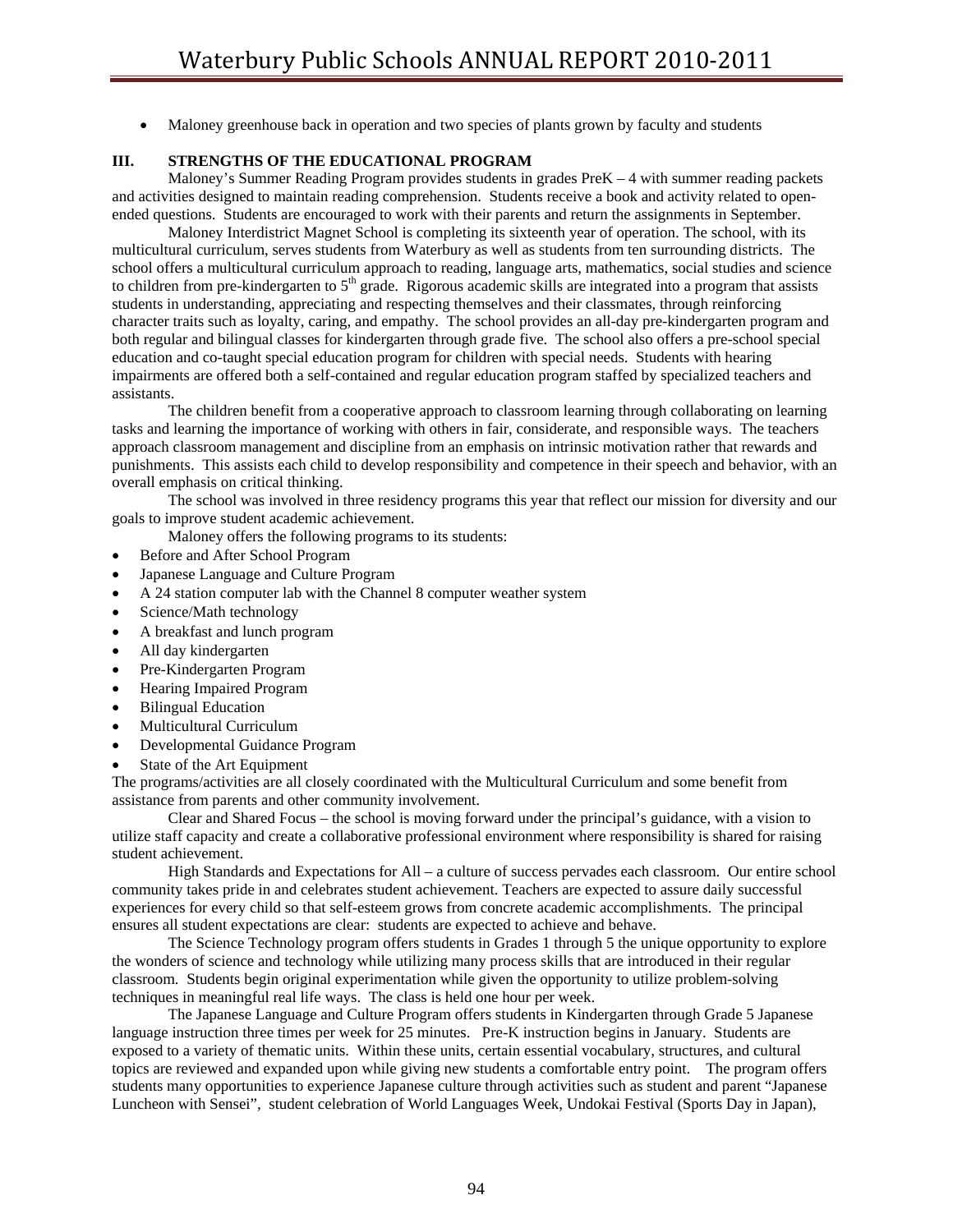- Maloney greenhouse back in operation and two species of plants grown by faculty and students

## III. STRENGTHS OF THE EDUCATIONAL PROGRAM

Maloney's Summer Reading Program provides students in grades PreK – 4 with summer reading packets and activities designed to maintain reading comprehension. Students receive a book and activity related to open-ended questions. Students are encouraged to work with their parents and return the assignments in September.

Maloney Interdistrict Magnet School is completing its sixteenth year of operation. The school, with its multicultural curriculum, serves students from Waterbury as well as students from ten surrounding districts. The school offers a multicultural curriculum approach to reading, language arts, mathematics, social studies and science to children from pre-kindergarten to 5th grade. Rigorous academic skills are integrated into a program that assists students in understanding, appreciating and respecting themselves and their classmates, through reinforcing character traits such as loyalty, caring, and empathy. The school provides an all-day pre-kindergarten program and both regular and bilingual classes for kindergarten through grade five. The school also offers a pre-school special education and co-taught special education program for children with special needs. Students with hearing impairments are offered both a self-contained and regular education program staffed by specialized teachers and assistants.

The children benefit from a cooperative approach to classroom learning through collaborating on learning tasks and learning the importance of working with others in fair, considerate, and responsible ways. The teachers approach classroom management and discipline from an emphasis on intrinsic motivation rather that rewards and punishments. This assists each child to develop responsibility and competence in their speech and behavior, with an overall emphasis on critical thinking.

The school was involved in three residency programs this year that reflect our mission for diversity and our goals to improve student academic achievement.

Maloney offers the following programs to its students:

- Before and After School Program
- Japanese Language and Culture Program
- A 24 station computer lab with the Channel 8 computer weather system
- Science/Math technology
- A breakfast and lunch program
- All day kindergarten
- Pre-Kindergarten Program
- Hearing Impaired Program
- Bilingual Education
- Multicultural Curriculum
- Developmental Guidance Program
- State of the Art Equipment

The programs/activities are all closely coordinated with the Multicultural Curriculum and some benefit from assistance from parents and other community involvement.

Clear and Shared Focus – the school is moving forward under the principal's guidance, with a vision to utilize staff capacity and create a collaborative professional environment where responsibility is shared for raising student achievement.

High Standards and Expectations for All – a culture of success pervades each classroom. Our entire school community takes pride in and celebrates student achievement. Teachers are expected to assure daily successful experiences for every child so that self-esteem grows from concrete academic accomplishments. The principal ensures all student expectations are clear: students are expected to achieve and behave.

The Science Technology program offers students in Grades 1 through 5 the unique opportunity to explore the wonders of science and technology while utilizing many process skills that are introduced in their regular classroom. Students begin original experimentation while given the opportunity to utilize problem-solving techniques in meaningful real life ways. The class is held one hour per week.

The Japanese Language and Culture Program offers students in Kindergarten through Grade 5 Japanese language instruction three times per week for 25 minutes. Pre-K instruction begins in January. Students are exposed to a variety of thematic units. Within these units, certain essential vocabulary, structures, and cultural topics are reviewed and expanded upon while giving new students a comfortable entry point. The program offers students many opportunities to experience Japanese culture through activities such as student and parent "Japanese Luncheon with Sensei", student celebration of World Languages Week, Undokai Festival (Sports Day in Japan),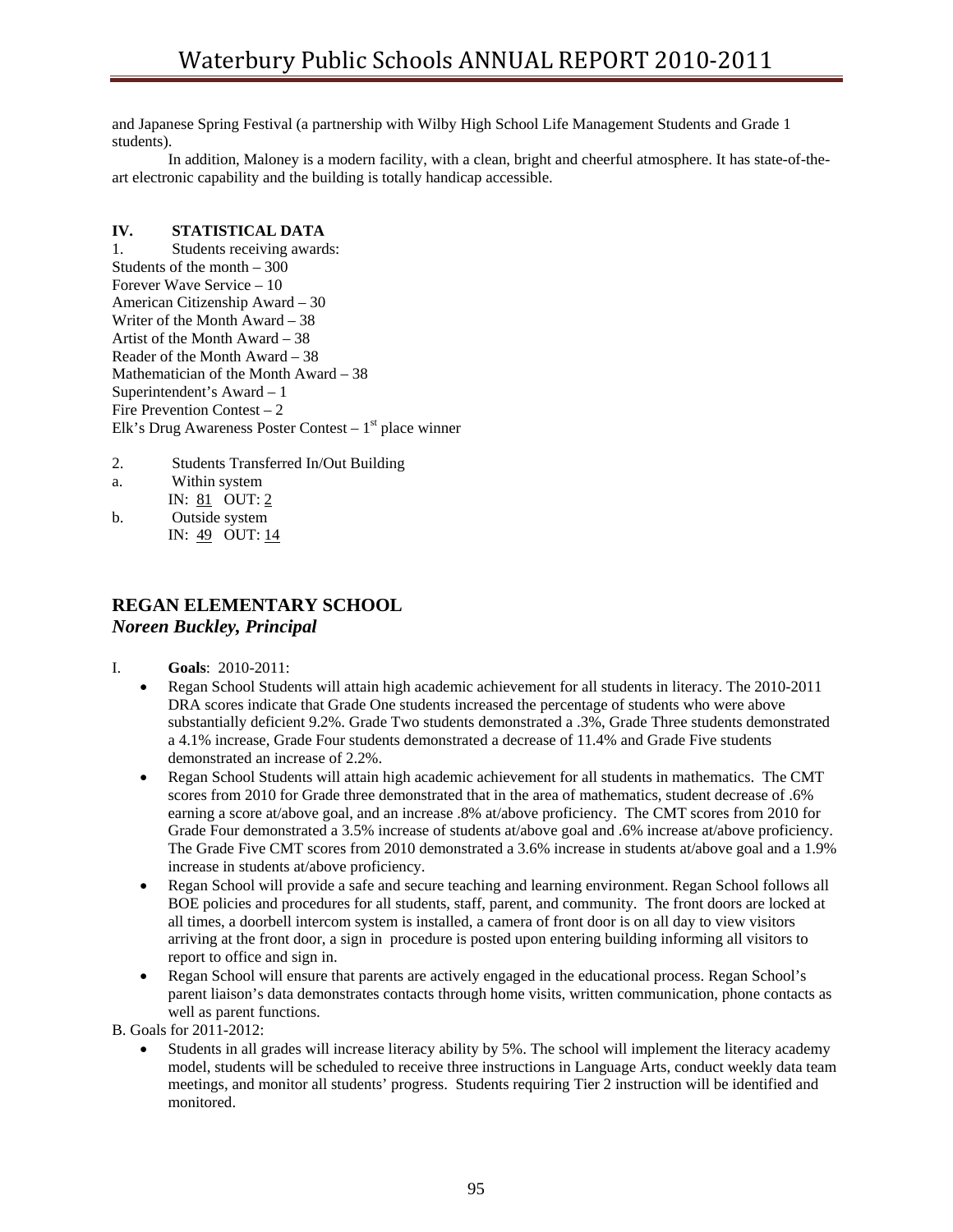and Japanese Spring Festival (a partnership with Wilby High School Life Management Students and Grade 1 students).

In addition, Maloney is a modern facility, with a clean, bright and cheerful atmosphere. It has state-of-the-art electronic capability and the building is totally handicap accessible.

**IV. STATISTICAL DATA**

1. Students receiving awards:

Students of the month – 300
Forever Wave Service – 10
American Citizenship Award – 30
Writer of the Month Award – 38
Artist of the Month Award – 38
Reader of the Month Award – 38
Mathematician of the Month Award – 38
Superintendent's Award – 1
Fire Prevention Contest – 2
Elk's Drug Awareness Poster Contest – 1st place winner

2. Students Transferred In/Out Building

a. Within system
IN: 81 OUT: 2

b. Outside system
IN: 49 OUT: 14

## REGAN ELEMENTARY SCHOOL

### *Noreen Buckley, Principal*

I. **Goals**: 2010-2011:

- Regan School Students will attain high academic achievement for all students in literacy. The 2010-2011 DRA scores indicate that Grade One students increased the percentage of students who were above substantially deficient 9.2%. Grade Two students demonstrated a .3%, Grade Three students demonstrated a 4.1% increase, Grade Four students demonstrated a decrease of 11.4% and Grade Five students demonstrated an increase of 2.2%.
- Regan School Students will attain high academic achievement for all students in mathematics. The CMT scores from 2010 for Grade three demonstrated that in the area of mathematics, student decrease of .6% earning a score at/above goal, and an increase .8% at/above proficiency. The CMT scores from 2010 for Grade Four demonstrated a 3.5% increase of students at/above goal and .6% increase at/above proficiency. The Grade Five CMT scores from 2010 demonstrated a 3.6% increase in students at/above goal and a 1.9% increase in students at/above proficiency.
- Regan School will provide a safe and secure teaching and learning environment. Regan School follows all BOE policies and procedures for all students, staff, parent, and community. The front doors are locked at all times, a doorbell intercom system is installed, a camera of front door is on all day to view visitors arriving at the front door, a sign in procedure is posted upon entering building informing all visitors to report to office and sign in.
- Regan School will ensure that parents are actively engaged in the educational process. Regan School's parent liaison's data demonstrates contacts through home visits, written communication, phone contacts as well as parent functions.

B. Goals for 2011-2012:

- Students in all grades will increase literacy ability by 5%. The school will implement the literacy academy model, students will be scheduled to receive three instructions in Language Arts, conduct weekly data team meetings, and monitor all students' progress. Students requiring Tier 2 instruction will be identified and monitored.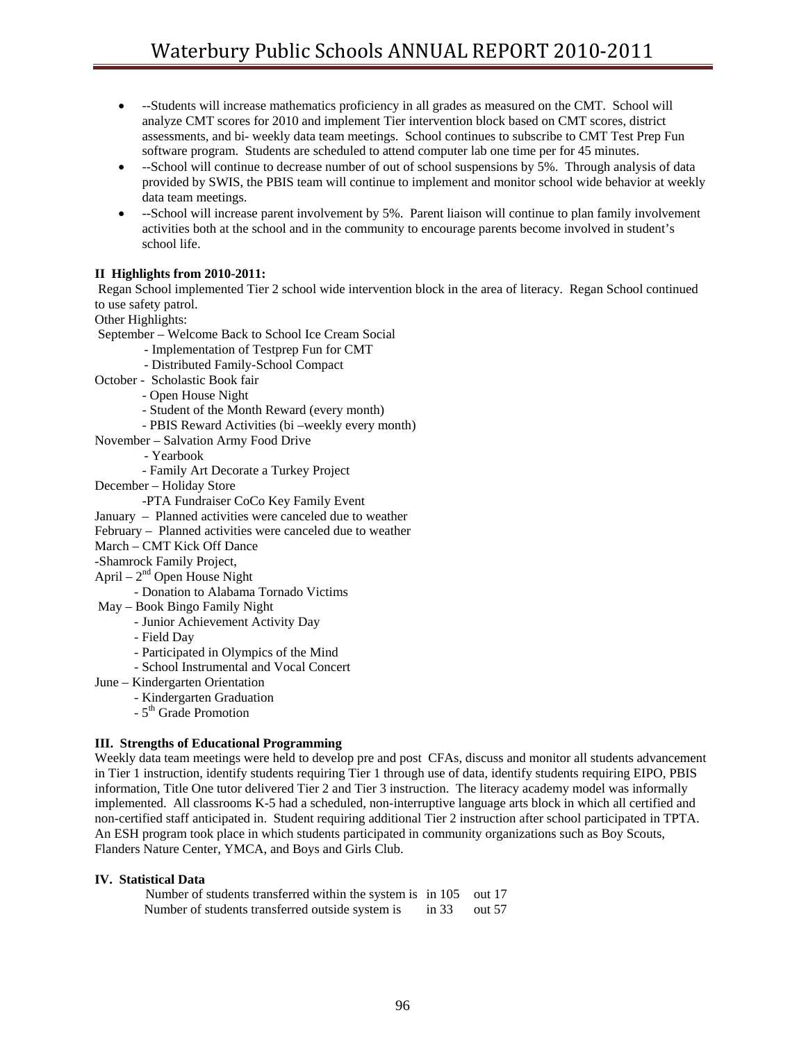- --Students will increase mathematics proficiency in all grades as measured on the CMT. School will analyze CMT scores for 2010 and implement Tier intervention block based on CMT scores, district assessments, and bi- weekly data team meetings. School continues to subscribe to CMT Test Prep Fun software program. Students are scheduled to attend computer lab one time per for 45 minutes.
- --School will continue to decrease number of out of school suspensions by 5%. Through analysis of data provided by SWIS, the PBIS team will continue to implement and monitor school wide behavior at weekly data team meetings.
- --School will increase parent involvement by 5%. Parent liaison will continue to plan family involvement activities both at the school and in the community to encourage parents become involved in student's school life.

**II Highlights from 2010-2011:**

Regan School implemented Tier 2 school wide intervention block in the area of literacy. Regan School continued to use safety patrol.

Other Highlights:

September – Welcome Back to School Ice Cream Social
- Implementation of Testprep Fun for CMT
- Distributed Family-School Compact

October - Scholastic Book fair
- Open House Night
- Student of the Month Reward (every month)
- PBIS Reward Activities (bi –weekly every month)

November – Salvation Army Food Drive
- Yearbook
- Family Art Decorate a Turkey Project

December – Holiday Store
-PTA Fundraiser CoCo Key Family Event

January – Planned activities were canceled due to weather

February – Planned activities were canceled due to weather

March – CMT Kick Off Dance

-Shamrock Family Project,

April – 2nd Open House Night
- Donation to Alabama Tornado Victims

May – Book Bingo Family Night
- Junior Achievement Activity Day
- Field Day
- Participated in Olympics of the Mind
- School Instrumental and Vocal Concert

June – Kindergarten Orientation
- Kindergarten Graduation
- 5th Grade Promotion

**III. Strengths of Educational Programming**

Weekly data team meetings were held to develop pre and post CFAs, discuss and monitor all students advancement in Tier 1 instruction, identify students requiring Tier 1 through use of data, identify students requiring EIPO, PBIS information, Title One tutor delivered Tier 2 and Tier 3 instruction. The literacy academy model was informally implemented. All classrooms K-5 had a scheduled, non-interruptive language arts block in which all certified and non-certified staff anticipated in. Student requiring additional Tier 2 instruction after school participated in TPTA. An ESH program took place in which students participated in community organizations such as Boy Scouts, Flanders Nature Center, YMCA, and Boys and Girls Club.

**IV. Statistical Data**

| | | |
|---|---|---|
| Number of students transferred within the system is | in 105 | out 17 |
| Number of students transferred outside system is | in 33 | out 57 |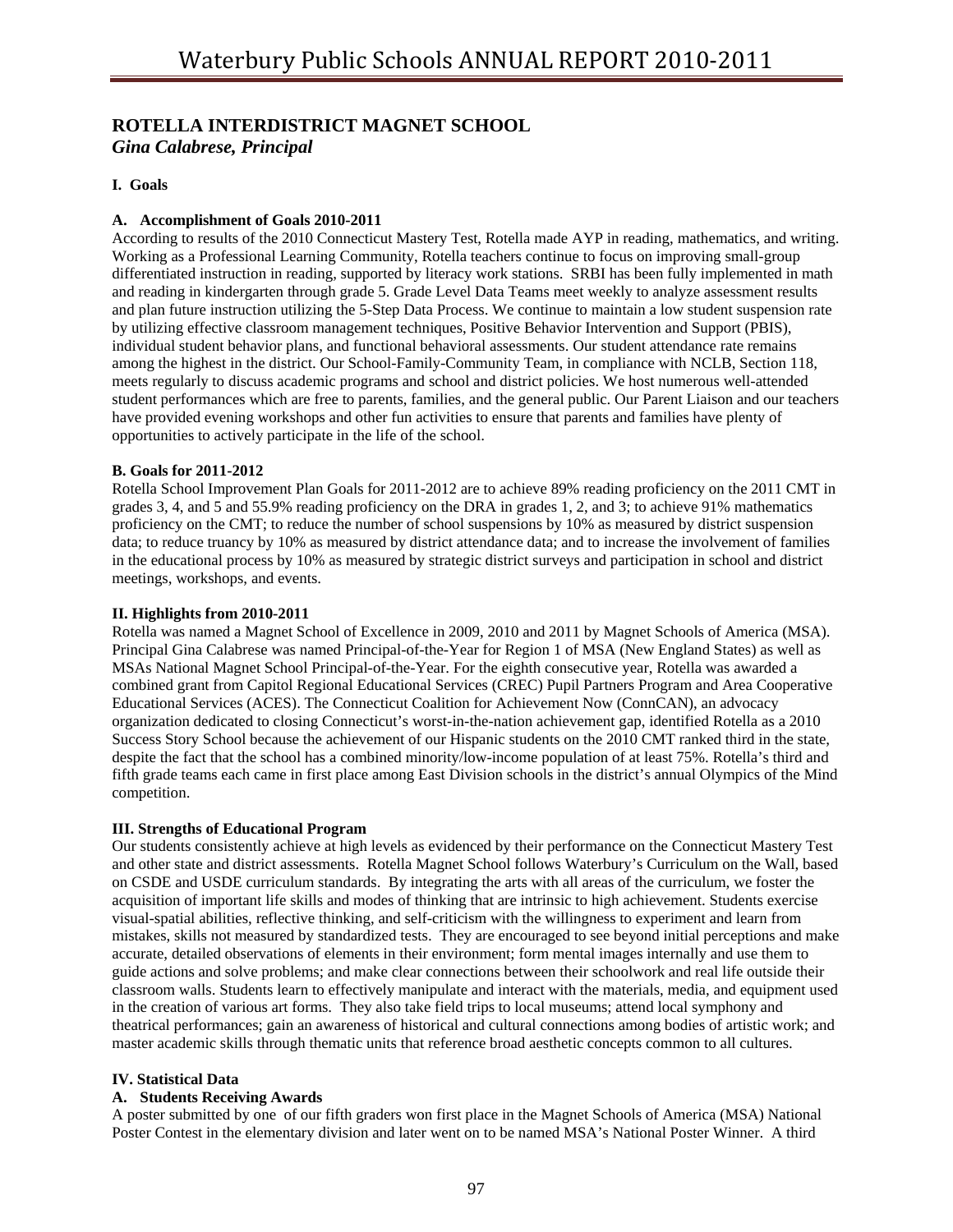## ROTELLA INTERDISTRICT MAGNET SCHOOL
***Gina Calabrese, Principal***

**I. Goals**

**A. Accomplishment of Goals 2010-2011**

According to results of the 2010 Connecticut Mastery Test, Rotella made AYP in reading, mathematics, and writing. Working as a Professional Learning Community, Rotella teachers continue to focus on improving small-group differentiated instruction in reading, supported by literacy work stations. SRBI has been fully implemented in math and reading in kindergarten through grade 5. Grade Level Data Teams meet weekly to analyze assessment results and plan future instruction utilizing the 5-Step Data Process. We continue to maintain a low student suspension rate by utilizing effective classroom management techniques, Positive Behavior Intervention and Support (PBIS), individual student behavior plans, and functional behavioral assessments. Our student attendance rate remains among the highest in the district. Our School-Family-Community Team, in compliance with NCLB, Section 118, meets regularly to discuss academic programs and school and district policies. We host numerous well-attended student performances which are free to parents, families, and the general public. Our Parent Liaison and our teachers have provided evening workshops and other fun activities to ensure that parents and families have plenty of opportunities to actively participate in the life of the school.

**B. Goals for 2011-2012**

Rotella School Improvement Plan Goals for 2011-2012 are to achieve 89% reading proficiency on the 2011 CMT in grades 3, 4, and 5 and 55.9% reading proficiency on the DRA in grades 1, 2, and 3; to achieve 91% mathematics proficiency on the CMT; to reduce the number of school suspensions by 10% as measured by district suspension data; to reduce truancy by 10% as measured by district attendance data; and to increase the involvement of families in the educational process by 10% as measured by strategic district surveys and participation in school and district meetings, workshops, and events.

**II. Highlights from 2010-2011**

Rotella was named a Magnet School of Excellence in 2009, 2010 and 2011 by Magnet Schools of America (MSA). Principal Gina Calabrese was named Principal-of-the-Year for Region 1 of MSA (New England States) as well as MSAs National Magnet School Principal-of-the-Year. For the eighth consecutive year, Rotella was awarded a combined grant from Capitol Regional Educational Services (CREC) Pupil Partners Program and Area Cooperative Educational Services (ACES). The Connecticut Coalition for Achievement Now (ConnCAN), an advocacy organization dedicated to closing Connecticut's worst-in-the-nation achievement gap, identified Rotella as a 2010 Success Story School because the achievement of our Hispanic students on the 2010 CMT ranked third in the state, despite the fact that the school has a combined minority/low-income population of at least 75%. Rotella's third and fifth grade teams each came in first place among East Division schools in the district's annual Olympics of the Mind competition.

**III. Strengths of Educational Program**

Our students consistently achieve at high levels as evidenced by their performance on the Connecticut Mastery Test and other state and district assessments. Rotella Magnet School follows Waterbury's Curriculum on the Wall, based on CSDE and USDE curriculum standards. By integrating the arts with all areas of the curriculum, we foster the acquisition of important life skills and modes of thinking that are intrinsic to high achievement. Students exercise visual-spatial abilities, reflective thinking, and self-criticism with the willingness to experiment and learn from mistakes, skills not measured by standardized tests. They are encouraged to see beyond initial perceptions and make accurate, detailed observations of elements in their environment; form mental images internally and use them to guide actions and solve problems; and make clear connections between their schoolwork and real life outside their classroom walls. Students learn to effectively manipulate and interact with the materials, media, and equipment used in the creation of various art forms. They also take field trips to local museums; attend local symphony and theatrical performances; gain an awareness of historical and cultural connections among bodies of artistic work; and master academic skills through thematic units that reference broad aesthetic concepts common to all cultures.

**IV. Statistical Data**

**A. Students Receiving Awards**

A poster submitted by one of our fifth graders won first place in the Magnet Schools of America (MSA) National Poster Contest in the elementary division and later went on to be named MSA's National Poster Winner. A third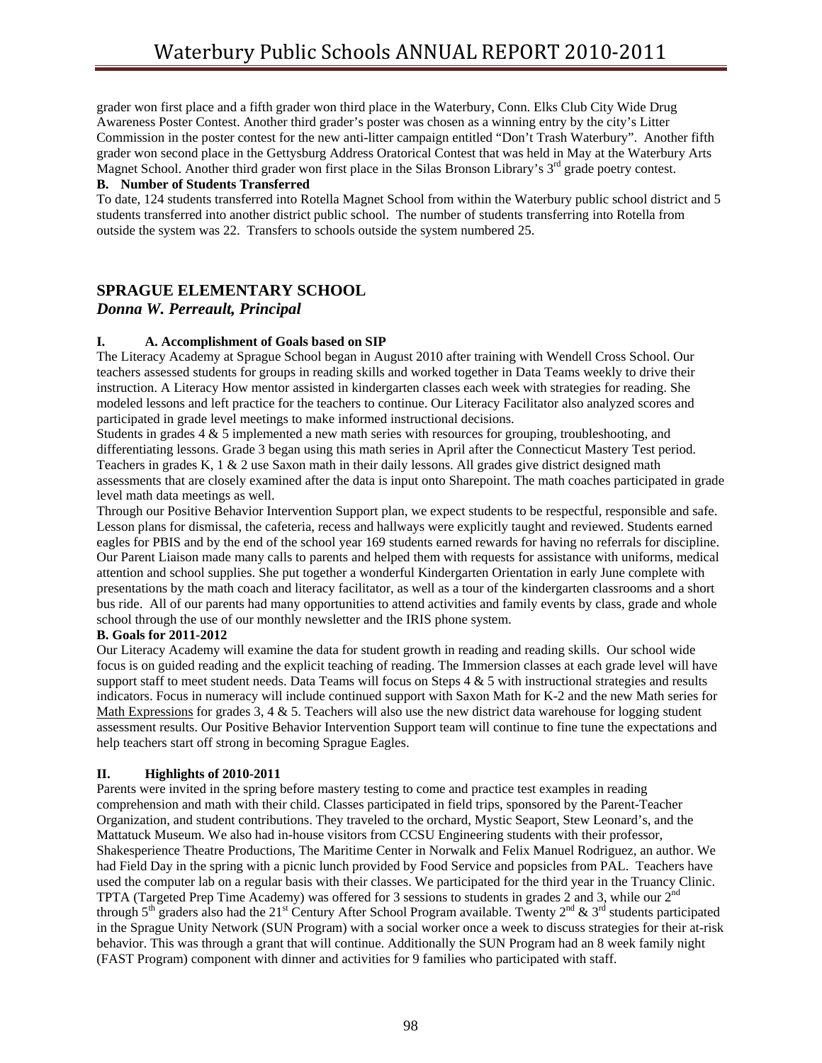grader won first place and a fifth grader won third place in the Waterbury, Conn. Elks Club City Wide Drug Awareness Poster Contest. Another third grader's poster was chosen as a winning entry by the city's Litter Commission in the poster contest for the new anti-litter campaign entitled "Don't Trash Waterbury". Another fifth grader won second place in the Gettysburg Address Oratorical Contest that was held in May at the Waterbury Arts Magnet School. Another third grader won first place in the Silas Bronson Library's 3rd grade poetry contest.

**B. Number of Students Transferred**

To date, 124 students transferred into Rotella Magnet School from within the Waterbury public school district and 5 students transferred into another district public school. The number of students transferring into Rotella from outside the system was 22. Transfers to schools outside the system numbered 25.

## SPRAGUE ELEMENTARY SCHOOL

### *Donna W. Perreault, Principal*

**I. A. Accomplishment of Goals based on SIP**

The Literacy Academy at Sprague School began in August 2010 after training with Wendell Cross School. Our teachers assessed students for groups in reading skills and worked together in Data Teams weekly to drive their instruction. A Literacy How mentor assisted in kindergarten classes each week with strategies for reading. She modeled lessons and left practice for the teachers to continue. Our Literacy Facilitator also analyzed scores and participated in grade level meetings to make informed instructional decisions.

Students in grades 4 & 5 implemented a new math series with resources for grouping, troubleshooting, and differentiating lessons. Grade 3 began using this math series in April after the Connecticut Mastery Test period. Teachers in grades K, 1 & 2 use Saxon math in their daily lessons. All grades give district designed math assessments that are closely examined after the data is input onto Sharepoint. The math coaches participated in grade level math data meetings as well.

Through our Positive Behavior Intervention Support plan, we expect students to be respectful, responsible and safe. Lesson plans for dismissal, the cafeteria, recess and hallways were explicitly taught and reviewed. Students earned eagles for PBIS and by the end of the school year 169 students earned rewards for having no referrals for discipline. Our Parent Liaison made many calls to parents and helped them with requests for assistance with uniforms, medical attention and school supplies. She put together a wonderful Kindergarten Orientation in early June complete with presentations by the math coach and literacy facilitator, as well as a tour of the kindergarten classrooms and a short bus ride. All of our parents had many opportunities to attend activities and family events by class, grade and whole school through the use of our monthly newsletter and the IRIS phone system.

**B. Goals for 2011-2012**

Our Literacy Academy will examine the data for student growth in reading and reading skills. Our school wide focus is on guided reading and the explicit teaching of reading. The Immersion classes at each grade level will have support staff to meet student needs. Data Teams will focus on Steps 4 & 5 with instructional strategies and results indicators. Focus in numeracy will include continued support with Saxon Math for K-2 and the new Math series for Math Expressions for grades 3, 4 & 5. Teachers will also use the new district data warehouse for logging student assessment results. Our Positive Behavior Intervention Support team will continue to fine tune the expectations and help teachers start off strong in becoming Sprague Eagles.

**II. Highlights of 2010-2011**

Parents were invited in the spring before mastery testing to come and practice test examples in reading comprehension and math with their child. Classes participated in field trips, sponsored by the Parent-Teacher Organization, and student contributions. They traveled to the orchard, Mystic Seaport, Stew Leonard's, and the Mattatuck Museum. We also had in-house visitors from CCSU Engineering students with their professor, Shakesperience Theatre Productions, The Maritime Center in Norwalk and Felix Manuel Rodriguez, an author. We had Field Day in the spring with a picnic lunch provided by Food Service and popsicles from PAL. Teachers have used the computer lab on a regular basis with their classes. We participated for the third year in the Truancy Clinic. TPTA (Targeted Prep Time Academy) was offered for 3 sessions to students in grades 2 and 3, while our 2nd through 5th graders also had the 21st Century After School Program available. Twenty 2nd & 3rd students participated in the Sprague Unity Network (SUN Program) with a social worker once a week to discuss strategies for their at-risk behavior. This was through a grant that will continue. Additionally the SUN Program had an 8 week family night (FAST Program) component with dinner and activities for 9 families who participated with staff.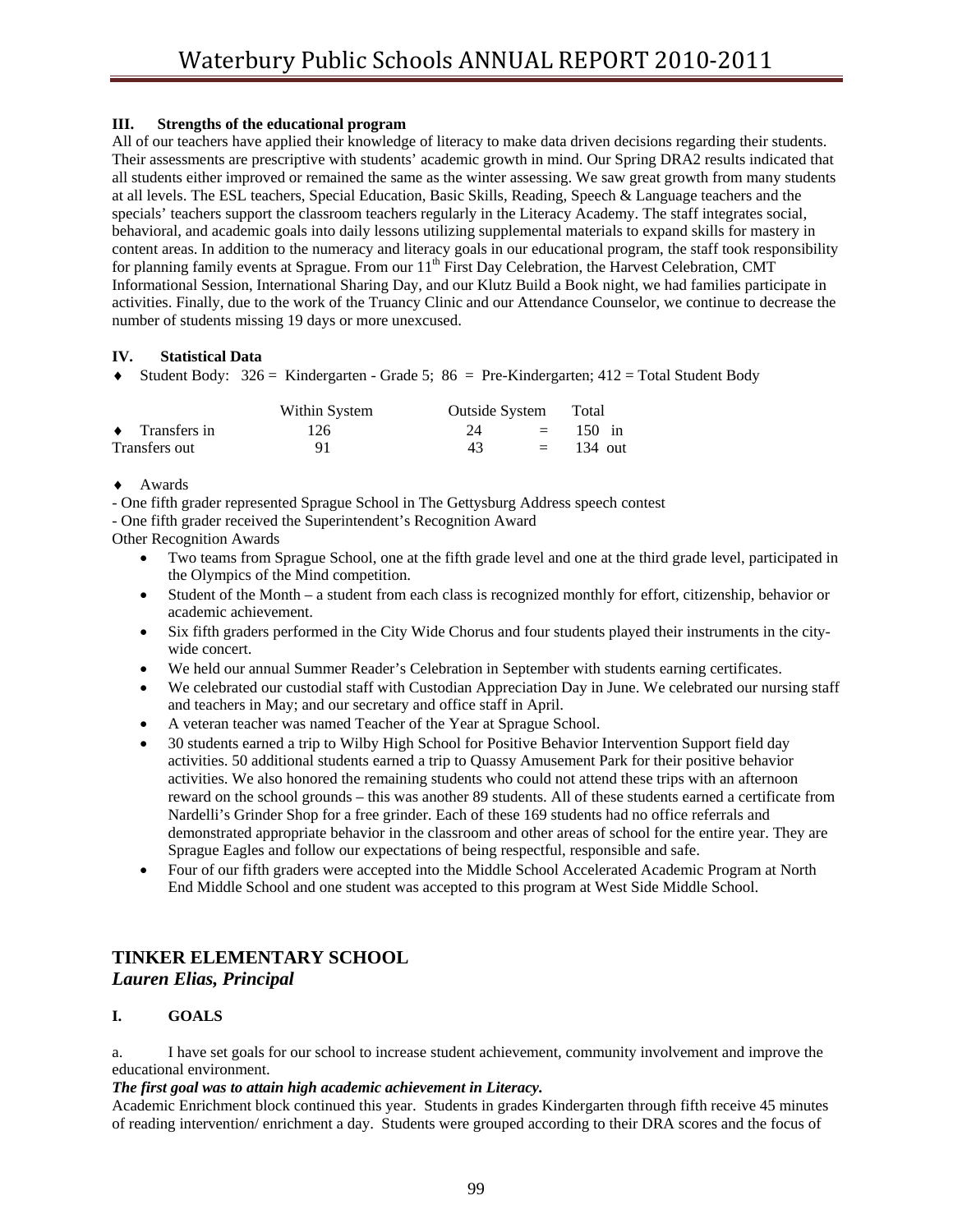### III. Strengths of the educational program

All of our teachers have applied their knowledge of literacy to make data driven decisions regarding their students. Their assessments are prescriptive with students' academic growth in mind. Our Spring DRA2 results indicated that all students either improved or remained the same as the winter assessing. We saw great growth from many students at all levels. The ESL teachers, Special Education, Basic Skills, Reading, Speech & Language teachers and the specials' teachers support the classroom teachers regularly in the Literacy Academy. The staff integrates social, behavioral, and academic goals into daily lessons utilizing supplemental materials to expand skills for mastery in content areas. In addition to the numeracy and literacy goals in our educational program, the staff took responsibility for planning family events at Sprague. From our 11th First Day Celebration, the Harvest Celebration, CMT Informational Session, International Sharing Day, and our Klutz Build a Book night, we had families participate in activities. Finally, due to the work of the Truancy Clinic and our Attendance Counselor, we continue to decrease the number of students missing 19 days or more unexcused.

### IV. Statistical Data

- Student Body: 326 = Kindergarten - Grade 5; 86 = Pre-Kindergarten; 412 = Total Student Body

| | Within System | Outside System | | Total |
|---|---|---|---|---|
| ♦ Transfers in | 126 | 24 | = | 150 in |
| Transfers out | 91 | 43 | = | 134 out |

- Awards

- One fifth grader represented Sprague School in The Gettysburg Address speech contest
- One fifth grader received the Superintendent's Recognition Award

Other Recognition Awards

- Two teams from Sprague School, one at the fifth grade level and one at the third grade level, participated in the Olympics of the Mind competition.
- Student of the Month – a student from each class is recognized monthly for effort, citizenship, behavior or academic achievement.
- Six fifth graders performed in the City Wide Chorus and four students played their instruments in the city-wide concert.
- We held our annual Summer Reader's Celebration in September with students earning certificates.
- We celebrated our custodial staff with Custodian Appreciation Day in June. We celebrated our nursing staff and teachers in May; and our secretary and office staff in April.
- A veteran teacher was named Teacher of the Year at Sprague School.
- 30 students earned a trip to Wilby High School for Positive Behavior Intervention Support field day activities. 50 additional students earned a trip to Quassy Amusement Park for their positive behavior activities. We also honored the remaining students who could not attend these trips with an afternoon reward on the school grounds – this was another 89 students. All of these students earned a certificate from Nardelli's Grinder Shop for a free grinder. Each of these 169 students had no office referrals and demonstrated appropriate behavior in the classroom and other areas of school for the entire year. They are Sprague Eagles and follow our expectations of being respectful, responsible and safe.
- Four of our fifth graders were accepted into the Middle School Accelerated Academic Program at North End Middle School and one student was accepted to this program at West Side Middle School.

## TINKER ELEMENTARY SCHOOL
### *Lauren Elias, Principal*

### I. GOALS

a. I have set goals for our school to increase student achievement, community involvement and improve the educational environment.

***The first goal was to attain high academic achievement in Literacy.***

Academic Enrichment block continued this year. Students in grades Kindergarten through fifth receive 45 minutes of reading intervention/ enrichment a day. Students were grouped according to their DRA scores and the focus of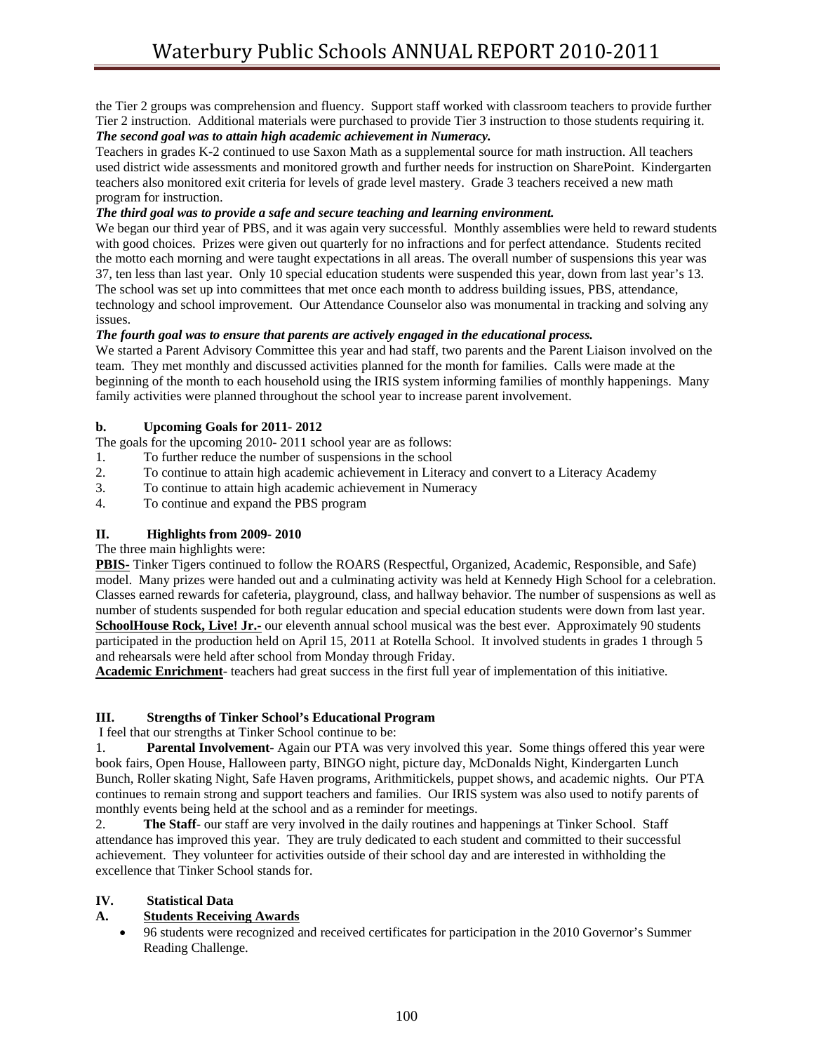the Tier 2 groups was comprehension and fluency. Support staff worked with classroom teachers to provide further Tier 2 instruction. Additional materials were purchased to provide Tier 3 instruction to those students requiring it.

***The second goal was to attain high academic achievement in Numeracy.***

Teachers in grades K-2 continued to use Saxon Math as a supplemental source for math instruction. All teachers used district wide assessments and monitored growth and further needs for instruction on SharePoint. Kindergarten teachers also monitored exit criteria for levels of grade level mastery. Grade 3 teachers received a new math program for instruction.

***The third goal was to provide a safe and secure teaching and learning environment.***

We began our third year of PBS, and it was again very successful. Monthly assemblies were held to reward students with good choices. Prizes were given out quarterly for no infractions and for perfect attendance. Students recited the motto each morning and were taught expectations in all areas. The overall number of suspensions this year was 37, ten less than last year. Only 10 special education students were suspended this year, down from last year's 13. The school was set up into committees that met once each month to address building issues, PBS, attendance, technology and school improvement. Our Attendance Counselor also was monumental in tracking and solving any issues.

***The fourth goal was to ensure that parents are actively engaged in the educational process.***

We started a Parent Advisory Committee this year and had staff, two parents and the Parent Liaison involved on the team. They met monthly and discussed activities planned for the month for families. Calls were made at the beginning of the month to each household using the IRIS system informing families of monthly happenings. Many family activities were planned throughout the school year to increase parent involvement.

**b. Upcoming Goals for 2011- 2012**

The goals for the upcoming 2010- 2011 school year are as follows:

1. To further reduce the number of suspensions in the school
2. To continue to attain high academic achievement in Literacy and convert to a Literacy Academy
3. To continue to attain high academic achievement in Numeracy
4. To continue and expand the PBS program

**II. Highlights from 2009- 2010**

The three main highlights were:

**PBIS-** Tinker Tigers continued to follow the ROARS (Respectful, Organized, Academic, Responsible, and Safe) model. Many prizes were handed out and a culminating activity was held at Kennedy High School for a celebration. Classes earned rewards for cafeteria, playground, class, and hallway behavior. The number of suspensions as well as number of students suspended for both regular education and special education students were down from last year.

**SchoolHouse Rock, Live! Jr.-** our eleventh annual school musical was the best ever. Approximately 90 students participated in the production held on April 15, 2011 at Rotella School. It involved students in grades 1 through 5 and rehearsals were held after school from Monday through Friday.

**Academic Enrichment**- teachers had great success in the first full year of implementation of this initiative.

**III. Strengths of Tinker School's Educational Program**

I feel that our strengths at Tinker School continue to be:

1. **Parental Involvement**- Again our PTA was very involved this year. Some things offered this year were book fairs, Open House, Halloween party, BINGO night, picture day, McDonalds Night, Kindergarten Lunch Bunch, Roller skating Night, Safe Haven programs, Arithmitickels, puppet shows, and academic nights. Our PTA continues to remain strong and support teachers and families. Our IRIS system was also used to notify parents of monthly events being held at the school and as a reminder for meetings.
2. **The Staff**- our staff are very involved in the daily routines and happenings at Tinker School. Staff attendance has improved this year. They are truly dedicated to each student and committed to their successful achievement. They volunteer for activities outside of their school day and are interested in withholding the excellence that Tinker School stands for.

**IV. Statistical Data**

**A. Students Receiving Awards**

- 96 students were recognized and received certificates for participation in the 2010 Governor's Summer Reading Challenge.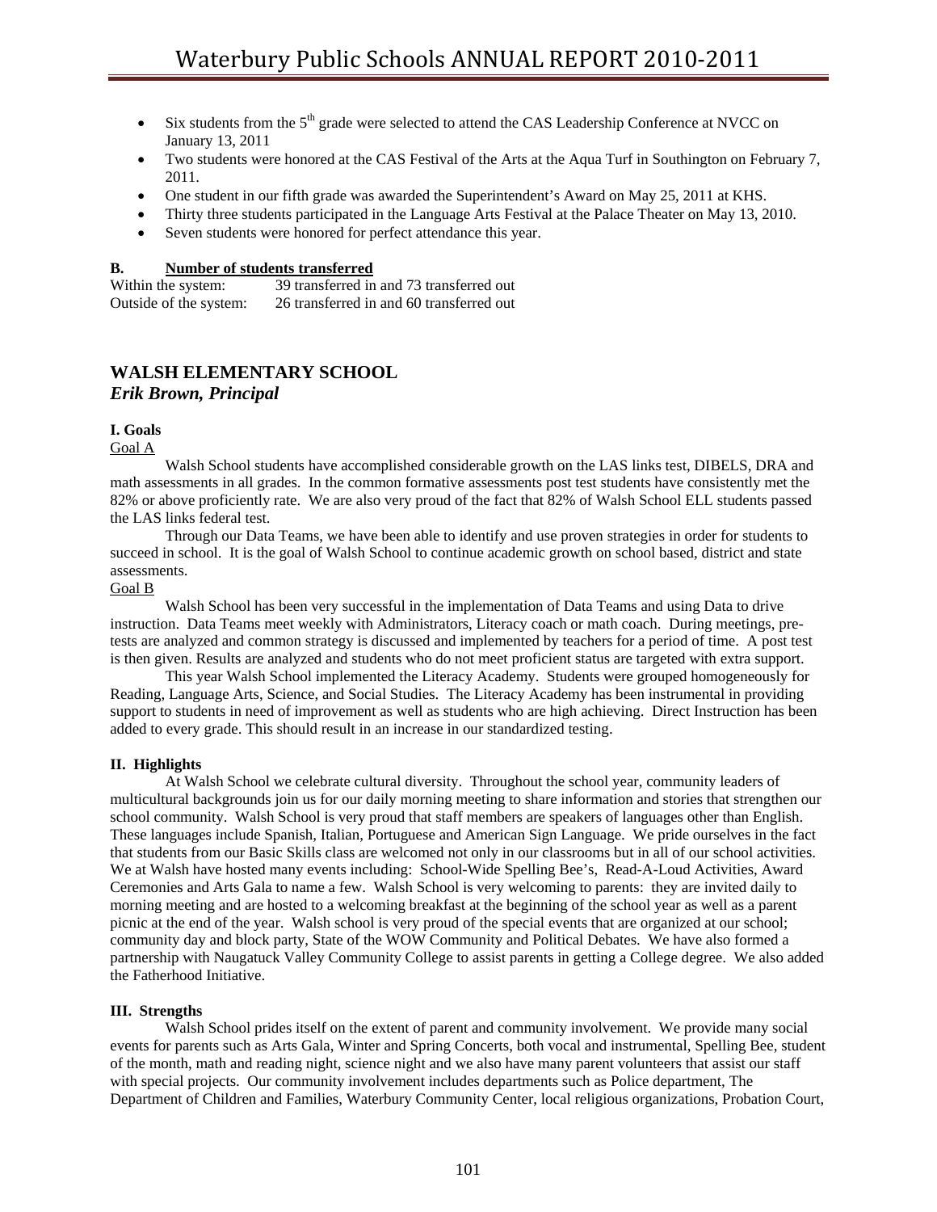- Six students from the 5th grade were selected to attend the CAS Leadership Conference at NVCC on January 13, 2011
- Two students were honored at the CAS Festival of the Arts at the Aqua Turf in Southington on February 7, 2011.
- One student in our fifth grade was awarded the Superintendent's Award on May 25, 2011 at KHS.
- Thirty three students participated in the Language Arts Festival at the Palace Theater on May 13, 2010.
- Seven students were honored for perfect attendance this year.

**B. Number of students transferred**

Within the system: 39 transferred in and 73 transferred out
Outside of the system: 26 transferred in and 60 transferred out

## WALSH ELEMENTARY SCHOOL
### *Erik Brown, Principal*

**I. Goals**

Goal A

Walsh School students have accomplished considerable growth on the LAS links test, DIBELS, DRA and math assessments in all grades. In the common formative assessments post test students have consistently met the 82% or above proficiently rate. We are also very proud of the fact that 82% of Walsh School ELL students passed the LAS links federal test.

Through our Data Teams, we have been able to identify and use proven strategies in order for students to succeed in school. It is the goal of Walsh School to continue academic growth on school based, district and state assessments.

Goal B

Walsh School has been very successful in the implementation of Data Teams and using Data to drive instruction. Data Teams meet weekly with Administrators, Literacy coach or math coach. During meetings, pre-tests are analyzed and common strategy is discussed and implemented by teachers for a period of time. A post test is then given. Results are analyzed and students who do not meet proficient status are targeted with extra support.

This year Walsh School implemented the Literacy Academy. Students were grouped homogeneously for Reading, Language Arts, Science, and Social Studies. The Literacy Academy has been instrumental in providing support to students in need of improvement as well as students who are high achieving. Direct Instruction has been added to every grade. This should result in an increase in our standardized testing.

**II. Highlights**

At Walsh School we celebrate cultural diversity. Throughout the school year, community leaders of multicultural backgrounds join us for our daily morning meeting to share information and stories that strengthen our school community. Walsh School is very proud that staff members are speakers of languages other than English. These languages include Spanish, Italian, Portuguese and American Sign Language. We pride ourselves in the fact that students from our Basic Skills class are welcomed not only in our classrooms but in all of our school activities. We at Walsh have hosted many events including: School-Wide Spelling Bee's, Read-A-Loud Activities, Award Ceremonies and Arts Gala to name a few. Walsh School is very welcoming to parents: they are invited daily to morning meeting and are hosted to a welcoming breakfast at the beginning of the school year as well as a parent picnic at the end of the year. Walsh school is very proud of the special events that are organized at our school; community day and block party, State of the WOW Community and Political Debates. We have also formed a partnership with Naugatuck Valley Community College to assist parents in getting a College degree. We also added the Fatherhood Initiative.

**III. Strengths**

Walsh School prides itself on the extent of parent and community involvement. We provide many social events for parents such as Arts Gala, Winter and Spring Concerts, both vocal and instrumental, Spelling Bee, student of the month, math and reading night, science night and we also have many parent volunteers that assist our staff with special projects. Our community involvement includes departments such as Police department, The Department of Children and Families, Waterbury Community Center, local religious organizations, Probation Court,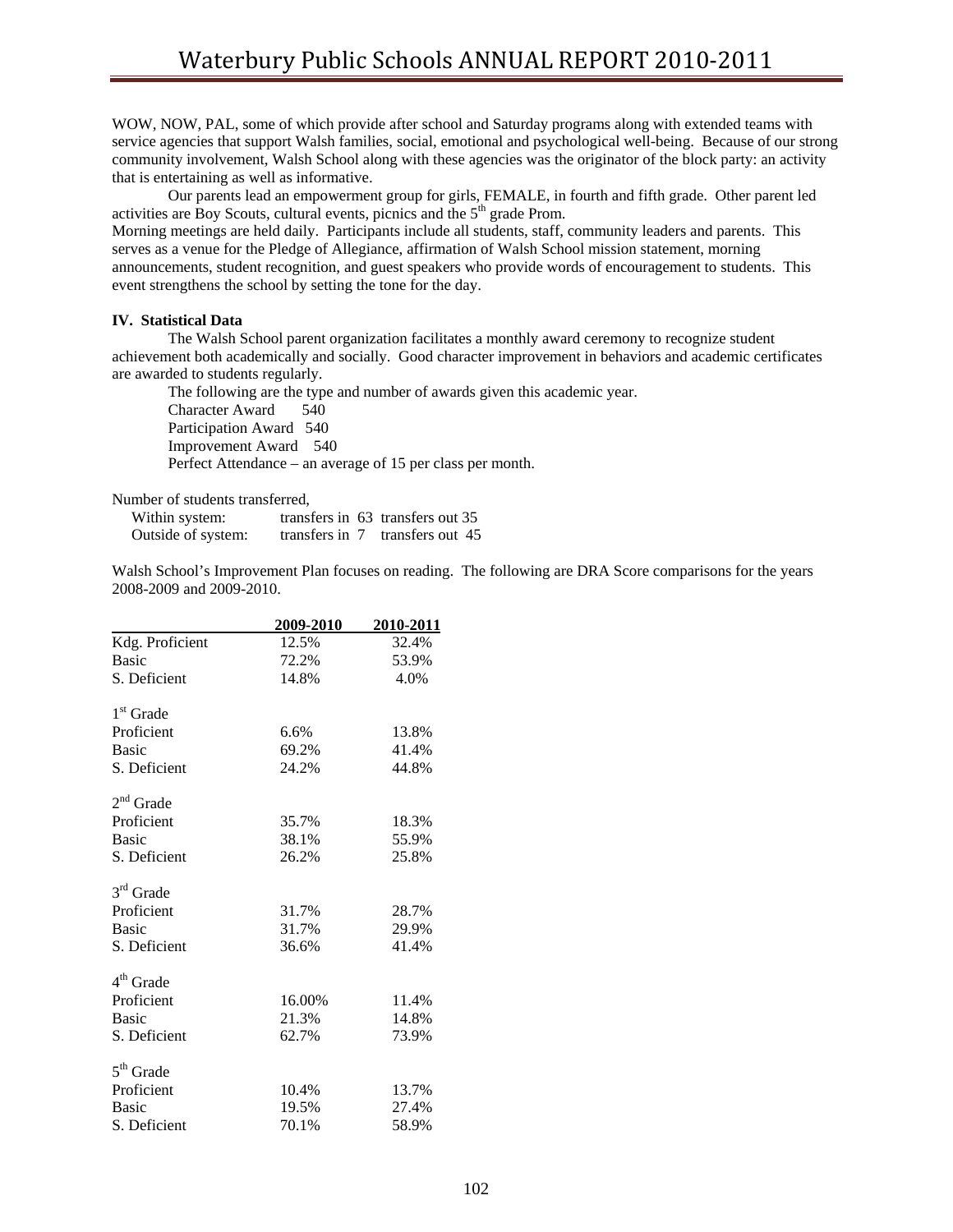WOW, NOW, PAL, some of which provide after school and Saturday programs along with extended teams with service agencies that support Walsh families, social, emotional and psychological well-being. Because of our strong community involvement, Walsh School along with these agencies was the originator of the block party: an activity that is entertaining as well as informative.

Our parents lead an empowerment group for girls, FEMALE, in fourth and fifth grade. Other parent led activities are Boy Scouts, cultural events, picnics and the 5th grade Prom.

Morning meetings are held daily. Participants include all students, staff, community leaders and parents. This serves as a venue for the Pledge of Allegiance, affirmation of Walsh School mission statement, morning announcements, student recognition, and guest speakers who provide words of encouragement to students. This event strengthens the school by setting the tone for the day.

**IV. Statistical Data**

The Walsh School parent organization facilitates a monthly award ceremony to recognize student achievement both academically and socially. Good character improvement in behaviors and academic certificates are awarded to students regularly.

The following are the type and number of awards given this academic year.

Character Award 540
Participation Award 540
Improvement Award 540
Perfect Attendance – an average of 15 per class per month.

Number of students transferred,

| | | |
|---|---|---|
| Within system: | transfers in 63 | transfers out 35 |
| Outside of system: | transfers in 7 | transfers out 45 |

Walsh School's Improvement Plan focuses on reading. The following are DRA Score comparisons for the years 2008-2009 and 2009-2010.

| | 2009-2010 | 2010-2011 |
|---|---|---|
| Kdg. Proficient | 12.5% | 32.4% |
| Basic | 72.2% | 53.9% |
| S. Deficient | 14.8% | 4.0% |
| 1st Grade | | |
| Proficient | 6.6% | 13.8% |
| Basic | 69.2% | 41.4% |
| S. Deficient | 24.2% | 44.8% |
| 2nd Grade | | |
| Proficient | 35.7% | 18.3% |
| Basic | 38.1% | 55.9% |
| S. Deficient | 26.2% | 25.8% |
| 3rd Grade | | |
| Proficient | 31.7% | 28.7% |
| Basic | 31.7% | 29.9% |
| S. Deficient | 36.6% | 41.4% |
| 4th Grade | | |
| Proficient | 16.00% | 11.4% |
| Basic | 21.3% | 14.8% |
| S. Deficient | 62.7% | 73.9% |
| 5th Grade | | |
| Proficient | 10.4% | 13.7% |
| Basic | 19.5% | 27.4% |
| S. Deficient | 70.1% | 58.9% |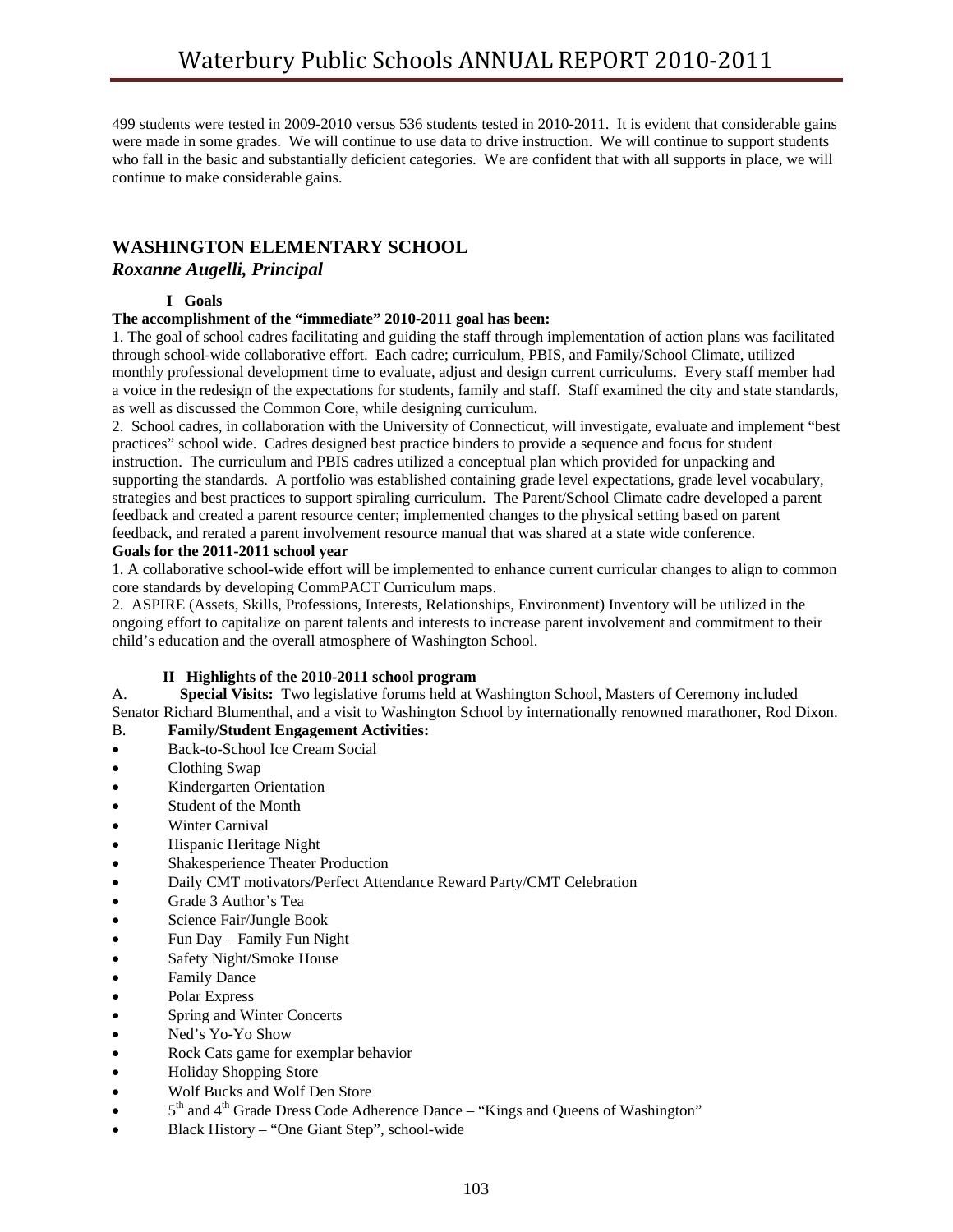499 students were tested in 2009-2010 versus 536 students tested in 2010-2011. It is evident that considerable gains were made in some grades. We will continue to use data to drive instruction. We will continue to support students who fall in the basic and substantially deficient categories. We are confident that with all supports in place, we will continue to make considerable gains.

## WASHINGTON ELEMENTARY SCHOOL

### *Roxanne Augelli, Principal*

**I Goals**

**The accomplishment of the "immediate" 2010-2011 goal has been:**

1. The goal of school cadres facilitating and guiding the staff through implementation of action plans was facilitated through school-wide collaborative effort. Each cadre; curriculum, PBIS, and Family/School Climate, utilized monthly professional development time to evaluate, adjust and design current curriculums. Every staff member had a voice in the redesign of the expectations for students, family and staff. Staff examined the city and state standards, as well as discussed the Common Core, while designing curriculum.
2. School cadres, in collaboration with the University of Connecticut, will investigate, evaluate and implement "best practices" school wide. Cadres designed best practice binders to provide a sequence and focus for student instruction. The curriculum and PBIS cadres utilized a conceptual plan which provided for unpacking and supporting the standards. A portfolio was established containing grade level expectations, grade level vocabulary, strategies and best practices to support spiraling curriculum. The Parent/School Climate cadre developed a parent feedback and created a parent resource center; implemented changes to the physical setting based on parent feedback, and rerated a parent involvement resource manual that was shared at a state wide conference.

**Goals for the 2011-2011 school year**

1. A collaborative school-wide effort will be implemented to enhance current curricular changes to align to common core standards by developing CommPACT Curriculum maps.
2. ASPIRE (Assets, Skills, Professions, Interests, Relationships, Environment) Inventory will be utilized in the ongoing effort to capitalize on parent talents and interests to increase parent involvement and commitment to their child's education and the overall atmosphere of Washington School.

**II Highlights of the 2010-2011 school program**

A. **Special Visits:** Two legislative forums held at Washington School, Masters of Ceremony included Senator Richard Blumenthal, and a visit to Washington School by internationally renowned marathoner, Rod Dixon.

B. **Family/Student Engagement Activities:**

- Back-to-School Ice Cream Social
- Clothing Swap
- Kindergarten Orientation
- Student of the Month
- Winter Carnival
- Hispanic Heritage Night
- Shakesperience Theater Production
- Daily CMT motivators/Perfect Attendance Reward Party/CMT Celebration
- Grade 3 Author's Tea
- Science Fair/Jungle Book
- Fun Day – Family Fun Night
- Safety Night/Smoke House
- Family Dance
- Polar Express
- Spring and Winter Concerts
- Ned's Yo-Yo Show
- Rock Cats game for exemplar behavior
- Holiday Shopping Store
- Wolf Bucks and Wolf Den Store
- 5th and 4th Grade Dress Code Adherence Dance – "Kings and Queens of Washington"
- Black History – "One Giant Step", school-wide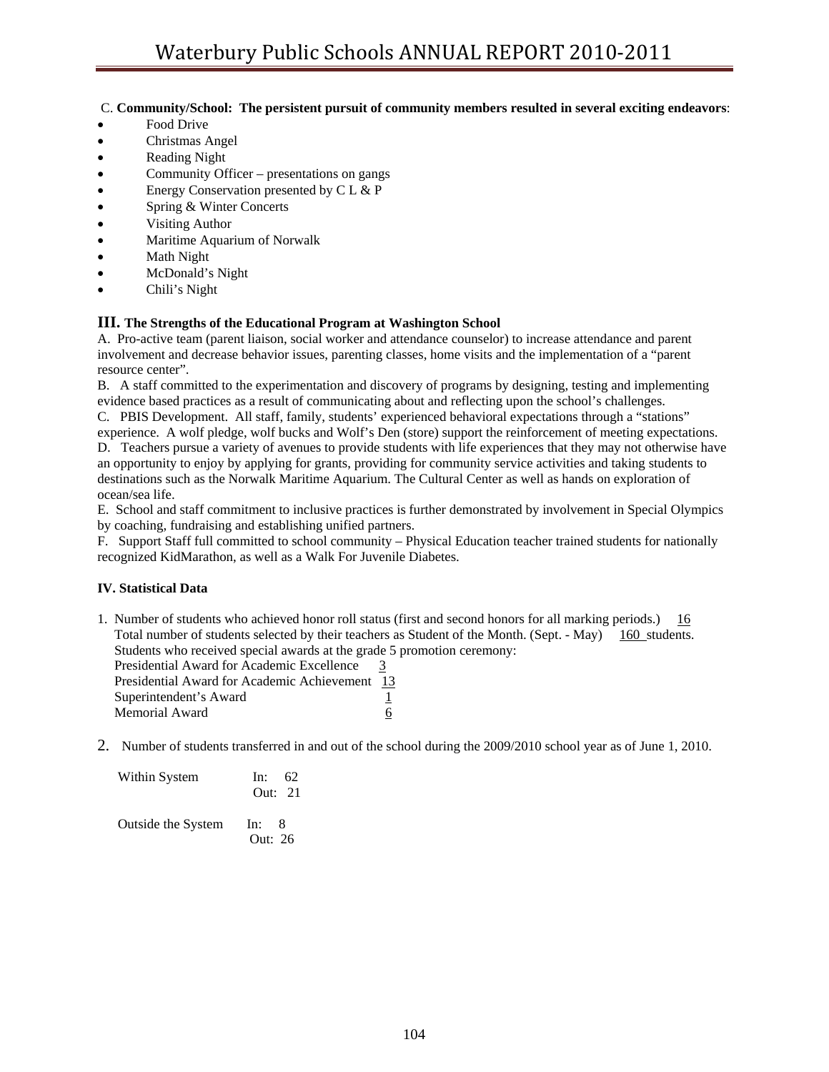C. **Community/School: The persistent pursuit of community members resulted in several exciting endeavors**:

- Food Drive
- Christmas Angel
- Reading Night
- Community Officer – presentations on gangs
- Energy Conservation presented by C L & P
- Spring & Winter Concerts
- Visiting Author
- Maritime Aquarium of Norwalk
- Math Night
- McDonald's Night
- Chili's Night

### III. The Strengths of the Educational Program at Washington School

A. Pro-active team (parent liaison, social worker and attendance counselor) to increase attendance and parent involvement and decrease behavior issues, parenting classes, home visits and the implementation of a "parent resource center".

B. A staff committed to the experimentation and discovery of programs by designing, testing and implementing evidence based practices as a result of communicating about and reflecting upon the school's challenges.

C. PBIS Development. All staff, family, students' experienced behavioral expectations through a "stations" experience. A wolf pledge, wolf bucks and Wolf's Den (store) support the reinforcement of meeting expectations.

D. Teachers pursue a variety of avenues to provide students with life experiences that they may not otherwise have an opportunity to enjoy by applying for grants, providing for community service activities and taking students to destinations such as the Norwalk Maritime Aquarium. The Cultural Center as well as hands on exploration of ocean/sea life.

E. School and staff commitment to inclusive practices is further demonstrated by involvement in Special Olympics by coaching, fundraising and establishing unified partners.

F. Support Staff full committed to school community – Physical Education teacher trained students for nationally recognized KidMarathon, as well as a Walk For Juvenile Diabetes.

### IV. Statistical Data

1. Number of students who achieved honor roll status (first and second honors for all marking periods.) 16
   Total number of students selected by their teachers as Student of the Month. (Sept. - May) 160 students.
   Students who received special awards at the grade 5 promotion ceremony:
   Presidential Award for Academic Excellence 3
   Presidential Award for Academic Achievement 13
   Superintendent's Award 1
   Memorial Award 6

2. Number of students transferred in and out of the school during the 2009/2010 school year as of June 1, 2010.

| | | |
|---|---|---|
| Within System | In: | 62 |
| | Out: | 21 |
| Outside the System | In: | 8 |
| | Out: | 26 |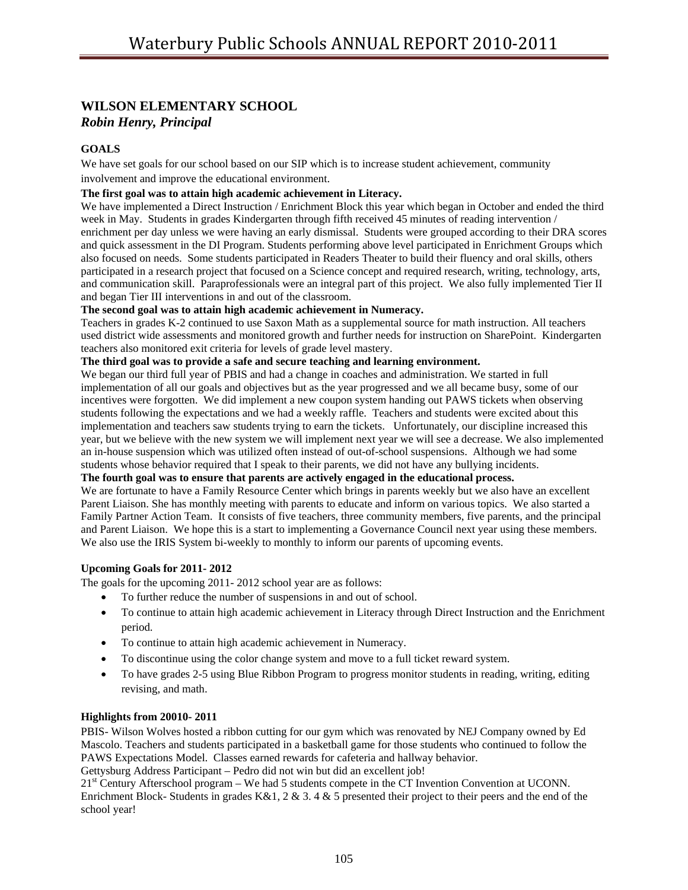## WILSON ELEMENTARY SCHOOL

***Robin Henry, Principal***

**GOALS**

We have set goals for our school based on our SIP which is to increase student achievement, community involvement and improve the educational environment.

**The first goal was to attain high academic achievement in Literacy.**

We have implemented a Direct Instruction / Enrichment Block this year which began in October and ended the third week in May. Students in grades Kindergarten through fifth received 45 minutes of reading intervention / enrichment per day unless we were having an early dismissal. Students were grouped according to their DRA scores and quick assessment in the DI Program. Students performing above level participated in Enrichment Groups which also focused on needs. Some students participated in Readers Theater to build their fluency and oral skills, others participated in a research project that focused on a Science concept and required research, writing, technology, arts, and communication skill. Paraprofessionals were an integral part of this project. We also fully implemented Tier II and began Tier III interventions in and out of the classroom.

**The second goal was to attain high academic achievement in Numeracy.**

Teachers in grades K-2 continued to use Saxon Math as a supplemental source for math instruction. All teachers used district wide assessments and monitored growth and further needs for instruction on SharePoint. Kindergarten teachers also monitored exit criteria for levels of grade level mastery.

**The third goal was to provide a safe and secure teaching and learning environment.**

We began our third full year of PBIS and had a change in coaches and administration. We started in full implementation of all our goals and objectives but as the year progressed and we all became busy, some of our incentives were forgotten. We did implement a new coupon system handing out PAWS tickets when observing students following the expectations and we had a weekly raffle. Teachers and students were excited about this implementation and teachers saw students trying to earn the tickets. Unfortunately, our discipline increased this year, but we believe with the new system we will implement next year we will see a decrease. We also implemented an in-house suspension which was utilized often instead of out-of-school suspensions. Although we had some students whose behavior required that I speak to their parents, we did not have any bullying incidents.

**The fourth goal was to ensure that parents are actively engaged in the educational process.**

We are fortunate to have a Family Resource Center which brings in parents weekly but we also have an excellent Parent Liaison. She has monthly meeting with parents to educate and inform on various topics. We also started a Family Partner Action Team. It consists of five teachers, three community members, five parents, and the principal and Parent Liaison. We hope this is a start to implementing a Governance Council next year using these members. We also use the IRIS System bi-weekly to monthly to inform our parents of upcoming events.

**Upcoming Goals for 2011- 2012**

The goals for the upcoming 2011- 2012 school year are as follows:

- To further reduce the number of suspensions in and out of school.
- To continue to attain high academic achievement in Literacy through Direct Instruction and the Enrichment period.
- To continue to attain high academic achievement in Numeracy.
- To discontinue using the color change system and move to a full ticket reward system.
- To have grades 2-5 using Blue Ribbon Program to progress monitor students in reading, writing, editing revising, and math.

**Highlights from 20010- 2011**

PBIS- Wilson Wolves hosted a ribbon cutting for our gym which was renovated by NEJ Company owned by Ed Mascolo. Teachers and students participated in a basketball game for those students who continued to follow the PAWS Expectations Model. Classes earned rewards for cafeteria and hallway behavior.

Gettysburg Address Participant – Pedro did not win but did an excellent job!

21st Century Afterschool program – We had 5 students compete in the CT Invention Convention at UCONN.

Enrichment Block- Students in grades K&1, 2 & 3. 4 & 5 presented their project to their peers and the end of the school year!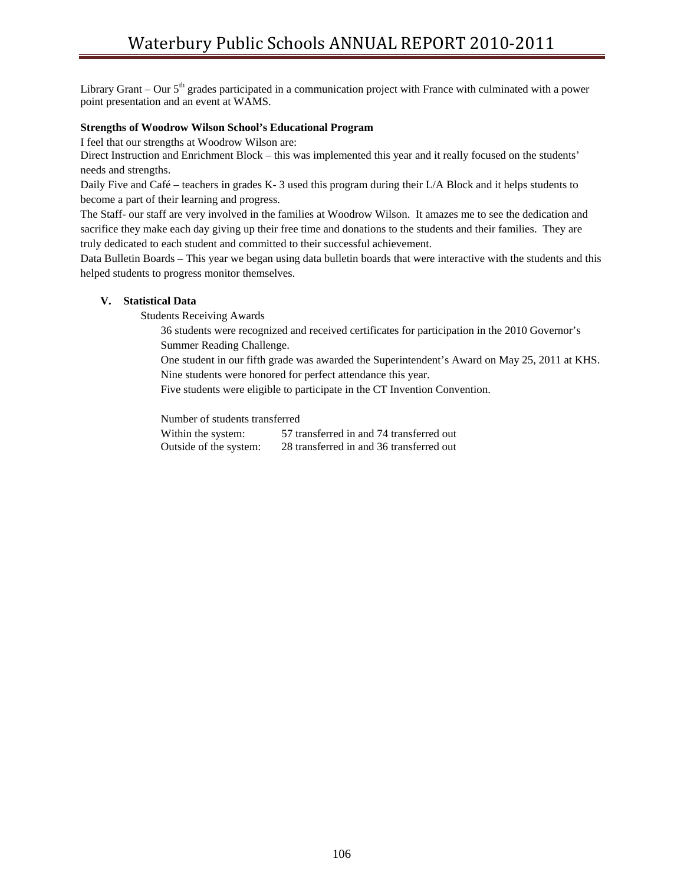Library Grant – Our 5th grades participated in a communication project with France with culminated with a power point presentation and an event at WAMS.

**Strengths of Woodrow Wilson School's Educational Program**

I feel that our strengths at Woodrow Wilson are:

Direct Instruction and Enrichment Block – this was implemented this year and it really focused on the students' needs and strengths.

Daily Five and Café – teachers in grades K- 3 used this program during their L/A Block and it helps students to become a part of their learning and progress.

The Staff- our staff are very involved in the families at Woodrow Wilson. It amazes me to see the dedication and sacrifice they make each day giving up their free time and donations to the students and their families. They are truly dedicated to each student and committed to their successful achievement.

Data Bulletin Boards – This year we began using data bulletin boards that were interactive with the students and this helped students to progress monitor themselves.

## V. Statistical Data

Students Receiving Awards

36 students were recognized and received certificates for participation in the 2010 Governor's Summer Reading Challenge.

One student in our fifth grade was awarded the Superintendent's Award on May 25, 2011 at KHS.

Nine students were honored for perfect attendance this year.

Five students were eligible to participate in the CT Invention Convention.

Number of students transferred

| | |
|---|---|
| Within the system: | 57 transferred in and 74 transferred out |
| Outside of the system: | 28 transferred in and 36 transferred out |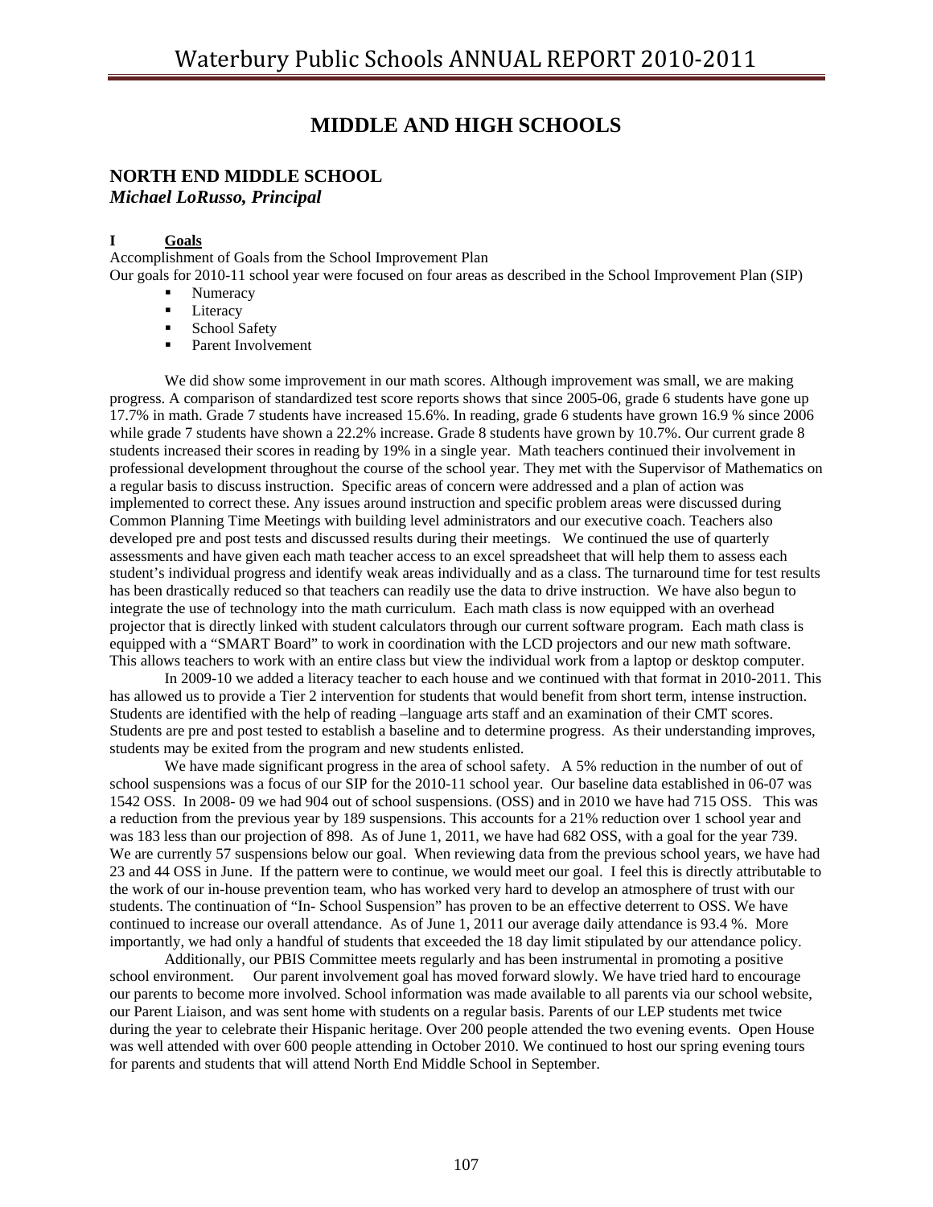# MIDDLE AND HIGH SCHOOLS

## NORTH END MIDDLE SCHOOL
***Michael LoRusso, Principal***

**I Goals**

Accomplishment of Goals from the School Improvement Plan

Our goals for 2010-11 school year were focused on four areas as described in the School Improvement Plan (SIP)

- Numeracy
- Literacy
- School Safety
- Parent Involvement

We did show some improvement in our math scores. Although improvement was small, we are making progress. A comparison of standardized test score reports shows that since 2005-06, grade 6 students have gone up 17.7% in math. Grade 7 students have increased 15.6%. In reading, grade 6 students have grown 16.9 % since 2006 while grade 7 students have shown a 22.2% increase. Grade 8 students have grown by 10.7%. Our current grade 8 students increased their scores in reading by 19% in a single year. Math teachers continued their involvement in professional development throughout the course of the school year. They met with the Supervisor of Mathematics on a regular basis to discuss instruction. Specific areas of concern were addressed and a plan of action was implemented to correct these. Any issues around instruction and specific problem areas were discussed during Common Planning Time Meetings with building level administrators and our executive coach. Teachers also developed pre and post tests and discussed results during their meetings. We continued the use of quarterly assessments and have given each math teacher access to an excel spreadsheet that will help them to assess each student's individual progress and identify weak areas individually and as a class. The turnaround time for test results has been drastically reduced so that teachers can readily use the data to drive instruction. We have also begun to integrate the use of technology into the math curriculum. Each math class is now equipped with an overhead projector that is directly linked with student calculators through our current software program. Each math class is equipped with a "SMART Board" to work in coordination with the LCD projectors and our new math software. This allows teachers to work with an entire class but view the individual work from a laptop or desktop computer.

In 2009-10 we added a literacy teacher to each house and we continued with that format in 2010-2011. This has allowed us to provide a Tier 2 intervention for students that would benefit from short term, intense instruction. Students are identified with the help of reading –language arts staff and an examination of their CMT scores. Students are pre and post tested to establish a baseline and to determine progress. As their understanding improves, students may be exited from the program and new students enlisted.

We have made significant progress in the area of school safety. A 5% reduction in the number of out of school suspensions was a focus of our SIP for the 2010-11 school year. Our baseline data established in 06-07 was 1542 OSS. In 2008- 09 we had 904 out of school suspensions. (OSS) and in 2010 we have had 715 OSS. This was a reduction from the previous year by 189 suspensions. This accounts for a 21% reduction over 1 school year and was 183 less than our projection of 898. As of June 1, 2011, we have had 682 OSS, with a goal for the year 739. We are currently 57 suspensions below our goal. When reviewing data from the previous school years, we have had 23 and 44 OSS in June. If the pattern were to continue, we would meet our goal. I feel this is directly attributable to the work of our in-house prevention team, who has worked very hard to develop an atmosphere of trust with our students. The continuation of "In- School Suspension" has proven to be an effective deterrent to OSS. We have continued to increase our overall attendance. As of June 1, 2011 our average daily attendance is 93.4 %. More importantly, we had only a handful of students that exceeded the 18 day limit stipulated by our attendance policy.

Additionally, our PBIS Committee meets regularly and has been instrumental in promoting a positive school environment. Our parent involvement goal has moved forward slowly. We have tried hard to encourage our parents to become more involved. School information was made available to all parents via our school website, our Parent Liaison, and was sent home with students on a regular basis. Parents of our LEP students met twice during the year to celebrate their Hispanic heritage. Over 200 people attended the two evening events. Open House was well attended with over 600 people attending in October 2010. We continued to host our spring evening tours for parents and students that will attend North End Middle School in September.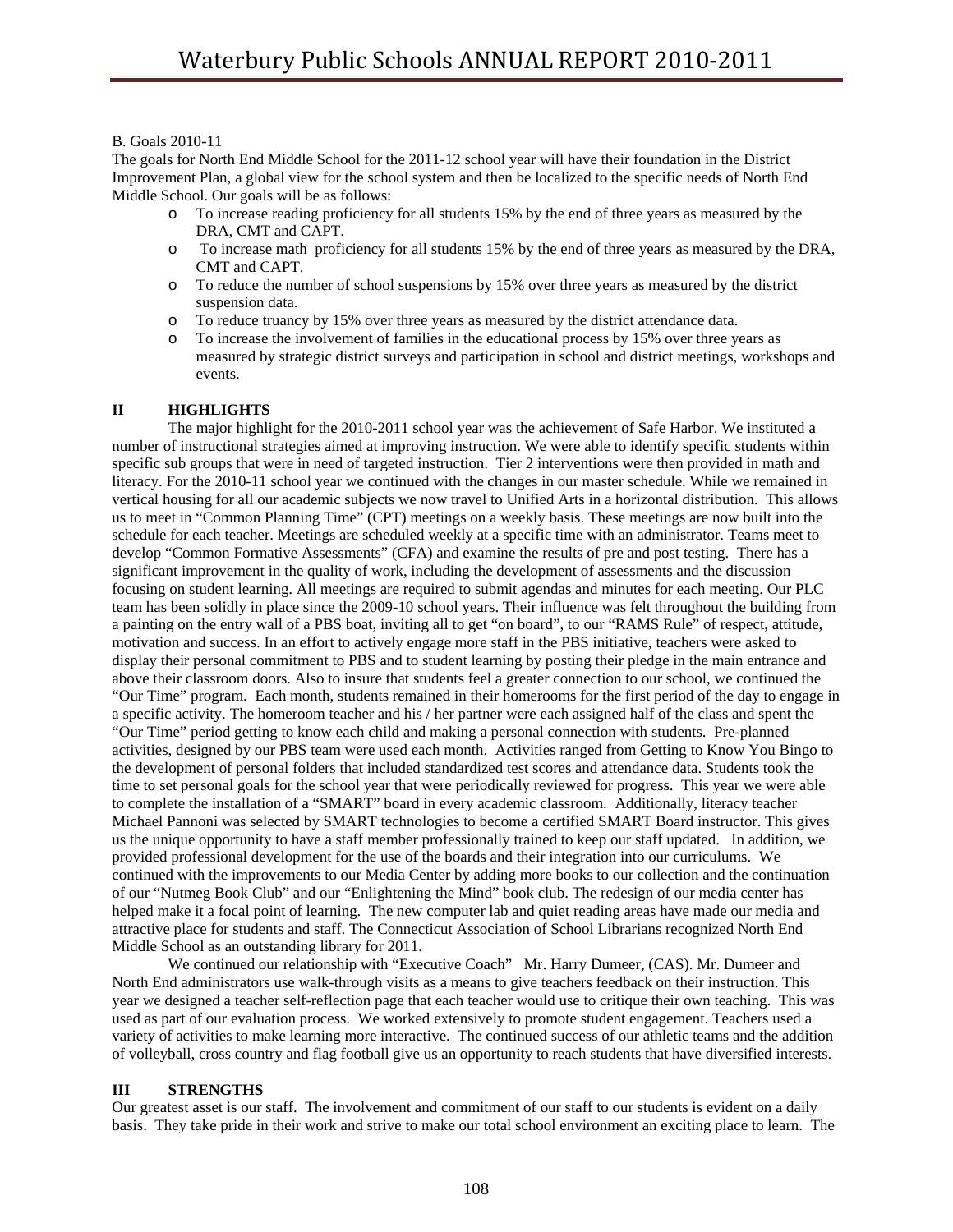B. Goals 2010-11

The goals for North End Middle School for the 2011-12 school year will have their foundation in the District Improvement Plan, a global view for the school system and then be localized to the specific needs of North End Middle School. Our goals will be as follows:

- To increase reading proficiency for all students 15% by the end of three years as measured by the DRA, CMT and CAPT.
- To increase math proficiency for all students 15% by the end of three years as measured by the DRA, CMT and CAPT.
- To reduce the number of school suspensions by 15% over three years as measured by the district suspension data.
- To reduce truancy by 15% over three years as measured by the district attendance data.
- To increase the involvement of families in the educational process by 15% over three years as measured by strategic district surveys and participation in school and district meetings, workshops and events.

## II HIGHLIGHTS

The major highlight for the 2010-2011 school year was the achievement of Safe Harbor. We instituted a number of instructional strategies aimed at improving instruction. We were able to identify specific students within specific sub groups that were in need of targeted instruction. Tier 2 interventions were then provided in math and literacy. For the 2010-11 school year we continued with the changes in our master schedule. While we remained in vertical housing for all our academic subjects we now travel to Unified Arts in a horizontal distribution. This allows us to meet in "Common Planning Time" (CPT) meetings on a weekly basis. These meetings are now built into the schedule for each teacher. Meetings are scheduled weekly at a specific time with an administrator. Teams meet to develop "Common Formative Assessments" (CFA) and examine the results of pre and post testing. There has a significant improvement in the quality of work, including the development of assessments and the discussion focusing on student learning. All meetings are required to submit agendas and minutes for each meeting. Our PLC team has been solidly in place since the 2009-10 school years. Their influence was felt throughout the building from a painting on the entry wall of a PBS boat, inviting all to get "on board", to our "RAMS Rule" of respect, attitude, motivation and success. In an effort to actively engage more staff in the PBS initiative, teachers were asked to display their personal commitment to PBS and to student learning by posting their pledge in the main entrance and above their classroom doors. Also to insure that students feel a greater connection to our school, we continued the "Our Time" program. Each month, students remained in their homerooms for the first period of the day to engage in a specific activity. The homeroom teacher and his / her partner were each assigned half of the class and spent the "Our Time" period getting to know each child and making a personal connection with students. Pre-planned activities, designed by our PBS team were used each month. Activities ranged from Getting to Know You Bingo to the development of personal folders that included standardized test scores and attendance data. Students took the time to set personal goals for the school year that were periodically reviewed for progress. This year we were able to complete the installation of a "SMART" board in every academic classroom. Additionally, literacy teacher Michael Pannoni was selected by SMART technologies to become a certified SMART Board instructor. This gives us the unique opportunity to have a staff member professionally trained to keep our staff updated. In addition, we provided professional development for the use of the boards and their integration into our curriculums. We continued with the improvements to our Media Center by adding more books to our collection and the continuation of our "Nutmeg Book Club" and our "Enlightening the Mind" book club. The redesign of our media center has helped make it a focal point of learning. The new computer lab and quiet reading areas have made our media and attractive place for students and staff. The Connecticut Association of School Librarians recognized North End Middle School as an outstanding library for 2011.

We continued our relationship with "Executive Coach" Mr. Harry Dumeer, (CAS). Mr. Dumeer and North End administrators use walk-through visits as a means to give teachers feedback on their instruction. This year we designed a teacher self-reflection page that each teacher would use to critique their own teaching. This was used as part of our evaluation process. We worked extensively to promote student engagement. Teachers used a variety of activities to make learning more interactive. The continued success of our athletic teams and the addition of volleyball, cross country and flag football give us an opportunity to reach students that have diversified interests.

## III STRENGTHS

Our greatest asset is our staff. The involvement and commitment of our staff to our students is evident on a daily basis. They take pride in their work and strive to make our total school environment an exciting place to learn. The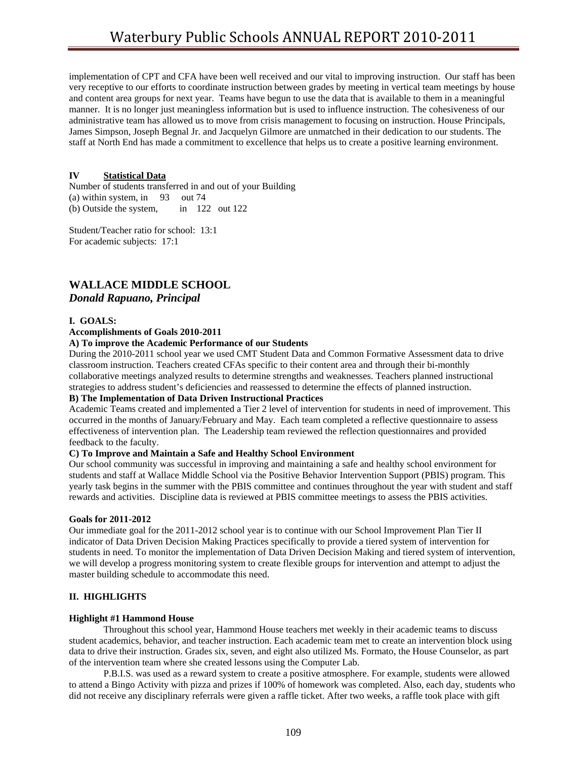implementation of CPT and CFA have been well received and our vital to improving instruction. Our staff has been very receptive to our efforts to coordinate instruction between grades by meeting in vertical team meetings by house and content area groups for next year. Teams have begun to use the data that is available to them in a meaningful manner. It is no longer just meaningless information but is used to influence instruction. The cohesiveness of our administrative team has allowed us to move from crisis management to focusing on instruction. House Principals, James Simpson, Joseph Begnal Jr. and Jacquelyn Gilmore are unmatched in their dedication to our students. The staff at North End has made a commitment to excellence that helps us to create a positive learning environment.

**IV <u>Statistical Data</u>**

Number of students transferred in and out of your Building
(a) within system, in 93 out 74
(b) Outside the system, in 122 out 122

Student/Teacher ratio for school: 13:1
For academic subjects: 17:1

## WALLACE MIDDLE SCHOOL

***Donald Rapuano, Principal***

**I. GOALS:**

**Accomplishments of Goals 2010-2011**

**A) To improve the Academic Performance of our Students**

During the 2010-2011 school year we used CMT Student Data and Common Formative Assessment data to drive classroom instruction. Teachers created CFAs specific to their content area and through their bi-monthly collaborative meetings analyzed results to determine strengths and weaknesses. Teachers planned instructional strategies to address student's deficiencies and reassessed to determine the effects of planned instruction.

**B) The Implementation of Data Driven Instructional Practices**

Academic Teams created and implemented a Tier 2 level of intervention for students in need of improvement. This occurred in the months of January/February and May. Each team completed a reflective questionnaire to assess effectiveness of intervention plan. The Leadership team reviewed the reflection questionnaires and provided feedback to the faculty.

**C) To Improve and Maintain a Safe and Healthy School Environment**

Our school community was successful in improving and maintaining a safe and healthy school environment for students and staff at Wallace Middle School via the Positive Behavior Intervention Support (PBIS) program. This yearly task begins in the summer with the PBIS committee and continues throughout the year with student and staff rewards and activities. Discipline data is reviewed at PBIS committee meetings to assess the PBIS activities.

**Goals for 2011-2012**

Our immediate goal for the 2011-2012 school year is to continue with our School Improvement Plan Tier II indicator of Data Driven Decision Making Practices specifically to provide a tiered system of intervention for students in need. To monitor the implementation of Data Driven Decision Making and tiered system of intervention, we will develop a progress monitoring system to create flexible groups for intervention and attempt to adjust the master building schedule to accommodate this need.

**II. HIGHLIGHTS**

**Highlight #1 Hammond House**

Throughout this school year, Hammond House teachers met weekly in their academic teams to discuss student academics, behavior, and teacher instruction. Each academic team met to create an intervention block using data to drive their instruction. Grades six, seven, and eight also utilized Ms. Formato, the House Counselor, as part of the intervention team where she created lessons using the Computer Lab.

P.B.I.S. was used as a reward system to create a positive atmosphere. For example, students were allowed to attend a Bingo Activity with pizza and prizes if 100% of homework was completed. Also, each day, students who did not receive any disciplinary referrals were given a raffle ticket. After two weeks, a raffle took place with gift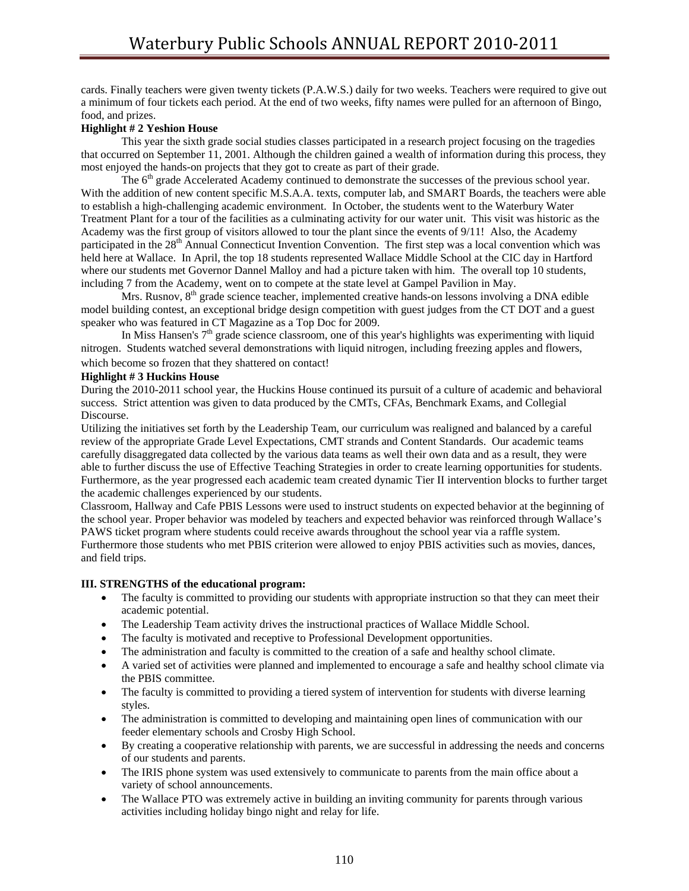cards. Finally teachers were given twenty tickets (P.A.W.S.) daily for two weeks. Teachers were required to give out a minimum of four tickets each period. At the end of two weeks, fifty names were pulled for an afternoon of Bingo, food, and prizes.

**Highlight # 2 Yeshion House**

This year the sixth grade social studies classes participated in a research project focusing on the tragedies that occurred on September 11, 2001. Although the children gained a wealth of information during this process, they most enjoyed the hands-on projects that they got to create as part of their grade.

The 6th grade Accelerated Academy continued to demonstrate the successes of the previous school year. With the addition of new content specific M.S.A.A. texts, computer lab, and SMART Boards, the teachers were able to establish a high-challenging academic environment. In October, the students went to the Waterbury Water Treatment Plant for a tour of the facilities as a culminating activity for our water unit. This visit was historic as the Academy was the first group of visitors allowed to tour the plant since the events of 9/11! Also, the Academy participated in the 28th Annual Connecticut Invention Convention. The first step was a local convention which was held here at Wallace. In April, the top 18 students represented Wallace Middle School at the CIC day in Hartford where our students met Governor Dannel Malloy and had a picture taken with him. The overall top 10 students, including 7 from the Academy, went on to compete at the state level at Gampel Pavilion in May.

Mrs. Rusnov, 8th grade science teacher, implemented creative hands-on lessons involving a DNA edible model building contest, an exceptional bridge design competition with guest judges from the CT DOT and a guest speaker who was featured in CT Magazine as a Top Doc for 2009.

In Miss Hansen's 7th grade science classroom, one of this year's highlights was experimenting with liquid nitrogen. Students watched several demonstrations with liquid nitrogen, including freezing apples and flowers, which become so frozen that they shattered on contact!

**Highlight # 3 Huckins House**

During the 2010-2011 school year, the Huckins House continued its pursuit of a culture of academic and behavioral success. Strict attention was given to data produced by the CMTs, CFAs, Benchmark Exams, and Collegial Discourse.

Utilizing the initiatives set forth by the Leadership Team, our curriculum was realigned and balanced by a careful review of the appropriate Grade Level Expectations, CMT strands and Content Standards. Our academic teams carefully disaggregated data collected by the various data teams as well their own data and as a result, they were able to further discuss the use of Effective Teaching Strategies in order to create learning opportunities for students. Furthermore, as the year progressed each academic team created dynamic Tier II intervention blocks to further target the academic challenges experienced by our students.

Classroom, Hallway and Cafe PBIS Lessons were used to instruct students on expected behavior at the beginning of the school year. Proper behavior was modeled by teachers and expected behavior was reinforced through Wallace's PAWS ticket program where students could receive awards throughout the school year via a raffle system. Furthermore those students who met PBIS criterion were allowed to enjoy PBIS activities such as movies, dances, and field trips.

**III. STRENGTHS of the educational program:**

- The faculty is committed to providing our students with appropriate instruction so that they can meet their academic potential.
- The Leadership Team activity drives the instructional practices of Wallace Middle School.
- The faculty is motivated and receptive to Professional Development opportunities.
- The administration and faculty is committed to the creation of a safe and healthy school climate.
- A varied set of activities were planned and implemented to encourage a safe and healthy school climate via the PBIS committee.
- The faculty is committed to providing a tiered system of intervention for students with diverse learning styles.
- The administration is committed to developing and maintaining open lines of communication with our feeder elementary schools and Crosby High School.
- By creating a cooperative relationship with parents, we are successful in addressing the needs and concerns of our students and parents.
- The IRIS phone system was used extensively to communicate to parents from the main office about a variety of school announcements.
- The Wallace PTO was extremely active in building an inviting community for parents through various activities including holiday bingo night and relay for life.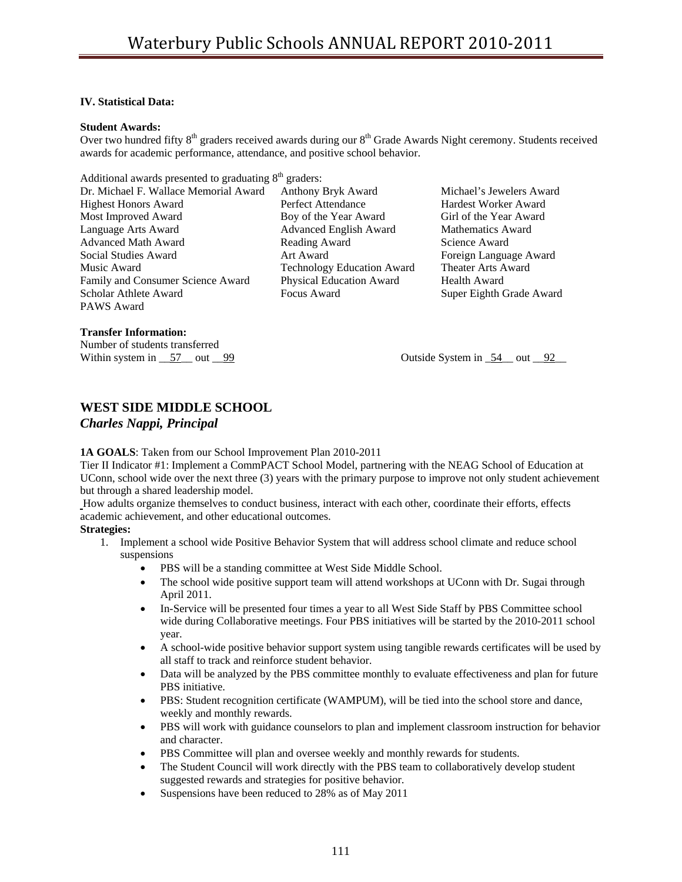**IV. Statistical Data:**

**Student Awards:**
Over two hundred fifty 8th graders received awards during our 8th Grade Awards Night ceremony. Students received awards for academic performance, attendance, and positive school behavior.

Additional awards presented to graduating 8th graders:

| | | |
|---|---|---|
| Dr. Michael F. Wallace Memorial Award | Anthony Bryk Award | Michael's Jewelers Award |
| Highest Honors Award | Perfect Attendance | Hardest Worker Award |
| Most Improved Award | Boy of the Year Award | Girl of the Year Award |
| Language Arts Award | Advanced English Award | Mathematics Award |
| Advanced Math Award | Reading Award | Science Award |
| Social Studies Award | Art Award | Foreign Language Award |
| Music Award | Technology Education Award | Theater Arts Award |
| Family and Consumer Science Award | Physical Education Award | Health Award |
| Scholar Athlete Award | Focus Award | Super Eighth Grade Award |
| PAWS Award | | |

**Transfer Information:**
Number of students transferred
Within system in __57__ out __99 Outside System in _54__ out __92__

## WEST SIDE MIDDLE SCHOOL
### *Charles Nappi, Principal*

**1A GOALS**: Taken from our School Improvement Plan 2010-2011
Tier II Indicator #1: Implement a CommPACT School Model, partnering with the NEAG School of Education at UConn, school wide over the next three (3) years with the primary purpose to improve not only student achievement but through a shared leadership model.
How adults organize themselves to conduct business, interact with each other, coordinate their efforts, effects academic achievement, and other educational outcomes.

**Strategies:**

1. Implement a school wide Positive Behavior System that will address school climate and reduce school suspensions
   - PBS will be a standing committee at West Side Middle School.
   - The school wide positive support team will attend workshops at UConn with Dr. Sugai through April 2011.
   - In-Service will be presented four times a year to all West Side Staff by PBS Committee school wide during Collaborative meetings. Four PBS initiatives will be started by the 2010-2011 school year.
   - A school-wide positive behavior support system using tangible rewards certificates will be used by all staff to track and reinforce student behavior.
   - Data will be analyzed by the PBS committee monthly to evaluate effectiveness and plan for future PBS initiative.
   - PBS: Student recognition certificate (WAMPUM), will be tied into the school store and dance, weekly and monthly rewards.
   - PBS will work with guidance counselors to plan and implement classroom instruction for behavior and character.
   - PBS Committee will plan and oversee weekly and monthly rewards for students.
   - The Student Council will work directly with the PBS team to collaboratively develop student suggested rewards and strategies for positive behavior.
   - Suspensions have been reduced to 28% as of May 2011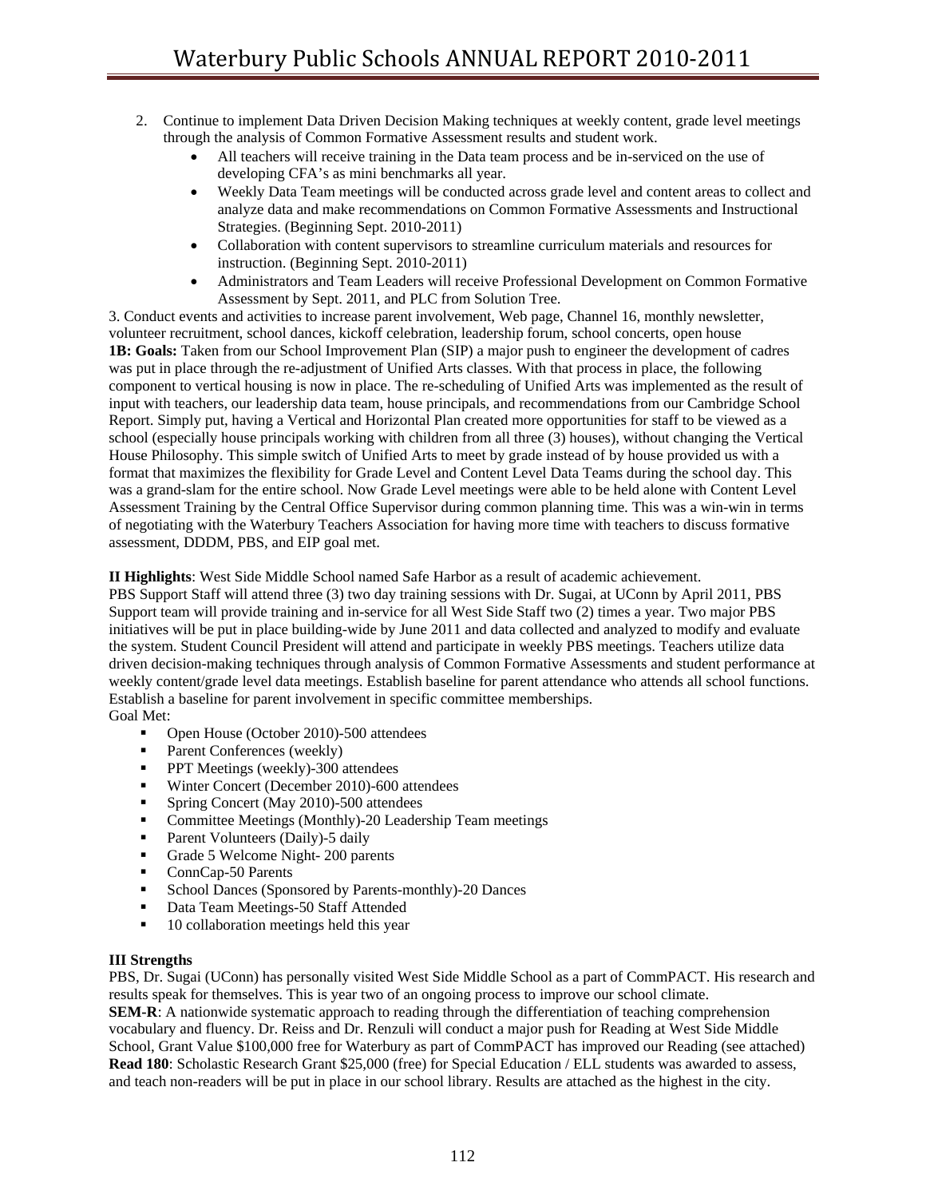2. Continue to implement Data Driven Decision Making techniques at weekly content, grade level meetings through the analysis of Common Formative Assessment results and student work.
    - All teachers will receive training in the Data team process and be in-serviced on the use of developing CFA's as mini benchmarks all year.
    - Weekly Data Team meetings will be conducted across grade level and content areas to collect and analyze data and make recommendations on Common Formative Assessments and Instructional Strategies. (Beginning Sept. 2010-2011)
    - Collaboration with content supervisors to streamline curriculum materials and resources for instruction. (Beginning Sept. 2010-2011)
    - Administrators and Team Leaders will receive Professional Development on Common Formative Assessment by Sept. 2011, and PLC from Solution Tree.

3. Conduct events and activities to increase parent involvement, Web page, Channel 16, monthly newsletter, volunteer recruitment, school dances, kickoff celebration, leadership forum, school concerts, open house

**1B: Goals:** Taken from our School Improvement Plan (SIP) a major push to engineer the development of cadres was put in place through the re-adjustment of Unified Arts classes. With that process in place, the following component to vertical housing is now in place. The re-scheduling of Unified Arts was implemented as the result of input with teachers, our leadership data team, house principals, and recommendations from our Cambridge School Report. Simply put, having a Vertical and Horizontal Plan created more opportunities for staff to be viewed as a school (especially house principals working with children from all three (3) houses), without changing the Vertical House Philosophy. This simple switch of Unified Arts to meet by grade instead of by house provided us with a format that maximizes the flexibility for Grade Level and Content Level Data Teams during the school day. This was a grand-slam for the entire school. Now Grade Level meetings were able to be held alone with Content Level Assessment Training by the Central Office Supervisor during common planning time. This was a win-win in terms of negotiating with the Waterbury Teachers Association for having more time with teachers to discuss formative assessment, DDDM, PBS, and EIP goal met.

**II Highlights**: West Side Middle School named Safe Harbor as a result of academic achievement.
PBS Support Staff will attend three (3) two day training sessions with Dr. Sugai, at UConn by April 2011, PBS Support team will provide training and in-service for all West Side Staff two (2) times a year. Two major PBS initiatives will be put in place building-wide by June 2011 and data collected and analyzed to modify and evaluate the system. Student Council President will attend and participate in weekly PBS meetings. Teachers utilize data driven decision-making techniques through analysis of Common Formative Assessments and student performance at weekly content/grade level data meetings. Establish baseline for parent attendance who attends all school functions. Establish a baseline for parent involvement in specific committee memberships.
Goal Met:

- Open House (October 2010)-500 attendees
- Parent Conferences (weekly)
- PPT Meetings (weekly)-300 attendees
- Winter Concert (December 2010)-600 attendees
- Spring Concert (May 2010)-500 attendees
- Committee Meetings (Monthly)-20 Leadership Team meetings
- Parent Volunteers (Daily)-5 daily
- Grade 5 Welcome Night- 200 parents
- ConnCap-50 Parents
- School Dances (Sponsored by Parents-monthly)-20 Dances
- Data Team Meetings-50 Staff Attended
- 10 collaboration meetings held this year

**III Strengths**

PBS, Dr. Sugai (UConn) has personally visited West Side Middle School as a part of CommPACT. His research and results speak for themselves. This is year two of an ongoing process to improve our school climate.
**SEM-R**: A nationwide systematic approach to reading through the differentiation of teaching comprehension vocabulary and fluency. Dr. Reiss and Dr. Renzuli will conduct a major push for Reading at West Side Middle School, Grant Value $100,000 free for Waterbury as part of CommPACT has improved our Reading (see attached)
**Read 180**: Scholastic Research Grant $25,000 (free) for Special Education / ELL students was awarded to assess, and teach non-readers will be put in place in our school library. Results are attached as the highest in the city.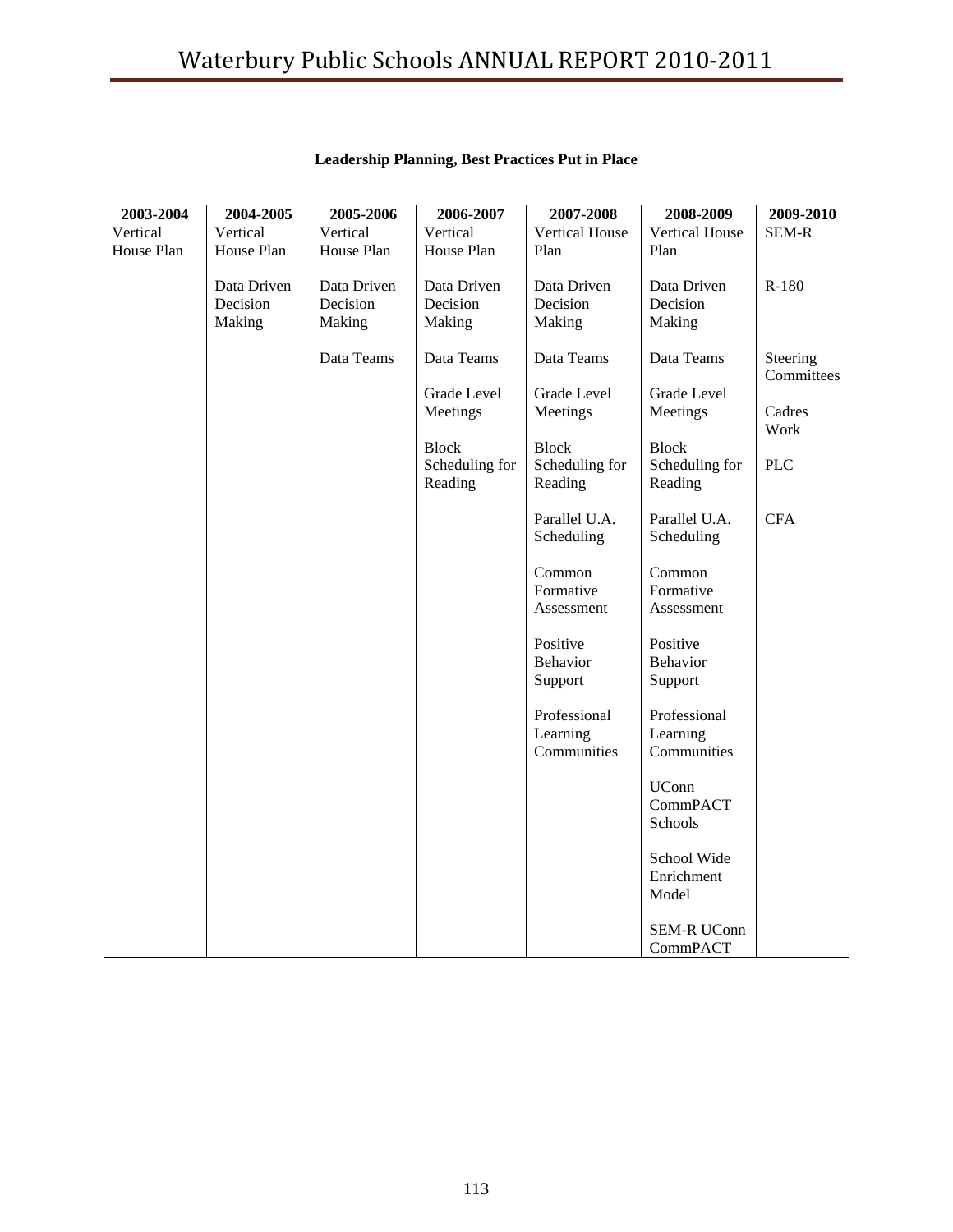**Leadership Planning, Best Practices Put in Place**

| 2003-2004 | 2004-2005 | 2005-2006 | 2006-2007 | 2007-2008 | 2008-2009 | 2009-2010 |
|---|---|---|---|---|---|---|
| Vertical House Plan | Vertical House Plan | Vertical House Plan | Vertical House Plan | Vertical House Plan | Vertical House Plan | SEM-R |
| | Data Driven Decision Making | Data Driven Decision Making | Data Driven Decision Making | Data Driven Decision Making | Data Driven Decision Making | R-180 |
| | | Data Teams | Data Teams | Data Teams | Data Teams | Steering Committees |
| | | | Grade Level Meetings | Grade Level Meetings | Grade Level Meetings | Cadres Work |
| | | | Block Scheduling for Reading | Block Scheduling for Reading | Block Scheduling for Reading | PLC |
| | | | | Parallel U.A. Scheduling | Parallel U.A. Scheduling | CFA |
| | | | | Common Formative Assessment | Common Formative Assessment | |
| | | | | Positive Behavior Support | Positive Behavior Support | |
| | | | | Professional Learning Communities | Professional Learning Communities | |
| | | | | | UConn CommPACT Schools | |
| | | | | | School Wide Enrichment Model | |
| | | | | | SEM-R UConn CommPACT | |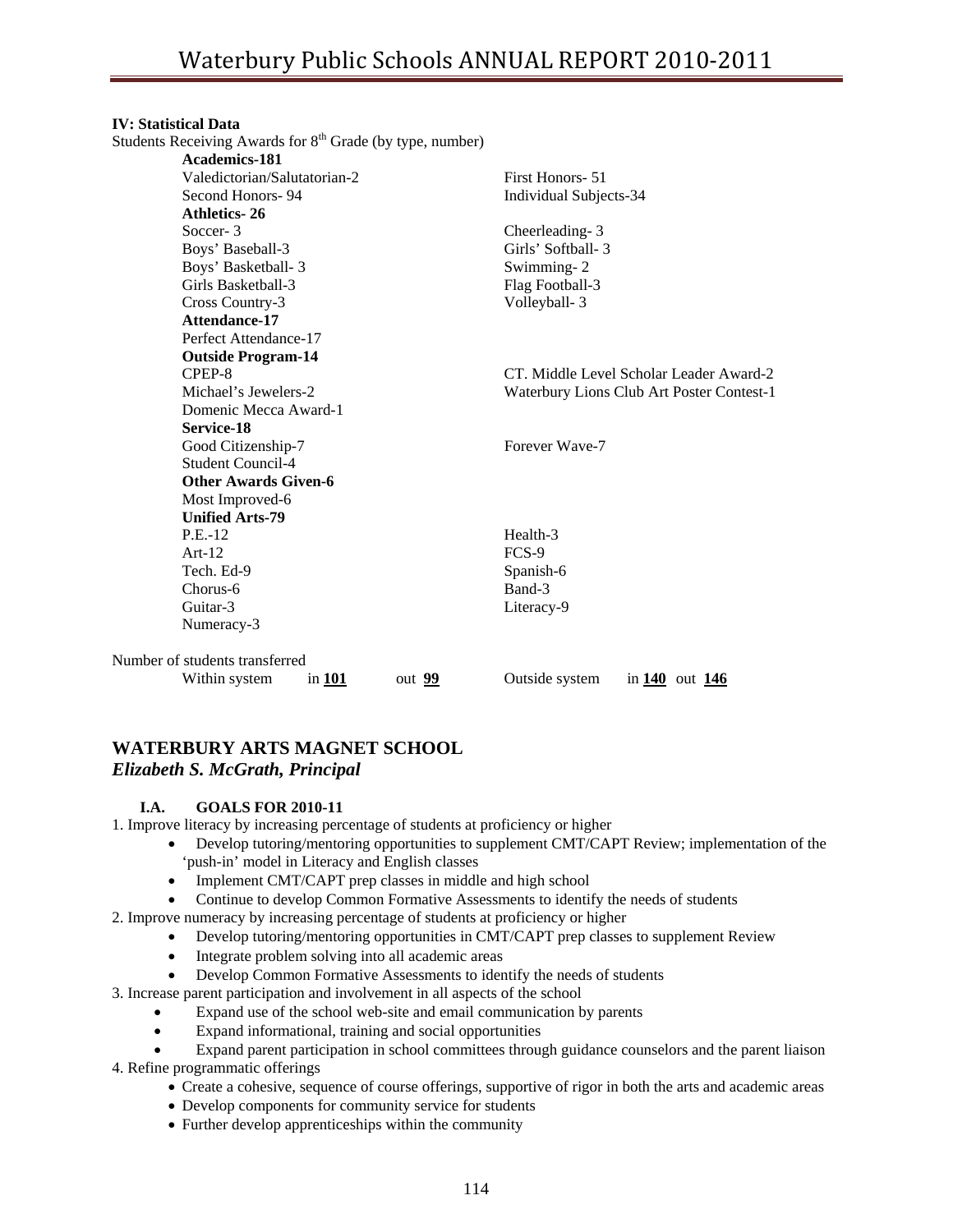**IV: Statistical Data**

Students Receiving Awards for 8th Grade (by type, number)

**Academics-181**

Valedictorian/Salutatorian-2

First Honors- 51

Second Honors- 94

Individual Subjects-34

**Athletics- 26**

Soccer- 3

Cheerleading- 3

Boys' Baseball-3

Girls' Softball- 3

Boys' Basketball- 3

Swimming- 2

Girls Basketball-3

Flag Football-3

Cross Country-3

Volleyball- 3

**Attendance-17**

Perfect Attendance-17

**Outside Program-14**

CPEP-8

CT. Middle Level Scholar Leader Award-2

Michael's Jewelers-2

Waterbury Lions Club Art Poster Contest-1

Domenic Mecca Award-1

**Service-18**

Good Citizenship-7

Forever Wave-7

Student Council-4

**Other Awards Given-6**

Most Improved-6

**Unified Arts-79**

P.E.-12

Health-3

Art-12

FCS-9

Tech. Ed-9

Spanish-6

Chorus-6

Band-3

Guitar-3

Literacy-9

Numeracy-3

Number of students transferred

Within system in **101** out **99** Outside system in **140** out **146**

## WATERBURY ARTS MAGNET SCHOOL

***Elizabeth S. McGrath, Principal***

### I.A. GOALS FOR 2010-11

1. Improve literacy by increasing percentage of students at proficiency or higher
   - Develop tutoring/mentoring opportunities to supplement CMT/CAPT Review; implementation of the 'push-in' model in Literacy and English classes
   - Implement CMT/CAPT prep classes in middle and high school
   - Continue to develop Common Formative Assessments to identify the needs of students
2. Improve numeracy by increasing percentage of students at proficiency or higher
   - Develop tutoring/mentoring opportunities in CMT/CAPT prep classes to supplement Review
   - Integrate problem solving into all academic areas
   - Develop Common Formative Assessments to identify the needs of students
3. Increase parent participation and involvement in all aspects of the school
   - Expand use of the school web-site and email communication by parents
   - Expand informational, training and social opportunities
   - Expand parent participation in school committees through guidance counselors and the parent liaison
4. Refine programmatic offerings
   - Create a cohesive, sequence of course offerings, supportive of rigor in both the arts and academic areas
   - Develop components for community service for students
   - Further develop apprenticeships within the community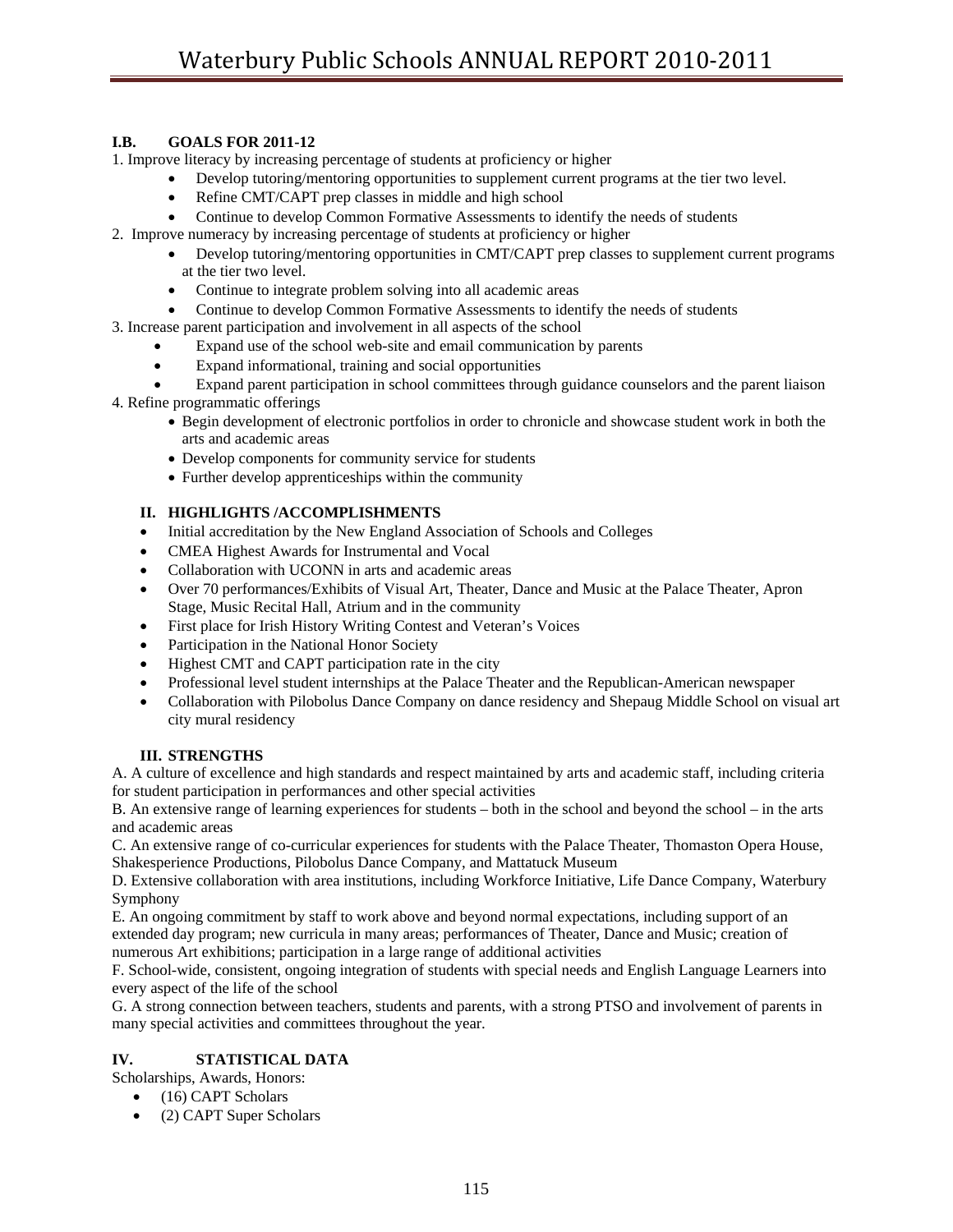## I.B. GOALS FOR 2011-12

1. Improve literacy by increasing percentage of students at proficiency or higher
   - Develop tutoring/mentoring opportunities to supplement current programs at the tier two level.
   - Refine CMT/CAPT prep classes in middle and high school
   - Continue to develop Common Formative Assessments to identify the needs of students
2. Improve numeracy by increasing percentage of students at proficiency or higher
   - Develop tutoring/mentoring opportunities in CMT/CAPT prep classes to supplement current programs at the tier two level.
   - Continue to integrate problem solving into all academic areas
   - Continue to develop Common Formative Assessments to identify the needs of students
3. Increase parent participation and involvement in all aspects of the school
   - Expand use of the school web-site and email communication by parents
   - Expand informational, training and social opportunities
   - Expand parent participation in school committees through guidance counselors and the parent liaison
4. Refine programmatic offerings
   - Begin development of electronic portfolios in order to chronicle and showcase student work in both the arts and academic areas
   - Develop components for community service for students
   - Further develop apprenticeships within the community

## II. HIGHLIGHTS /ACCOMPLISHMENTS

- Initial accreditation by the New England Association of Schools and Colleges
- CMEA Highest Awards for Instrumental and Vocal
- Collaboration with UCONN in arts and academic areas
- Over 70 performances/Exhibits of Visual Art, Theater, Dance and Music at the Palace Theater, Apron Stage, Music Recital Hall, Atrium and in the community
- First place for Irish History Writing Contest and Veteran's Voices
- Participation in the National Honor Society
- Highest CMT and CAPT participation rate in the city
- Professional level student internships at the Palace Theater and the Republican-American newspaper
- Collaboration with Pilobolus Dance Company on dance residency and Shepaug Middle School on visual art city mural residency

## III. STRENGTHS

A. A culture of excellence and high standards and respect maintained by arts and academic staff, including criteria for student participation in performances and other special activities

B. An extensive range of learning experiences for students – both in the school and beyond the school – in the arts and academic areas

C. An extensive range of co-curricular experiences for students with the Palace Theater, Thomaston Opera House, Shakesperience Productions, Pilobolus Dance Company, and Mattatuck Museum

D. Extensive collaboration with area institutions, including Workforce Initiative, Life Dance Company, Waterbury Symphony

E. An ongoing commitment by staff to work above and beyond normal expectations, including support of an extended day program; new curricula in many areas; performances of Theater, Dance and Music; creation of numerous Art exhibitions; participation in a large range of additional activities

F. School-wide, consistent, ongoing integration of students with special needs and English Language Learners into every aspect of the life of the school

G. A strong connection between teachers, students and parents, with a strong PTSO and involvement of parents in many special activities and committees throughout the year.

## IV. STATISTICAL DATA

Scholarships, Awards, Honors:

- (16) CAPT Scholars
- (2) CAPT Super Scholars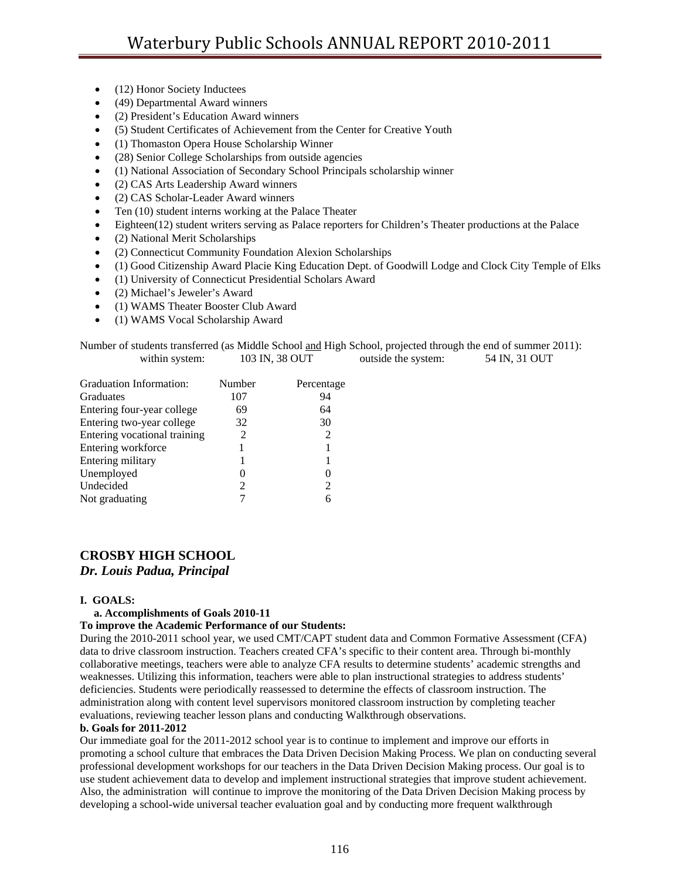- (12) Honor Society Inductees
- (49) Departmental Award winners
- (2) President's Education Award winners
- (5) Student Certificates of Achievement from the Center for Creative Youth
- (1) Thomaston Opera House Scholarship Winner
- (28) Senior College Scholarships from outside agencies
- (1) National Association of Secondary School Principals scholarship winner
- (2) CAS Arts Leadership Award winners
- (2) CAS Scholar-Leader Award winners
- Ten (10) student interns working at the Palace Theater
- Eighteen(12) student writers serving as Palace reporters for Children's Theater productions at the Palace
- (2) National Merit Scholarships
- (2) Connecticut Community Foundation Alexion Scholarships
- (1) Good Citizenship Award Placie King Education Dept. of Goodwill Lodge and Clock City Temple of Elks
- (1) University of Connecticut Presidential Scholars Award
- (2) Michael's Jeweler's Award
- (1) WAMS Theater Booster Club Award
- (1) WAMS Vocal Scholarship Award

Number of students transferred (as Middle School and High School, projected through the end of summer 2011):

within system: 103 IN, 38 OUT outside the system: 54 IN, 31 OUT

| Graduation Information: | Number | Percentage |
|---|---|---|
| Graduates | 107 | 94 |
| Entering four-year college | 69 | 64 |
| Entering two-year college | 32 | 30 |
| Entering vocational training | 2 | 2 |
| Entering workforce | 1 | 1 |
| Entering military | 1 | 1 |
| Unemployed | 0 | 0 |
| Undecided | 2 | 2 |
| Not graduating | 7 | 6 |

## CROSBY HIGH SCHOOL

***Dr. Louis Padua, Principal***

**I. GOALS:**

**a. Accomplishments of Goals 2010-11**

**To improve the Academic Performance of our Students:**

During the 2010-2011 school year, we used CMT/CAPT student data and Common Formative Assessment (CFA) data to drive classroom instruction. Teachers created CFA's specific to their content area. Through bi-monthly collaborative meetings, teachers were able to analyze CFA results to determine students' academic strengths and weaknesses. Utilizing this information, teachers were able to plan instructional strategies to address students' deficiencies. Students were periodically reassessed to determine the effects of classroom instruction. The administration along with content level supervisors monitored classroom instruction by completing teacher evaluations, reviewing teacher lesson plans and conducting Walkthrough observations.

**b. Goals for 2011-2012**

Our immediate goal for the 2011-2012 school year is to continue to implement and improve our efforts in promoting a school culture that embraces the Data Driven Decision Making Process. We plan on conducting several professional development workshops for our teachers in the Data Driven Decision Making process. Our goal is to use student achievement data to develop and implement instructional strategies that improve student achievement. Also, the administration will continue to improve the monitoring of the Data Driven Decision Making process by developing a school-wide universal teacher evaluation goal and by conducting more frequent walkthrough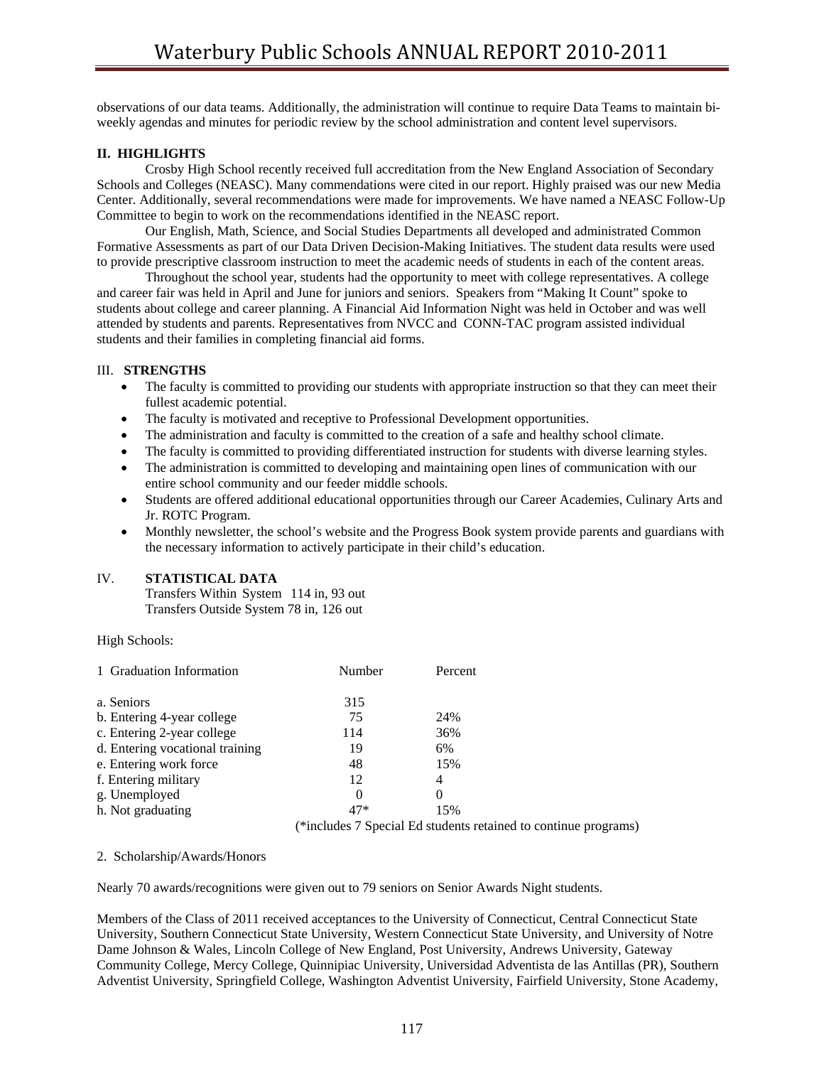observations of our data teams. Additionally, the administration will continue to require Data Teams to maintain bi-weekly agendas and minutes for periodic review by the school administration and content level supervisors.

## II. HIGHLIGHTS

Crosby High School recently received full accreditation from the New England Association of Secondary Schools and Colleges (NEASC). Many commendations were cited in our report. Highly praised was our new Media Center. Additionally, several recommendations were made for improvements. We have named a NEASC Follow-Up Committee to begin to work on the recommendations identified in the NEASC report.

Our English, Math, Science, and Social Studies Departments all developed and administrated Common Formative Assessments as part of our Data Driven Decision-Making Initiatives. The student data results were used to provide prescriptive classroom instruction to meet the academic needs of students in each of the content areas.

Throughout the school year, students had the opportunity to meet with college representatives. A college and career fair was held in April and June for juniors and seniors. Speakers from "Making It Count" spoke to students about college and career planning. A Financial Aid Information Night was held in October and was well attended by students and parents. Representatives from NVCC and CONN-TAC program assisted individual students and their families in completing financial aid forms.

## III. STRENGTHS

- The faculty is committed to providing our students with appropriate instruction so that they can meet their fullest academic potential.
- The faculty is motivated and receptive to Professional Development opportunities.
- The administration and faculty is committed to the creation of a safe and healthy school climate.
- The faculty is committed to providing differentiated instruction for students with diverse learning styles.
- The administration is committed to developing and maintaining open lines of communication with our entire school community and our feeder middle schools.
- Students are offered additional educational opportunities through our Career Academies, Culinary Arts and Jr. ROTC Program.
- Monthly newsletter, the school's website and the Progress Book system provide parents and guardians with the necessary information to actively participate in their child's education.

## IV. STATISTICAL DATA

Transfers Within System 114 in, 93 out
Transfers Outside System 78 in, 126 out

High Schools:

| 1 Graduation Information | Number | Percent |
|---|---|---|
| a. Seniors | 315 | |
| b. Entering 4-year college | 75 | 24% |
| c. Entering 2-year college | 114 | 36% |
| d. Entering vocational training | 19 | 6% |
| e. Entering work force | 48 | 15% |
| f. Entering military | 12 | 4 |
| g. Unemployed | 0 | 0 |
| h. Not graduating | 47* | 15% |

(*includes 7 Special Ed students retained to continue programs)

2. Scholarship/Awards/Honors

Nearly 70 awards/recognitions were given out to 79 seniors on Senior Awards Night students.

Members of the Class of 2011 received acceptances to the University of Connecticut, Central Connecticut State University, Southern Connecticut State University, Western Connecticut State University, and University of Notre Dame Johnson & Wales, Lincoln College of New England, Post University, Andrews University, Gateway Community College, Mercy College, Quinnipiac University, Universidad Adventista de las Antillas (PR), Southern Adventist University, Springfield College, Washington Adventist University, Fairfield University, Stone Academy,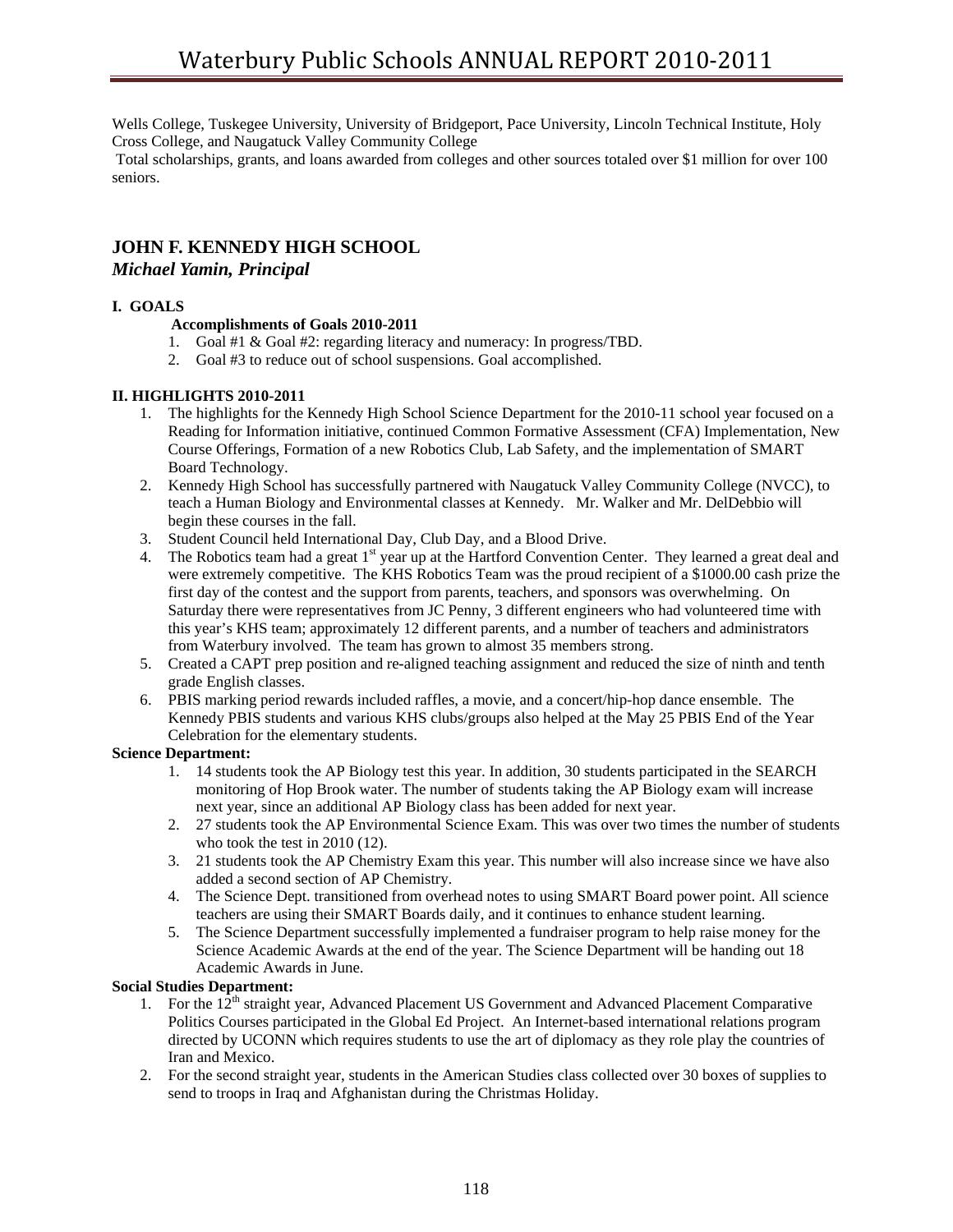Wells College, Tuskegee University, University of Bridgeport, Pace University, Lincoln Technical Institute, Holy Cross College, and Naugatuck Valley Community College

Total scholarships, grants, and loans awarded from colleges and other sources totaled over $1 million for over 100 seniors.

## JOHN F. KENNEDY HIGH SCHOOL

### *Michael Yamin, Principal*

**I. GOALS**

**Accomplishments of Goals 2010-2011**

1. Goal #1 & Goal #2: regarding literacy and numeracy: In progress/TBD.
2. Goal #3 to reduce out of school suspensions. Goal accomplished.

**II. HIGHLIGHTS 2010-2011**

1. The highlights for the Kennedy High School Science Department for the 2010-11 school year focused on a Reading for Information initiative, continued Common Formative Assessment (CFA) Implementation, New Course Offerings, Formation of a new Robotics Club, Lab Safety, and the implementation of SMART Board Technology.
2. Kennedy High School has successfully partnered with Naugatuck Valley Community College (NVCC), to teach a Human Biology and Environmental classes at Kennedy. Mr. Walker and Mr. DelDebbio will begin these courses in the fall.
3. Student Council held International Day, Club Day, and a Blood Drive.
4. The Robotics team had a great 1st year up at the Hartford Convention Center. They learned a great deal and were extremely competitive. The KHS Robotics Team was the proud recipient of a $1000.00 cash prize the first day of the contest and the support from parents, teachers, and sponsors was overwhelming. On Saturday there were representatives from JC Penny, 3 different engineers who had volunteered time with this year's KHS team; approximately 12 different parents, and a number of teachers and administrators from Waterbury involved. The team has grown to almost 35 members strong.
5. Created a CAPT prep position and re-aligned teaching assignment and reduced the size of ninth and tenth grade English classes.
6. PBIS marking period rewards included raffles, a movie, and a concert/hip-hop dance ensemble. The Kennedy PBIS students and various KHS clubs/groups also helped at the May 25 PBIS End of the Year Celebration for the elementary students.

**Science Department:**

1. 14 students took the AP Biology test this year. In addition, 30 students participated in the SEARCH monitoring of Hop Brook water. The number of students taking the AP Biology exam will increase next year, since an additional AP Biology class has been added for next year.
2. 27 students took the AP Environmental Science Exam. This was over two times the number of students who took the test in 2010 (12).
3. 21 students took the AP Chemistry Exam this year. This number will also increase since we have also added a second section of AP Chemistry.
4. The Science Dept. transitioned from overhead notes to using SMART Board power point. All science teachers are using their SMART Boards daily, and it continues to enhance student learning.
5. The Science Department successfully implemented a fundraiser program to help raise money for the Science Academic Awards at the end of the year. The Science Department will be handing out 18 Academic Awards in June.

**Social Studies Department:**

1. For the 12th straight year, Advanced Placement US Government and Advanced Placement Comparative Politics Courses participated in the Global Ed Project. An Internet-based international relations program directed by UCONN which requires students to use the art of diplomacy as they role play the countries of Iran and Mexico.
2. For the second straight year, students in the American Studies class collected over 30 boxes of supplies to send to troops in Iraq and Afghanistan during the Christmas Holiday.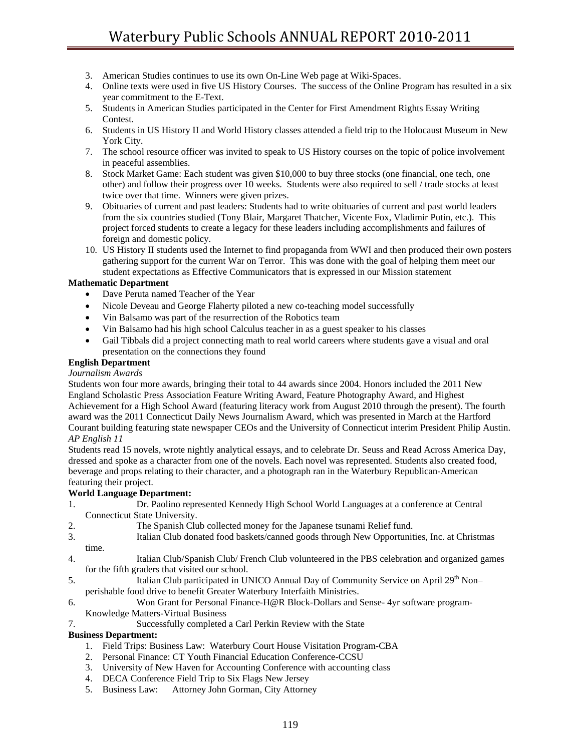3. American Studies continues to use its own On-Line Web page at Wiki-Spaces.
4. Online texts were used in five US History Courses. The success of the Online Program has resulted in a six year commitment to the E-Text.
5. Students in American Studies participated in the Center for First Amendment Rights Essay Writing Contest.
6. Students in US History II and World History classes attended a field trip to the Holocaust Museum in New York City.
7. The school resource officer was invited to speak to US History courses on the topic of police involvement in peaceful assemblies.
8. Stock Market Game: Each student was given $10,000 to buy three stocks (one financial, one tech, one other) and follow their progress over 10 weeks. Students were also required to sell / trade stocks at least twice over that time. Winners were given prizes.
9. Obituaries of current and past leaders: Students had to write obituaries of current and past world leaders from the six countries studied (Tony Blair, Margaret Thatcher, Vicente Fox, Vladimir Putin, etc.). This project forced students to create a legacy for these leaders including accomplishments and failures of foreign and domestic policy.
10. US History II students used the Internet to find propaganda from WWI and then produced their own posters gathering support for the current War on Terror. This was done with the goal of helping them meet our student expectations as Effective Communicators that is expressed in our Mission statement

**Mathematic Department**

- Dave Peruta named Teacher of the Year
- Nicole Deveau and George Flaherty piloted a new co-teaching model successfully
- Vin Balsamo was part of the resurrection of the Robotics team
- Vin Balsamo had his high school Calculus teacher in as a guest speaker to his classes
- Gail Tibbals did a project connecting math to real world careers where students gave a visual and oral presentation on the connections they found

**English Department**

*Journalism Awards*

Students won four more awards, bringing their total to 44 awards since 2004. Honors included the 2011 New England Scholastic Press Association Feature Writing Award, Feature Photography Award, and Highest Achievement for a High School Award (featuring literacy work from August 2010 through the present). The fourth award was the 2011 Connecticut Daily News Journalism Award, which was presented in March at the Hartford Courant building featuring state newspaper CEOs and the University of Connecticut interim President Philip Austin.

*AP English 11*

Students read 15 novels, wrote nightly analytical essays, and to celebrate Dr. Seuss and Read Across America Day, dressed and spoke as a character from one of the novels. Each novel was represented. Students also created food, beverage and props relating to their character, and a photograph ran in the Waterbury Republican-American featuring their project.

**World Language Department:**

1. Dr. Paolino represented Kennedy High School World Languages at a conference at Central Connecticut State University.
2. The Spanish Club collected money for the Japanese tsunami Relief fund.
3. Italian Club donated food baskets/canned goods through New Opportunities, Inc. at Christmas time.
4. Italian Club/Spanish Club/ French Club volunteered in the PBS celebration and organized games for the fifth graders that visited our school.
5. Italian Club participated in UNICO Annual Day of Community Service on April 29th Non–perishable food drive to benefit Greater Waterbury Interfaith Ministries.
6. Won Grant for Personal Finance-H@R Block-Dollars and Sense- 4yr software program-Knowledge Matters-Virtual Business
7. Successfully completed a Carl Perkin Review with the State

**Business Department:**

1. Field Trips: Business Law: Waterbury Court House Visitation Program-CBA
2. Personal Finance: CT Youth Financial Education Conference-CCSU
3. University of New Haven for Accounting Conference with accounting class
4. DECA Conference Field Trip to Six Flags New Jersey
5. Business Law: Attorney John Gorman, City Attorney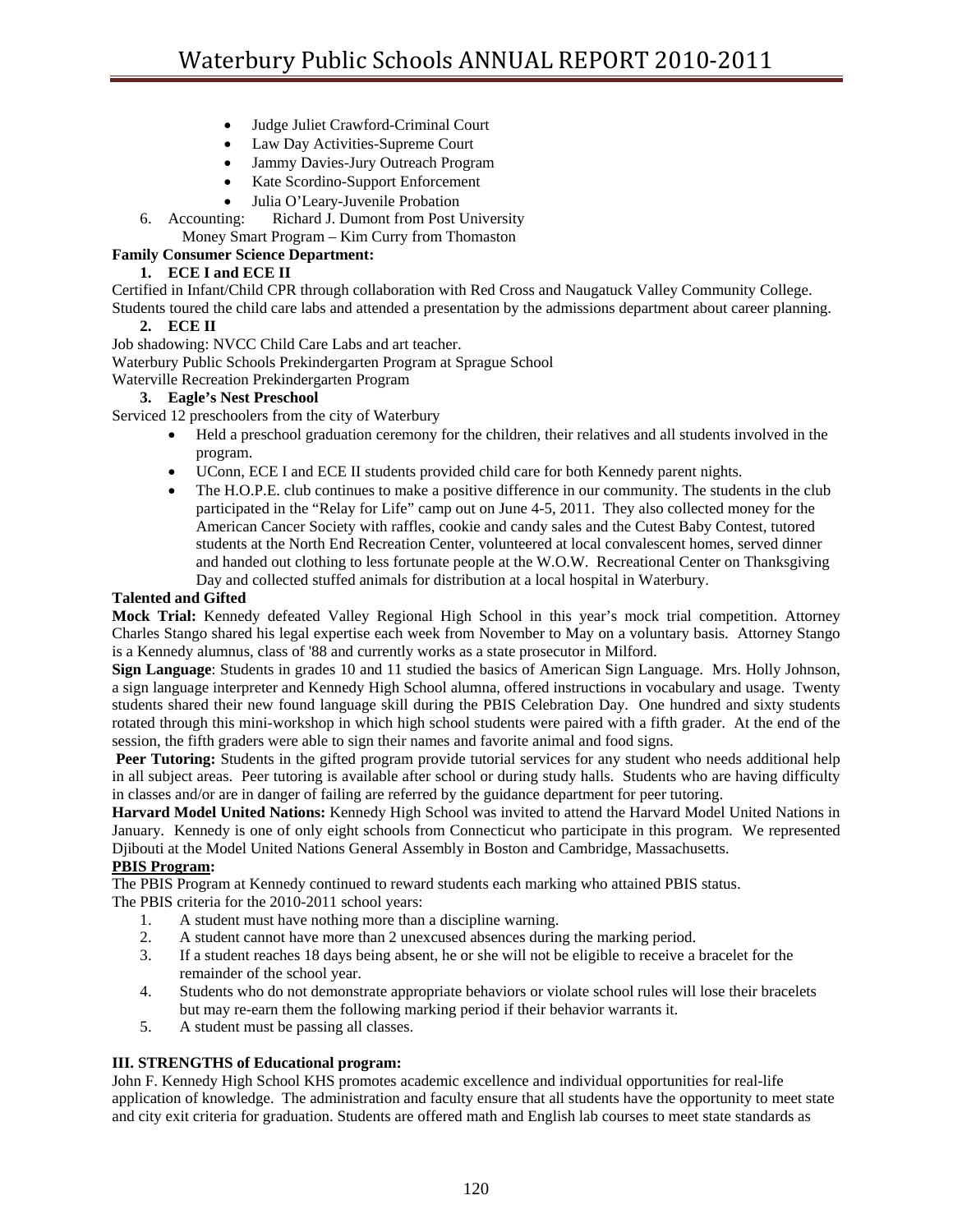- Judge Juliet Crawford-Criminal Court
- Law Day Activities-Supreme Court
- Jammy Davies-Jury Outreach Program
- Kate Scordino-Support Enforcement
- Julia O'Leary-Juvenile Probation

6. Accounting: Richard J. Dumont from Post University
   Money Smart Program – Kim Curry from Thomaston

**Family Consumer Science Department:**

1. **ECE I and ECE II**

Certified in Infant/Child CPR through collaboration with Red Cross and Naugatuck Valley Community College. Students toured the child care labs and attended a presentation by the admissions department about career planning.

2. **ECE II**

Job shadowing: NVCC Child Care Labs and art teacher.
Waterbury Public Schools Prekindergarten Program at Sprague School
Waterville Recreation Prekindergarten Program

3. **Eagle's Nest Preschool**

Serviced 12 preschoolers from the city of Waterbury

- Held a preschool graduation ceremony for the children, their relatives and all students involved in the program.
- UConn, ECE I and ECE II students provided child care for both Kennedy parent nights.
- The H.O.P.E. club continues to make a positive difference in our community. The students in the club participated in the "Relay for Life" camp out on June 4-5, 2011. They also collected money for the American Cancer Society with raffles, cookie and candy sales and the Cutest Baby Contest, tutored students at the North End Recreation Center, volunteered at local convalescent homes, served dinner and handed out clothing to less fortunate people at the W.O.W. Recreational Center on Thanksgiving Day and collected stuffed animals for distribution at a local hospital in Waterbury.

**Talented and Gifted**

**Mock Trial:** Kennedy defeated Valley Regional High School in this year's mock trial competition. Attorney Charles Stango shared his legal expertise each week from November to May on a voluntary basis. Attorney Stango is a Kennedy alumnus, class of '88 and currently works as a state prosecutor in Milford.

**Sign Language**: Students in grades 10 and 11 studied the basics of American Sign Language. Mrs. Holly Johnson, a sign language interpreter and Kennedy High School alumna, offered instructions in vocabulary and usage. Twenty students shared their new found language skill during the PBIS Celebration Day. One hundred and sixty students rotated through this mini-workshop in which high school students were paired with a fifth grader. At the end of the session, the fifth graders were able to sign their names and favorite animal and food signs.

**Peer Tutoring:** Students in the gifted program provide tutorial services for any student who needs additional help in all subject areas. Peer tutoring is available after school or during study halls. Students who are having difficulty in classes and/or are in danger of failing are referred by the guidance department for peer tutoring.

**Harvard Model United Nations:** Kennedy High School was invited to attend the Harvard Model United Nations in January. Kennedy is one of only eight schools from Connecticut who participate in this program. We represented Djibouti at the Model United Nations General Assembly in Boston and Cambridge, Massachusetts.

**PBIS Program:**

The PBIS Program at Kennedy continued to reward students each marking who attained PBIS status.
The PBIS criteria for the 2010-2011 school years:

1. A student must have nothing more than a discipline warning.
2. A student cannot have more than 2 unexcused absences during the marking period.
3. If a student reaches 18 days being absent, he or she will not be eligible to receive a bracelet for the remainder of the school year.
4. Students who do not demonstrate appropriate behaviors or violate school rules will lose their bracelets but may re-earn them the following marking period if their behavior warrants it.
5. A student must be passing all classes.

**III. STRENGTHS of Educational program:**

John F. Kennedy High School KHS promotes academic excellence and individual opportunities for real-life application of knowledge. The administration and faculty ensure that all students have the opportunity to meet state and city exit criteria for graduation. Students are offered math and English lab courses to meet state standards as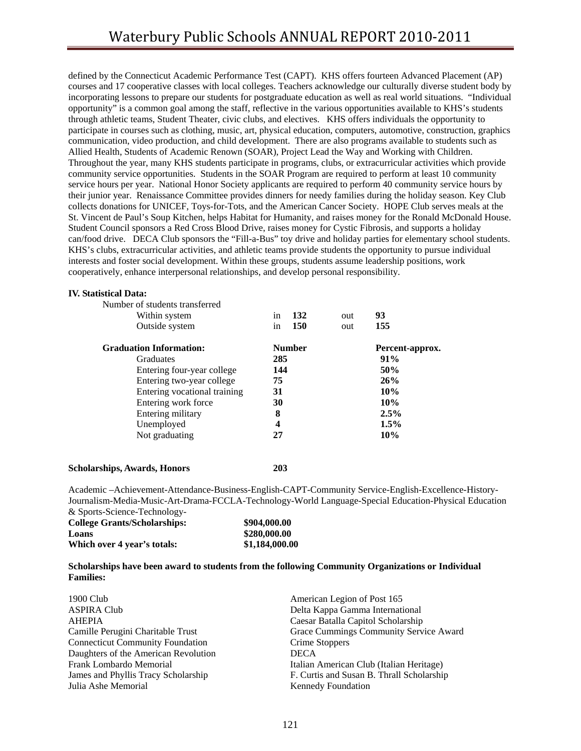defined by the Connecticut Academic Performance Test (CAPT). KHS offers fourteen Advanced Placement (AP) courses and 17 cooperative classes with local colleges. Teachers acknowledge our culturally diverse student body by incorporating lessons to prepare our students for postgraduate education as well as real world situations. "Individual opportunity" is a common goal among the staff, reflective in the various opportunities available to KHS's students through athletic teams, Student Theater, civic clubs, and electives. KHS offers individuals the opportunity to participate in courses such as clothing, music, art, physical education, computers, automotive, construction, graphics communication, video production, and child development. There are also programs available to students such as Allied Health, Students of Academic Renown (SOAR), Project Lead the Way and Working with Children. Throughout the year, many KHS students participate in programs, clubs, or extracurricular activities which provide community service opportunities. Students in the SOAR Program are required to perform at least 10 community service hours per year. National Honor Society applicants are required to perform 40 community service hours by their junior year. Renaissance Committee provides dinners for needy families during the holiday season. Key Club collects donations for UNICEF, Toys-for-Tots, and the American Cancer Society. HOPE Club serves meals at the St. Vincent de Paul's Soup Kitchen, helps Habitat for Humanity, and raises money for the Ronald McDonald House. Student Council sponsors a Red Cross Blood Drive, raises money for Cystic Fibrosis, and supports a holiday can/food drive. DECA Club sponsors the "Fill-a-Bus" toy drive and holiday parties for elementary school students. KHS's clubs, extracurricular activities, and athletic teams provide students the opportunity to pursue individual interests and foster social development. Within these groups, students assume leadership positions, work cooperatively, enhance interpersonal relationships, and develop personal responsibility.

**IV. Statistical Data:**

| Number of students transferred | | | | |
|---|---|---|---|---|
| Within system | in | **132** | out | **93** |
| Outside system | in | **150** | out | **155** |

| **Graduation Information:** | **Number** | **Percent-approx.** |
|---|---|---|
| Graduates | **285** | **91%** |
| Entering four-year college | **144** | **50%** |
| Entering two-year college | **75** | **26%** |
| Entering vocational training | **31** | **10%** |
| Entering work force | **30** | **10%** |
| Entering military | **8** | **2.5%** |
| Unemployed | **4** | **1.5%** |
| Not graduating | **27** | **10%** |

**Scholarships, Awards, Honors** **203**

Academic –Achievement-Attendance-Business-English-CAPT-Community Service-English-Excellence-History-Journalism-Media-Music-Art-Drama-FCCLA-Technology-World Language-Special Education-Physical Education & Sports-Science-Technology-

| | |
|---|---|
| **College Grants/Scholarships:** | **$904,000.00** |
| **Loans** | **$280,000.00** |
| **Which over 4 year's totals:** | **$1,184,000.00** |

**Scholarships have been award to students from the following Community Organizations or Individual Families:**

1900 Club
ASPIRA Club
AHEPIA
Camille Perugini Charitable Trust
Connecticut Community Foundation
Daughters of the American Revolution
Frank Lombardo Memorial
James and Phyllis Tracy Scholarship
Julia Ashe Memorial
American Legion of Post 165
Delta Kappa Gamma International
Caesar Batalla Capitol Scholarship
Grace Cummings Community Service Award
Crime Stoppers
DECA
Italian American Club (Italian Heritage)
F. Curtis and Susan B. Thrall Scholarship
Kennedy Foundation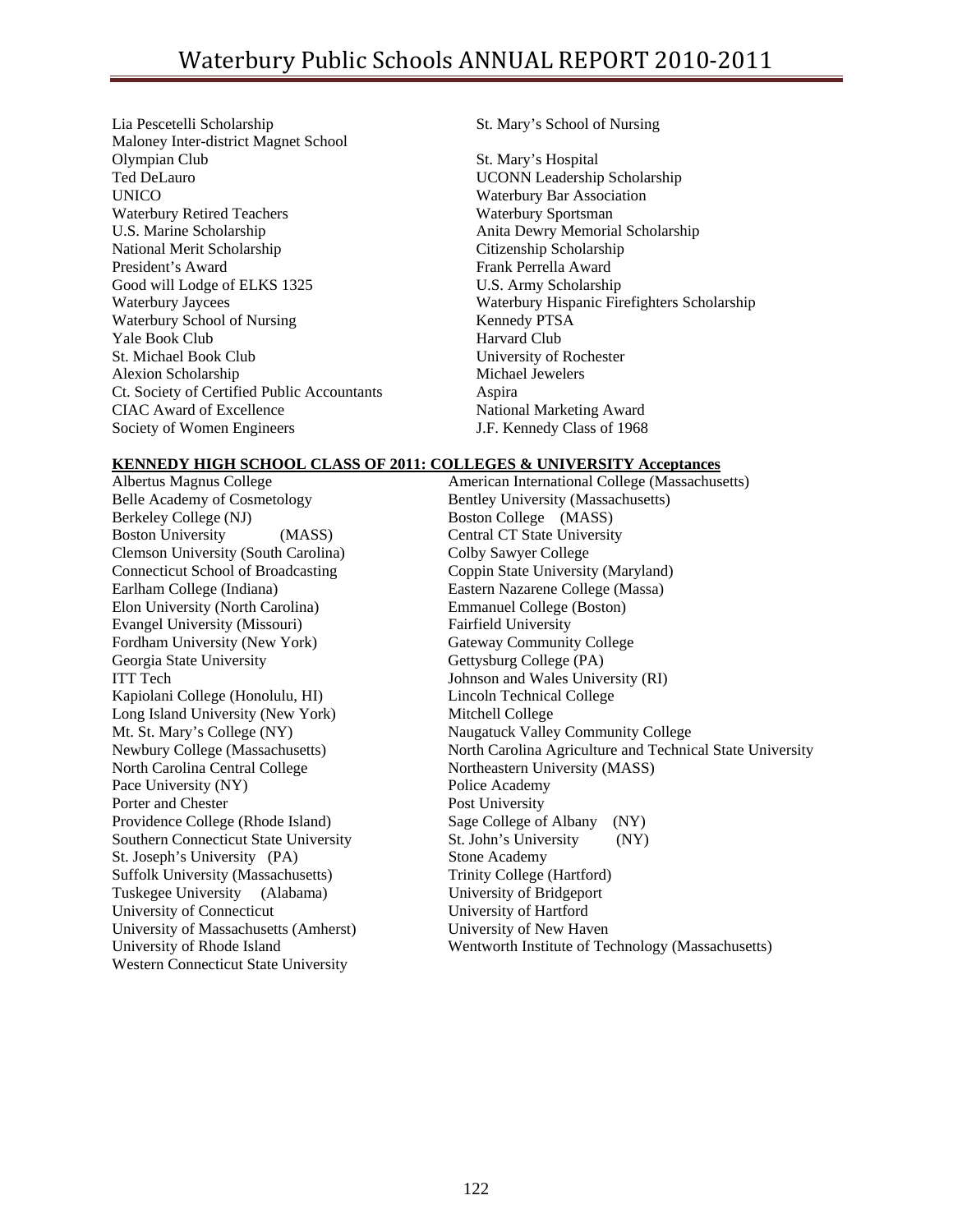Lia Pescetelli Scholarship
Maloney Inter-district Magnet School
Olympian Club
Ted DeLauro
UNICO
Waterbury Retired Teachers
U.S. Marine Scholarship
National Merit Scholarship
President's Award
Good will Lodge of ELKS 1325
Waterbury Jaycees
Waterbury School of Nursing
Yale Book Club
St. Michael Book Club
Alexion Scholarship
Ct. Society of Certified Public Accountants
CIAC Award of Excellence
Society of Women Engineers
St. Mary's School of Nursing
St. Mary's Hospital
UCONN Leadership Scholarship
Waterbury Bar Association
Waterbury Sportsman
Anita Dewry Memorial Scholarship
Citizenship Scholarship
Frank Perrella Award
U.S. Army Scholarship
Waterbury Hispanic Firefighters Scholarship
Kennedy PTSA
Harvard Club
University of Rochester
Michael Jewelers
Aspira
National Marketing Award
J.F. Kennedy Class of 1968

**KENNEDY HIGH SCHOOL CLASS OF 2011: COLLEGES & UNIVERSITY Acceptances**

Albertus Magnus College
Belle Academy of Cosmetology
Berkeley College (NJ)
Boston University (MASS)
Clemson University (South Carolina)
Connecticut School of Broadcasting
Earlham College (Indiana)
Elon University (North Carolina)
Evangel University (Missouri)
Fordham University (New York)
Georgia State University
ITT Tech
Kapiolani College (Honolulu, HI)
Long Island University (New York)
Mt. St. Mary's College (NY)
Newbury College (Massachusetts)
North Carolina Central College
Pace University (NY)
Porter and Chester
Providence College (Rhode Island)
Southern Connecticut State University
St. Joseph's University (PA)
Suffolk University (Massachusetts)
Tuskegee University (Alabama)
University of Connecticut
University of Massachusetts (Amherst)
University of Rhode Island
Western Connecticut State University
American International College (Massachusetts)
Bentley University (Massachusetts)
Boston College (MASS)
Central CT State University
Colby Sawyer College
Coppin State University (Maryland)
Eastern Nazarene College (Massa)
Emmanuel College (Boston)
Fairfield University
Gateway Community College
Gettysburg College (PA)
Johnson and Wales University (RI)
Lincoln Technical College
Mitchell College
Naugatuck Valley Community College
North Carolina Agriculture and Technical State University
Northeastern University (MASS)
Police Academy
Post University
Sage College of Albany (NY)
St. John's University (NY)
Stone Academy
Trinity College (Hartford)
University of Bridgeport
University of Hartford
University of New Haven
Wentworth Institute of Technology (Massachusetts)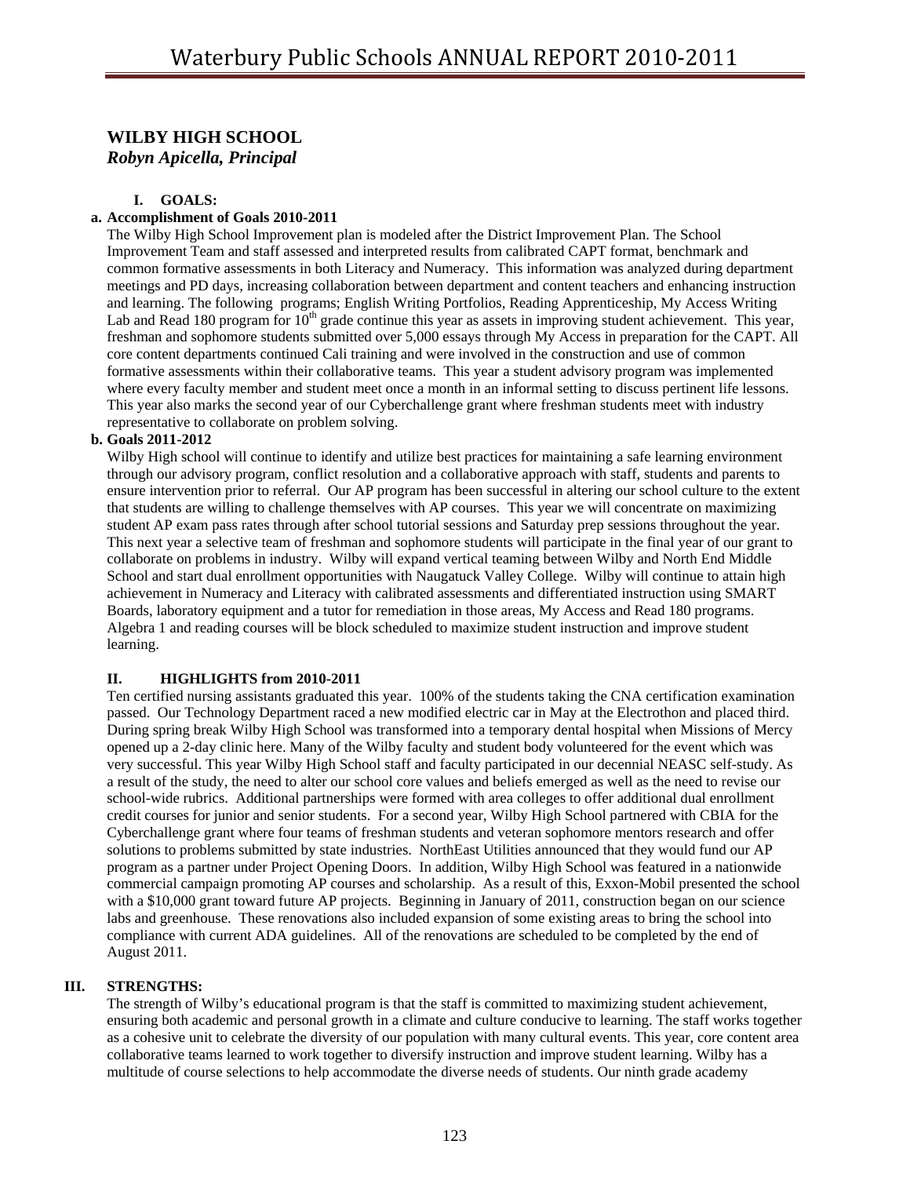## WILBY HIGH SCHOOL

***Robyn Apicella, Principal***

### I. GOALS:

**a. Accomplishment of Goals 2010-2011**

The Wilby High School Improvement plan is modeled after the District Improvement Plan. The School Improvement Team and staff assessed and interpreted results from calibrated CAPT format, benchmark and common formative assessments in both Literacy and Numeracy. This information was analyzed during department meetings and PD days, increasing collaboration between department and content teachers and enhancing instruction and learning. The following programs; English Writing Portfolios, Reading Apprenticeship, My Access Writing Lab and Read 180 program for 10th grade continue this year as assets in improving student achievement. This year, freshman and sophomore students submitted over 5,000 essays through My Access in preparation for the CAPT. All core content departments continued Cali training and were involved in the construction and use of common formative assessments within their collaborative teams. This year a student advisory program was implemented where every faculty member and student meet once a month in an informal setting to discuss pertinent life lessons. This year also marks the second year of our Cyberchallenge grant where freshman students meet with industry representative to collaborate on problem solving.

**b. Goals 2011-2012**

Wilby High school will continue to identify and utilize best practices for maintaining a safe learning environment through our advisory program, conflict resolution and a collaborative approach with staff, students and parents to ensure intervention prior to referral. Our AP program has been successful in altering our school culture to the extent that students are willing to challenge themselves with AP courses. This year we will concentrate on maximizing student AP exam pass rates through after school tutorial sessions and Saturday prep sessions throughout the year. This next year a selective team of freshman and sophomore students will participate in the final year of our grant to collaborate on problems in industry. Wilby will expand vertical teaming between Wilby and North End Middle School and start dual enrollment opportunities with Naugatuck Valley College. Wilby will continue to attain high achievement in Numeracy and Literacy with calibrated assessments and differentiated instruction using SMART Boards, laboratory equipment and a tutor for remediation in those areas, My Access and Read 180 programs. Algebra 1 and reading courses will be block scheduled to maximize student instruction and improve student learning.

### II. HIGHLIGHTS from 2010-2011

Ten certified nursing assistants graduated this year. 100% of the students taking the CNA certification examination passed. Our Technology Department raced a new modified electric car in May at the Electrothon and placed third. During spring break Wilby High School was transformed into a temporary dental hospital when Missions of Mercy opened up a 2-day clinic here. Many of the Wilby faculty and student body volunteered for the event which was very successful. This year Wilby High School staff and faculty participated in our decennial NEASC self-study. As a result of the study, the need to alter our school core values and beliefs emerged as well as the need to revise our school-wide rubrics. Additional partnerships were formed with area colleges to offer additional dual enrollment credit courses for junior and senior students. For a second year, Wilby High School partnered with CBIA for the Cyberchallenge grant where four teams of freshman students and veteran sophomore mentors research and offer solutions to problems submitted by state industries. NorthEast Utilities announced that they would fund our AP program as a partner under Project Opening Doors. In addition, Wilby High School was featured in a nationwide commercial campaign promoting AP courses and scholarship. As a result of this, Exxon-Mobil presented the school with a $10,000 grant toward future AP projects. Beginning in January of 2011, construction began on our science labs and greenhouse. These renovations also included expansion of some existing areas to bring the school into compliance with current ADA guidelines. All of the renovations are scheduled to be completed by the end of August 2011.

### III. STRENGTHS:

The strength of Wilby's educational program is that the staff is committed to maximizing student achievement, ensuring both academic and personal growth in a climate and culture conducive to learning. The staff works together as a cohesive unit to celebrate the diversity of our population with many cultural events. This year, core content area collaborative teams learned to work together to diversify instruction and improve student learning. Wilby has a multitude of course selections to help accommodate the diverse needs of students. Our ninth grade academy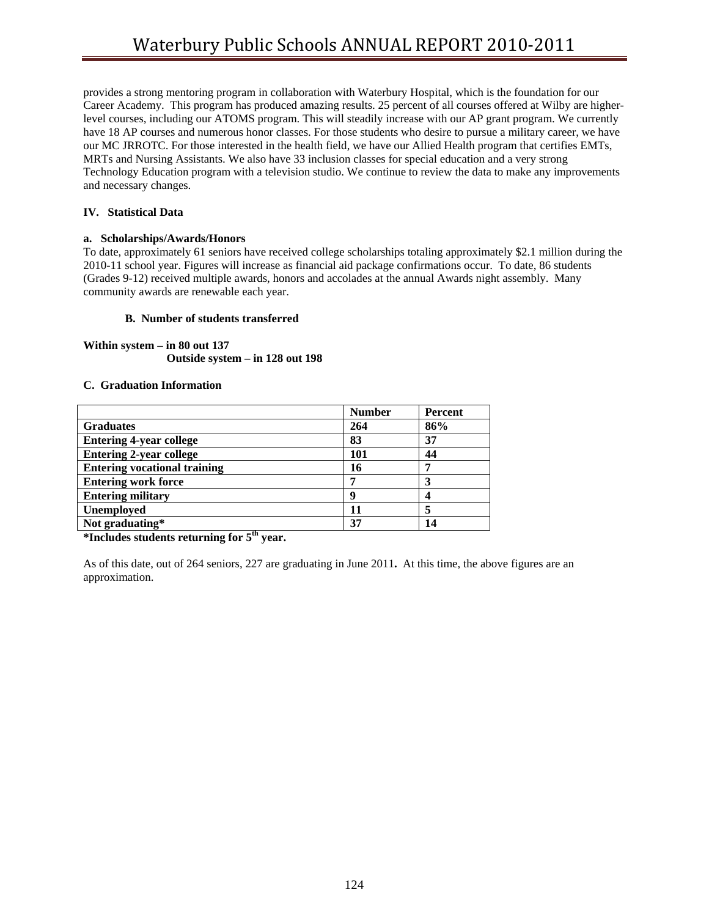provides a strong mentoring program in collaboration with Waterbury Hospital, which is the foundation for our Career Academy. This program has produced amazing results. 25 percent of all courses offered at Wilby are higher-level courses, including our ATOMS program. This will steadily increase with our AP grant program. We currently have 18 AP courses and numerous honor classes. For those students who desire to pursue a military career, we have our MC JRROTC. For those interested in the health field, we have our Allied Health program that certifies EMTs, MRTs and Nursing Assistants. We also have 33 inclusion classes for special education and a very strong Technology Education program with a television studio. We continue to review the data to make any improvements and necessary changes.

## IV. Statistical Data

### a. Scholarships/Awards/Honors

To date, approximately 61 seniors have received college scholarships totaling approximately $2.1 million during the 2010-11 school year. Figures will increase as financial aid package confirmations occur. To date, 86 students (Grades 9-12) received multiple awards, honors and accolades at the annual Awards night assembly. Many community awards are renewable each year.

### B. Number of students transferred

**Within system – in 80 out 137**
**Outside system – in 128 out 198**

### C. Graduation Information

| | Number | Percent |
|---|---|---|
| **Graduates** | **264** | **86%** |
| **Entering 4-year college** | **83** | **37** |
| **Entering 2-year college** | **101** | **44** |
| **Entering vocational training** | **16** | **7** |
| **Entering work force** | **7** | **3** |
| **Entering military** | **9** | **4** |
| **Unemployed** | **11** | **5** |
| **Not graduating*** | **37** | **14** |

**\*Includes students returning for 5th year.**

As of this date, out of 264 seniors, 227 are graduating in June 2011**.** At this time, the above figures are an approximation.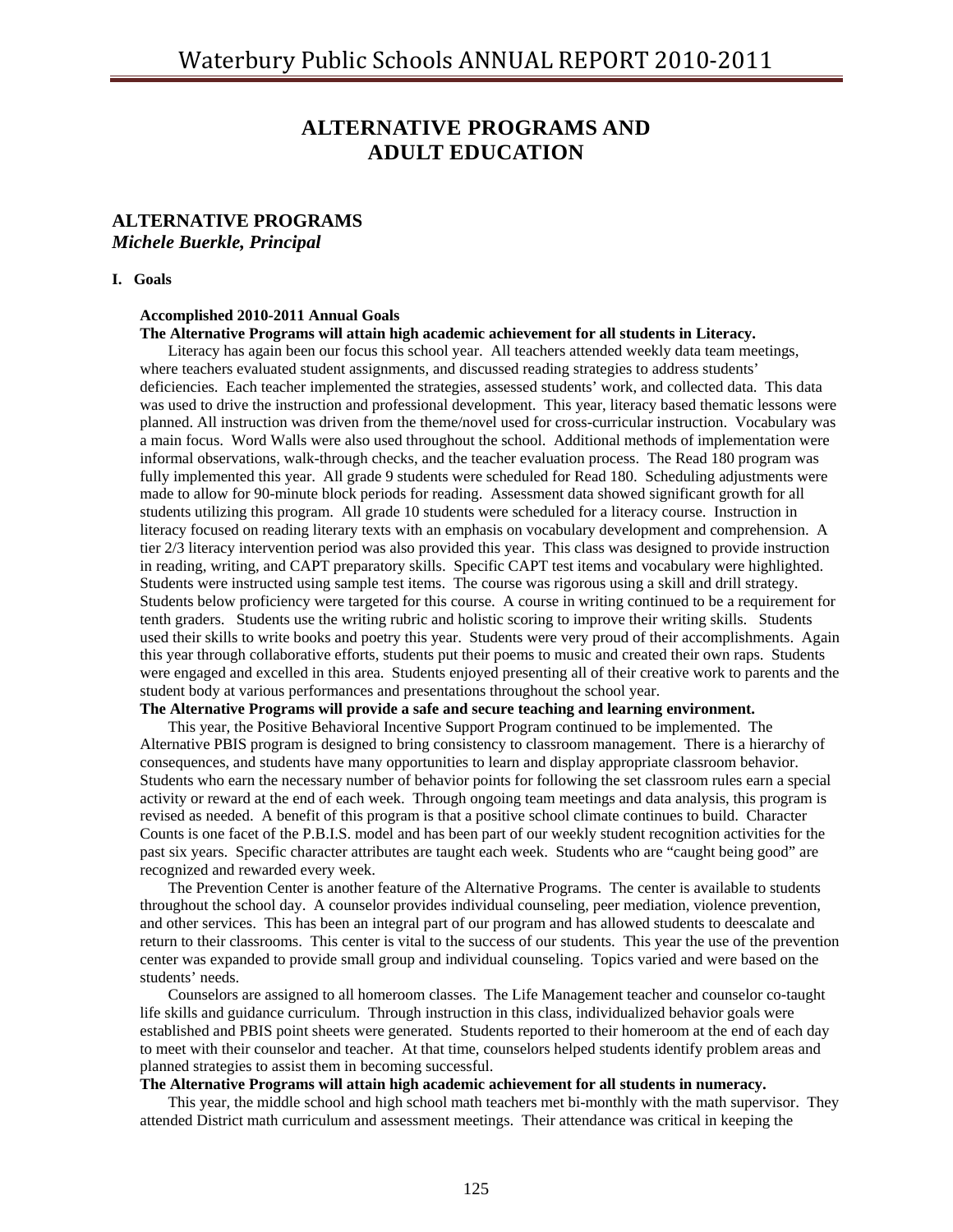# ALTERNATIVE PROGRAMS AND ADULT EDUCATION

## ALTERNATIVE PROGRAMS
***Michele Buerkle, Principal***

**I. Goals**

**Accomplished 2010-2011 Annual Goals**

**The Alternative Programs will attain high academic achievement for all students in Literacy.**

Literacy has again been our focus this school year. All teachers attended weekly data team meetings, where teachers evaluated student assignments, and discussed reading strategies to address students' deficiencies. Each teacher implemented the strategies, assessed students' work, and collected data. This data was used to drive the instruction and professional development. This year, literacy based thematic lessons were planned. All instruction was driven from the theme/novel used for cross-curricular instruction. Vocabulary was a main focus. Word Walls were also used throughout the school. Additional methods of implementation were informal observations, walk-through checks, and the teacher evaluation process. The Read 180 program was fully implemented this year. All grade 9 students were scheduled for Read 180. Scheduling adjustments were made to allow for 90-minute block periods for reading. Assessment data showed significant growth for all students utilizing this program. All grade 10 students were scheduled for a literacy course. Instruction in literacy focused on reading literary texts with an emphasis on vocabulary development and comprehension. A tier 2/3 literacy intervention period was also provided this year. This class was designed to provide instruction in reading, writing, and CAPT preparatory skills. Specific CAPT test items and vocabulary were highlighted. Students were instructed using sample test items. The course was rigorous using a skill and drill strategy. Students below proficiency were targeted for this course. A course in writing continued to be a requirement for tenth graders. Students use the writing rubric and holistic scoring to improve their writing skills. Students used their skills to write books and poetry this year. Students were very proud of their accomplishments. Again this year through collaborative efforts, students put their poems to music and created their own raps. Students were engaged and excelled in this area. Students enjoyed presenting all of their creative work to parents and the student body at various performances and presentations throughout the school year.

**The Alternative Programs will provide a safe and secure teaching and learning environment.**

This year, the Positive Behavioral Incentive Support Program continued to be implemented. The Alternative PBIS program is designed to bring consistency to classroom management. There is a hierarchy of consequences, and students have many opportunities to learn and display appropriate classroom behavior. Students who earn the necessary number of behavior points for following the set classroom rules earn a special activity or reward at the end of each week. Through ongoing team meetings and data analysis, this program is revised as needed. A benefit of this program is that a positive school climate continues to build. Character Counts is one facet of the P.B.I.S. model and has been part of our weekly student recognition activities for the past six years. Specific character attributes are taught each week. Students who are "caught being good" are recognized and rewarded every week.

The Prevention Center is another feature of the Alternative Programs. The center is available to students throughout the school day. A counselor provides individual counseling, peer mediation, violence prevention, and other services. This has been an integral part of our program and has allowed students to deescalate and return to their classrooms. This center is vital to the success of our students. This year the use of the prevention center was expanded to provide small group and individual counseling. Topics varied and were based on the students' needs.

Counselors are assigned to all homeroom classes. The Life Management teacher and counselor co-taught life skills and guidance curriculum. Through instruction in this class, individualized behavior goals were established and PBIS point sheets were generated. Students reported to their homeroom at the end of each day to meet with their counselor and teacher. At that time, counselors helped students identify problem areas and planned strategies to assist them in becoming successful.

**The Alternative Programs will attain high academic achievement for all students in numeracy.**

This year, the middle school and high school math teachers met bi-monthly with the math supervisor. They attended District math curriculum and assessment meetings. Their attendance was critical in keeping the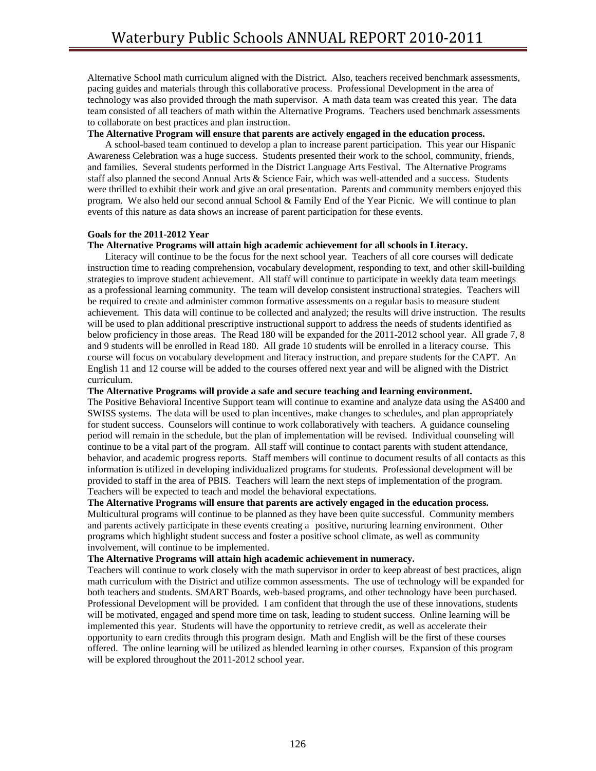Alternative School math curriculum aligned with the District. Also, teachers received benchmark assessments, pacing guides and materials through this collaborative process. Professional Development in the area of technology was also provided through the math supervisor. A math data team was created this year. The data team consisted of all teachers of math within the Alternative Programs. Teachers used benchmark assessments to collaborate on best practices and plan instruction.

**The Alternative Program will ensure that parents are actively engaged in the education process.**

A school-based team continued to develop a plan to increase parent participation. This year our Hispanic Awareness Celebration was a huge success. Students presented their work to the school, community, friends, and families. Several students performed in the District Language Arts Festival. The Alternative Programs staff also planned the second Annual Arts & Science Fair, which was well-attended and a success. Students were thrilled to exhibit their work and give an oral presentation. Parents and community members enjoyed this program. We also held our second annual School & Family End of the Year Picnic. We will continue to plan events of this nature as data shows an increase of parent participation for these events.

**Goals for the 2011-2012 Year**

**The Alternative Programs will attain high academic achievement for all schools in Literacy.**

Literacy will continue to be the focus for the next school year. Teachers of all core courses will dedicate instruction time to reading comprehension, vocabulary development, responding to text, and other skill-building strategies to improve student achievement. All staff will continue to participate in weekly data team meetings as a professional learning community. The team will develop consistent instructional strategies. Teachers will be required to create and administer common formative assessments on a regular basis to measure student achievement. This data will continue to be collected and analyzed; the results will drive instruction. The results will be used to plan additional prescriptive instructional support to address the needs of students identified as below proficiency in those areas. The Read 180 will be expanded for the 2011-2012 school year. All grade 7, 8 and 9 students will be enrolled in Read 180. All grade 10 students will be enrolled in a literacy course. This course will focus on vocabulary development and literacy instruction, and prepare students for the CAPT. An English 11 and 12 course will be added to the courses offered next year and will be aligned with the District curriculum.

**The Alternative Programs will provide a safe and secure teaching and learning environment.**

The Positive Behavioral Incentive Support team will continue to examine and analyze data using the AS400 and SWISS systems. The data will be used to plan incentives, make changes to schedules, and plan appropriately for student success. Counselors will continue to work collaboratively with teachers. A guidance counseling period will remain in the schedule, but the plan of implementation will be revised. Individual counseling will continue to be a vital part of the program. All staff will continue to contact parents with student attendance, behavior, and academic progress reports. Staff members will continue to document results of all contacts as this information is utilized in developing individualized programs for students. Professional development will be provided to staff in the area of PBIS. Teachers will learn the next steps of implementation of the program. Teachers will be expected to teach and model the behavioral expectations.

**The Alternative Programs will ensure that parents are actively engaged in the education process.**

Multicultural programs will continue to be planned as they have been quite successful. Community members and parents actively participate in these events creating a positive, nurturing learning environment. Other programs which highlight student success and foster a positive school climate, as well as community involvement, will continue to be implemented.

**The Alternative Programs will attain high academic achievement in numeracy.**

Teachers will continue to work closely with the math supervisor in order to keep abreast of best practices, align math curriculum with the District and utilize common assessments. The use of technology will be expanded for both teachers and students. SMART Boards, web-based programs, and other technology have been purchased. Professional Development will be provided. I am confident that through the use of these innovations, students will be motivated, engaged and spend more time on task, leading to student success. Online learning will be implemented this year. Students will have the opportunity to retrieve credit, as well as accelerate their opportunity to earn credits through this program design. Math and English will be the first of these courses offered. The online learning will be utilized as blended learning in other courses. Expansion of this program will be explored throughout the 2011-2012 school year.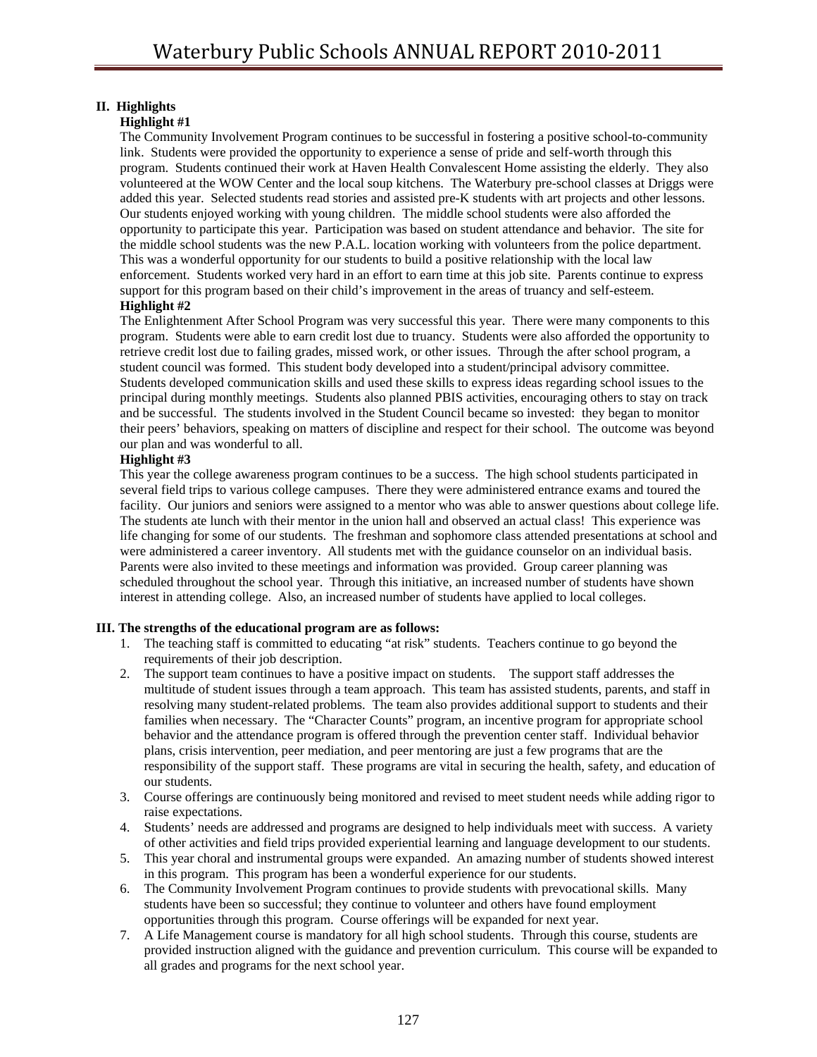## II. Highlights

**Highlight #1**

The Community Involvement Program continues to be successful in fostering a positive school-to-community link. Students were provided the opportunity to experience a sense of pride and self-worth through this program. Students continued their work at Haven Health Convalescent Home assisting the elderly. They also volunteered at the WOW Center and the local soup kitchens. The Waterbury pre-school classes at Driggs were added this year. Selected students read stories and assisted pre-K students with art projects and other lessons. Our students enjoyed working with young children. The middle school students were also afforded the opportunity to participate this year. Participation was based on student attendance and behavior. The site for the middle school students was the new P.A.L. location working with volunteers from the police department. This was a wonderful opportunity for our students to build a positive relationship with the local law enforcement. Students worked very hard in an effort to earn time at this job site. Parents continue to express support for this program based on their child's improvement in the areas of truancy and self-esteem.

**Highlight #2**

The Enlightenment After School Program was very successful this year. There were many components to this program. Students were able to earn credit lost due to truancy. Students were also afforded the opportunity to retrieve credit lost due to failing grades, missed work, or other issues. Through the after school program, a student council was formed. This student body developed into a student/principal advisory committee. Students developed communication skills and used these skills to express ideas regarding school issues to the principal during monthly meetings. Students also planned PBIS activities, encouraging others to stay on track and be successful. The students involved in the Student Council became so invested: they began to monitor their peers' behaviors, speaking on matters of discipline and respect for their school. The outcome was beyond our plan and was wonderful to all.

**Highlight #3**

This year the college awareness program continues to be a success. The high school students participated in several field trips to various college campuses. There they were administered entrance exams and toured the facility. Our juniors and seniors were assigned to a mentor who was able to answer questions about college life. The students ate lunch with their mentor in the union hall and observed an actual class! This experience was life changing for some of our students. The freshman and sophomore class attended presentations at school and were administered a career inventory. All students met with the guidance counselor on an individual basis. Parents were also invited to these meetings and information was provided. Group career planning was scheduled throughout the school year. Through this initiative, an increased number of students have shown interest in attending college. Also, an increased number of students have applied to local colleges.

## III. The strengths of the educational program are as follows:

1. The teaching staff is committed to educating "at risk" students. Teachers continue to go beyond the requirements of their job description.
2. The support team continues to have a positive impact on students. The support staff addresses the multitude of student issues through a team approach. This team has assisted students, parents, and staff in resolving many student-related problems. The team also provides additional support to students and their families when necessary. The "Character Counts" program, an incentive program for appropriate school behavior and the attendance program is offered through the prevention center staff. Individual behavior plans, crisis intervention, peer mediation, and peer mentoring are just a few programs that are the responsibility of the support staff. These programs are vital in securing the health, safety, and education of our students.
3. Course offerings are continuously being monitored and revised to meet student needs while adding rigor to raise expectations.
4. Students' needs are addressed and programs are designed to help individuals meet with success. A variety of other activities and field trips provided experiential learning and language development to our students.
5. This year choral and instrumental groups were expanded. An amazing number of students showed interest in this program. This program has been a wonderful experience for our students.
6. The Community Involvement Program continues to provide students with prevocational skills. Many students have been so successful; they continue to volunteer and others have found employment opportunities through this program. Course offerings will be expanded for next year.
7. A Life Management course is mandatory for all high school students. Through this course, students are provided instruction aligned with the guidance and prevention curriculum. This course will be expanded to all grades and programs for the next school year.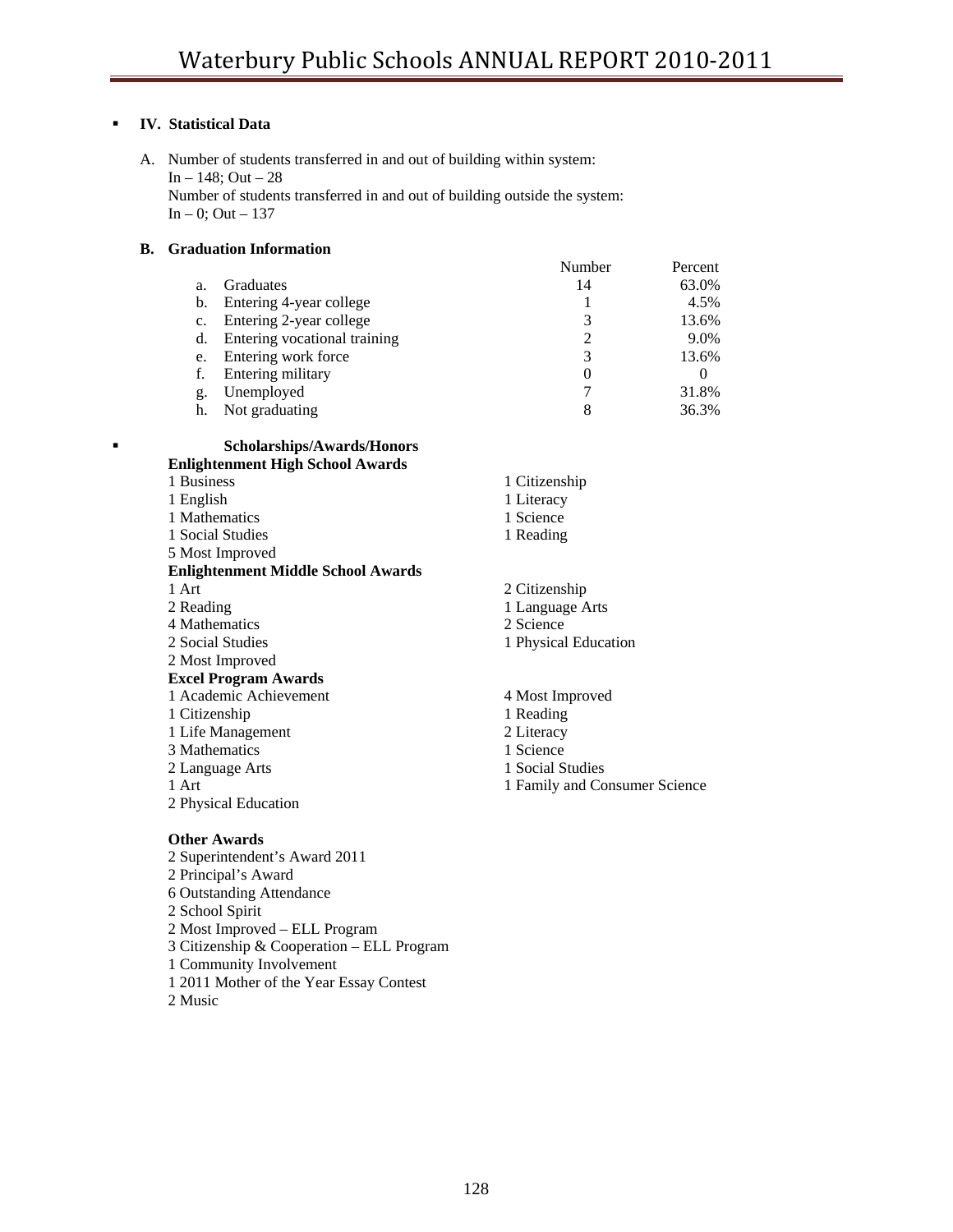- **IV. Statistical Data**

A. Number of students transferred in and out of building within system:
In – 148; Out – 28
Number of students transferred in and out of building outside the system:
In – 0; Out – 137

**B. Graduation Information**

| | | Number | Percent |
|---|---|---|---|
| a. | Graduates | 14 | 63.0% |
| b. | Entering 4-year college | 1 | 4.5% |
| c. | Entering 2-year college | 3 | 13.6% |
| d. | Entering vocational training | 2 | 9.0% |
| e. | Entering work force | 3 | 13.6% |
| f. | Entering military | 0 | 0 |
| g. | Unemployed | 7 | 31.8% |
| h. | Not graduating | 8 | 36.3% |

- **Scholarships/Awards/Honors**

**Enlightenment High School Awards**

1 Business
1 English
1 Mathematics
1 Social Studies
5 Most Improved
1 Citizenship
1 Literacy
1 Science
1 Reading

**Enlightenment Middle School Awards**

1 Art
2 Reading
4 Mathematics
2 Social Studies
2 Most Improved
2 Citizenship
1 Language Arts
2 Science
1 Physical Education

**Excel Program Awards**

1 Academic Achievement
1 Citizenship
1 Life Management
3 Mathematics
2 Language Arts
1 Art
2 Physical Education
4 Most Improved
1 Reading
2 Literacy
1 Science
1 Social Studies
1 Family and Consumer Science

**Other Awards**

2 Superintendent's Award 2011
2 Principal's Award
6 Outstanding Attendance
2 School Spirit
2 Most Improved – ELL Program
3 Citizenship & Cooperation – ELL Program
1 Community Involvement
1 2011 Mother of the Year Essay Contest
2 Music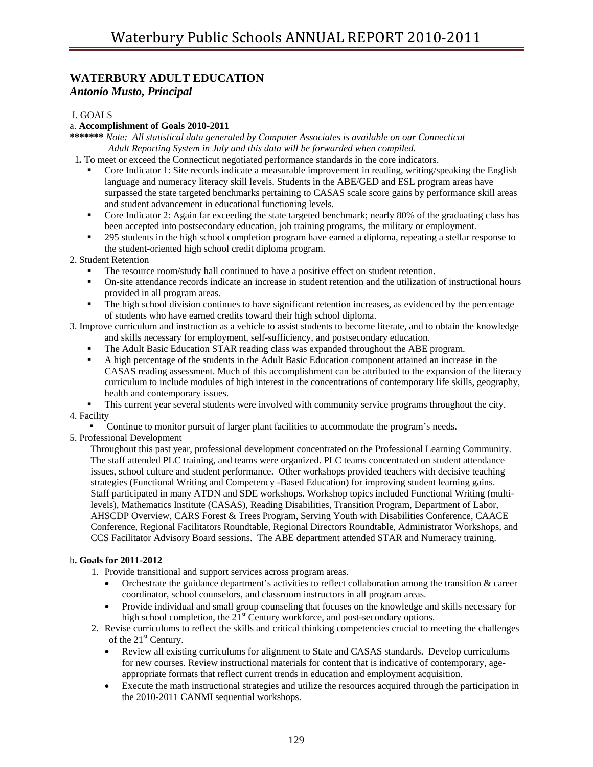## WATERBURY ADULT EDUCATION

***Antonio Musto, Principal***

I. GOALS

a. **Accomplishment of Goals 2010-2011**

**\*\*\*\*\*\*\*** *Note: All statistical data generated by Computer Associates is available on our Connecticut Adult Reporting System in July and this data will be forwarded when compiled.*

1. To meet or exceed the Connecticut negotiated performance standards in the core indicators.
   - Core Indicator 1: Site records indicate a measurable improvement in reading, writing/speaking the English language and numeracy literacy skill levels. Students in the ABE/GED and ESL program areas have surpassed the state targeted benchmarks pertaining to CASAS scale score gains by performance skill areas and student advancement in educational functioning levels.
   - Core Indicator 2: Again far exceeding the state targeted benchmark; nearly 80% of the graduating class has been accepted into postsecondary education, job training programs, the military or employment.
   - 295 students in the high school completion program have earned a diploma, repeating a stellar response to the student-oriented high school credit diploma program.
2. Student Retention
   - The resource room/study hall continued to have a positive effect on student retention.
   - On-site attendance records indicate an increase in student retention and the utilization of instructional hours provided in all program areas.
   - The high school division continues to have significant retention increases, as evidenced by the percentage of students who have earned credits toward their high school diploma.
3. Improve curriculum and instruction as a vehicle to assist students to become literate, and to obtain the knowledge and skills necessary for employment, self-sufficiency, and postsecondary education.
   - The Adult Basic Education STAR reading class was expanded throughout the ABE program.
   - A high percentage of the students in the Adult Basic Education component attained an increase in the CASAS reading assessment. Much of this accomplishment can be attributed to the expansion of the literacy curriculum to include modules of high interest in the concentrations of contemporary life skills, geography, health and contemporary issues.
   - This current year several students were involved with community service programs throughout the city.
4. Facility
   - Continue to monitor pursuit of larger plant facilities to accommodate the program's needs.
5. Professional Development

   Throughout this past year, professional development concentrated on the Professional Learning Community. The staff attended PLC training, and teams were organized. PLC teams concentrated on student attendance issues, school culture and student performance. Other workshops provided teachers with decisive teaching strategies (Functional Writing and Competency -Based Education) for improving student learning gains. Staff participated in many ATDN and SDE workshops. Workshop topics included Functional Writing (multi-levels), Mathematics Institute (CASAS), Reading Disabilities, Transition Program, Department of Labor, AHSCDP Overview, CARS Forest & Trees Program, Serving Youth with Disabilities Conference, CAACE Conference, Regional Facilitators Roundtable, Regional Directors Roundtable, Administrator Workshops, and CCS Facilitator Advisory Board sessions. The ABE department attended STAR and Numeracy training.

b**. Goals for 2011-2012**

1. Provide transitional and support services across program areas.
   - Orchestrate the guidance department's activities to reflect collaboration among the transition & career coordinator, school counselors, and classroom instructors in all program areas.
   - Provide individual and small group counseling that focuses on the knowledge and skills necessary for high school completion, the 21st Century workforce, and post-secondary options.
2. Revise curriculums to reflect the skills and critical thinking competencies crucial to meeting the challenges of the 21st Century.
   - Review all existing curriculums for alignment to State and CASAS standards. Develop curriculums for new courses. Review instructional materials for content that is indicative of contemporary, age-appropriate formats that reflect current trends in education and employment acquisition.
   - Execute the math instructional strategies and utilize the resources acquired through the participation in the 2010-2011 CANMI sequential workshops.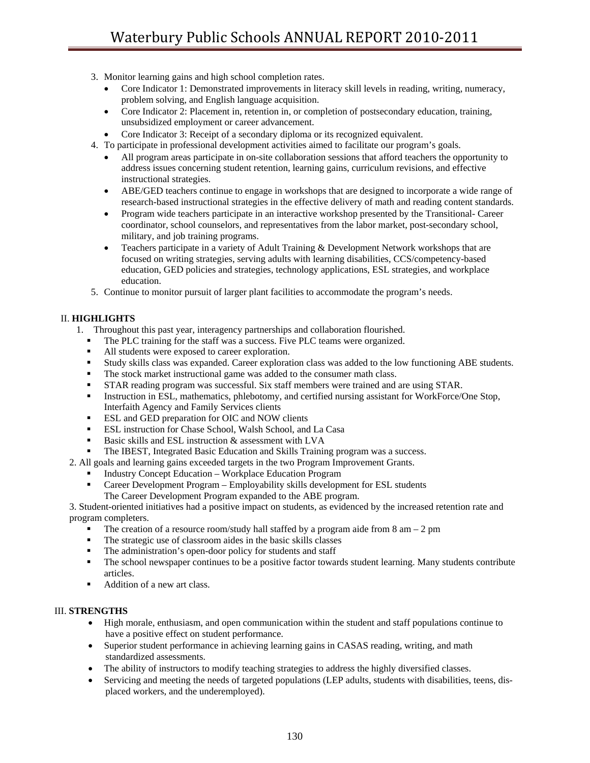3. Monitor learning gains and high school completion rates.
   - Core Indicator 1: Demonstrated improvements in literacy skill levels in reading, writing, numeracy, problem solving, and English language acquisition.
   - Core Indicator 2: Placement in, retention in, or completion of postsecondary education, training, unsubsidized employment or career advancement.
   - Core Indicator 3: Receipt of a secondary diploma or its recognized equivalent.
4. To participate in professional development activities aimed to facilitate our program's goals.
   - All program areas participate in on-site collaboration sessions that afford teachers the opportunity to address issues concerning student retention, learning gains, curriculum revisions, and effective instructional strategies.
   - ABE/GED teachers continue to engage in workshops that are designed to incorporate a wide range of research-based instructional strategies in the effective delivery of math and reading content standards.
   - Program wide teachers participate in an interactive workshop presented by the Transitional- Career coordinator, school counselors, and representatives from the labor market, post-secondary school, military, and job training programs.
   - Teachers participate in a variety of Adult Training & Development Network workshops that are focused on writing strategies, serving adults with learning disabilities, CCS/competency-based education, GED policies and strategies, technology applications, ESL strategies, and workplace education.
5. Continue to monitor pursuit of larger plant facilities to accommodate the program's needs.

## II. HIGHLIGHTS

1. Throughout this past year, interagency partnerships and collaboration flourished.
   - The PLC training for the staff was a success. Five PLC teams were organized.
   - All students were exposed to career exploration.
   - Study skills class was expanded. Career exploration class was added to the low functioning ABE students.
   - The stock market instructional game was added to the consumer math class.
   - STAR reading program was successful. Six staff members were trained and are using STAR.
   - Instruction in ESL, mathematics, phlebotomy, and certified nursing assistant for WorkForce/One Stop, Interfaith Agency and Family Services clients
   - ESL and GED preparation for OIC and NOW clients
   - ESL instruction for Chase School, Walsh School, and La Casa
   - Basic skills and ESL instruction & assessment with LVA
   - The IBEST, Integrated Basic Education and Skills Training program was a success.

2. All goals and learning gains exceeded targets in the two Program Improvement Grants.
   - Industry Concept Education – Workplace Education Program
   - Career Development Program – Employability skills development for ESL students
     The Career Development Program expanded to the ABE program.

3. Student-oriented initiatives had a positive impact on students, as evidenced by the increased retention rate and program completers.
   - The creation of a resource room/study hall staffed by a program aide from 8 am – 2 pm
   - The strategic use of classroom aides in the basic skills classes
   - The administration's open-door policy for students and staff
   - The school newspaper continues to be a positive factor towards student learning. Many students contribute articles.
   - Addition of a new art class.

## III. STRENGTHS

- High morale, enthusiasm, and open communication within the student and staff populations continue to have a positive effect on student performance.
- Superior student performance in achieving learning gains in CASAS reading, writing, and math standardized assessments.
- The ability of instructors to modify teaching strategies to address the highly diversified classes.
- Servicing and meeting the needs of targeted populations (LEP adults, students with disabilities, teens, dis-placed workers, and the underemployed).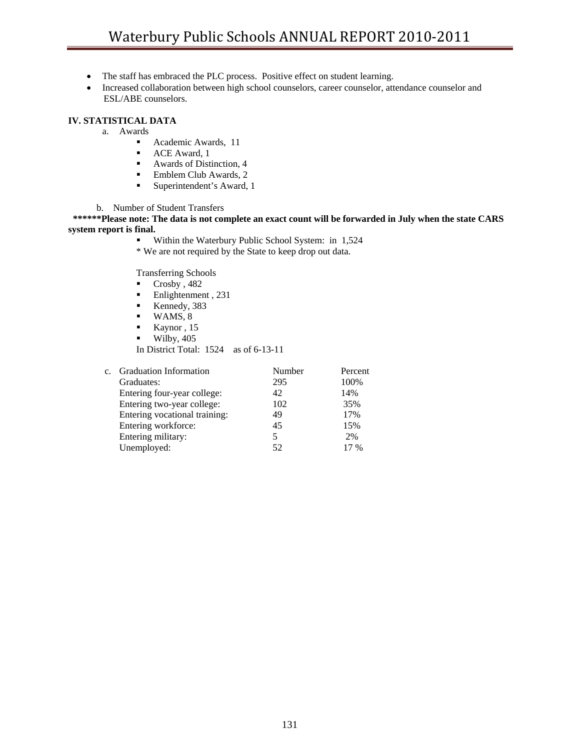- The staff has embraced the PLC process. Positive effect on student learning.
- Increased collaboration between high school counselors, career counselor, attendance counselor and ESL/ABE counselors.

**IV. STATISTICAL DATA**

a. Awards

- Academic Awards, 11
- ACE Award, 1
- Awards of Distinction, 4
- Emblem Club Awards, 2
- Superintendent's Award, 1

b. Number of Student Transfers

**\*\*\*\*\*\*Please note: The data is not complete an exact count will be forwarded in July when the state CARS system report is final.**

- Within the Waterbury Public School System: in 1,524

\* We are not required by the State to keep drop out data.

Transferring Schools

- Crosby , 482
- Enlightenment , 231
- Kennedy, 383
- WAMS, 8
- Kaynor , 15
- Wilby, 405

In District Total: 1524 as of 6-13-11

c.

| Graduation Information | Number | Percent |
|---|---|---|
| Graduates: | 295 | 100% |
| Entering four-year college: | 42 | 14% |
| Entering two-year college: | 102 | 35% |
| Entering vocational training: | 49 | 17% |
| Entering workforce: | 45 | 15% |
| Entering military: | 5 | 2% |
| Unemployed: | 52 | 17 % |